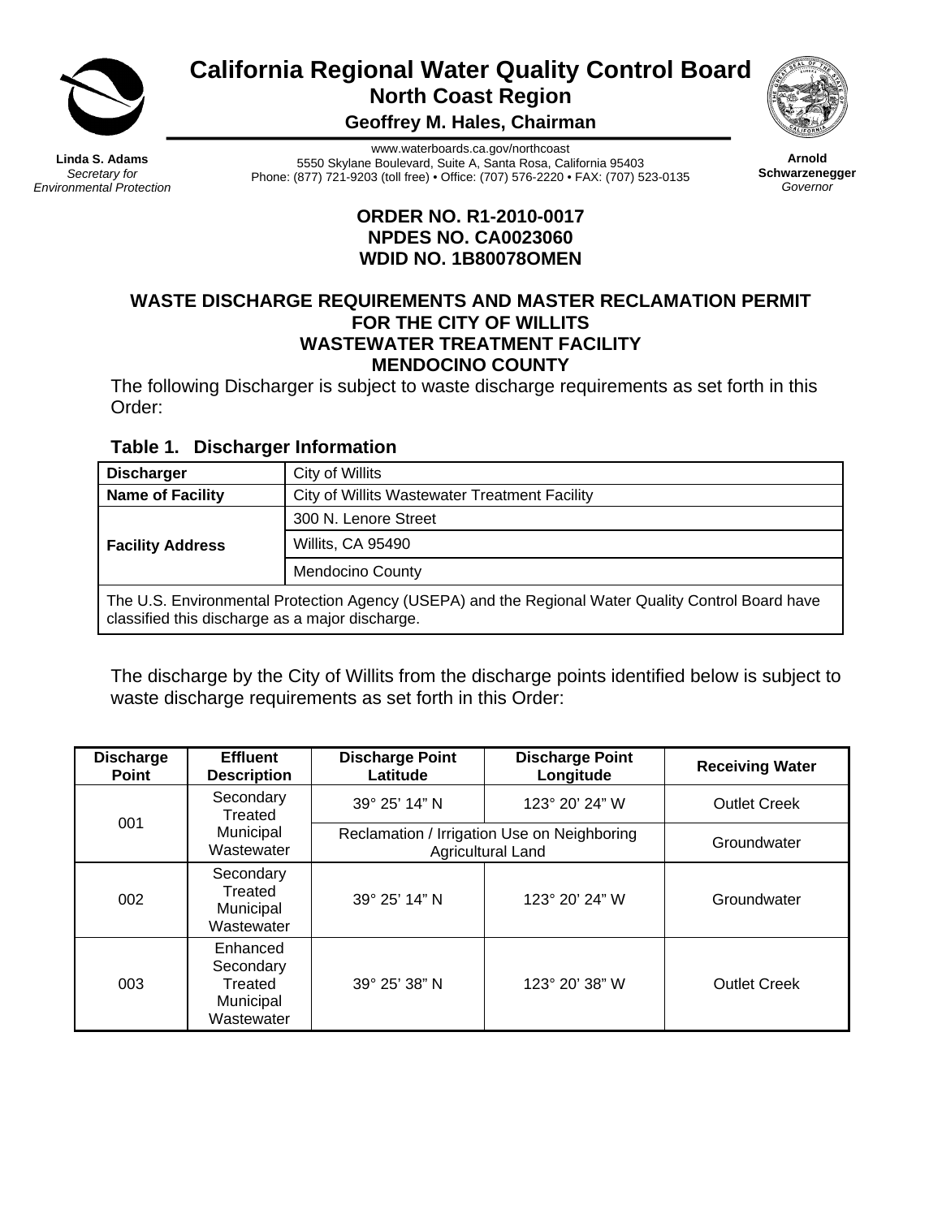# California Regional Water Quality Control Board
## North Coast Region
### Geoffrey M. Hales, Chairman

**Linda S. Adams**
*Secretary for Environmental Protection*

www.waterboards.ca.gov/northcoast
5550 Skylane Boulevard, Suite A, Santa Rosa, California 95403
Phone: (877) 721-9203 (toll free) • Office: (707) 576-2220 • FAX: (707) 523-0135

**Arnold Schwarzenegger**
*Governor*

**ORDER NO. R1-2010-0017**
**NPDES NO. CA0023060**
**WDID NO. 1B80078OMEN**

## WASTE DISCHARGE REQUIREMENTS AND MASTER RECLAMATION PERMIT FOR THE CITY OF WILLITS WASTEWATER TREATMENT FACILITY MENDOCINO COUNTY

The following Discharger is subject to waste discharge requirements as set forth in this Order:

**Table 1. Discharger Information**

| **Discharger** | City of Willits |
|---|---|
| **Name of Facility** | City of Willits Wastewater Treatment Facility |
| **Facility Address** | 300 N. Lenore Street |
| | Willits, CA 95490 |
| | Mendocino County |
| The U.S. Environmental Protection Agency (USEPA) and the Regional Water Quality Control Board have classified this discharge as a major discharge. | |

The discharge by the City of Willits from the discharge points identified below is subject to waste discharge requirements as set forth in this Order:

| Discharge Point | Effluent Description | Discharge Point Latitude | Discharge Point Longitude | Receiving Water |
|---|---|---|---|---|
| 001 | Secondary Treated Municipal Wastewater | 39° 25' 14" N | 123° 20' 24" W | Outlet Creek |
| | | Reclamation / Irrigation Use on Neighboring Agricultural Land | | Groundwater |
| 002 | Secondary Treated Municipal Wastewater | 39° 25' 14" N | 123° 20' 24" W | Groundwater |
| 003 | Enhanced Secondary Treated Municipal Wastewater | 39° 25' 38" N | 123° 20' 38" W | Outlet Creek |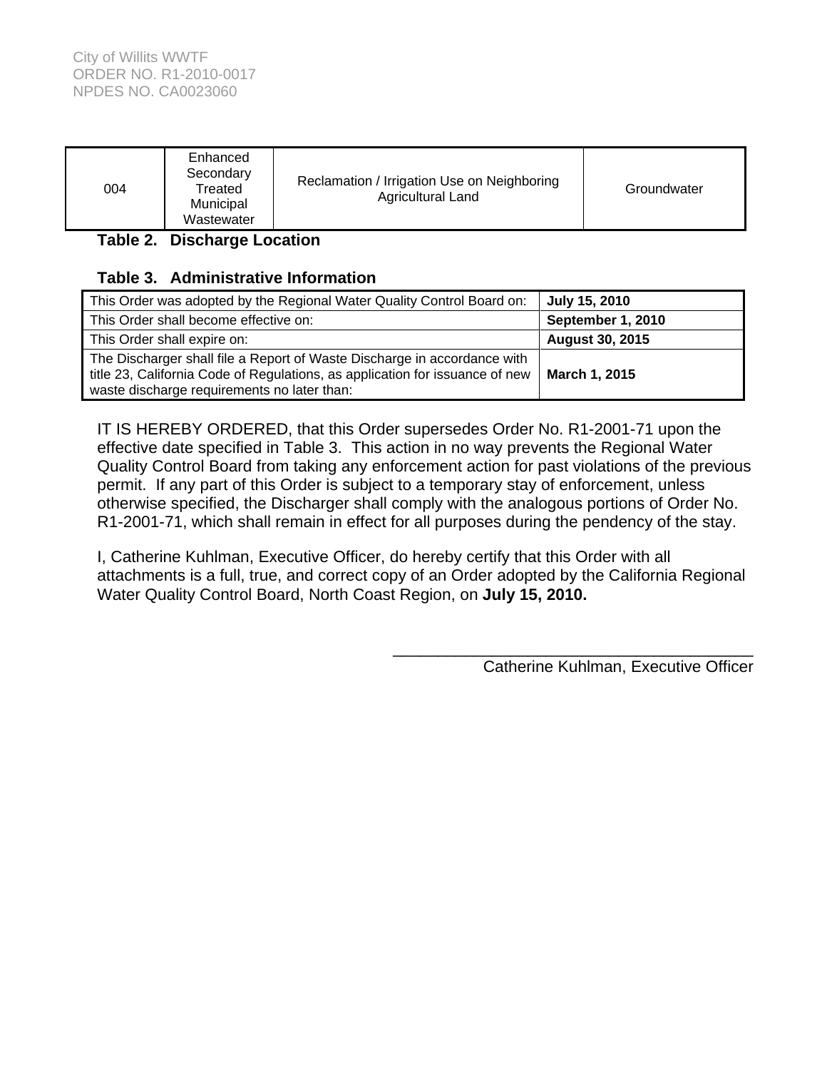| 004 | Enhanced Secondary Treated Municipal Wastewater | Reclamation / Irrigation Use on Neighboring Agricultural Land | Groundwater |
|---|---|---|---|

**Table 2. Discharge Location**

**Table 3. Administrative Information**

| | |
|---|---|
| This Order was adopted by the Regional Water Quality Control Board on: | **July 15, 2010** |
| This Order shall become effective on: | **September 1, 2010** |
| This Order shall expire on: | **August 30, 2015** |
| The Discharger shall file a Report of Waste Discharge in accordance with title 23, California Code of Regulations, as application for issuance of new waste discharge requirements no later than: | **March 1, 2015** |

IT IS HEREBY ORDERED, that this Order supersedes Order No. R1-2001-71 upon the effective date specified in Table 3. This action in no way prevents the Regional Water Quality Control Board from taking any enforcement action for past violations of the previous permit. If any part of this Order is subject to a temporary stay of enforcement, unless otherwise specified, the Discharger shall comply with the analogous portions of Order No. R1-2001-71, which shall remain in effect for all purposes during the pendency of the stay.

I, Catherine Kuhlman, Executive Officer, do hereby certify that this Order with all attachments is a full, true, and correct copy of an Order adopted by the California Regional Water Quality Control Board, North Coast Region, on **July 15, 2010.**

\_\_\_\_\_\_\_\_\_\_\_\_\_\_\_\_\_\_\_\_\_\_\_\_\_\_\_\_\_\_\_\_\_\_\_\_\_\_\_\_

Catherine Kuhlman, Executive Officer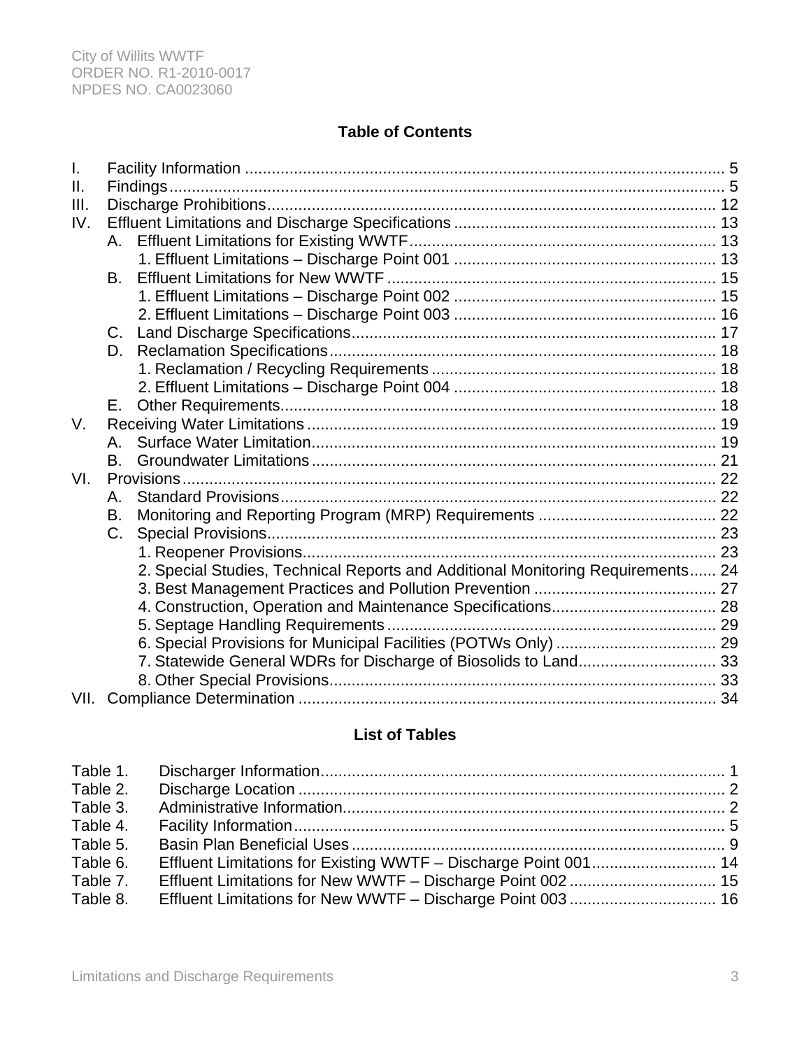## Table of Contents

| | | |
|---|---|---|
| I. | Facility Information | 5 |
| II. | Findings | 5 |
| III. | Discharge Prohibitions | 12 |
| IV. | Effluent Limitations and Discharge Specifications | 13 |
| | A. Effluent Limitations for Existing WWTF | 13 |
| | 1. Effluent Limitations – Discharge Point 001 | 13 |
| | B. Effluent Limitations for New WWTF | 15 |
| | 1. Effluent Limitations – Discharge Point 002 | 15 |
| | 2. Effluent Limitations – Discharge Point 003 | 16 |
| | C. Land Discharge Specifications | 17 |
| | D. Reclamation Specifications | 18 |
| | 1. Reclamation / Recycling Requirements | 18 |
| | 2. Effluent Limitations – Discharge Point 004 | 18 |
| | E. Other Requirements | 18 |
| V. | Receiving Water Limitations | 19 |
| | A. Surface Water Limitation | 19 |
| | B. Groundwater Limitations | 21 |
| VI. | Provisions | 22 |
| | A. Standard Provisions | 22 |
| | B. Monitoring and Reporting Program (MRP) Requirements | 22 |
| | C. Special Provisions | 23 |
| | 1. Reopener Provisions | 23 |
| | 2. Special Studies, Technical Reports and Additional Monitoring Requirements | 24 |
| | 3. Best Management Practices and Pollution Prevention | 27 |
| | 4. Construction, Operation and Maintenance Specifications | 28 |
| | 5. Septage Handling Requirements | 29 |
| | 6. Special Provisions for Municipal Facilities (POTWs Only) | 29 |
| | 7. Statewide General WDRs for Discharge of Biosolids to Land | 33 |
| | 8. Other Special Provisions | 33 |
| VII. | Compliance Determination | 34 |

## List of Tables

| | | |
|---|---|---|
| Table 1. | Discharger Information | 1 |
| Table 2. | Discharge Location | 2 |
| Table 3. | Administrative Information | 2 |
| Table 4. | Facility Information | 5 |
| Table 5. | Basin Plan Beneficial Uses | 9 |
| Table 6. | Effluent Limitations for Existing WWTF – Discharge Point 001 | 14 |
| Table 7. | Effluent Limitations for New WWTF – Discharge Point 002 | 15 |
| Table 8. | Effluent Limitations for New WWTF – Discharge Point 003 | 16 |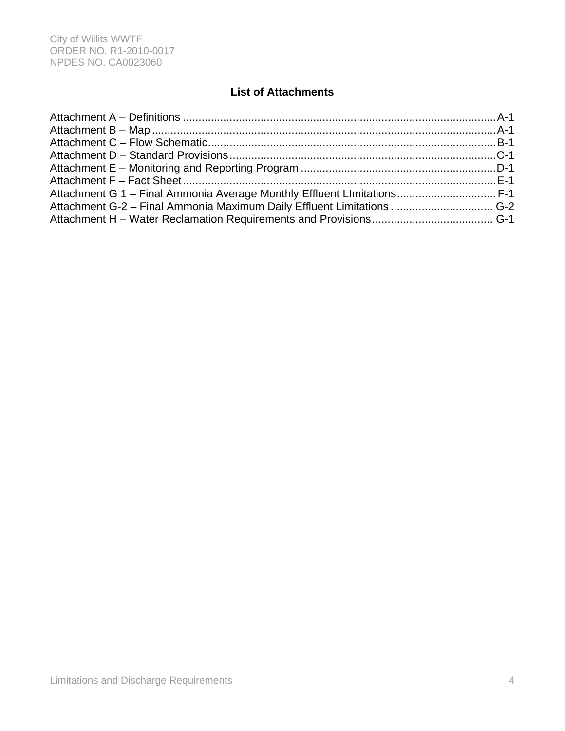## List of Attachments

Attachment A – Definitions ........................................................................................................A-1
Attachment B – Map ...............................................................................................................A-1
Attachment C – Flow Schematic..............................................................................................B-1
Attachment D – Standard Provisions.......................................................................................C-1
Attachment E – Monitoring and Reporting Program ...............................................................D-1
Attachment F – Fact Sheet.......................................................................................................E-1
Attachment G 1 – Final Ammonia Average Monthly Effluent LImitations................................F-1
Attachment G-2 – Final Ammonia Maximum Daily Effluent Limitations.................................G-2
Attachment H – Water Reclamation Requirements and Provisions.......................................G-1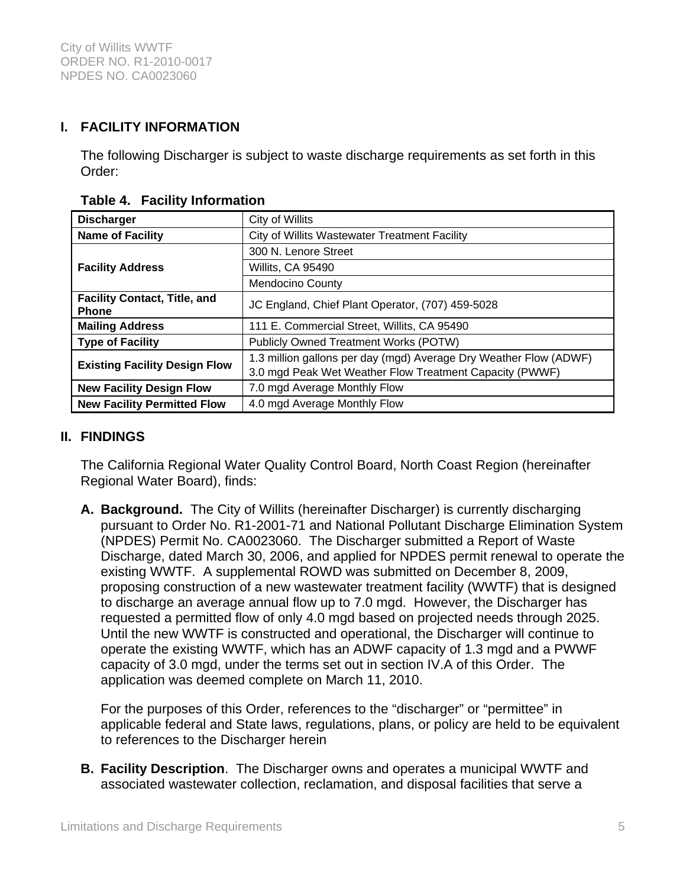## I. FACILITY INFORMATION

The following Discharger is subject to waste discharge requirements as set forth in this Order:

**Table 4. Facility Information**

| | |
|---|---|
| **Discharger** | City of Willits |
| **Name of Facility** | City of Willits Wastewater Treatment Facility |
| **Facility Address** | 300 N. Lenore Street |
| | Willits, CA 95490 |
| | Mendocino County |
| **Facility Contact, Title, and Phone** | JC England, Chief Plant Operator, (707) 459-5028 |
| **Mailing Address** | 111 E. Commercial Street, Willits, CA 95490 |
| **Type of Facility** | Publicly Owned Treatment Works (POTW) |
| **Existing Facility Design Flow** | 1.3 million gallons per day (mgd) Average Dry Weather Flow (ADWF)<br>3.0 mgd Peak Wet Weather Flow Treatment Capacity (PWWF) |
| **New Facility Design Flow** | 7.0 mgd Average Monthly Flow |
| **New Facility Permitted Flow** | 4.0 mgd Average Monthly Flow |

## II. FINDINGS

The California Regional Water Quality Control Board, North Coast Region (hereinafter Regional Water Board), finds:

**A. Background.** The City of Willits (hereinafter Discharger) is currently discharging pursuant to Order No. R1-2001-71 and National Pollutant Discharge Elimination System (NPDES) Permit No. CA0023060. The Discharger submitted a Report of Waste Discharge, dated March 30, 2006, and applied for NPDES permit renewal to operate the existing WWTF. A supplemental ROWD was submitted on December 8, 2009, proposing construction of a new wastewater treatment facility (WWTF) that is designed to discharge an average annual flow up to 7.0 mgd. However, the Discharger has requested a permitted flow of only 4.0 mgd based on projected needs through 2025. Until the new WWTF is constructed and operational, the Discharger will continue to operate the existing WWTF, which has an ADWF capacity of 1.3 mgd and a PWWF capacity of 3.0 mgd, under the terms set out in section IV.A of this Order. The application was deemed complete on March 11, 2010.

For the purposes of this Order, references to the "discharger" or "permittee" in applicable federal and State laws, regulations, plans, or policy are held to be equivalent to references to the Discharger herein

**B. Facility Description**. The Discharger owns and operates a municipal WWTF and associated wastewater collection, reclamation, and disposal facilities that serve a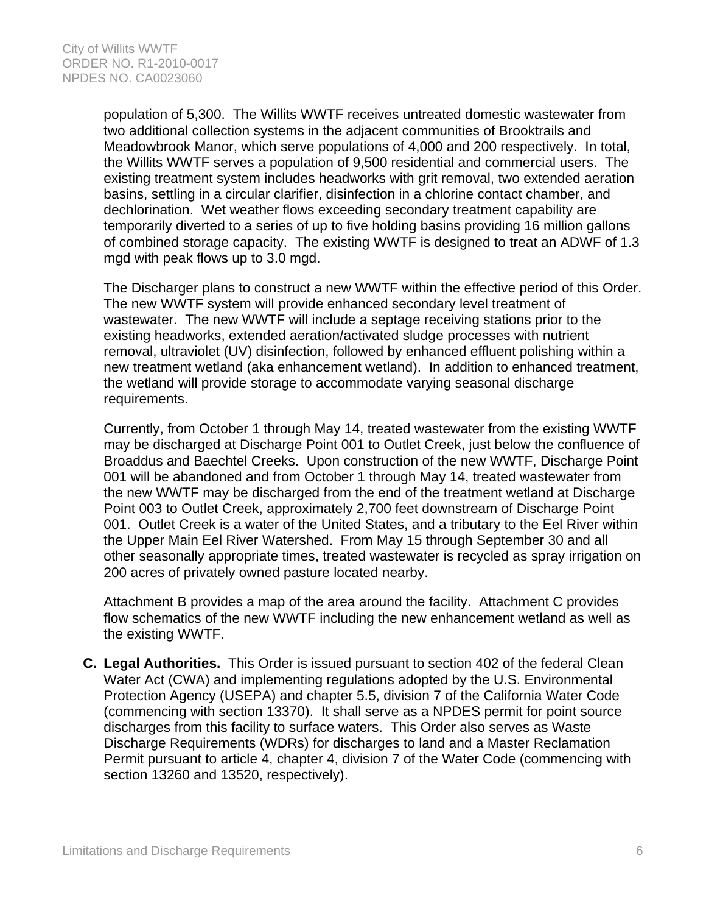population of 5,300. The Willits WWTF receives untreated domestic wastewater from two additional collection systems in the adjacent communities of Brooktrails and Meadowbrook Manor, which serve populations of 4,000 and 200 respectively. In total, the Willits WWTF serves a population of 9,500 residential and commercial users. The existing treatment system includes headworks with grit removal, two extended aeration basins, settling in a circular clarifier, disinfection in a chlorine contact chamber, and dechlorination. Wet weather flows exceeding secondary treatment capability are temporarily diverted to a series of up to five holding basins providing 16 million gallons of combined storage capacity. The existing WWTF is designed to treat an ADWF of 1.3 mgd with peak flows up to 3.0 mgd.

The Discharger plans to construct a new WWTF within the effective period of this Order. The new WWTF system will provide enhanced secondary level treatment of wastewater. The new WWTF will include a septage receiving stations prior to the existing headworks, extended aeration/activated sludge processes with nutrient removal, ultraviolet (UV) disinfection, followed by enhanced effluent polishing within a new treatment wetland (aka enhancement wetland). In addition to enhanced treatment, the wetland will provide storage to accommodate varying seasonal discharge requirements.

Currently, from October 1 through May 14, treated wastewater from the existing WWTF may be discharged at Discharge Point 001 to Outlet Creek, just below the confluence of Broaddus and Baechtel Creeks. Upon construction of the new WWTF, Discharge Point 001 will be abandoned and from October 1 through May 14, treated wastewater from the new WWTF may be discharged from the end of the treatment wetland at Discharge Point 003 to Outlet Creek, approximately 2,700 feet downstream of Discharge Point 001. Outlet Creek is a water of the United States, and a tributary to the Eel River within the Upper Main Eel River Watershed. From May 15 through September 30 and all other seasonally appropriate times, treated wastewater is recycled as spray irrigation on 200 acres of privately owned pasture located nearby.

Attachment B provides a map of the area around the facility. Attachment C provides flow schematics of the new WWTF including the new enhancement wetland as well as the existing WWTF.

**C. Legal Authorities.** This Order is issued pursuant to section 402 of the federal Clean Water Act (CWA) and implementing regulations adopted by the U.S. Environmental Protection Agency (USEPA) and chapter 5.5, division 7 of the California Water Code (commencing with section 13370). It shall serve as a NPDES permit for point source discharges from this facility to surface waters. This Order also serves as Waste Discharge Requirements (WDRs) for discharges to land and a Master Reclamation Permit pursuant to article 4, chapter 4, division 7 of the Water Code (commencing with section 13260 and 13520, respectively).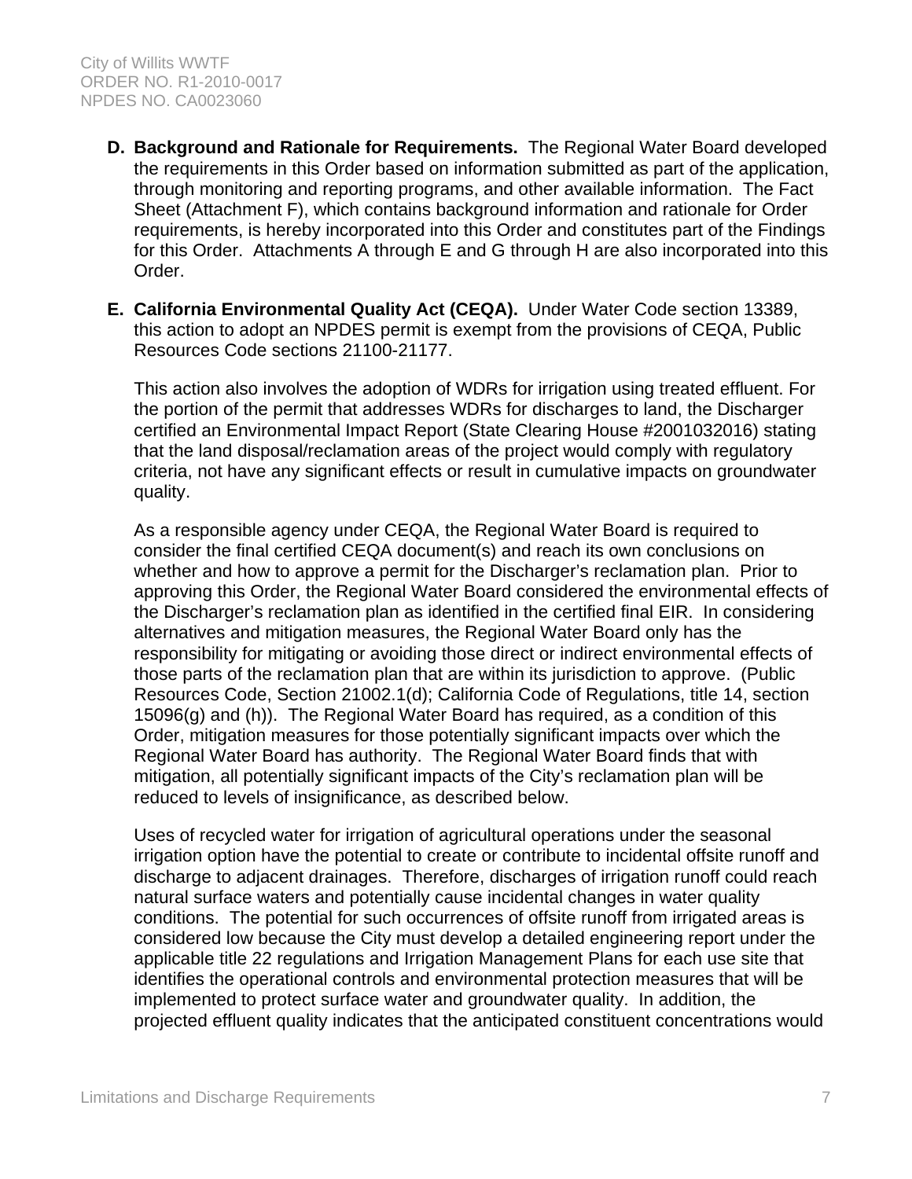**D. Background and Rationale for Requirements.** The Regional Water Board developed the requirements in this Order based on information submitted as part of the application, through monitoring and reporting programs, and other available information. The Fact Sheet (Attachment F), which contains background information and rationale for Order requirements, is hereby incorporated into this Order and constitutes part of the Findings for this Order. Attachments A through E and G through H are also incorporated into this Order.

**E. California Environmental Quality Act (CEQA).** Under Water Code section 13389, this action to adopt an NPDES permit is exempt from the provisions of CEQA, Public Resources Code sections 21100-21177.

This action also involves the adoption of WDRs for irrigation using treated effluent. For the portion of the permit that addresses WDRs for discharges to land, the Discharger certified an Environmental Impact Report (State Clearing House #2001032016) stating that the land disposal/reclamation areas of the project would comply with regulatory criteria, not have any significant effects or result in cumulative impacts on groundwater quality.

As a responsible agency under CEQA, the Regional Water Board is required to consider the final certified CEQA document(s) and reach its own conclusions on whether and how to approve a permit for the Discharger's reclamation plan. Prior to approving this Order, the Regional Water Board considered the environmental effects of the Discharger's reclamation plan as identified in the certified final EIR. In considering alternatives and mitigation measures, the Regional Water Board only has the responsibility for mitigating or avoiding those direct or indirect environmental effects of those parts of the reclamation plan that are within its jurisdiction to approve. (Public Resources Code, Section 21002.1(d); California Code of Regulations, title 14, section 15096(g) and (h)). The Regional Water Board has required, as a condition of this Order, mitigation measures for those potentially significant impacts over which the Regional Water Board has authority. The Regional Water Board finds that with mitigation, all potentially significant impacts of the City's reclamation plan will be reduced to levels of insignificance, as described below.

Uses of recycled water for irrigation of agricultural operations under the seasonal irrigation option have the potential to create or contribute to incidental offsite runoff and discharge to adjacent drainages. Therefore, discharges of irrigation runoff could reach natural surface waters and potentially cause incidental changes in water quality conditions. The potential for such occurrences of offsite runoff from irrigated areas is considered low because the City must develop a detailed engineering report under the applicable title 22 regulations and Irrigation Management Plans for each use site that identifies the operational controls and environmental protection measures that will be implemented to protect surface water and groundwater quality. In addition, the projected effluent quality indicates that the anticipated constituent concentrations would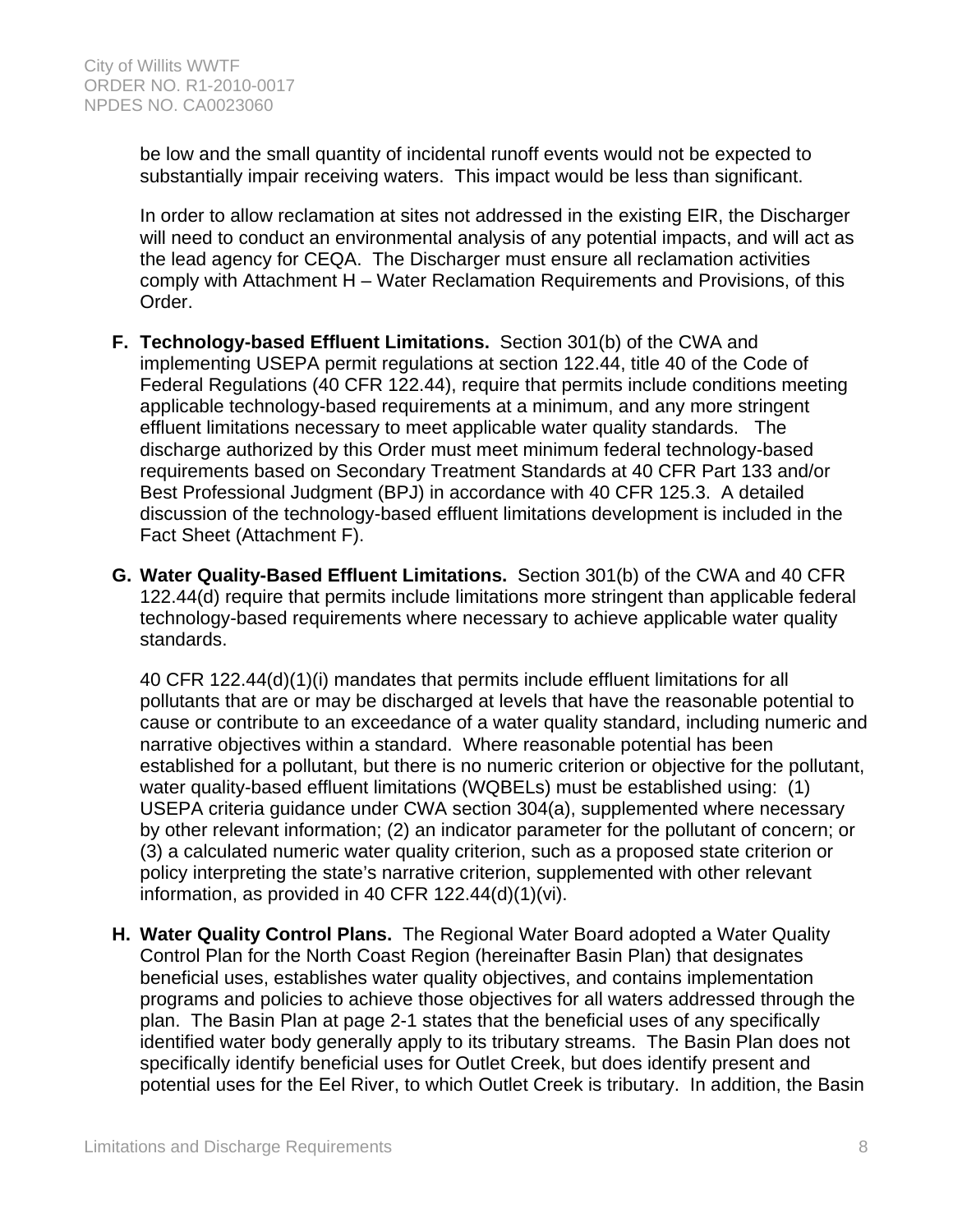be low and the small quantity of incidental runoff events would not be expected to substantially impair receiving waters. This impact would be less than significant.

In order to allow reclamation at sites not addressed in the existing EIR, the Discharger will need to conduct an environmental analysis of any potential impacts, and will act as the lead agency for CEQA. The Discharger must ensure all reclamation activities comply with Attachment H – Water Reclamation Requirements and Provisions, of this Order.

**F. Technology-based Effluent Limitations.** Section 301(b) of the CWA and implementing USEPA permit regulations at section 122.44, title 40 of the Code of Federal Regulations (40 CFR 122.44), require that permits include conditions meeting applicable technology-based requirements at a minimum, and any more stringent effluent limitations necessary to meet applicable water quality standards. The discharge authorized by this Order must meet minimum federal technology-based requirements based on Secondary Treatment Standards at 40 CFR Part 133 and/or Best Professional Judgment (BPJ) in accordance with 40 CFR 125.3. A detailed discussion of the technology-based effluent limitations development is included in the Fact Sheet (Attachment F).

**G. Water Quality-Based Effluent Limitations.** Section 301(b) of the CWA and 40 CFR 122.44(d) require that permits include limitations more stringent than applicable federal technology-based requirements where necessary to achieve applicable water quality standards.

40 CFR 122.44(d)(1)(i) mandates that permits include effluent limitations for all pollutants that are or may be discharged at levels that have the reasonable potential to cause or contribute to an exceedance of a water quality standard, including numeric and narrative objectives within a standard. Where reasonable potential has been established for a pollutant, but there is no numeric criterion or objective for the pollutant, water quality-based effluent limitations (WQBELs) must be established using: (1) USEPA criteria guidance under CWA section 304(a), supplemented where necessary by other relevant information; (2) an indicator parameter for the pollutant of concern; or (3) a calculated numeric water quality criterion, such as a proposed state criterion or policy interpreting the state's narrative criterion, supplemented with other relevant information, as provided in 40 CFR 122.44(d)(1)(vi).

**H. Water Quality Control Plans.** The Regional Water Board adopted a Water Quality Control Plan for the North Coast Region (hereinafter Basin Plan) that designates beneficial uses, establishes water quality objectives, and contains implementation programs and policies to achieve those objectives for all waters addressed through the plan. The Basin Plan at page 2-1 states that the beneficial uses of any specifically identified water body generally apply to its tributary streams. The Basin Plan does not specifically identify beneficial uses for Outlet Creek, but does identify present and potential uses for the Eel River, to which Outlet Creek is tributary. In addition, the Basin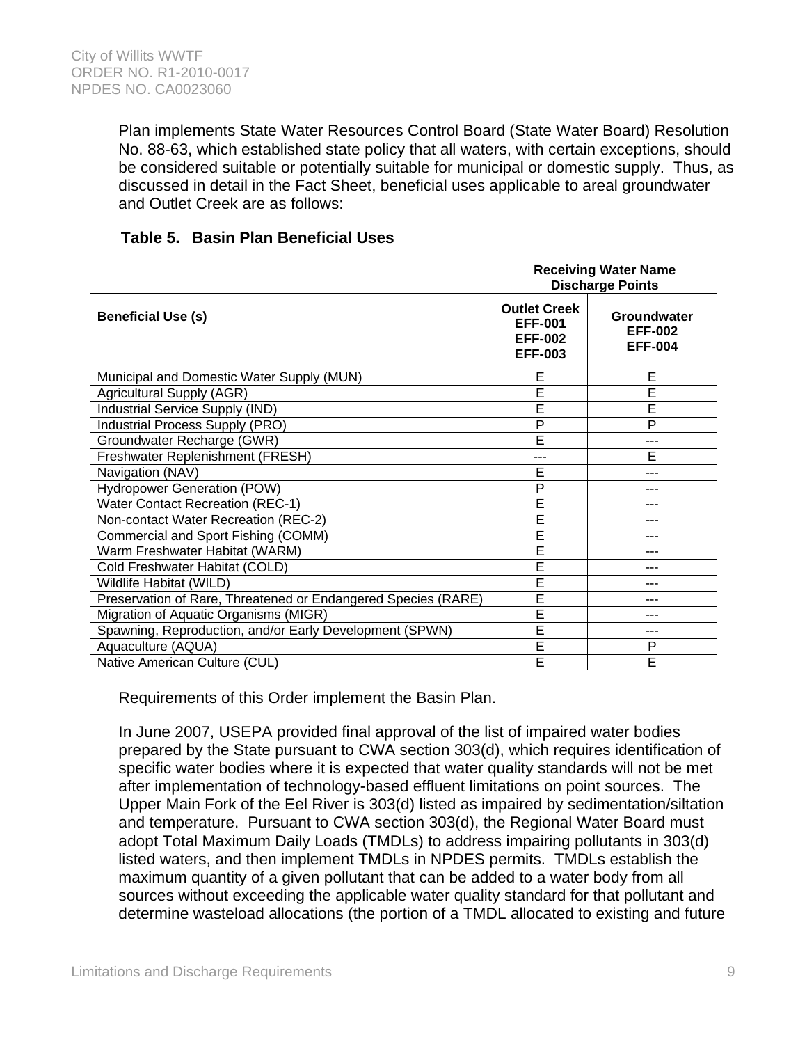Plan implements State Water Resources Control Board (State Water Board) Resolution No. 88-63, which established state policy that all waters, with certain exceptions, should be considered suitable or potentially suitable for municipal or domestic supply. Thus, as discussed in detail in the Fact Sheet, beneficial uses applicable to areal groundwater and Outlet Creek are as follows:

**Table 5. Basin Plan Beneficial Uses**

| | Receiving Water Name Discharge Points | |
|---|---|---|
| **Beneficial Use (s)** | **Outlet Creek EFF-001 EFF-002 EFF-003** | **Groundwater EFF-002 EFF-004** |
| Municipal and Domestic Water Supply (MUN) | E | E |
| Agricultural Supply (AGR) | E | E |
| Industrial Service Supply (IND) | E | E |
| Industrial Process Supply (PRO) | P | P |
| Groundwater Recharge (GWR) | E | --- |
| Freshwater Replenishment (FRESH) | --- | E |
| Navigation (NAV) | E | --- |
| Hydropower Generation (POW) | P | --- |
| Water Contact Recreation (REC-1) | E | --- |
| Non-contact Water Recreation (REC-2) | E | --- |
| Commercial and Sport Fishing (COMM) | E | --- |
| Warm Freshwater Habitat (WARM) | E | --- |
| Cold Freshwater Habitat (COLD) | E | --- |
| Wildlife Habitat (WILD) | E | --- |
| Preservation of Rare, Threatened or Endangered Species (RARE) | E | --- |
| Migration of Aquatic Organisms (MIGR) | E | --- |
| Spawning, Reproduction, and/or Early Development (SPWN) | E | --- |
| Aquaculture (AQUA) | E | P |
| Native American Culture (CUL) | E | E |

Requirements of this Order implement the Basin Plan.

In June 2007, USEPA provided final approval of the list of impaired water bodies prepared by the State pursuant to CWA section 303(d), which requires identification of specific water bodies where it is expected that water quality standards will not be met after implementation of technology-based effluent limitations on point sources. The Upper Main Fork of the Eel River is 303(d) listed as impaired by sedimentation/siltation and temperature. Pursuant to CWA section 303(d), the Regional Water Board must adopt Total Maximum Daily Loads (TMDLs) to address impairing pollutants in 303(d) listed waters, and then implement TMDLs in NPDES permits. TMDLs establish the maximum quantity of a given pollutant that can be added to a water body from all sources without exceeding the applicable water quality standard for that pollutant and determine wasteload allocations (the portion of a TMDL allocated to existing and future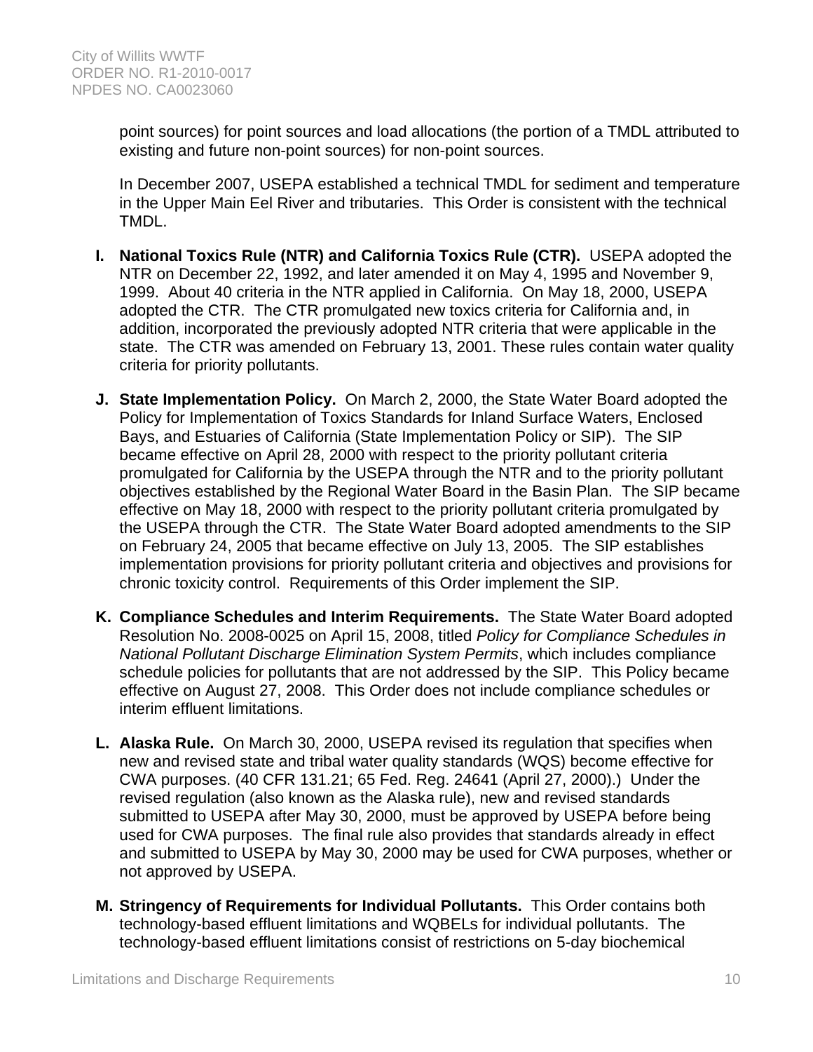point sources) for point sources and load allocations (the portion of a TMDL attributed to existing and future non-point sources) for non-point sources.

In December 2007, USEPA established a technical TMDL for sediment and temperature in the Upper Main Eel River and tributaries. This Order is consistent with the technical TMDL.

**I. National Toxics Rule (NTR) and California Toxics Rule (CTR).** USEPA adopted the NTR on December 22, 1992, and later amended it on May 4, 1995 and November 9, 1999. About 40 criteria in the NTR applied in California. On May 18, 2000, USEPA adopted the CTR. The CTR promulgated new toxics criteria for California and, in addition, incorporated the previously adopted NTR criteria that were applicable in the state. The CTR was amended on February 13, 2001. These rules contain water quality criteria for priority pollutants.

**J. State Implementation Policy.** On March 2, 2000, the State Water Board adopted the Policy for Implementation of Toxics Standards for Inland Surface Waters, Enclosed Bays, and Estuaries of California (State Implementation Policy or SIP). The SIP became effective on April 28, 2000 with respect to the priority pollutant criteria promulgated for California by the USEPA through the NTR and to the priority pollutant objectives established by the Regional Water Board in the Basin Plan. The SIP became effective on May 18, 2000 with respect to the priority pollutant criteria promulgated by the USEPA through the CTR. The State Water Board adopted amendments to the SIP on February 24, 2005 that became effective on July 13, 2005. The SIP establishes implementation provisions for priority pollutant criteria and objectives and provisions for chronic toxicity control. Requirements of this Order implement the SIP.

**K. Compliance Schedules and Interim Requirements.** The State Water Board adopted Resolution No. 2008-0025 on April 15, 2008, titled *Policy for Compliance Schedules in National Pollutant Discharge Elimination System Permits*, which includes compliance schedule policies for pollutants that are not addressed by the SIP. This Policy became effective on August 27, 2008. This Order does not include compliance schedules or interim effluent limitations.

**L. Alaska Rule.** On March 30, 2000, USEPA revised its regulation that specifies when new and revised state and tribal water quality standards (WQS) become effective for CWA purposes. (40 CFR 131.21; 65 Fed. Reg. 24641 (April 27, 2000).) Under the revised regulation (also known as the Alaska rule), new and revised standards submitted to USEPA after May 30, 2000, must be approved by USEPA before being used for CWA purposes. The final rule also provides that standards already in effect and submitted to USEPA by May 30, 2000 may be used for CWA purposes, whether or not approved by USEPA.

**M. Stringency of Requirements for Individual Pollutants.** This Order contains both technology-based effluent limitations and WQBELs for individual pollutants. The technology-based effluent limitations consist of restrictions on 5-day biochemical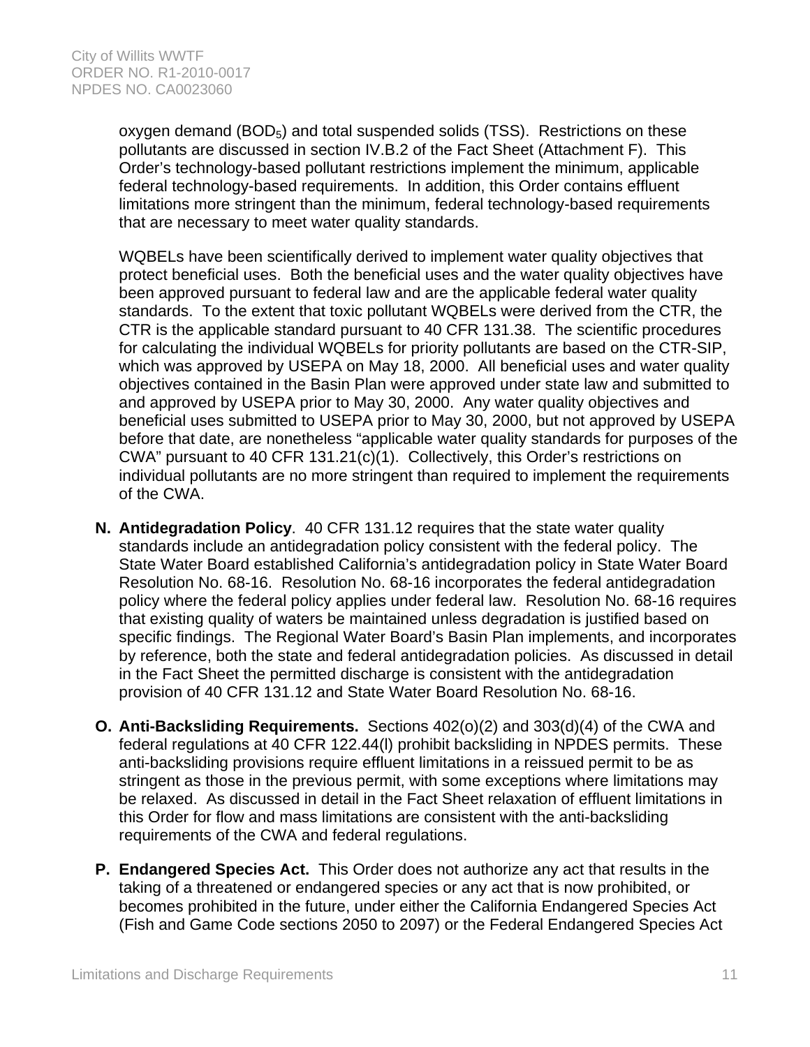oxygen demand ($BOD_5$) and total suspended solids (TSS). Restrictions on these pollutants are discussed in section IV.B.2 of the Fact Sheet (Attachment F). This Order's technology-based pollutant restrictions implement the minimum, applicable federal technology-based requirements. In addition, this Order contains effluent limitations more stringent than the minimum, federal technology-based requirements that are necessary to meet water quality standards.

WQBELs have been scientifically derived to implement water quality objectives that protect beneficial uses. Both the beneficial uses and the water quality objectives have been approved pursuant to federal law and are the applicable federal water quality standards. To the extent that toxic pollutant WQBELs were derived from the CTR, the CTR is the applicable standard pursuant to 40 CFR 131.38. The scientific procedures for calculating the individual WQBELs for priority pollutants are based on the CTR-SIP, which was approved by USEPA on May 18, 2000. All beneficial uses and water quality objectives contained in the Basin Plan were approved under state law and submitted to and approved by USEPA prior to May 30, 2000. Any water quality objectives and beneficial uses submitted to USEPA prior to May 30, 2000, but not approved by USEPA before that date, are nonetheless "applicable water quality standards for purposes of the CWA" pursuant to 40 CFR 131.21(c)(1). Collectively, this Order's restrictions on individual pollutants are no more stringent than required to implement the requirements of the CWA.

**N. Antidegradation Policy**. 40 CFR 131.12 requires that the state water quality standards include an antidegradation policy consistent with the federal policy. The State Water Board established California's antidegradation policy in State Water Board Resolution No. 68-16. Resolution No. 68-16 incorporates the federal antidegradation policy where the federal policy applies under federal law. Resolution No. 68-16 requires that existing quality of waters be maintained unless degradation is justified based on specific findings. The Regional Water Board's Basin Plan implements, and incorporates by reference, both the state and federal antidegradation policies. As discussed in detail in the Fact Sheet the permitted discharge is consistent with the antidegradation provision of 40 CFR 131.12 and State Water Board Resolution No. 68-16.

**O. Anti-Backsliding Requirements.** Sections 402(o)(2) and 303(d)(4) of the CWA and federal regulations at 40 CFR 122.44(l) prohibit backsliding in NPDES permits. These anti-backsliding provisions require effluent limitations in a reissued permit to be as stringent as those in the previous permit, with some exceptions where limitations may be relaxed. As discussed in detail in the Fact Sheet relaxation of effluent limitations in this Order for flow and mass limitations are consistent with the anti-backsliding requirements of the CWA and federal regulations.

**P. Endangered Species Act.** This Order does not authorize any act that results in the taking of a threatened or endangered species or any act that is now prohibited, or becomes prohibited in the future, under either the California Endangered Species Act (Fish and Game Code sections 2050 to 2097) or the Federal Endangered Species Act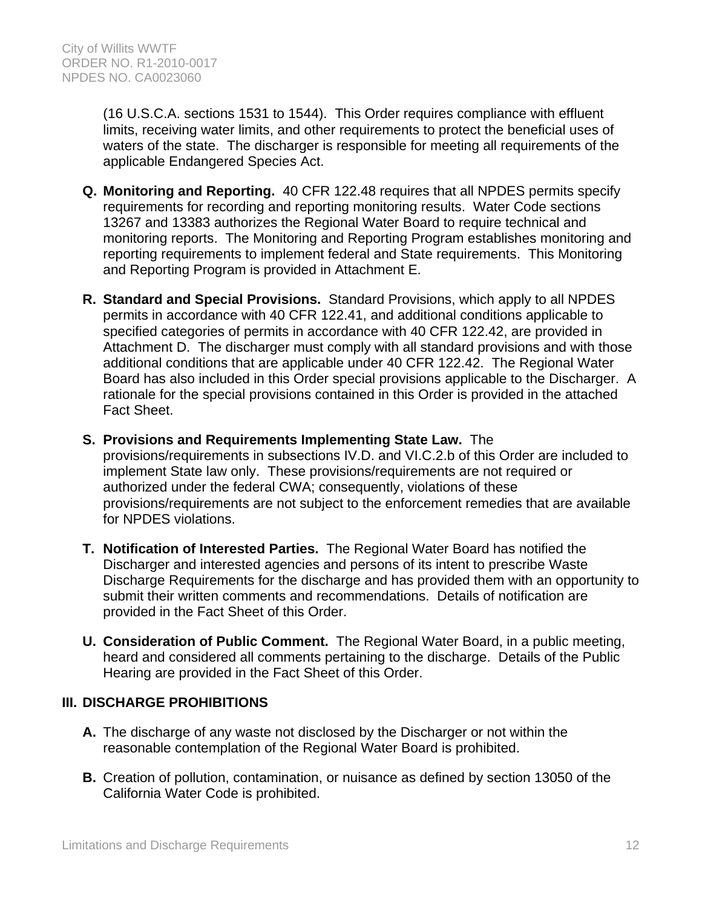(16 U.S.C.A. sections 1531 to 1544). This Order requires compliance with effluent limits, receiving water limits, and other requirements to protect the beneficial uses of waters of the state. The discharger is responsible for meeting all requirements of the applicable Endangered Species Act.

**Q. Monitoring and Reporting.** 40 CFR 122.48 requires that all NPDES permits specify requirements for recording and reporting monitoring results. Water Code sections 13267 and 13383 authorizes the Regional Water Board to require technical and monitoring reports. The Monitoring and Reporting Program establishes monitoring and reporting requirements to implement federal and State requirements. This Monitoring and Reporting Program is provided in Attachment E.

**R. Standard and Special Provisions.** Standard Provisions, which apply to all NPDES permits in accordance with 40 CFR 122.41, and additional conditions applicable to specified categories of permits in accordance with 40 CFR 122.42, are provided in Attachment D. The discharger must comply with all standard provisions and with those additional conditions that are applicable under 40 CFR 122.42. The Regional Water Board has also included in this Order special provisions applicable to the Discharger. A rationale for the special provisions contained in this Order is provided in the attached Fact Sheet.

**S. Provisions and Requirements Implementing State Law.** The provisions/requirements in subsections IV.D. and VI.C.2.b of this Order are included to implement State law only. These provisions/requirements are not required or authorized under the federal CWA; consequently, violations of these provisions/requirements are not subject to the enforcement remedies that are available for NPDES violations.

**T. Notification of Interested Parties.** The Regional Water Board has notified the Discharger and interested agencies and persons of its intent to prescribe Waste Discharge Requirements for the discharge and has provided them with an opportunity to submit their written comments and recommendations. Details of notification are provided in the Fact Sheet of this Order.

**U. Consideration of Public Comment.** The Regional Water Board, in a public meeting, heard and considered all comments pertaining to the discharge. Details of the Public Hearing are provided in the Fact Sheet of this Order.

## III. DISCHARGE PROHIBITIONS

**A.** The discharge of any waste not disclosed by the Discharger or not within the reasonable contemplation of the Regional Water Board is prohibited.

**B.** Creation of pollution, contamination, or nuisance as defined by section 13050 of the California Water Code is prohibited.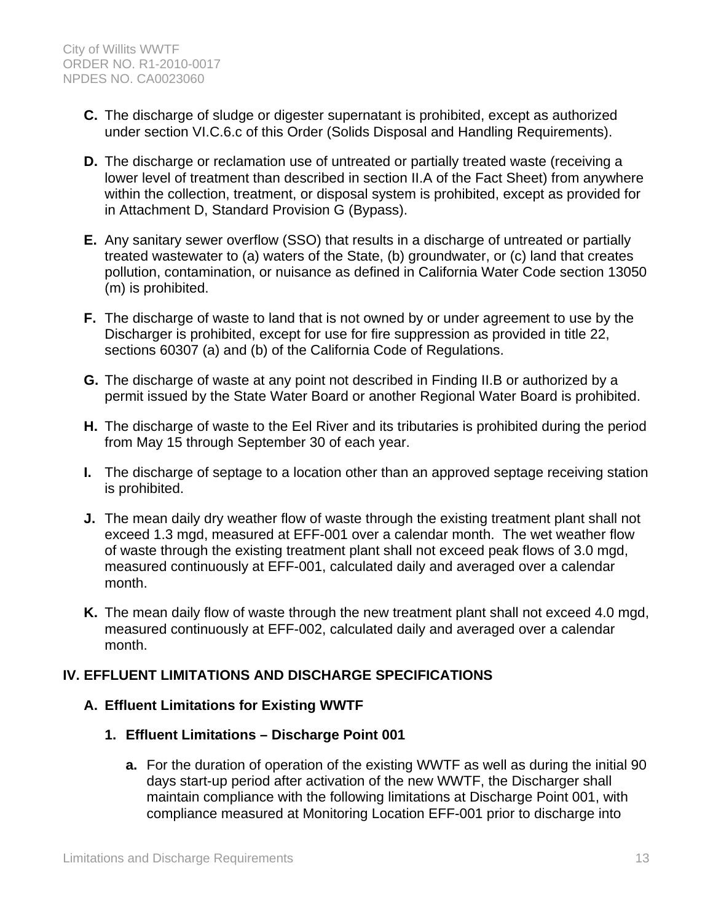**C.** The discharge of sludge or digester supernatant is prohibited, except as authorized under section VI.C.6.c of this Order (Solids Disposal and Handling Requirements).

**D.** The discharge or reclamation use of untreated or partially treated waste (receiving a lower level of treatment than described in section II.A of the Fact Sheet) from anywhere within the collection, treatment, or disposal system is prohibited, except as provided for in Attachment D, Standard Provision G (Bypass).

**E.** Any sanitary sewer overflow (SSO) that results in a discharge of untreated or partially treated wastewater to (a) waters of the State, (b) groundwater, or (c) land that creates pollution, contamination, or nuisance as defined in California Water Code section 13050 (m) is prohibited.

**F.** The discharge of waste to land that is not owned by or under agreement to use by the Discharger is prohibited, except for use for fire suppression as provided in title 22, sections 60307 (a) and (b) of the California Code of Regulations.

**G.** The discharge of waste at any point not described in Finding II.B or authorized by a permit issued by the State Water Board or another Regional Water Board is prohibited.

**H.** The discharge of waste to the Eel River and its tributaries is prohibited during the period from May 15 through September 30 of each year.

**I.** The discharge of septage to a location other than an approved septage receiving station is prohibited.

**J.** The mean daily dry weather flow of waste through the existing treatment plant shall not exceed 1.3 mgd, measured at EFF-001 over a calendar month. The wet weather flow of waste through the existing treatment plant shall not exceed peak flows of 3.0 mgd, measured continuously at EFF-001, calculated daily and averaged over a calendar month.

**K.** The mean daily flow of waste through the new treatment plant shall not exceed 4.0 mgd, measured continuously at EFF-002, calculated daily and averaged over a calendar month.

## IV. EFFLUENT LIMITATIONS AND DISCHARGE SPECIFICATIONS

### A. Effluent Limitations for Existing WWTF

#### 1. Effluent Limitations – Discharge Point 001

**a.** For the duration of operation of the existing WWTF as well as during the initial 90 days start-up period after activation of the new WWTF, the Discharger shall maintain compliance with the following limitations at Discharge Point 001, with compliance measured at Monitoring Location EFF-001 prior to discharge into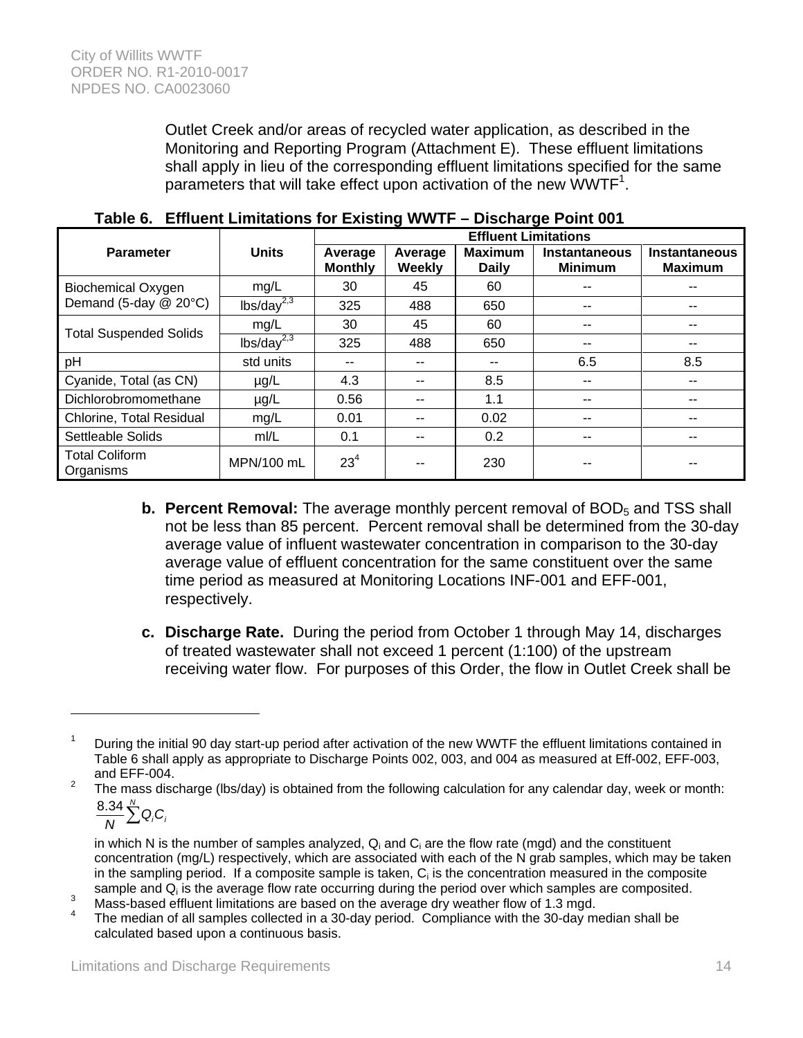Outlet Creek and/or areas of recycled water application, as described in the Monitoring and Reporting Program (Attachment E). These effluent limitations shall apply in lieu of the corresponding effluent limitations specified for the same parameters that will take effect upon activation of the new WWTF[1].

**Table 6. Effluent Limitations for Existing WWTF – Discharge Point 001**

| Parameter | Units | Effluent Limitations | | | | |
|---|---|---|---|---|---|---|
| | | Average Monthly | Average Weekly | Maximum Daily | Instantaneous Minimum | Instantaneous Maximum |
| Biochemical Oxygen Demand (5-day @ 20°C) | mg/L | 30 | 45 | 60 | -- | -- |
| | lbs/day[2,3] | 325 | 488 | 650 | -- | -- |
| Total Suspended Solids | mg/L | 30 | 45 | 60 | -- | -- |
| | lbs/day[2,3] | 325 | 488 | 650 | -- | -- |
| pH | std units | -- | -- | -- | 6.5 | 8.5 |
| Cyanide, Total (as CN) | µg/L | 4.3 | -- | 8.5 | -- | -- |
| Dichlorobromomethane | µg/L | 0.56 | -- | 1.1 | -- | -- |
| Chlorine, Total Residual | mg/L | 0.01 | -- | 0.02 | -- | -- |
| Settleable Solids | ml/L | 0.1 | -- | 0.2 | -- | -- |
| Total Coliform Organisms | MPN/100 mL | 23[4] | -- | 230 | -- | -- |

**b. Percent Removal:** The average monthly percent removal of $BOD_5$ and TSS shall not be less than 85 percent. Percent removal shall be determined from the 30-day average value of influent wastewater concentration in comparison to the 30-day average value of effluent concentration for the same constituent over the same time period as measured at Monitoring Locations INF-001 and EFF-001, respectively.

**c. Discharge Rate.** During the period from October 1 through May 14, discharges of treated wastewater shall not exceed 1 percent (1:100) of the upstream receiving water flow. For purposes of this Order, the flow in Outlet Creek shall be

---

[1] During the initial 90 day start-up period after activation of the new WWTF the effluent limitations contained in Table 6 shall apply as appropriate to Discharge Points 002, 003, and 004 as measured at Eff-002, EFF-003, and EFF-004.

[2] The mass discharge (lbs/day) is obtained from the following calculation for any calendar day, week or month:

$$\frac{8.34}{N}\sum^{N} Q_i C_i$$

in which N is the number of samples analyzed, $Q_i$ and $C_i$ are the flow rate (mgd) and the constituent concentration (mg/L) respectively, which are associated with each of the N grab samples, which may be taken in the sampling period. If a composite sample is taken, $C_i$ is the concentration measured in the composite sample and $Q_i$ is the average flow rate occurring during the period over which samples are composited.

[3] Mass-based effluent limitations are based on the average dry weather flow of 1.3 mgd.

[4] The median of all samples collected in a 30-day period. Compliance with the 30-day median shall be calculated based upon a continuous basis.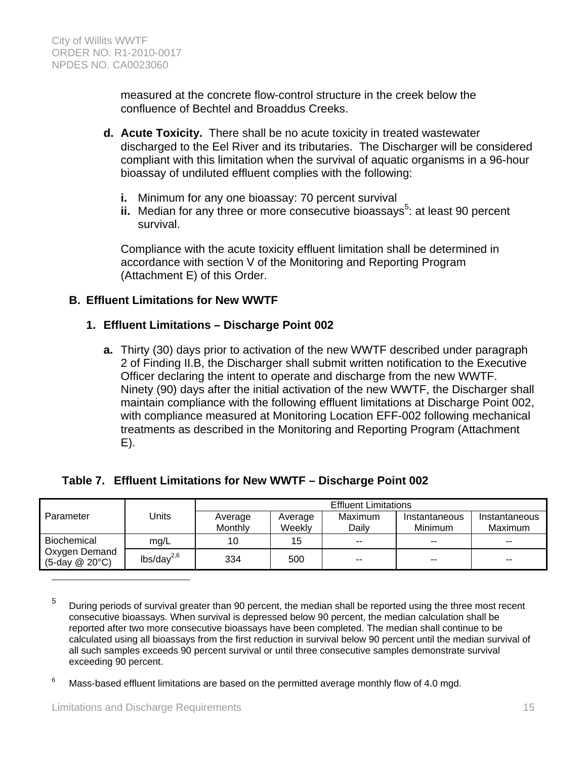measured at the concrete flow-control structure in the creek below the confluence of Bechtel and Broaddus Creeks.

**d. Acute Toxicity.** There shall be no acute toxicity in treated wastewater discharged to the Eel River and its tributaries. The Discharger will be considered compliant with this limitation when the survival of aquatic organisms in a 96-hour bioassay of undiluted effluent complies with the following:

**i.** Minimum for any one bioassay: 70 percent survival
**ii.** Median for any three or more consecutive bioassays[5]: at least 90 percent survival.

Compliance with the acute toxicity effluent limitation shall be determined in accordance with section V of the Monitoring and Reporting Program (Attachment E) of this Order.

## B. Effluent Limitations for New WWTF

### 1. Effluent Limitations – Discharge Point 002

**a.** Thirty (30) days prior to activation of the new WWTF described under paragraph 2 of Finding II.B, the Discharger shall submit written notification to the Executive Officer declaring the intent to operate and discharge from the new WWTF. Ninety (90) days after the initial activation of the new WWTF, the Discharger shall maintain compliance with the following effluent limitations at Discharge Point 002, with compliance measured at Monitoring Location EFF-002 following mechanical treatments as described in the Monitoring and Reporting Program (Attachment E).

**Table 7. Effluent Limitations for New WWTF – Discharge Point 002**

| Parameter | Units | Effluent Limitations | | | | |
|---|---|---|---|---|---|---|
| | | Average Monthly | Average Weekly | Maximum Daily | Instantaneous Minimum | Instantaneous Maximum |
| Biochemical Oxygen Demand (5-day @ 20°C) | mg/L | 10 | 15 | -- | -- | -- |
| | lbs/day[2,6] | 334 | 500 | -- | -- | -- |

---

[5] During periods of survival greater than 90 percent, the median shall be reported using the three most recent consecutive bioassays. When survival is depressed below 90 percent, the median calculation shall be reported after two more consecutive bioassays have been completed. The median shall continue to be calculated using all bioassays from the first reduction in survival below 90 percent until the median survival of all such samples exceeds 90 percent survival or until three consecutive samples demonstrate survival exceeding 90 percent.

[6] Mass-based effluent limitations are based on the permitted average monthly flow of 4.0 mgd.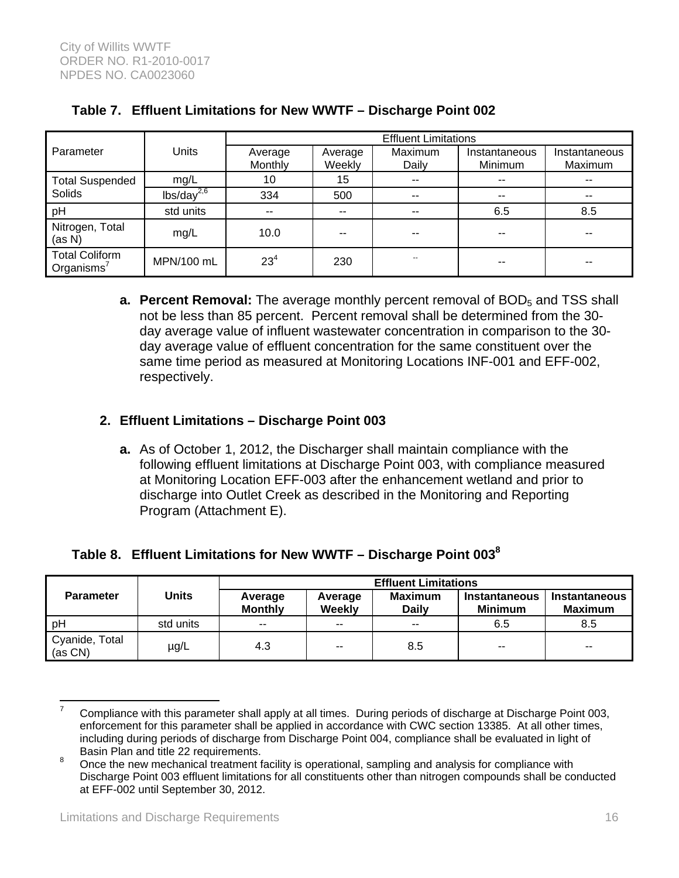**Table 7. Effluent Limitations for New WWTF – Discharge Point 002**

| Parameter | Units | Effluent Limitations | | | | |
|---|---|---|---|---|---|---|
| | | Average Monthly | Average Weekly | Maximum Daily | Instantaneous Minimum | Instantaneous Maximum |
| Total Suspended Solids | mg/L | 10 | 15 | -- | -- | -- |
| | lbs/day[2,6] | 334 | 500 | -- | -- | -- |
| pH | std units | -- | -- | -- | 6.5 | 8.5 |
| Nitrogen, Total (as N) | mg/L | 10.0 | -- | -- | -- | -- |
| Total Coliform Organisms[7] | MPN/100 mL | 23[4] | 230 | -- | -- | -- |

**a. Percent Removal:** The average monthly percent removal of $BOD_5$ and TSS shall not be less than 85 percent. Percent removal shall be determined from the 30-day average value of influent wastewater concentration in comparison to the 30-day average value of effluent concentration for the same constituent over the same time period as measured at Monitoring Locations INF-001 and EFF-002, respectively.

## 2. Effluent Limitations – Discharge Point 003

**a.** As of October 1, 2012, the Discharger shall maintain compliance with the following effluent limitations at Discharge Point 003, with compliance measured at Monitoring Location EFF-003 after the enhancement wetland and prior to discharge into Outlet Creek as described in the Monitoring and Reporting Program (Attachment E).

**Table 8. Effluent Limitations for New WWTF – Discharge Point 003[8]**

| Parameter | Units | Effluent Limitations | | | | |
|---|---|---|---|---|---|---|
| | | Average Monthly | Average Weekly | Maximum Daily | Instantaneous Minimum | Instantaneous Maximum |
| pH | std units | -- | -- | -- | 6.5 | 8.5 |
| Cyanide, Total (as CN) | µg/L | 4.3 | -- | 8.5 | -- | -- |

---

[7] Compliance with this parameter shall apply at all times. During periods of discharge at Discharge Point 003, enforcement for this parameter shall be applied in accordance with CWC section 13385. At all other times, including during periods of discharge from Discharge Point 004, compliance shall be evaluated in light of Basin Plan and title 22 requirements.

[8] Once the new mechanical treatment facility is operational, sampling and analysis for compliance with Discharge Point 003 effluent limitations for all constituents other than nitrogen compounds shall be conducted at EFF-002 until September 30, 2012.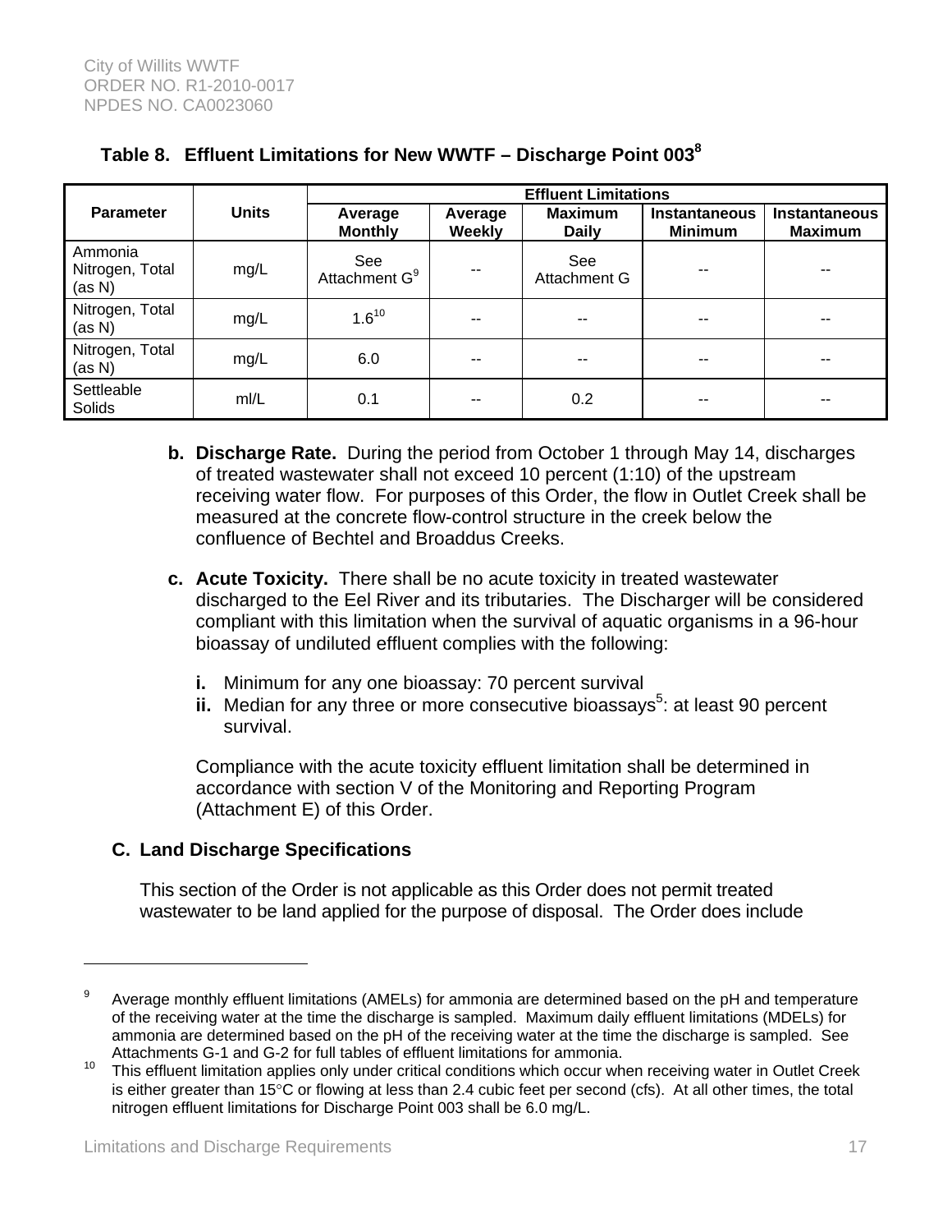**Table 8. Effluent Limitations for New WWTF – Discharge Point 003[8]**

| Parameter | Units | Effluent Limitations | | | | |
|---|---|---|---|---|---|---|
| | | Average Monthly | Average Weekly | Maximum Daily | Instantaneous Minimum | Instantaneous Maximum |
| Ammonia Nitrogen, Total (as N) | mg/L | See Attachment G[9] | -- | See Attachment G | -- | -- |
| Nitrogen, Total (as N) | mg/L | 1.6[10] | -- | -- | -- | -- |
| Nitrogen, Total (as N) | mg/L | 6.0 | -- | -- | -- | -- |
| Settleable Solids | ml/L | 0.1 | -- | 0.2 | -- | -- |

**b. Discharge Rate.** During the period from October 1 through May 14, discharges of treated wastewater shall not exceed 10 percent (1:10) of the upstream receiving water flow. For purposes of this Order, the flow in Outlet Creek shall be measured at the concrete flow-control structure in the creek below the confluence of Bechtel and Broaddus Creeks.

**c. Acute Toxicity.** There shall be no acute toxicity in treated wastewater discharged to the Eel River and its tributaries. The Discharger will be considered compliant with this limitation when the survival of aquatic organisms in a 96-hour bioassay of undiluted effluent complies with the following:

**i.** Minimum for any one bioassay: 70 percent survival

**ii.** Median for any three or more consecutive bioassays[5]: at least 90 percent survival.

Compliance with the acute toxicity effluent limitation shall be determined in accordance with section V of the Monitoring and Reporting Program (Attachment E) of this Order.

## C. Land Discharge Specifications

This section of the Order is not applicable as this Order does not permit treated wastewater to be land applied for the purpose of disposal. The Order does include

---

[9] Average monthly effluent limitations (AMELs) for ammonia are determined based on the pH and temperature of the receiving water at the time the discharge is sampled. Maximum daily effluent limitations (MDELs) for ammonia are determined based on the pH of the receiving water at the time the discharge is sampled. See Attachments G-1 and G-2 for full tables of effluent limitations for ammonia.

[10] This effluent limitation applies only under critical conditions which occur when receiving water in Outlet Creek is either greater than 15°C or flowing at less than 2.4 cubic feet per second (cfs). At all other times, the total nitrogen effluent limitations for Discharge Point 003 shall be 6.0 mg/L.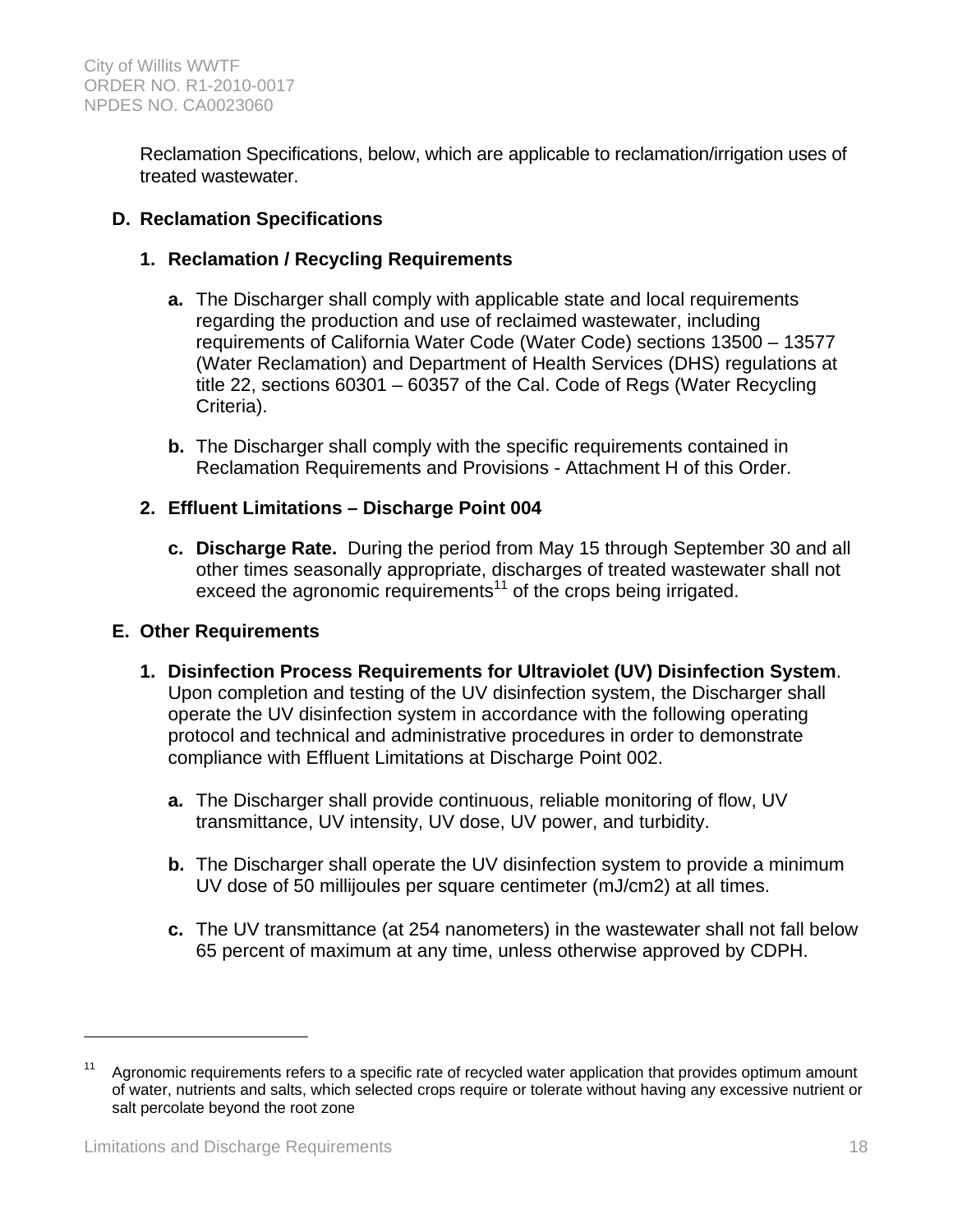Reclamation Specifications, below, which are applicable to reclamation/irrigation uses of treated wastewater.

## D. Reclamation Specifications

### 1. Reclamation / Recycling Requirements

**a.** The Discharger shall comply with applicable state and local requirements regarding the production and use of reclaimed wastewater, including requirements of California Water Code (Water Code) sections 13500 – 13577 (Water Reclamation) and Department of Health Services (DHS) regulations at title 22, sections 60301 – 60357 of the Cal. Code of Regs (Water Recycling Criteria).

**b.** The Discharger shall comply with the specific requirements contained in Reclamation Requirements and Provisions - Attachment H of this Order.

### 2. Effluent Limitations – Discharge Point 004

**c. Discharge Rate.** During the period from May 15 through September 30 and all other times seasonally appropriate, discharges of treated wastewater shall not exceed the agronomic requirements[11] of the crops being irrigated.

## E. Other Requirements

**1. Disinfection Process Requirements for Ultraviolet (UV) Disinfection System**. Upon completion and testing of the UV disinfection system, the Discharger shall operate the UV disinfection system in accordance with the following operating protocol and technical and administrative procedures in order to demonstrate compliance with Effluent Limitations at Discharge Point 002.

**a.** The Discharger shall provide continuous, reliable monitoring of flow, UV transmittance, UV intensity, UV dose, UV power, and turbidity.

**b.** The Discharger shall operate the UV disinfection system to provide a minimum UV dose of 50 millijoules per square centimeter (mJ/cm2) at all times.

**c.** The UV transmittance (at 254 nanometers) in the wastewater shall not fall below 65 percent of maximum at any time, unless otherwise approved by CDPH.

---

[11] Agronomic requirements refers to a specific rate of recycled water application that provides optimum amount of water, nutrients and salts, which selected crops require or tolerate without having any excessive nutrient or salt percolate beyond the root zone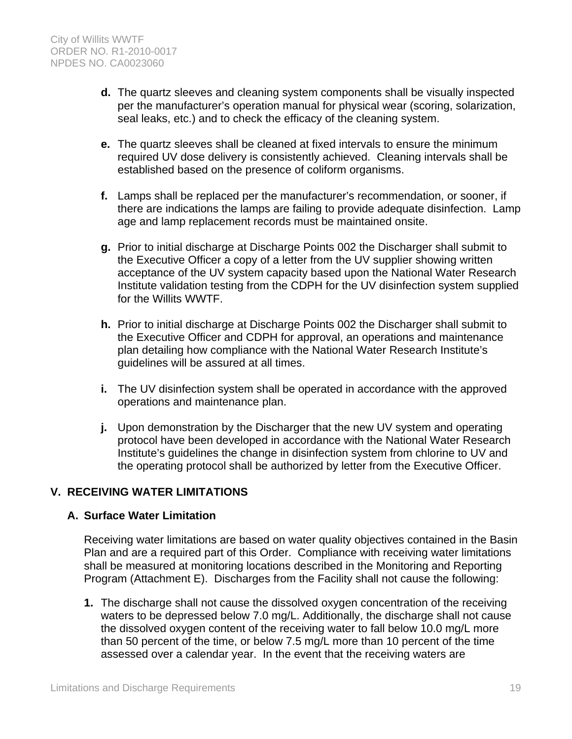**d.** The quartz sleeves and cleaning system components shall be visually inspected per the manufacturer's operation manual for physical wear (scoring, solarization, seal leaks, etc.) and to check the efficacy of the cleaning system.

**e.** The quartz sleeves shall be cleaned at fixed intervals to ensure the minimum required UV dose delivery is consistently achieved. Cleaning intervals shall be established based on the presence of coliform organisms.

**f.** Lamps shall be replaced per the manufacturer's recommendation, or sooner, if there are indications the lamps are failing to provide adequate disinfection. Lamp age and lamp replacement records must be maintained onsite.

**g.** Prior to initial discharge at Discharge Points 002 the Discharger shall submit to the Executive Officer a copy of a letter from the UV supplier showing written acceptance of the UV system capacity based upon the National Water Research Institute validation testing from the CDPH for the UV disinfection system supplied for the Willits WWTF.

**h.** Prior to initial discharge at Discharge Points 002 the Discharger shall submit to the Executive Officer and CDPH for approval, an operations and maintenance plan detailing how compliance with the National Water Research Institute's guidelines will be assured at all times.

**i.** The UV disinfection system shall be operated in accordance with the approved operations and maintenance plan.

**j.** Upon demonstration by the Discharger that the new UV system and operating protocol have been developed in accordance with the National Water Research Institute's guidelines the change in disinfection system from chlorine to UV and the operating protocol shall be authorized by letter from the Executive Officer.

## V. RECEIVING WATER LIMITATIONS

### A. Surface Water Limitation

Receiving water limitations are based on water quality objectives contained in the Basin Plan and are a required part of this Order. Compliance with receiving water limitations shall be measured at monitoring locations described in the Monitoring and Reporting Program (Attachment E). Discharges from the Facility shall not cause the following:

**1.** The discharge shall not cause the dissolved oxygen concentration of the receiving waters to be depressed below 7.0 mg/L. Additionally, the discharge shall not cause the dissolved oxygen content of the receiving water to fall below 10.0 mg/L more than 50 percent of the time, or below 7.5 mg/L more than 10 percent of the time assessed over a calendar year. In the event that the receiving waters are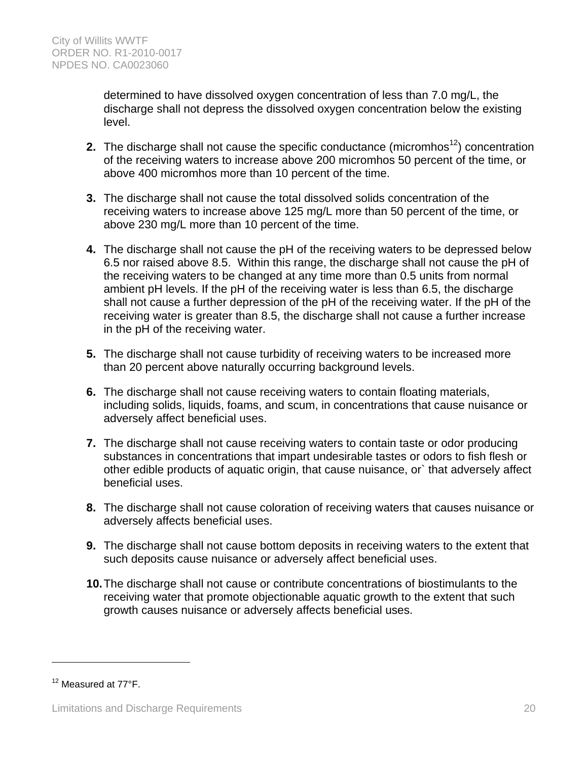determined to have dissolved oxygen concentration of less than 7.0 mg/L, the discharge shall not depress the dissolved oxygen concentration below the existing level.

**2.** The discharge shall not cause the specific conductance (micromhos[12]) concentration of the receiving waters to increase above 200 micromhos 50 percent of the time, or above 400 micromhos more than 10 percent of the time.

**3.** The discharge shall not cause the total dissolved solids concentration of the receiving waters to increase above 125 mg/L more than 50 percent of the time, or above 230 mg/L more than 10 percent of the time.

**4.** The discharge shall not cause the pH of the receiving waters to be depressed below 6.5 nor raised above 8.5. Within this range, the discharge shall not cause the pH of the receiving waters to be changed at any time more than 0.5 units from normal ambient pH levels. If the pH of the receiving water is less than 6.5, the discharge shall not cause a further depression of the pH of the receiving water. If the pH of the receiving water is greater than 8.5, the discharge shall not cause a further increase in the pH of the receiving water.

**5.** The discharge shall not cause turbidity of receiving waters to be increased more than 20 percent above naturally occurring background levels.

**6.** The discharge shall not cause receiving waters to contain floating materials, including solids, liquids, foams, and scum, in concentrations that cause nuisance or adversely affect beneficial uses.

**7.** The discharge shall not cause receiving waters to contain taste or odor producing substances in concentrations that impart undesirable tastes or odors to fish flesh or other edible products of aquatic origin, that cause nuisance, or` that adversely affect beneficial uses.

**8.** The discharge shall not cause coloration of receiving waters that causes nuisance or adversely affects beneficial uses.

**9.** The discharge shall not cause bottom deposits in receiving waters to the extent that such deposits cause nuisance or adversely affect beneficial uses.

**10.** The discharge shall not cause or contribute concentrations of biostimulants to the receiving water that promote objectionable aquatic growth to the extent that such growth causes nuisance or adversely affects beneficial uses.

---

[12] Measured at 77°F.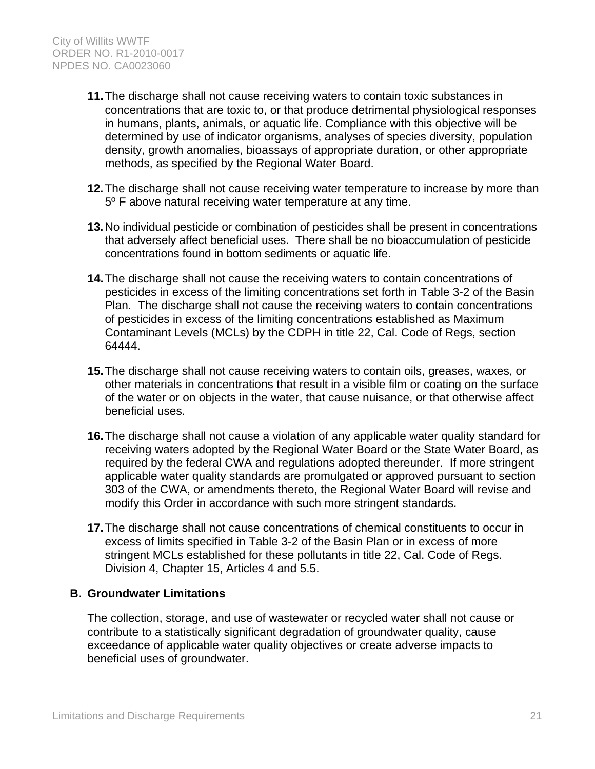11. The discharge shall not cause receiving waters to contain toxic substances in concentrations that are toxic to, or that produce detrimental physiological responses in humans, plants, animals, or aquatic life. Compliance with this objective will be determined by use of indicator organisms, analyses of species diversity, population density, growth anomalies, bioassays of appropriate duration, or other appropriate methods, as specified by the Regional Water Board.

12. The discharge shall not cause receiving water temperature to increase by more than 5º F above natural receiving water temperature at any time.

13. No individual pesticide or combination of pesticides shall be present in concentrations that adversely affect beneficial uses. There shall be no bioaccumulation of pesticide concentrations found in bottom sediments or aquatic life.

14. The discharge shall not cause the receiving waters to contain concentrations of pesticides in excess of the limiting concentrations set forth in Table 3-2 of the Basin Plan. The discharge shall not cause the receiving waters to contain concentrations of pesticides in excess of the limiting concentrations established as Maximum Contaminant Levels (MCLs) by the CDPH in title 22, Cal. Code of Regs, section 64444.

15. The discharge shall not cause receiving waters to contain oils, greases, waxes, or other materials in concentrations that result in a visible film or coating on the surface of the water or on objects in the water, that cause nuisance, or that otherwise affect beneficial uses.

16. The discharge shall not cause a violation of any applicable water quality standard for receiving waters adopted by the Regional Water Board or the State Water Board, as required by the federal CWA and regulations adopted thereunder. If more stringent applicable water quality standards are promulgated or approved pursuant to section 303 of the CWA, or amendments thereto, the Regional Water Board will revise and modify this Order in accordance with such more stringent standards.

17. The discharge shall not cause concentrations of chemical constituents to occur in excess of limits specified in Table 3-2 of the Basin Plan or in excess of more stringent MCLs established for these pollutants in title 22, Cal. Code of Regs. Division 4, Chapter 15, Articles 4 and 5.5.

### B. Groundwater Limitations

The collection, storage, and use of wastewater or recycled water shall not cause or contribute to a statistically significant degradation of groundwater quality, cause exceedance of applicable water quality objectives or create adverse impacts to beneficial uses of groundwater.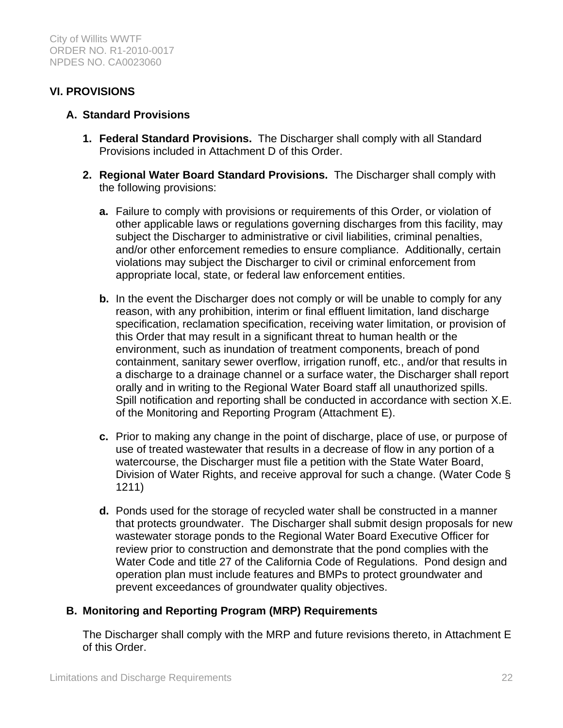## VI. PROVISIONS

### A. Standard Provisions

1. **Federal Standard Provisions.** The Discharger shall comply with all Standard Provisions included in Attachment D of this Order.

2. **Regional Water Board Standard Provisions.** The Discharger shall comply with the following provisions:

   a. Failure to comply with provisions or requirements of this Order, or violation of other applicable laws or regulations governing discharges from this facility, may subject the Discharger to administrative or civil liabilities, criminal penalties, and/or other enforcement remedies to ensure compliance. Additionally, certain violations may subject the Discharger to civil or criminal enforcement from appropriate local, state, or federal law enforcement entities.

   b. In the event the Discharger does not comply or will be unable to comply for any reason, with any prohibition, interim or final effluent limitation, land discharge specification, reclamation specification, receiving water limitation, or provision of this Order that may result in a significant threat to human health or the environment, such as inundation of treatment components, breach of pond containment, sanitary sewer overflow, irrigation runoff, etc., and/or that results in a discharge to a drainage channel or a surface water, the Discharger shall report orally and in writing to the Regional Water Board staff all unauthorized spills. Spill notification and reporting shall be conducted in accordance with section X.E. of the Monitoring and Reporting Program (Attachment E).

   c. Prior to making any change in the point of discharge, place of use, or purpose of use of treated wastewater that results in a decrease of flow in any portion of a watercourse, the Discharger must file a petition with the State Water Board, Division of Water Rights, and receive approval for such a change. (Water Code § 1211)

   d. Ponds used for the storage of recycled water shall be constructed in a manner that protects groundwater. The Discharger shall submit design proposals for new wastewater storage ponds to the Regional Water Board Executive Officer for review prior to construction and demonstrate that the pond complies with the Water Code and title 27 of the California Code of Regulations. Pond design and operation plan must include features and BMPs to protect groundwater and prevent exceedances of groundwater quality objectives.

### B. Monitoring and Reporting Program (MRP) Requirements

The Discharger shall comply with the MRP and future revisions thereto, in Attachment E of this Order.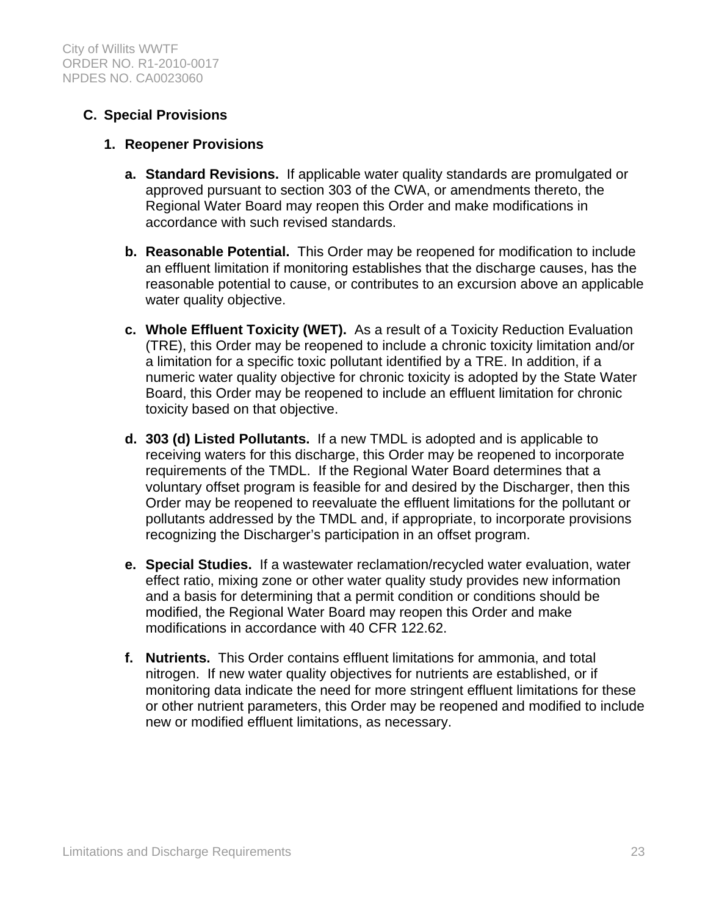### C. Special Provisions

#### 1. Reopener Provisions

a. **Standard Revisions.** If applicable water quality standards are promulgated or approved pursuant to section 303 of the CWA, or amendments thereto, the Regional Water Board may reopen this Order and make modifications in accordance with such revised standards.

b. **Reasonable Potential.** This Order may be reopened for modification to include an effluent limitation if monitoring establishes that the discharge causes, has the reasonable potential to cause, or contributes to an excursion above an applicable water quality objective.

c. **Whole Effluent Toxicity (WET).** As a result of a Toxicity Reduction Evaluation (TRE), this Order may be reopened to include a chronic toxicity limitation and/or a limitation for a specific toxic pollutant identified by a TRE. In addition, if a numeric water quality objective for chronic toxicity is adopted by the State Water Board, this Order may be reopened to include an effluent limitation for chronic toxicity based on that objective.

d. **303 (d) Listed Pollutants.** If a new TMDL is adopted and is applicable to receiving waters for this discharge, this Order may be reopened to incorporate requirements of the TMDL. If the Regional Water Board determines that a voluntary offset program is feasible for and desired by the Discharger, then this Order may be reopened to reevaluate the effluent limitations for the pollutant or pollutants addressed by the TMDL and, if appropriate, to incorporate provisions recognizing the Discharger's participation in an offset program.

e. **Special Studies.** If a wastewater reclamation/recycled water evaluation, water effect ratio, mixing zone or other water quality study provides new information and a basis for determining that a permit condition or conditions should be modified, the Regional Water Board may reopen this Order and make modifications in accordance with 40 CFR 122.62.

f. **Nutrients.** This Order contains effluent limitations for ammonia, and total nitrogen. If new water quality objectives for nutrients are established, or if monitoring data indicate the need for more stringent effluent limitations for these or other nutrient parameters, this Order may be reopened and modified to include new or modified effluent limitations, as necessary.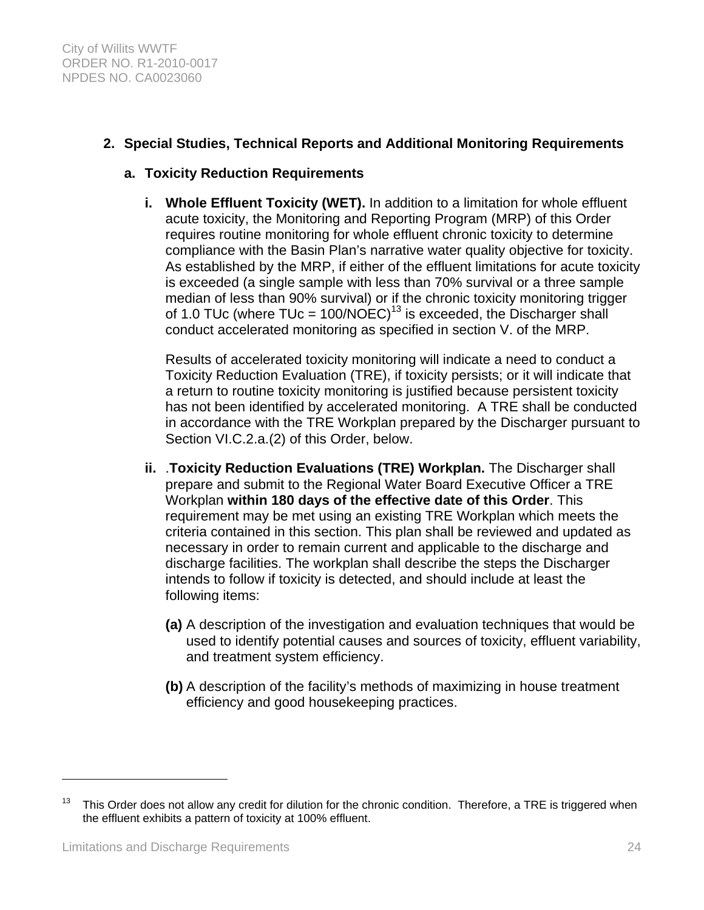## 2. Special Studies, Technical Reports and Additional Monitoring Requirements

### a. Toxicity Reduction Requirements

**i. Whole Effluent Toxicity (WET).** In addition to a limitation for whole effluent acute toxicity, the Monitoring and Reporting Program (MRP) of this Order requires routine monitoring for whole effluent chronic toxicity to determine compliance with the Basin Plan's narrative water quality objective for toxicity. As established by the MRP, if either of the effluent limitations for acute toxicity is exceeded (a single sample with less than 70% survival or a three sample median of less than 90% survival) or if the chronic toxicity monitoring trigger of 1.0 TUc (where TUc = 100/NOEC)[13] is exceeded, the Discharger shall conduct accelerated monitoring as specified in section V. of the MRP.

Results of accelerated toxicity monitoring will indicate a need to conduct a Toxicity Reduction Evaluation (TRE), if toxicity persists; or it will indicate that a return to routine toxicity monitoring is justified because persistent toxicity has not been identified by accelerated monitoring. A TRE shall be conducted in accordance with the TRE Workplan prepared by the Discharger pursuant to Section VI.C.2.a.(2) of this Order, below.

**ii.** .**Toxicity Reduction Evaluations (TRE) Workplan.** The Discharger shall prepare and submit to the Regional Water Board Executive Officer a TRE Workplan **within 180 days of the effective date of this Order**. This requirement may be met using an existing TRE Workplan which meets the criteria contained in this section. This plan shall be reviewed and updated as necessary in order to remain current and applicable to the discharge and discharge facilities. The workplan shall describe the steps the Discharger intends to follow if toxicity is detected, and should include at least the following items:

**(a)** A description of the investigation and evaluation techniques that would be used to identify potential causes and sources of toxicity, effluent variability, and treatment system efficiency.

**(b)** A description of the facility's methods of maximizing in house treatment efficiency and good housekeeping practices.

---

[13] This Order does not allow any credit for dilution for the chronic condition. Therefore, a TRE is triggered when the effluent exhibits a pattern of toxicity at 100% effluent.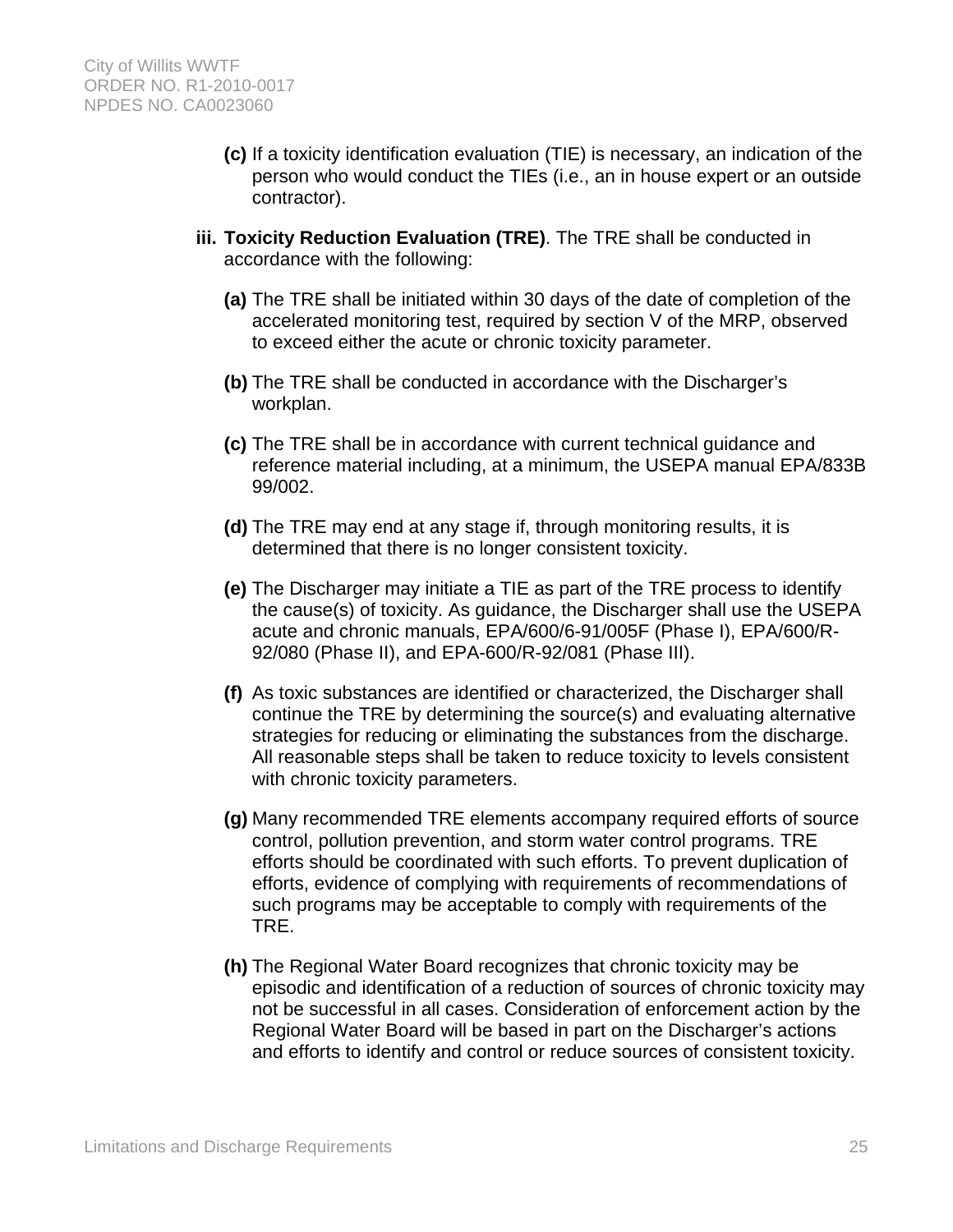**(c)** If a toxicity identification evaluation (TIE) is necessary, an indication of the person who would conduct the TIEs (i.e., an in house expert or an outside contractor).

**iii. Toxicity Reduction Evaluation (TRE)**. The TRE shall be conducted in accordance with the following:

**(a)** The TRE shall be initiated within 30 days of the date of completion of the accelerated monitoring test, required by section V of the MRP, observed to exceed either the acute or chronic toxicity parameter.

**(b)** The TRE shall be conducted in accordance with the Discharger's workplan.

**(c)** The TRE shall be in accordance with current technical guidance and reference material including, at a minimum, the USEPA manual EPA/833B 99/002.

**(d)** The TRE may end at any stage if, through monitoring results, it is determined that there is no longer consistent toxicity.

**(e)** The Discharger may initiate a TIE as part of the TRE process to identify the cause(s) of toxicity. As guidance, the Discharger shall use the USEPA acute and chronic manuals, EPA/600/6-91/005F (Phase I), EPA/600/R-92/080 (Phase II), and EPA-600/R-92/081 (Phase III).

**(f)** As toxic substances are identified or characterized, the Discharger shall continue the TRE by determining the source(s) and evaluating alternative strategies for reducing or eliminating the substances from the discharge. All reasonable steps shall be taken to reduce toxicity to levels consistent with chronic toxicity parameters.

**(g)** Many recommended TRE elements accompany required efforts of source control, pollution prevention, and storm water control programs. TRE efforts should be coordinated with such efforts. To prevent duplication of efforts, evidence of complying with requirements of recommendations of such programs may be acceptable to comply with requirements of the TRE.

**(h)** The Regional Water Board recognizes that chronic toxicity may be episodic and identification of a reduction of sources of chronic toxicity may not be successful in all cases. Consideration of enforcement action by the Regional Water Board will be based in part on the Discharger's actions and efforts to identify and control or reduce sources of consistent toxicity.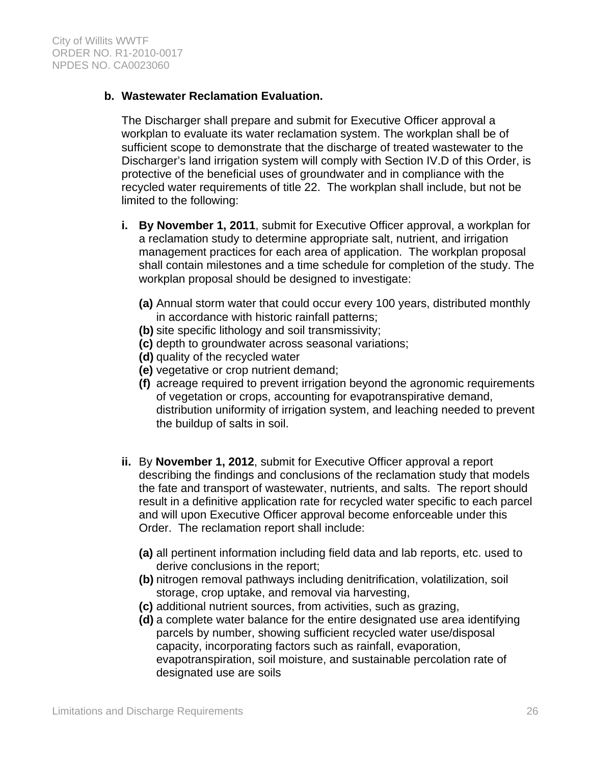**b. Wastewater Reclamation Evaluation.**

The Discharger shall prepare and submit for Executive Officer approval a workplan to evaluate its water reclamation system. The workplan shall be of sufficient scope to demonstrate that the discharge of treated wastewater to the Discharger's land irrigation system will comply with Section IV.D of this Order, is protective of the beneficial uses of groundwater and in compliance with the recycled water requirements of title 22. The workplan shall include, but not be limited to the following:

**i.** **By November 1, 2011**, submit for Executive Officer approval, a workplan for a reclamation study to determine appropriate salt, nutrient, and irrigation management practices for each area of application. The workplan proposal shall contain milestones and a time schedule for completion of the study. The workplan proposal should be designed to investigate:

**(a)** Annual storm water that could occur every 100 years, distributed monthly in accordance with historic rainfall patterns;
**(b)** site specific lithology and soil transmissivity;
**(c)** depth to groundwater across seasonal variations;
**(d)** quality of the recycled water
**(e)** vegetative or crop nutrient demand;
**(f)** acreage required to prevent irrigation beyond the agronomic requirements of vegetation or crops, accounting for evapotranspirative demand, distribution uniformity of irrigation system, and leaching needed to prevent the buildup of salts in soil.

**ii.** By **November 1, 2012**, submit for Executive Officer approval a report describing the findings and conclusions of the reclamation study that models the fate and transport of wastewater, nutrients, and salts. The report should result in a definitive application rate for recycled water specific to each parcel and will upon Executive Officer approval become enforceable under this Order. The reclamation report shall include:

**(a)** all pertinent information including field data and lab reports, etc. used to derive conclusions in the report;
**(b)** nitrogen removal pathways including denitrification, volatilization, soil storage, crop uptake, and removal via harvesting,
**(c)** additional nutrient sources, from activities, such as grazing,
**(d)** a complete water balance for the entire designated use area identifying parcels by number, showing sufficient recycled water use/disposal capacity, incorporating factors such as rainfall, evaporation, evapotranspiration, soil moisture, and sustainable percolation rate of designated use are soils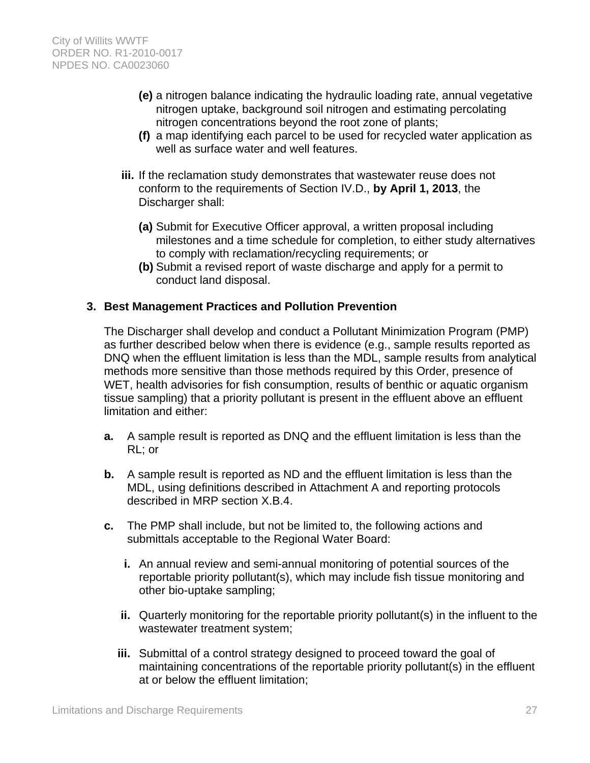**(e)** a nitrogen balance indicating the hydraulic loading rate, annual vegetative nitrogen uptake, background soil nitrogen and estimating percolating nitrogen concentrations beyond the root zone of plants;

**(f)** a map identifying each parcel to be used for recycled water application as well as surface water and well features.

**iii.** If the reclamation study demonstrates that wastewater reuse does not conform to the requirements of Section IV.D., **by April 1, 2013**, the Discharger shall:

**(a)** Submit for Executive Officer approval, a written proposal including milestones and a time schedule for completion, to either study alternatives to comply with reclamation/recycling requirements; or

**(b)** Submit a revised report of waste discharge and apply for a permit to conduct land disposal.

**3. Best Management Practices and Pollution Prevention**

The Discharger shall develop and conduct a Pollutant Minimization Program (PMP) as further described below when there is evidence (e.g., sample results reported as DNQ when the effluent limitation is less than the MDL, sample results from analytical methods more sensitive than those methods required by this Order, presence of WET, health advisories for fish consumption, results of benthic or aquatic organism tissue sampling) that a priority pollutant is present in the effluent above an effluent limitation and either:

**a.** A sample result is reported as DNQ and the effluent limitation is less than the RL; or

**b.** A sample result is reported as ND and the effluent limitation is less than the MDL, using definitions described in Attachment A and reporting protocols described in MRP section X.B.4.

**c.** The PMP shall include, but not be limited to, the following actions and submittals acceptable to the Regional Water Board:

**i.** An annual review and semi-annual monitoring of potential sources of the reportable priority pollutant(s), which may include fish tissue monitoring and other bio-uptake sampling;

**ii.** Quarterly monitoring for the reportable priority pollutant(s) in the influent to the wastewater treatment system;

**iii.** Submittal of a control strategy designed to proceed toward the goal of maintaining concentrations of the reportable priority pollutant(s) in the effluent at or below the effluent limitation;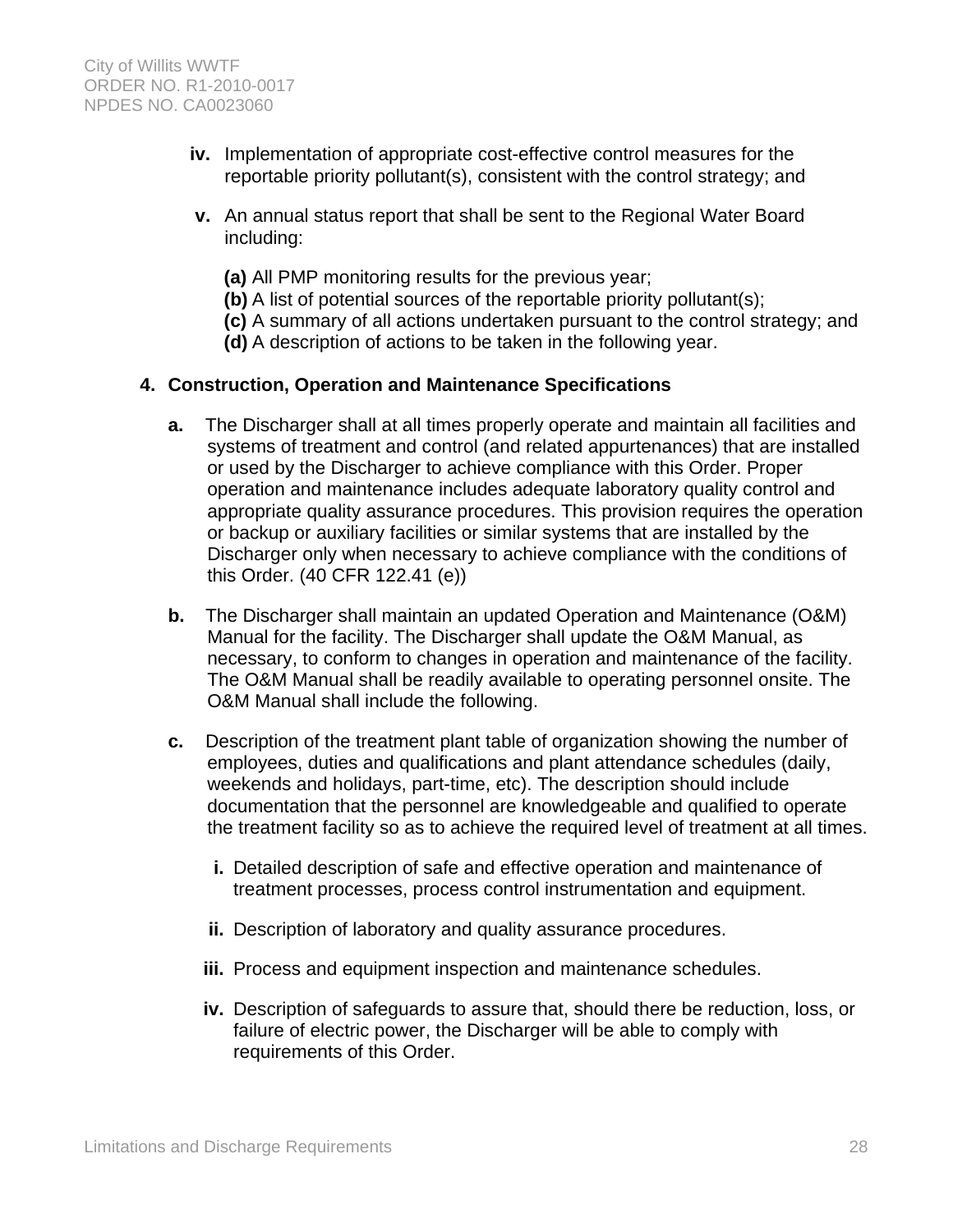iv. Implementation of appropriate cost-effective control measures for the reportable priority pollutant(s), consistent with the control strategy; and

v. An annual status report that shall be sent to the Regional Water Board including:

**(a)** All PMP monitoring results for the previous year;
**(b)** A list of potential sources of the reportable priority pollutant(s);
**(c)** A summary of all actions undertaken pursuant to the control strategy; and
**(d)** A description of actions to be taken in the following year.

**4. Construction, Operation and Maintenance Specifications**

**a.** The Discharger shall at all times properly operate and maintain all facilities and systems of treatment and control (and related appurtenances) that are installed or used by the Discharger to achieve compliance with this Order. Proper operation and maintenance includes adequate laboratory quality control and appropriate quality assurance procedures. This provision requires the operation or backup or auxiliary facilities or similar systems that are installed by the Discharger only when necessary to achieve compliance with the conditions of this Order. (40 CFR 122.41 (e))

**b.** The Discharger shall maintain an updated Operation and Maintenance (O&M) Manual for the facility. The Discharger shall update the O&M Manual, as necessary, to conform to changes in operation and maintenance of the facility. The O&M Manual shall be readily available to operating personnel onsite. The O&M Manual shall include the following.

**c.** Description of the treatment plant table of organization showing the number of employees, duties and qualifications and plant attendance schedules (daily, weekends and holidays, part-time, etc). The description should include documentation that the personnel are knowledgeable and qualified to operate the treatment facility so as to achieve the required level of treatment at all times.

**i.** Detailed description of safe and effective operation and maintenance of treatment processes, process control instrumentation and equipment.

**ii.** Description of laboratory and quality assurance procedures.

**iii.** Process and equipment inspection and maintenance schedules.

**iv.** Description of safeguards to assure that, should there be reduction, loss, or failure of electric power, the Discharger will be able to comply with requirements of this Order.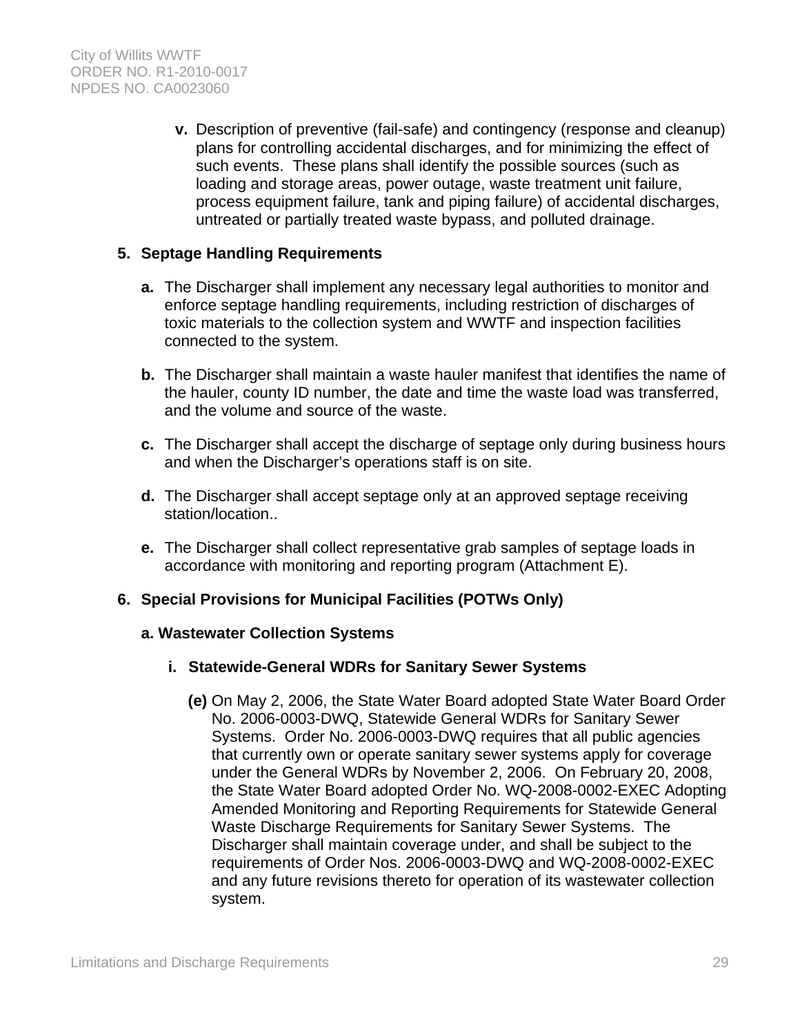**v.** Description of preventive (fail-safe) and contingency (response and cleanup) plans for controlling accidental discharges, and for minimizing the effect of such events. These plans shall identify the possible sources (such as loading and storage areas, power outage, waste treatment unit failure, process equipment failure, tank and piping failure) of accidental discharges, untreated or partially treated waste bypass, and polluted drainage.

**5. Septage Handling Requirements**

**a.** The Discharger shall implement any necessary legal authorities to monitor and enforce septage handling requirements, including restriction of discharges of toxic materials to the collection system and WWTF and inspection facilities connected to the system.

**b.** The Discharger shall maintain a waste hauler manifest that identifies the name of the hauler, county ID number, the date and time the waste load was transferred, and the volume and source of the waste.

**c.** The Discharger shall accept the discharge of septage only during business hours and when the Discharger's operations staff is on site.

**d.** The Discharger shall accept septage only at an approved septage receiving station/location..

**e.** The Discharger shall collect representative grab samples of septage loads in accordance with monitoring and reporting program (Attachment E).

**6. Special Provisions for Municipal Facilities (POTWs Only)**

**a. Wastewater Collection Systems**

**i. Statewide-General WDRs for Sanitary Sewer Systems**

**(e)** On May 2, 2006, the State Water Board adopted State Water Board Order No. 2006-0003-DWQ, Statewide General WDRs for Sanitary Sewer Systems. Order No. 2006-0003-DWQ requires that all public agencies that currently own or operate sanitary sewer systems apply for coverage under the General WDRs by November 2, 2006. On February 20, 2008, the State Water Board adopted Order No. WQ-2008-0002-EXEC Adopting Amended Monitoring and Reporting Requirements for Statewide General Waste Discharge Requirements for Sanitary Sewer Systems. The Discharger shall maintain coverage under, and shall be subject to the requirements of Order Nos. 2006-0003-DWQ and WQ-2008-0002-EXEC and any future revisions thereto for operation of its wastewater collection system.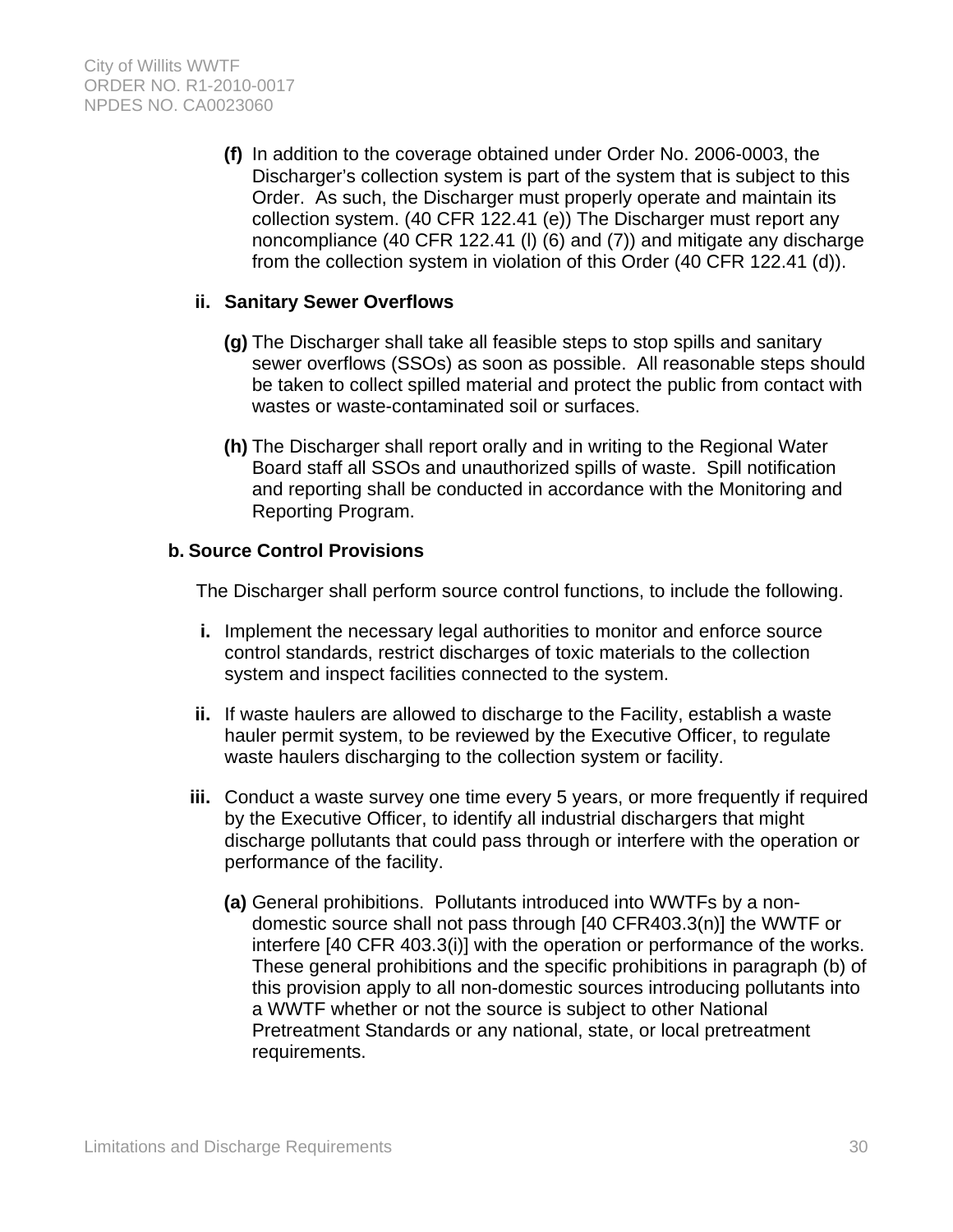**(f)** In addition to the coverage obtained under Order No. 2006-0003, the Discharger's collection system is part of the system that is subject to this Order. As such, the Discharger must properly operate and maintain its collection system. (40 CFR 122.41 (e)) The Discharger must report any noncompliance (40 CFR 122.41 (l) (6) and (7)) and mitigate any discharge from the collection system in violation of this Order (40 CFR 122.41 (d)).

**ii. Sanitary Sewer Overflows**

**(g)** The Discharger shall take all feasible steps to stop spills and sanitary sewer overflows (SSOs) as soon as possible. All reasonable steps should be taken to collect spilled material and protect the public from contact with wastes or waste-contaminated soil or surfaces.

**(h)** The Discharger shall report orally and in writing to the Regional Water Board staff all SSOs and unauthorized spills of waste. Spill notification and reporting shall be conducted in accordance with the Monitoring and Reporting Program.

**b. Source Control Provisions**

The Discharger shall perform source control functions, to include the following.

**i.** Implement the necessary legal authorities to monitor and enforce source control standards, restrict discharges of toxic materials to the collection system and inspect facilities connected to the system.

**ii.** If waste haulers are allowed to discharge to the Facility, establish a waste hauler permit system, to be reviewed by the Executive Officer, to regulate waste haulers discharging to the collection system or facility.

**iii.** Conduct a waste survey one time every 5 years, or more frequently if required by the Executive Officer, to identify all industrial dischargers that might discharge pollutants that could pass through or interfere with the operation or performance of the facility.

**(a)** General prohibitions. Pollutants introduced into WWTFs by a non-domestic source shall not pass through [40 CFR403.3(n)] the WWTF or interfere [40 CFR 403.3(i)] with the operation or performance of the works. These general prohibitions and the specific prohibitions in paragraph (b) of this provision apply to all non-domestic sources introducing pollutants into a WWTF whether or not the source is subject to other National Pretreatment Standards or any national, state, or local pretreatment requirements.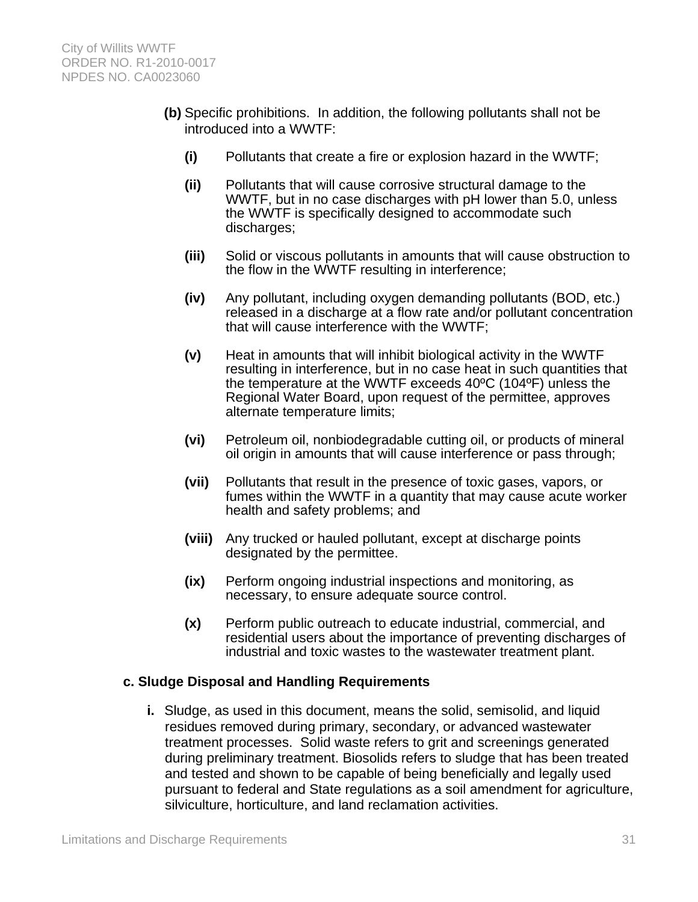**(b)** Specific prohibitions. In addition, the following pollutants shall not be introduced into a WWTF:

**(i)** Pollutants that create a fire or explosion hazard in the WWTF;

**(ii)** Pollutants that will cause corrosive structural damage to the WWTF, but in no case discharges with pH lower than 5.0, unless the WWTF is specifically designed to accommodate such discharges;

**(iii)** Solid or viscous pollutants in amounts that will cause obstruction to the flow in the WWTF resulting in interference;

**(iv)** Any pollutant, including oxygen demanding pollutants (BOD, etc.) released in a discharge at a flow rate and/or pollutant concentration that will cause interference with the WWTF;

**(v)** Heat in amounts that will inhibit biological activity in the WWTF resulting in interference, but in no case heat in such quantities that the temperature at the WWTF exceeds 40ºC (104ºF) unless the Regional Water Board, upon request of the permittee, approves alternate temperature limits;

**(vi)** Petroleum oil, nonbiodegradable cutting oil, or products of mineral oil origin in amounts that will cause interference or pass through;

**(vii)** Pollutants that result in the presence of toxic gases, vapors, or fumes within the WWTF in a quantity that may cause acute worker health and safety problems; and

**(viii)** Any trucked or hauled pollutant, except at discharge points designated by the permittee.

**(ix)** Perform ongoing industrial inspections and monitoring, as necessary, to ensure adequate source control.

**(x)** Perform public outreach to educate industrial, commercial, and residential users about the importance of preventing discharges of industrial and toxic wastes to the wastewater treatment plant.

**c. Sludge Disposal and Handling Requirements**

**i.** Sludge, as used in this document, means the solid, semisolid, and liquid residues removed during primary, secondary, or advanced wastewater treatment processes. Solid waste refers to grit and screenings generated during preliminary treatment. Biosolids refers to sludge that has been treated and tested and shown to be capable of being beneficially and legally used pursuant to federal and State regulations as a soil amendment for agriculture, silviculture, horticulture, and land reclamation activities.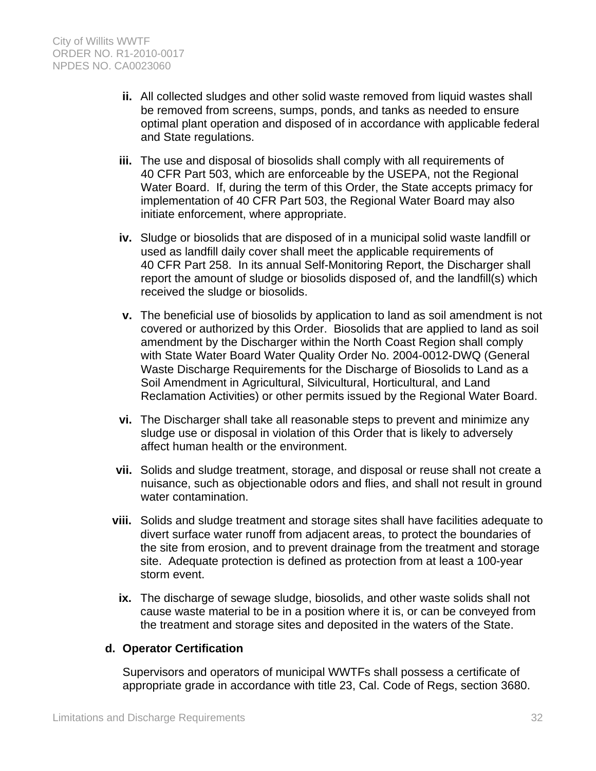ii. All collected sludges and other solid waste removed from liquid wastes shall be removed from screens, sumps, ponds, and tanks as needed to ensure optimal plant operation and disposed of in accordance with applicable federal and State regulations.

iii. The use and disposal of biosolids shall comply with all requirements of 40 CFR Part 503, which are enforceable by the USEPA, not the Regional Water Board. If, during the term of this Order, the State accepts primacy for implementation of 40 CFR Part 503, the Regional Water Board may also initiate enforcement, where appropriate.

iv. Sludge or biosolids that are disposed of in a municipal solid waste landfill or used as landfill daily cover shall meet the applicable requirements of 40 CFR Part 258. In its annual Self-Monitoring Report, the Discharger shall report the amount of sludge or biosolids disposed of, and the landfill(s) which received the sludge or biosolids.

v. The beneficial use of biosolids by application to land as soil amendment is not covered or authorized by this Order. Biosolids that are applied to land as soil amendment by the Discharger within the North Coast Region shall comply with State Water Board Water Quality Order No. 2004-0012-DWQ (General Waste Discharge Requirements for the Discharge of Biosolids to Land as a Soil Amendment in Agricultural, Silvicultural, Horticultural, and Land Reclamation Activities) or other permits issued by the Regional Water Board.

vi. The Discharger shall take all reasonable steps to prevent and minimize any sludge use or disposal in violation of this Order that is likely to adversely affect human health or the environment.

vii. Solids and sludge treatment, storage, and disposal or reuse shall not create a nuisance, such as objectionable odors and flies, and shall not result in ground water contamination.

viii. Solids and sludge treatment and storage sites shall have facilities adequate to divert surface water runoff from adjacent areas, to protect the boundaries of the site from erosion, and to prevent drainage from the treatment and storage site. Adequate protection is defined as protection from at least a 100-year storm event.

ix. The discharge of sewage sludge, biosolids, and other waste solids shall not cause waste material to be in a position where it is, or can be conveyed from the treatment and storage sites and deposited in the waters of the State.

**d. Operator Certification**

Supervisors and operators of municipal WWTFs shall possess a certificate of appropriate grade in accordance with title 23, Cal. Code of Regs, section 3680.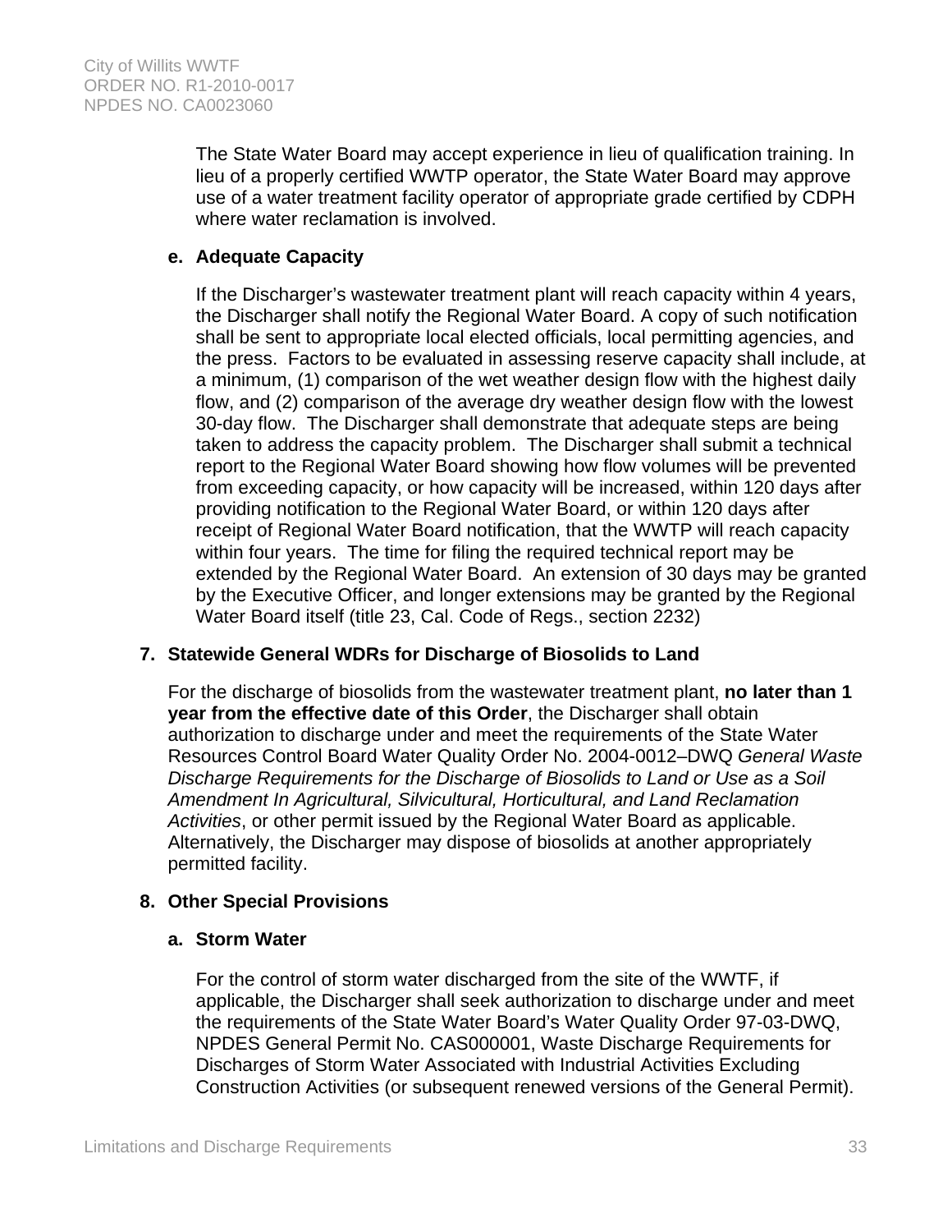The State Water Board may accept experience in lieu of qualification training. In lieu of a properly certified WWTP operator, the State Water Board may approve use of a water treatment facility operator of appropriate grade certified by CDPH where water reclamation is involved.

**e. Adequate Capacity**

If the Discharger's wastewater treatment plant will reach capacity within 4 years, the Discharger shall notify the Regional Water Board. A copy of such notification shall be sent to appropriate local elected officials, local permitting agencies, and the press. Factors to be evaluated in assessing reserve capacity shall include, at a minimum, (1) comparison of the wet weather design flow with the highest daily flow, and (2) comparison of the average dry weather design flow with the lowest 30-day flow. The Discharger shall demonstrate that adequate steps are being taken to address the capacity problem. The Discharger shall submit a technical report to the Regional Water Board showing how flow volumes will be prevented from exceeding capacity, or how capacity will be increased, within 120 days after providing notification to the Regional Water Board, or within 120 days after receipt of Regional Water Board notification, that the WWTP will reach capacity within four years. The time for filing the required technical report may be extended by the Regional Water Board. An extension of 30 days may be granted by the Executive Officer, and longer extensions may be granted by the Regional Water Board itself (title 23, Cal. Code of Regs., section 2232)

**7. Statewide General WDRs for Discharge of Biosolids to Land**

For the discharge of biosolids from the wastewater treatment plant, **no later than 1 year from the effective date of this Order**, the Discharger shall obtain authorization to discharge under and meet the requirements of the State Water Resources Control Board Water Quality Order No. 2004-0012–DWQ *General Waste Discharge Requirements for the Discharge of Biosolids to Land or Use as a Soil Amendment In Agricultural, Silvicultural, Horticultural, and Land Reclamation Activities*, or other permit issued by the Regional Water Board as applicable. Alternatively, the Discharger may dispose of biosolids at another appropriately permitted facility.

**8. Other Special Provisions**

**a. Storm Water**

For the control of storm water discharged from the site of the WWTF, if applicable, the Discharger shall seek authorization to discharge under and meet the requirements of the State Water Board's Water Quality Order 97-03-DWQ, NPDES General Permit No. CAS000001, Waste Discharge Requirements for Discharges of Storm Water Associated with Industrial Activities Excluding Construction Activities (or subsequent renewed versions of the General Permit).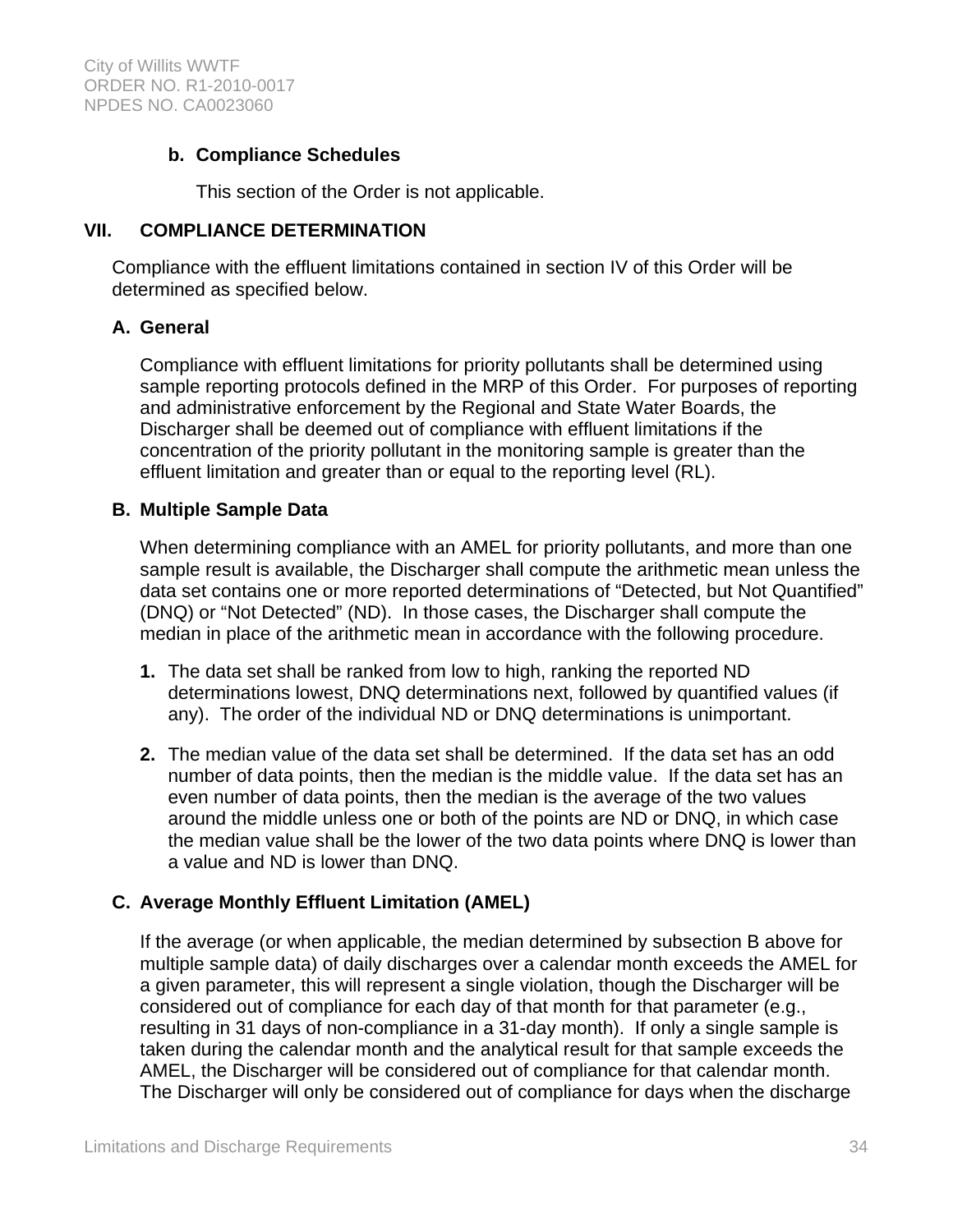**b. Compliance Schedules**

This section of the Order is not applicable.

## VII. COMPLIANCE DETERMINATION

Compliance with the effluent limitations contained in section IV of this Order will be determined as specified below.

### A. General

Compliance with effluent limitations for priority pollutants shall be determined using sample reporting protocols defined in the MRP of this Order. For purposes of reporting and administrative enforcement by the Regional and State Water Boards, the Discharger shall be deemed out of compliance with effluent limitations if the concentration of the priority pollutant in the monitoring sample is greater than the effluent limitation and greater than or equal to the reporting level (RL).

### B. Multiple Sample Data

When determining compliance with an AMEL for priority pollutants, and more than one sample result is available, the Discharger shall compute the arithmetic mean unless the data set contains one or more reported determinations of "Detected, but Not Quantified" (DNQ) or "Not Detected" (ND). In those cases, the Discharger shall compute the median in place of the arithmetic mean in accordance with the following procedure.

1. The data set shall be ranked from low to high, ranking the reported ND determinations lowest, DNQ determinations next, followed by quantified values (if any). The order of the individual ND or DNQ determinations is unimportant.

2. The median value of the data set shall be determined. If the data set has an odd number of data points, then the median is the middle value. If the data set has an even number of data points, then the median is the average of the two values around the middle unless one or both of the points are ND or DNQ, in which case the median value shall be the lower of the two data points where DNQ is lower than a value and ND is lower than DNQ.

### C. Average Monthly Effluent Limitation (AMEL)

If the average (or when applicable, the median determined by subsection B above for multiple sample data) of daily discharges over a calendar month exceeds the AMEL for a given parameter, this will represent a single violation, though the Discharger will be considered out of compliance for each day of that month for that parameter (e.g., resulting in 31 days of non-compliance in a 31-day month). If only a single sample is taken during the calendar month and the analytical result for that sample exceeds the AMEL, the Discharger will be considered out of compliance for that calendar month. The Discharger will only be considered out of compliance for days when the discharge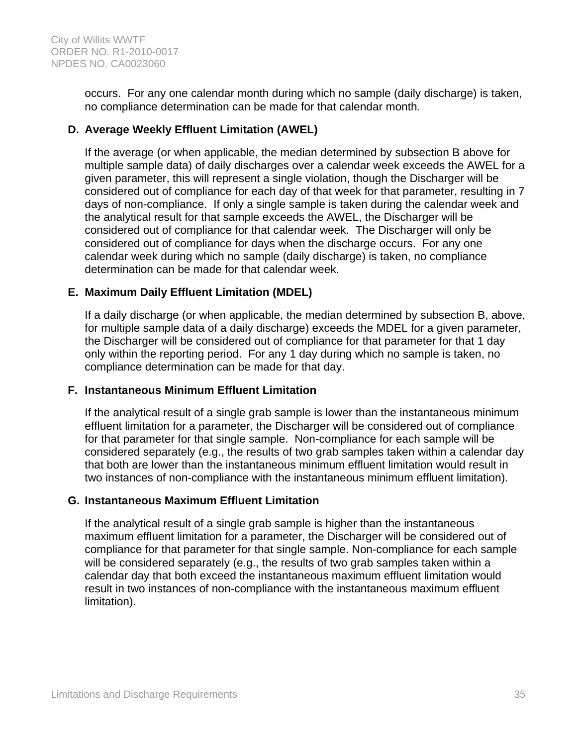occurs. For any one calendar month during which no sample (daily discharge) is taken, no compliance determination can be made for that calendar month.

### D. Average Weekly Effluent Limitation (AWEL)

If the average (or when applicable, the median determined by subsection B above for multiple sample data) of daily discharges over a calendar week exceeds the AWEL for a given parameter, this will represent a single violation, though the Discharger will be considered out of compliance for each day of that week for that parameter, resulting in 7 days of non-compliance. If only a single sample is taken during the calendar week and the analytical result for that sample exceeds the AWEL, the Discharger will be considered out of compliance for that calendar week. The Discharger will only be considered out of compliance for days when the discharge occurs. For any one calendar week during which no sample (daily discharge) is taken, no compliance determination can be made for that calendar week.

### E. Maximum Daily Effluent Limitation (MDEL)

If a daily discharge (or when applicable, the median determined by subsection B, above, for multiple sample data of a daily discharge) exceeds the MDEL for a given parameter, the Discharger will be considered out of compliance for that parameter for that 1 day only within the reporting period. For any 1 day during which no sample is taken, no compliance determination can be made for that day.

### F. Instantaneous Minimum Effluent Limitation

If the analytical result of a single grab sample is lower than the instantaneous minimum effluent limitation for a parameter, the Discharger will be considered out of compliance for that parameter for that single sample. Non-compliance for each sample will be considered separately (e.g., the results of two grab samples taken within a calendar day that both are lower than the instantaneous minimum effluent limitation would result in two instances of non-compliance with the instantaneous minimum effluent limitation).

### G. Instantaneous Maximum Effluent Limitation

If the analytical result of a single grab sample is higher than the instantaneous maximum effluent limitation for a parameter, the Discharger will be considered out of compliance for that parameter for that single sample. Non-compliance for each sample will be considered separately (e.g., the results of two grab samples taken within a calendar day that both exceed the instantaneous maximum effluent limitation would result in two instances of non-compliance with the instantaneous maximum effluent limitation).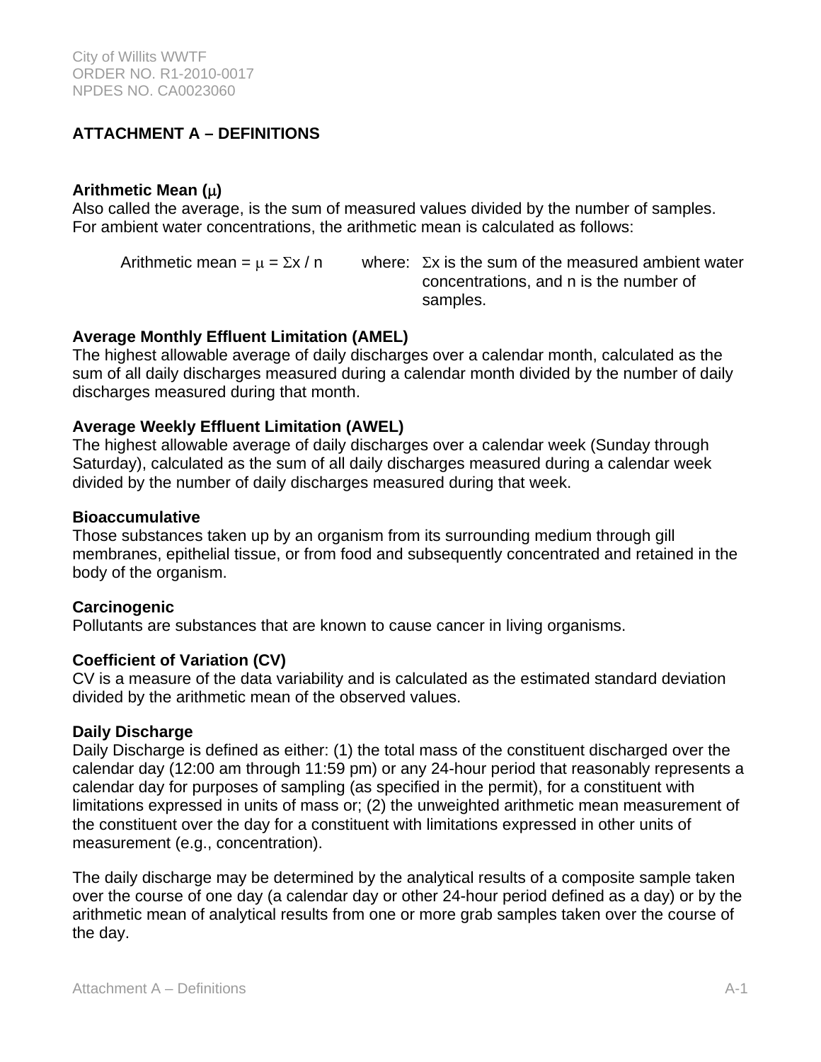## ATTACHMENT A – DEFINITIONS

**Arithmetic Mean ($\mu$)**
Also called the average, is the sum of measured values divided by the number of samples. For ambient water concentrations, the arithmetic mean is calculated as follows:

Arithmetic mean = $\mu = \Sigma x / n$ where: $\Sigma x$ is the sum of the measured ambient water concentrations, and n is the number of samples.

**Average Monthly Effluent Limitation (AMEL)**
The highest allowable average of daily discharges over a calendar month, calculated as the sum of all daily discharges measured during a calendar month divided by the number of daily discharges measured during that month.

**Average Weekly Effluent Limitation (AWEL)**
The highest allowable average of daily discharges over a calendar week (Sunday through Saturday), calculated as the sum of all daily discharges measured during a calendar week divided by the number of daily discharges measured during that week.

**Bioaccumulative**
Those substances taken up by an organism from its surrounding medium through gill membranes, epithelial tissue, or from food and subsequently concentrated and retained in the body of the organism.

**Carcinogenic**
Pollutants are substances that are known to cause cancer in living organisms.

**Coefficient of Variation (CV)**
CV is a measure of the data variability and is calculated as the estimated standard deviation divided by the arithmetic mean of the observed values.

**Daily Discharge**
Daily Discharge is defined as either: (1) the total mass of the constituent discharged over the calendar day (12:00 am through 11:59 pm) or any 24-hour period that reasonably represents a calendar day for purposes of sampling (as specified in the permit), for a constituent with limitations expressed in units of mass or; (2) the unweighted arithmetic mean measurement of the constituent over the day for a constituent with limitations expressed in other units of measurement (e.g., concentration).

The daily discharge may be determined by the analytical results of a composite sample taken over the course of one day (a calendar day or other 24-hour period defined as a day) or by the arithmetic mean of analytical results from one or more grab samples taken over the course of the day.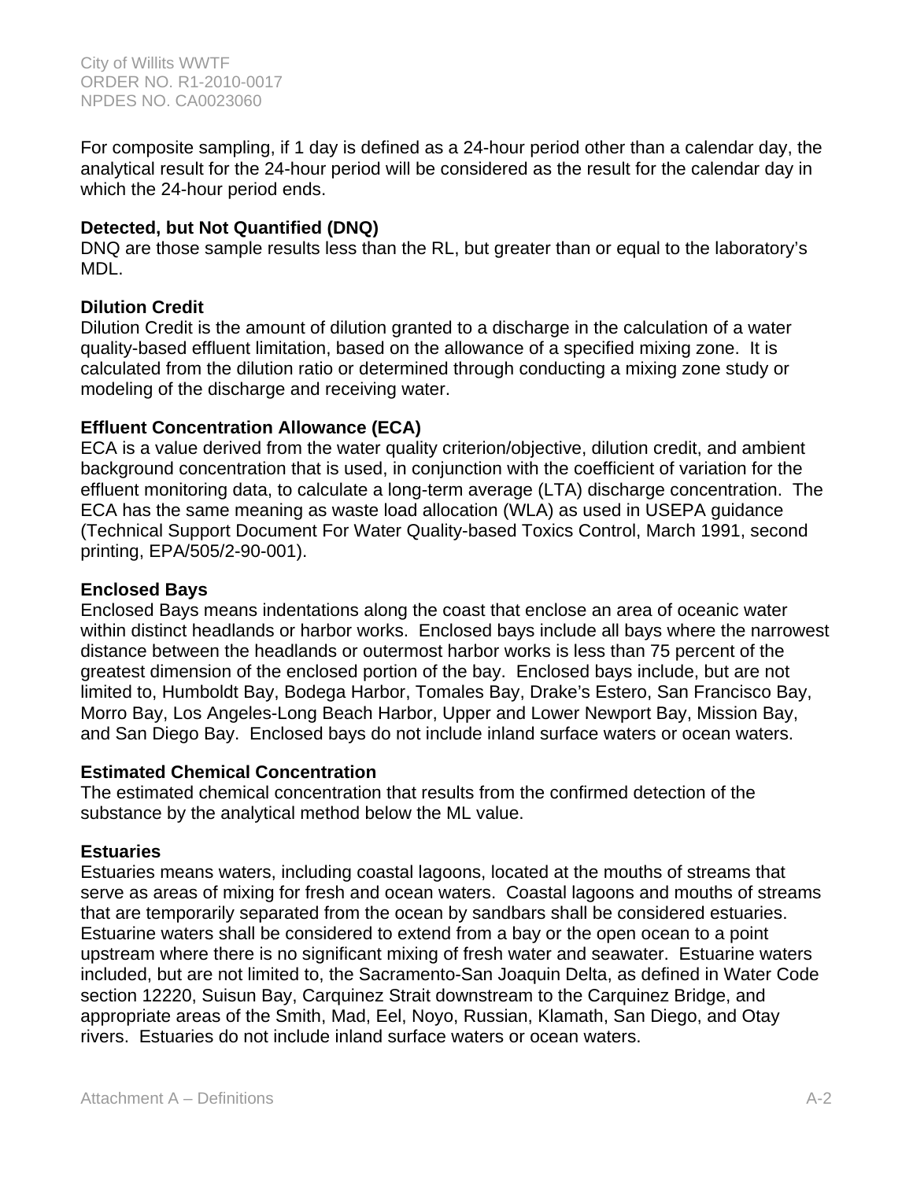For composite sampling, if 1 day is defined as a 24-hour period other than a calendar day, the analytical result for the 24-hour period will be considered as the result for the calendar day in which the 24-hour period ends.

**Detected, but Not Quantified (DNQ)**
DNQ are those sample results less than the RL, but greater than or equal to the laboratory's MDL.

**Dilution Credit**
Dilution Credit is the amount of dilution granted to a discharge in the calculation of a water quality-based effluent limitation, based on the allowance of a specified mixing zone. It is calculated from the dilution ratio or determined through conducting a mixing zone study or modeling of the discharge and receiving water.

**Effluent Concentration Allowance (ECA)**
ECA is a value derived from the water quality criterion/objective, dilution credit, and ambient background concentration that is used, in conjunction with the coefficient of variation for the effluent monitoring data, to calculate a long-term average (LTA) discharge concentration. The ECA has the same meaning as waste load allocation (WLA) as used in USEPA guidance (Technical Support Document For Water Quality-based Toxics Control, March 1991, second printing, EPA/505/2-90-001).

**Enclosed Bays**
Enclosed Bays means indentations along the coast that enclose an area of oceanic water within distinct headlands or harbor works. Enclosed bays include all bays where the narrowest distance between the headlands or outermost harbor works is less than 75 percent of the greatest dimension of the enclosed portion of the bay. Enclosed bays include, but are not limited to, Humboldt Bay, Bodega Harbor, Tomales Bay, Drake's Estero, San Francisco Bay, Morro Bay, Los Angeles-Long Beach Harbor, Upper and Lower Newport Bay, Mission Bay, and San Diego Bay. Enclosed bays do not include inland surface waters or ocean waters.

**Estimated Chemical Concentration**
The estimated chemical concentration that results from the confirmed detection of the substance by the analytical method below the ML value.

**Estuaries**
Estuaries means waters, including coastal lagoons, located at the mouths of streams that serve as areas of mixing for fresh and ocean waters. Coastal lagoons and mouths of streams that are temporarily separated from the ocean by sandbars shall be considered estuaries. Estuarine waters shall be considered to extend from a bay or the open ocean to a point upstream where there is no significant mixing of fresh water and seawater. Estuarine waters included, but are not limited to, the Sacramento-San Joaquin Delta, as defined in Water Code section 12220, Suisun Bay, Carquinez Strait downstream to the Carquinez Bridge, and appropriate areas of the Smith, Mad, Eel, Noyo, Russian, Klamath, San Diego, and Otay rivers. Estuaries do not include inland surface waters or ocean waters.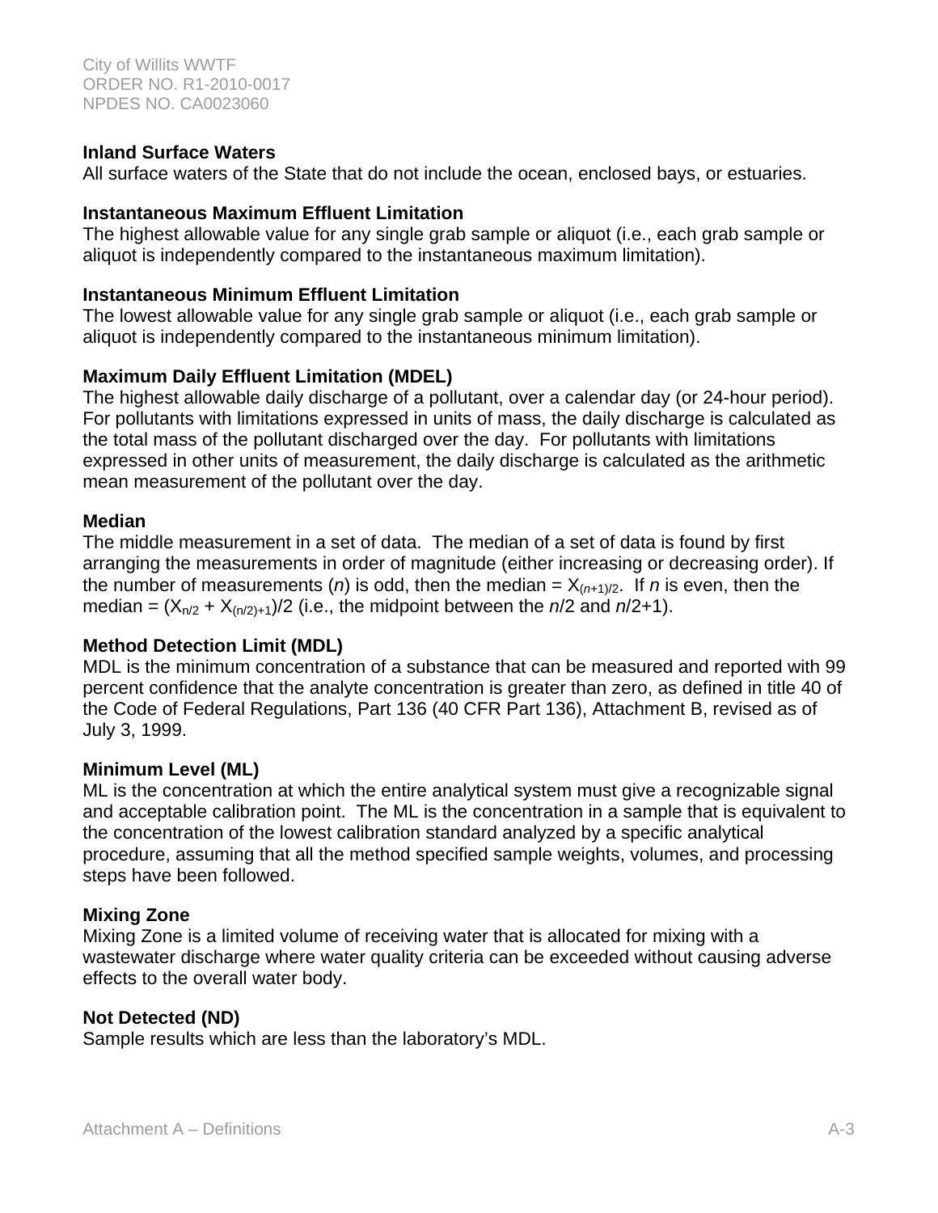**Inland Surface Waters**
All surface waters of the State that do not include the ocean, enclosed bays, or estuaries.

**Instantaneous Maximum Effluent Limitation**
The highest allowable value for any single grab sample or aliquot (i.e., each grab sample or aliquot is independently compared to the instantaneous maximum limitation).

**Instantaneous Minimum Effluent Limitation**
The lowest allowable value for any single grab sample or aliquot (i.e., each grab sample or aliquot is independently compared to the instantaneous minimum limitation).

**Maximum Daily Effluent Limitation (MDEL)**
The highest allowable daily discharge of a pollutant, over a calendar day (or 24-hour period). For pollutants with limitations expressed in units of mass, the daily discharge is calculated as the total mass of the pollutant discharged over the day. For pollutants with limitations expressed in other units of measurement, the daily discharge is calculated as the arithmetic mean measurement of the pollutant over the day.

**Median**
The middle measurement in a set of data. The median of a set of data is found by first arranging the measurements in order of magnitude (either increasing or decreasing order). If the number of measurements ($n$) is odd, then the median = $X_{(n+1)/2}$. If $n$ is even, then the median = $(X_{n/2} + X_{(n/2)+1})/2$ (i.e., the midpoint between the $n/2$ and $n/2+1$).

**Method Detection Limit (MDL)**
MDL is the minimum concentration of a substance that can be measured and reported with 99 percent confidence that the analyte concentration is greater than zero, as defined in title 40 of the Code of Federal Regulations, Part 136 (40 CFR Part 136), Attachment B, revised as of July 3, 1999.

**Minimum Level (ML)**
ML is the concentration at which the entire analytical system must give a recognizable signal and acceptable calibration point. The ML is the concentration in a sample that is equivalent to the concentration of the lowest calibration standard analyzed by a specific analytical procedure, assuming that all the method specified sample weights, volumes, and processing steps have been followed.

**Mixing Zone**
Mixing Zone is a limited volume of receiving water that is allocated for mixing with a wastewater discharge where water quality criteria can be exceeded without causing adverse effects to the overall water body.

**Not Detected (ND)**
Sample results which are less than the laboratory's MDL.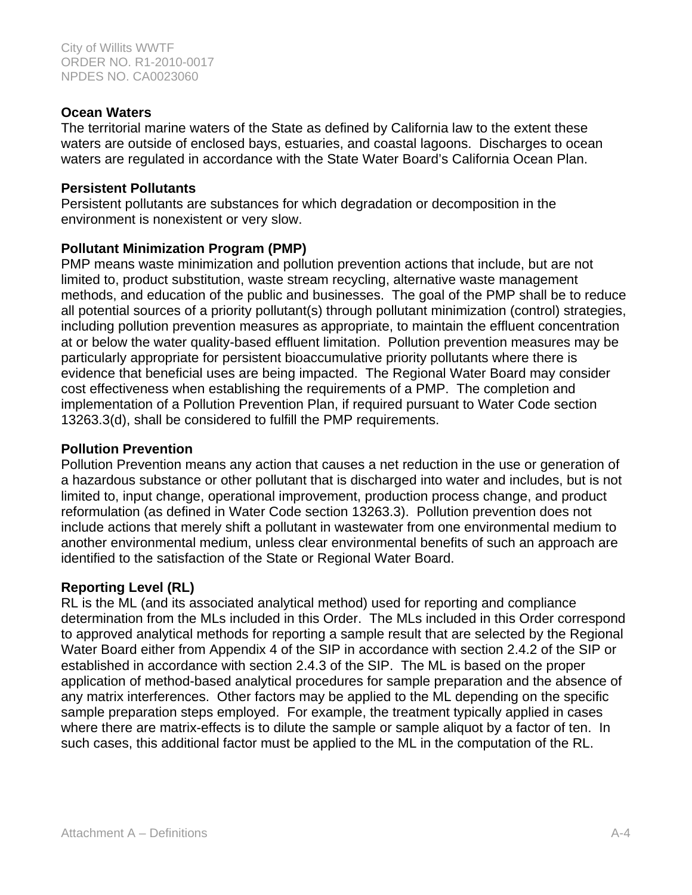**Ocean Waters**
The territorial marine waters of the State as defined by California law to the extent these waters are outside of enclosed bays, estuaries, and coastal lagoons. Discharges to ocean waters are regulated in accordance with the State Water Board's California Ocean Plan.

**Persistent Pollutants**
Persistent pollutants are substances for which degradation or decomposition in the environment is nonexistent or very slow.

**Pollutant Minimization Program (PMP)**
PMP means waste minimization and pollution prevention actions that include, but are not limited to, product substitution, waste stream recycling, alternative waste management methods, and education of the public and businesses. The goal of the PMP shall be to reduce all potential sources of a priority pollutant(s) through pollutant minimization (control) strategies, including pollution prevention measures as appropriate, to maintain the effluent concentration at or below the water quality-based effluent limitation. Pollution prevention measures may be particularly appropriate for persistent bioaccumulative priority pollutants where there is evidence that beneficial uses are being impacted. The Regional Water Board may consider cost effectiveness when establishing the requirements of a PMP. The completion and implementation of a Pollution Prevention Plan, if required pursuant to Water Code section 13263.3(d), shall be considered to fulfill the PMP requirements.

**Pollution Prevention**
Pollution Prevention means any action that causes a net reduction in the use or generation of a hazardous substance or other pollutant that is discharged into water and includes, but is not limited to, input change, operational improvement, production process change, and product reformulation (as defined in Water Code section 13263.3). Pollution prevention does not include actions that merely shift a pollutant in wastewater from one environmental medium to another environmental medium, unless clear environmental benefits of such an approach are identified to the satisfaction of the State or Regional Water Board.

**Reporting Level (RL)**
RL is the ML (and its associated analytical method) used for reporting and compliance determination from the MLs included in this Order. The MLs included in this Order correspond to approved analytical methods for reporting a sample result that are selected by the Regional Water Board either from Appendix 4 of the SIP in accordance with section 2.4.2 of the SIP or established in accordance with section 2.4.3 of the SIP. The ML is based on the proper application of method-based analytical procedures for sample preparation and the absence of any matrix interferences. Other factors may be applied to the ML depending on the specific sample preparation steps employed. For example, the treatment typically applied in cases where there are matrix-effects is to dilute the sample or sample aliquot by a factor of ten. In such cases, this additional factor must be applied to the ML in the computation of the RL.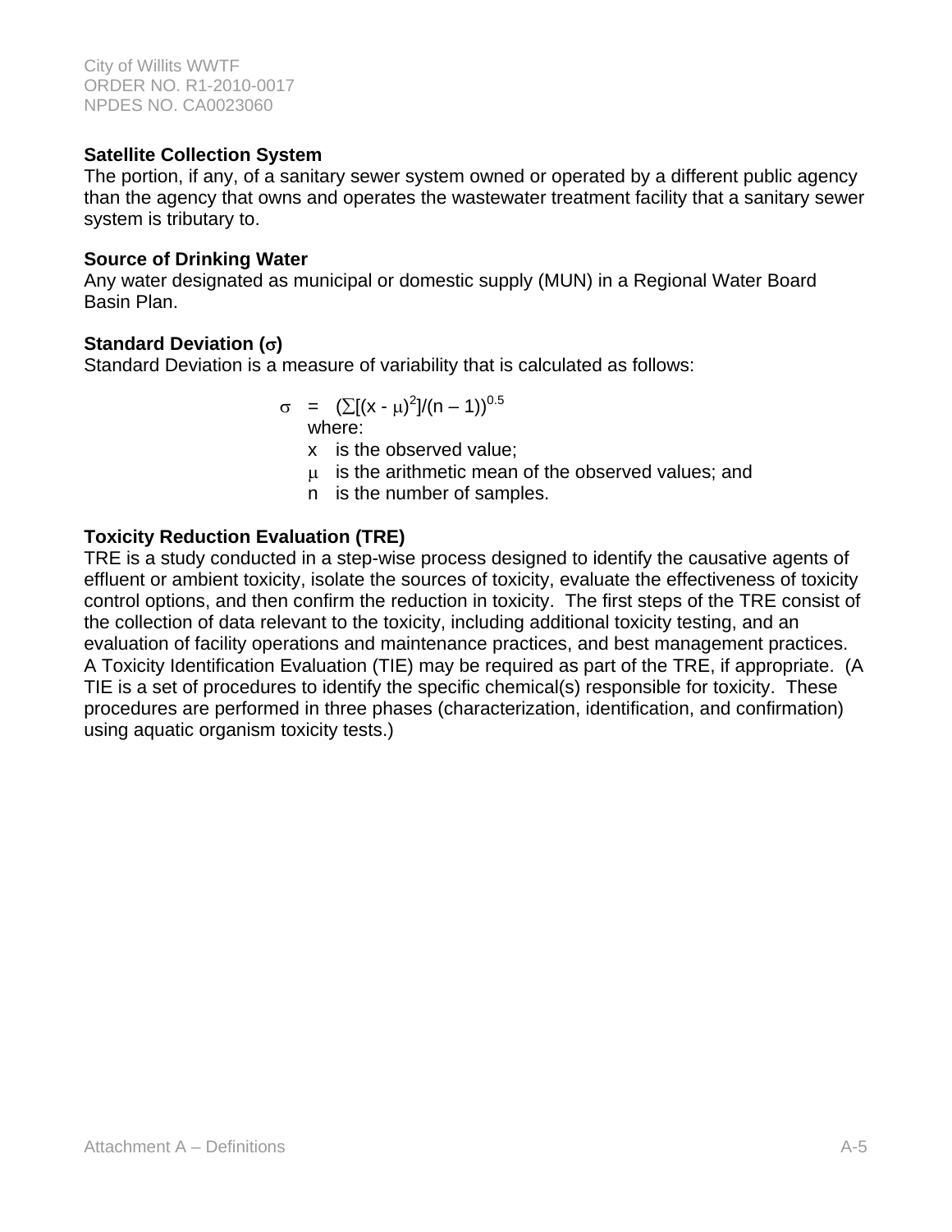**Satellite Collection System**
The portion, if any, of a sanitary sewer system owned or operated by a different public agency than the agency that owns and operates the wastewater treatment facility that a sanitary sewer system is tributary to.

**Source of Drinking Water**
Any water designated as municipal or domestic supply (MUN) in a Regional Water Board Basin Plan.

**Standard Deviation ($\sigma$)**
Standard Deviation is a measure of variability that is calculated as follows:

$$\sigma = (\sum[(x - \mu)^2]/(n - 1))^{0.5}$$

where:

- $x$ is the observed value;
- $\mu$ is the arithmetic mean of the observed values; and
- $n$ is the number of samples.

**Toxicity Reduction Evaluation (TRE)**
TRE is a study conducted in a step-wise process designed to identify the causative agents of effluent or ambient toxicity, isolate the sources of toxicity, evaluate the effectiveness of toxicity control options, and then confirm the reduction in toxicity. The first steps of the TRE consist of the collection of data relevant to the toxicity, including additional toxicity testing, and an evaluation of facility operations and maintenance practices, and best management practices. A Toxicity Identification Evaluation (TIE) may be required as part of the TRE, if appropriate. (A TIE is a set of procedures to identify the specific chemical(s) responsible for toxicity. These procedures are performed in three phases (characterization, identification, and confirmation) using aquatic organism toxicity tests.)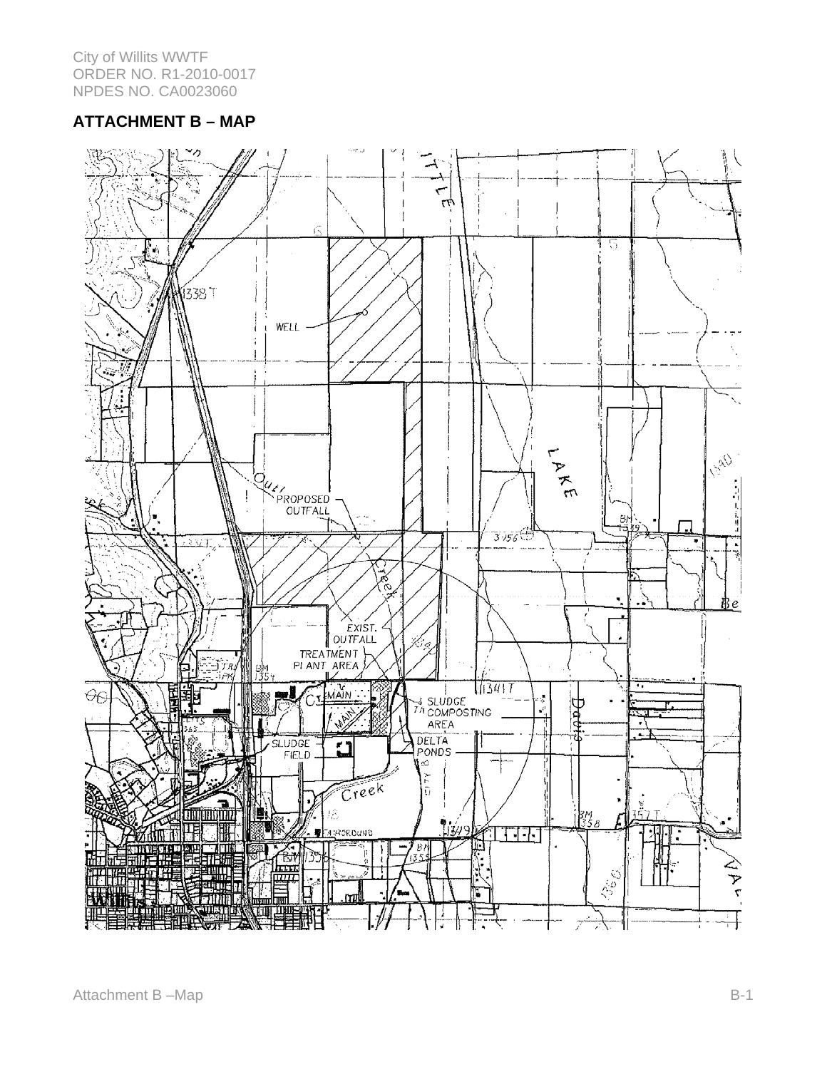## ATTACHMENT B – MAP

WELL

PROPOSED OUTFALL

EXIST. OUTFALL

TREATMENT PLANT AREA

SLUDGE COMPOSTING AREA

SLUDGE FIELD

DELTA PONDS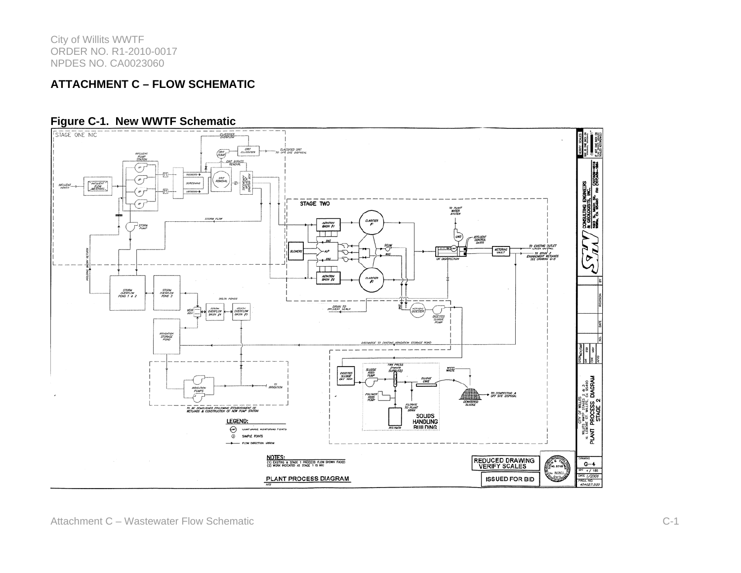## ATTACHMENT C – FLOW SCHEMATIC

**Figure C-1. New WWTF Schematic**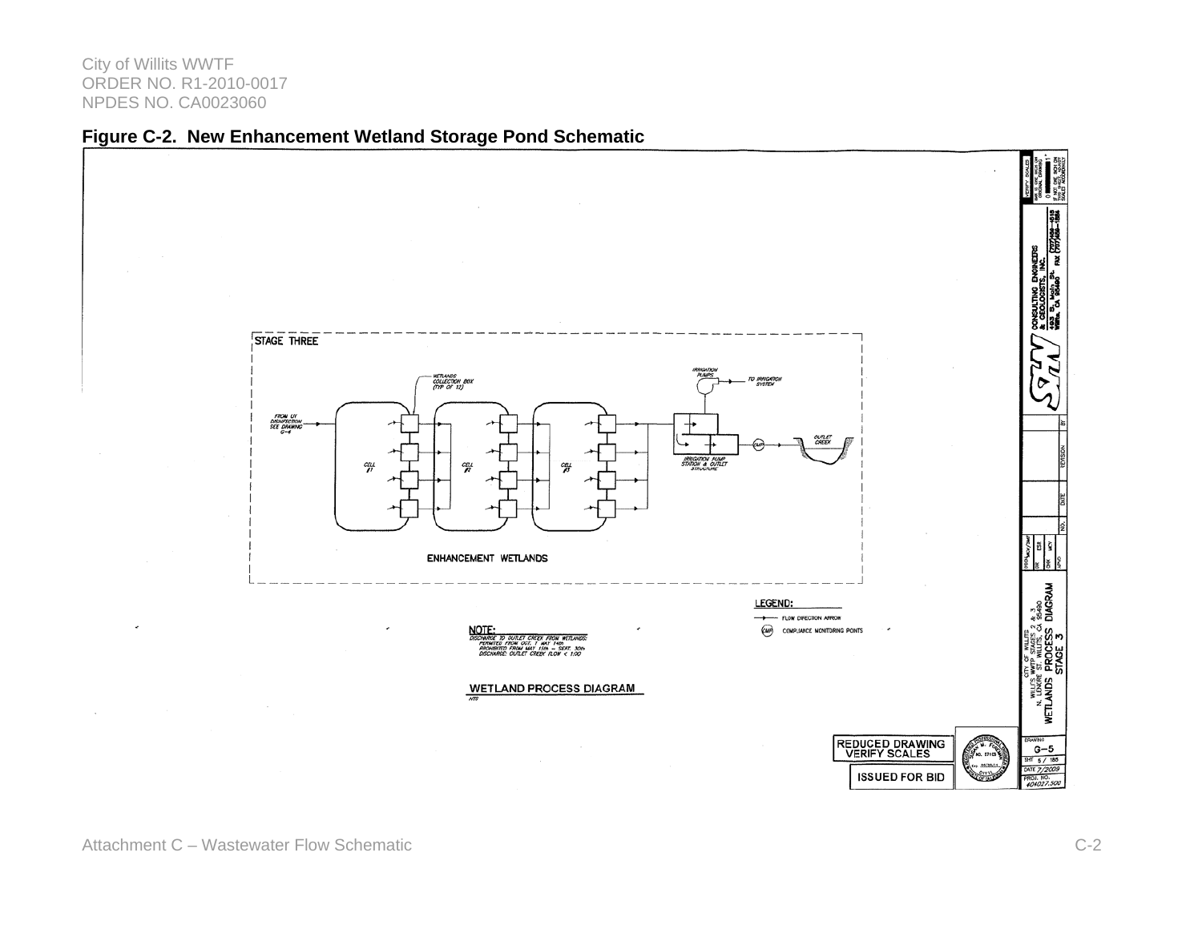**Figure C-2. New Enhancement Wetland Storage Pond Schematic**

STAGE THREE

FROM UV DISINFECTION SEE DRAWING G-4

WETLANDS COLLECTION BOX (TYP OF 12)

CELL #1

CELL #2

CELL #3

IRRIGATION PUMPS

TO IRRIGATION SYSTEM

IRRIGATION PUMP STATION & OUTLET STRUCTURE

CMP

OUTLET CREEK

ENHANCEMENT WETLANDS

LEGEND:

FLOW DIRECTION ARROW

CMP COMPLIANCE MONITORING POINTS

NOTE:
DISCHARGE TO OUTLET CREEK FROM WETLANDS:
PERMITTED FROM OCT. 1 - MAY 14th
PROHIBITED FROM MAY 15th - SEPT. 30th
DISCHARGE: OUTLET CREEK FLOW < 1:00

WETLAND PROCESS DIAGRAM
NTS

REDUCED DRAWING VERIFY SCALES

ISSUED FOR BID

SHN CONSULTING ENGINEERS & GEOLOGISTS, INC.
480 S. Main St. Willits, CA 95490 (707)459-4518 FAX (707)459-1884

CITY OF WILLITS
WILLITS WWTP STAGES 2 & 3
N. LENORE ST. WILLITS, CA 95490
WETLANDS PROCESS DIAGRAM
STAGE 3

DRAWING G-5
SHT 5 / 185
DATE 7/2009
PROJ. NO. 404027.300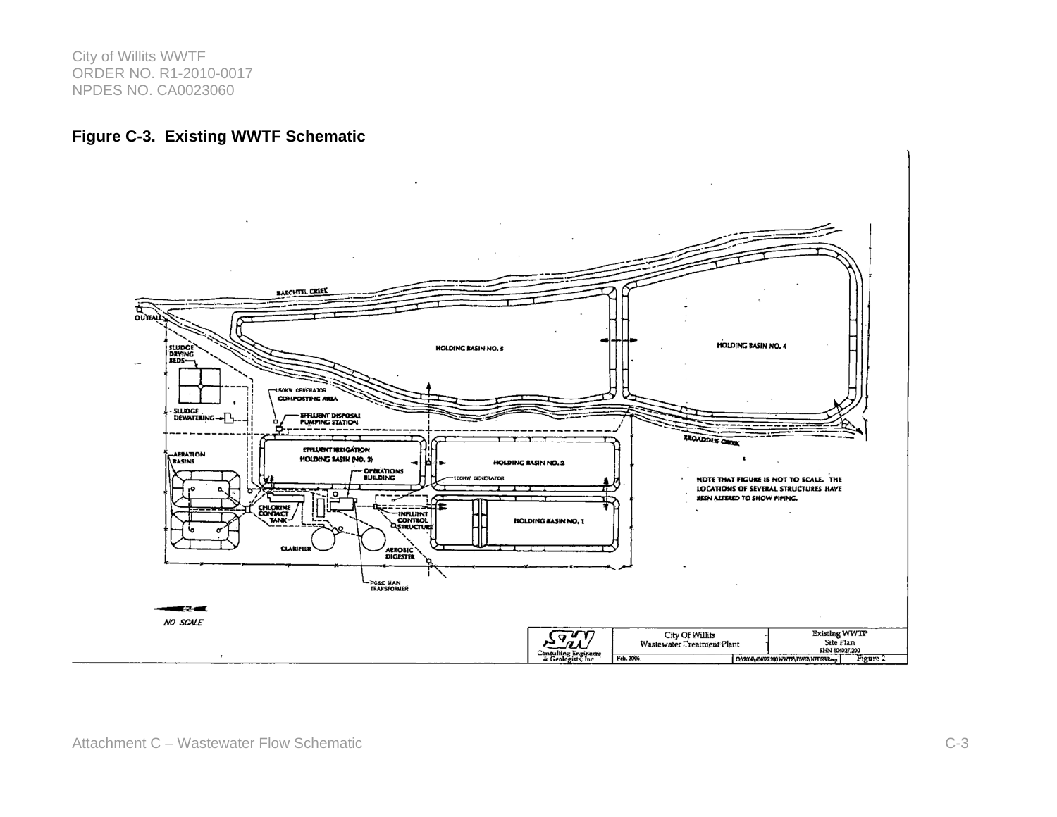**Figure C-3. Existing WWTF Schematic**

BAECHTEL CREEK

OUTFALL

SLUDGE DRYING BEDS

SLUDGE DEWATERING

150KW GENERATOR

COMPOSTING AREA

EFFLUENT DISPOSAL PUMPING STATION

HOLDING BASIN NO. 5

HOLDING BASIN NO. 4

BROADDUS CREEK

AERATION BASINS

EFFLUENT IRRIGATION HOLDING BASIN (NO. 3)

OPERATIONS BUILDING

HOLDING BASIN NO. 2

100KW GENERATOR

NOTE THAT FIGURE IS NOT TO SCALE. THE LOCATIONS OF SEVERAL STRUCTURES HAVE BEEN ALTERED TO SHOW PIPING.

CHLORINE CONTACT TANK

INFLUENT CONTROL STRUCTURE

HOLDING BASIN NO. 1

CLARIFIER

AEROBIC DIGESTER

PG&E MAIN TRANSFORMER

NO SCALE

| SHN Consulting Engineers & Geologists, Inc. | City Of Willits Wastewater Treatment Plant | Existing WWTP Site Plan SHN 404027.200 |
|---|---|---|
| | Feb. 2006 | Figure 2 |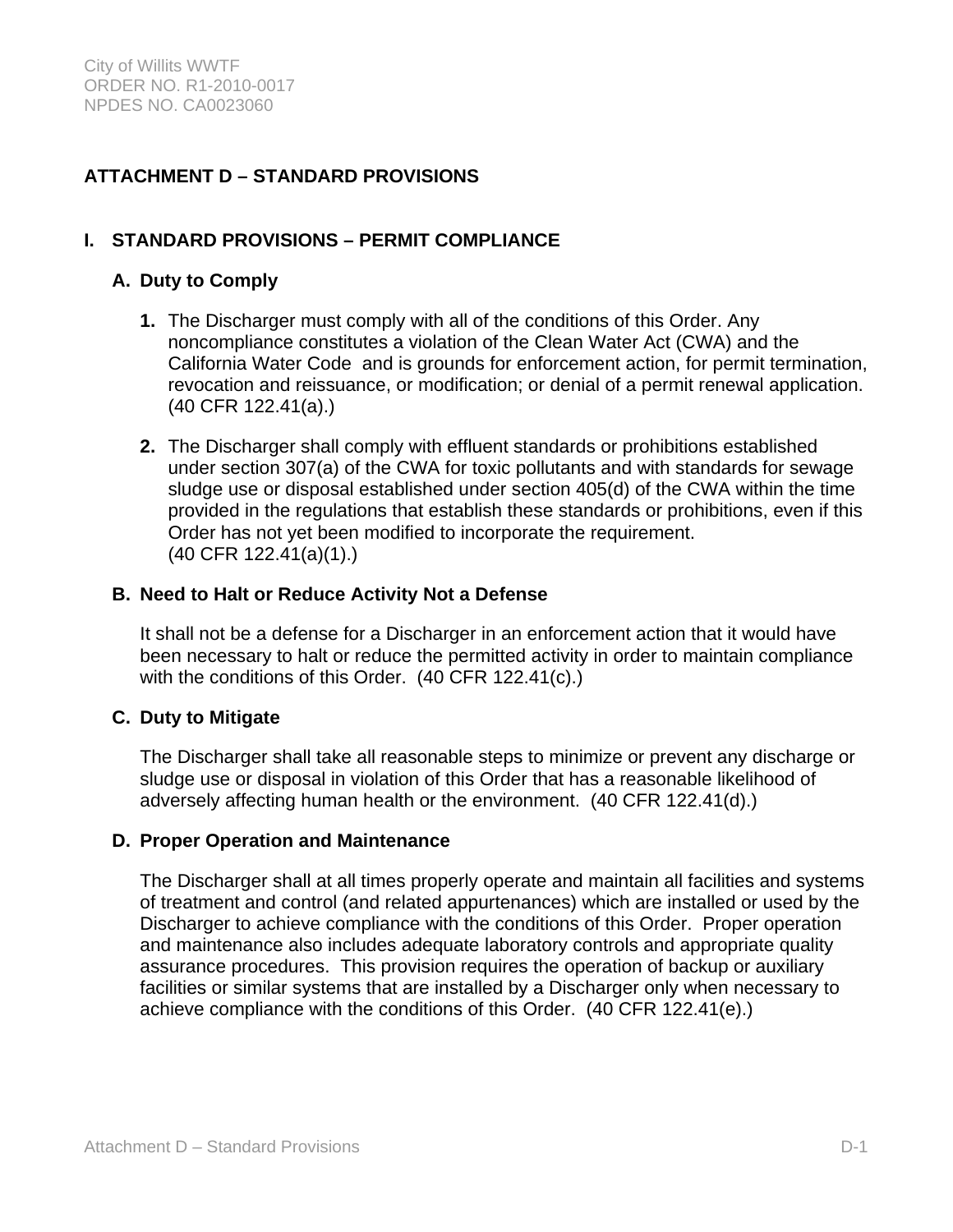## ATTACHMENT D – STANDARD PROVISIONS

### I. STANDARD PROVISIONS – PERMIT COMPLIANCE

#### A. Duty to Comply

1. The Discharger must comply with all of the conditions of this Order. Any noncompliance constitutes a violation of the Clean Water Act (CWA) and the California Water Code and is grounds for enforcement action, for permit termination, revocation and reissuance, or modification; or denial of a permit renewal application. (40 CFR 122.41(a).)

2. The Discharger shall comply with effluent standards or prohibitions established under section 307(a) of the CWA for toxic pollutants and with standards for sewage sludge use or disposal established under section 405(d) of the CWA within the time provided in the regulations that establish these standards or prohibitions, even if this Order has not yet been modified to incorporate the requirement. (40 CFR 122.41(a)(1).)

#### B. Need to Halt or Reduce Activity Not a Defense

It shall not be a defense for a Discharger in an enforcement action that it would have been necessary to halt or reduce the permitted activity in order to maintain compliance with the conditions of this Order. (40 CFR 122.41(c).)

#### C. Duty to Mitigate

The Discharger shall take all reasonable steps to minimize or prevent any discharge or sludge use or disposal in violation of this Order that has a reasonable likelihood of adversely affecting human health or the environment. (40 CFR 122.41(d).)

#### D. Proper Operation and Maintenance

The Discharger shall at all times properly operate and maintain all facilities and systems of treatment and control (and related appurtenances) which are installed or used by the Discharger to achieve compliance with the conditions of this Order. Proper operation and maintenance also includes adequate laboratory controls and appropriate quality assurance procedures. This provision requires the operation of backup or auxiliary facilities or similar systems that are installed by a Discharger only when necessary to achieve compliance with the conditions of this Order. (40 CFR 122.41(e).)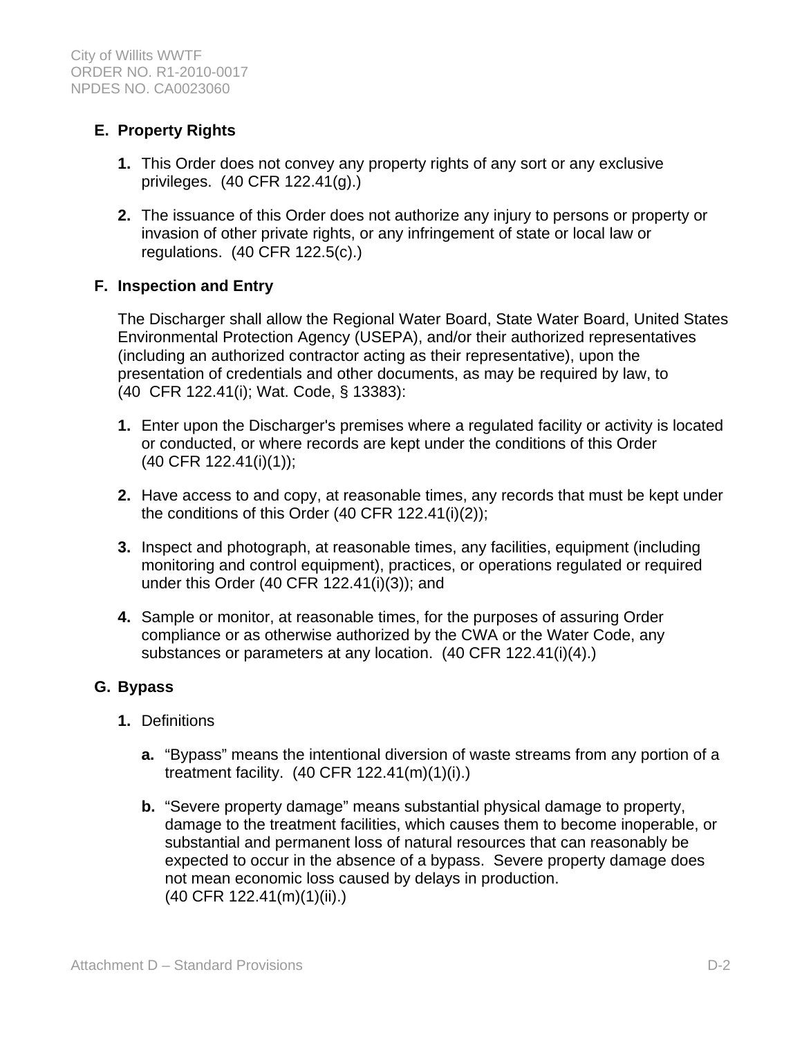## E. Property Rights

1. This Order does not convey any property rights of any sort or any exclusive privileges. (40 CFR 122.41(g).)

2. The issuance of this Order does not authorize any injury to persons or property or invasion of other private rights, or any infringement of state or local law or regulations. (40 CFR 122.5(c).)

## F. Inspection and Entry

The Discharger shall allow the Regional Water Board, State Water Board, United States Environmental Protection Agency (USEPA), and/or their authorized representatives (including an authorized contractor acting as their representative), upon the presentation of credentials and other documents, as may be required by law, to (40 CFR 122.41(i); Wat. Code, § 13383):

1. Enter upon the Discharger's premises where a regulated facility or activity is located or conducted, or where records are kept under the conditions of this Order (40 CFR 122.41(i)(1));

2. Have access to and copy, at reasonable times, any records that must be kept under the conditions of this Order (40 CFR 122.41(i)(2));

3. Inspect and photograph, at reasonable times, any facilities, equipment (including monitoring and control equipment), practices, or operations regulated or required under this Order (40 CFR 122.41(i)(3)); and

4. Sample or monitor, at reasonable times, for the purposes of assuring Order compliance or as otherwise authorized by the CWA or the Water Code, any substances or parameters at any location. (40 CFR 122.41(i)(4).)

## G. Bypass

1. Definitions

   a. "Bypass" means the intentional diversion of waste streams from any portion of a treatment facility. (40 CFR 122.41(m)(1)(i).)

   b. "Severe property damage" means substantial physical damage to property, damage to the treatment facilities, which causes them to become inoperable, or substantial and permanent loss of natural resources that can reasonably be expected to occur in the absence of a bypass. Severe property damage does not mean economic loss caused by delays in production. (40 CFR 122.41(m)(1)(ii).)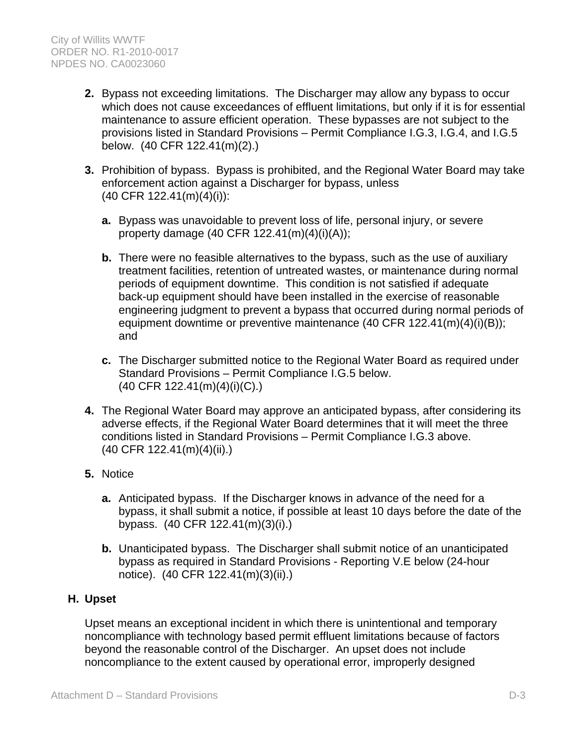2. Bypass not exceeding limitations. The Discharger may allow any bypass to occur which does not cause exceedances of effluent limitations, but only if it is for essential maintenance to assure efficient operation. These bypasses are not subject to the provisions listed in Standard Provisions – Permit Compliance I.G.3, I.G.4, and I.G.5 below. (40 CFR 122.41(m)(2).)

3. Prohibition of bypass. Bypass is prohibited, and the Regional Water Board may take enforcement action against a Discharger for bypass, unless (40 CFR 122.41(m)(4)(i)):

   a. Bypass was unavoidable to prevent loss of life, personal injury, or severe property damage (40 CFR 122.41(m)(4)(i)(A));

   b. There were no feasible alternatives to the bypass, such as the use of auxiliary treatment facilities, retention of untreated wastes, or maintenance during normal periods of equipment downtime. This condition is not satisfied if adequate back-up equipment should have been installed in the exercise of reasonable engineering judgment to prevent a bypass that occurred during normal periods of equipment downtime or preventive maintenance (40 CFR 122.41(m)(4)(i)(B)); and

   c. The Discharger submitted notice to the Regional Water Board as required under Standard Provisions – Permit Compliance I.G.5 below. (40 CFR 122.41(m)(4)(i)(C).)

4. The Regional Water Board may approve an anticipated bypass, after considering its adverse effects, if the Regional Water Board determines that it will meet the three conditions listed in Standard Provisions – Permit Compliance I.G.3 above. (40 CFR 122.41(m)(4)(ii).)

5. Notice

   a. Anticipated bypass. If the Discharger knows in advance of the need for a bypass, it shall submit a notice, if possible at least 10 days before the date of the bypass. (40 CFR 122.41(m)(3)(i).)

   b. Unanticipated bypass. The Discharger shall submit notice of an unanticipated bypass as required in Standard Provisions - Reporting V.E below (24-hour notice). (40 CFR 122.41(m)(3)(ii).)

## H. Upset

Upset means an exceptional incident in which there is unintentional and temporary noncompliance with technology based permit effluent limitations because of factors beyond the reasonable control of the Discharger. An upset does not include noncompliance to the extent caused by operational error, improperly designed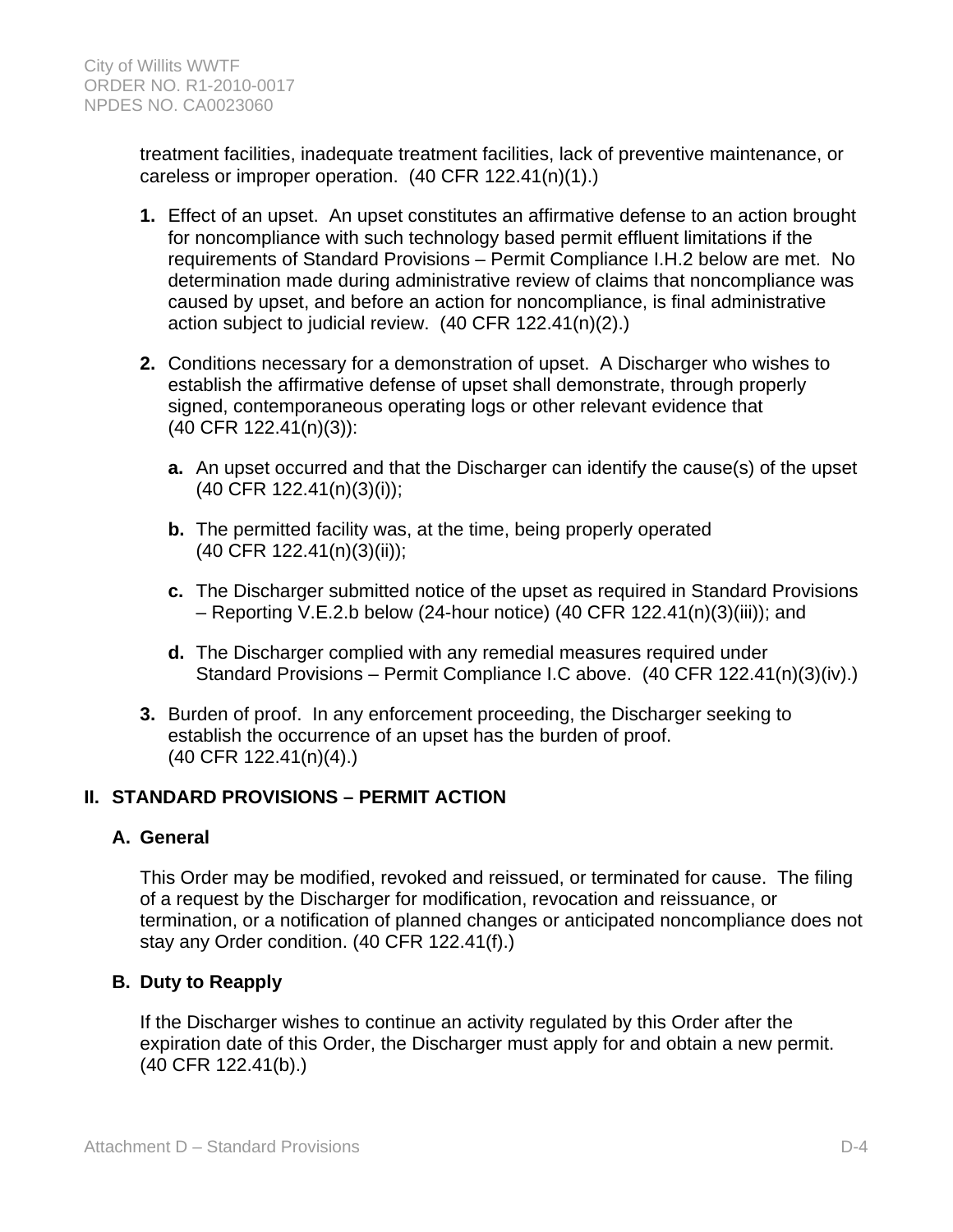treatment facilities, inadequate treatment facilities, lack of preventive maintenance, or careless or improper operation. (40 CFR 122.41(n)(1).)

1. Effect of an upset. An upset constitutes an affirmative defense to an action brought for noncompliance with such technology based permit effluent limitations if the requirements of Standard Provisions – Permit Compliance I.H.2 below are met. No determination made during administrative review of claims that noncompliance was caused by upset, and before an action for noncompliance, is final administrative action subject to judicial review. (40 CFR 122.41(n)(2).)

2. Conditions necessary for a demonstration of upset. A Discharger who wishes to establish the affirmative defense of upset shall demonstrate, through properly signed, contemporaneous operating logs or other relevant evidence that (40 CFR 122.41(n)(3)):

   a. An upset occurred and that the Discharger can identify the cause(s) of the upset (40 CFR 122.41(n)(3)(i));

   b. The permitted facility was, at the time, being properly operated (40 CFR 122.41(n)(3)(ii));

   c. The Discharger submitted notice of the upset as required in Standard Provisions – Reporting V.E.2.b below (24-hour notice) (40 CFR 122.41(n)(3)(iii)); and

   d. The Discharger complied with any remedial measures required under Standard Provisions – Permit Compliance I.C above. (40 CFR 122.41(n)(3)(iv).)

3. Burden of proof. In any enforcement proceeding, the Discharger seeking to establish the occurrence of an upset has the burden of proof. (40 CFR 122.41(n)(4).)

## II. STANDARD PROVISIONS – PERMIT ACTION

### A. General

This Order may be modified, revoked and reissued, or terminated for cause. The filing of a request by the Discharger for modification, revocation and reissuance, or termination, or a notification of planned changes or anticipated noncompliance does not stay any Order condition. (40 CFR 122.41(f).)

### B. Duty to Reapply

If the Discharger wishes to continue an activity regulated by this Order after the expiration date of this Order, the Discharger must apply for and obtain a new permit. (40 CFR 122.41(b).)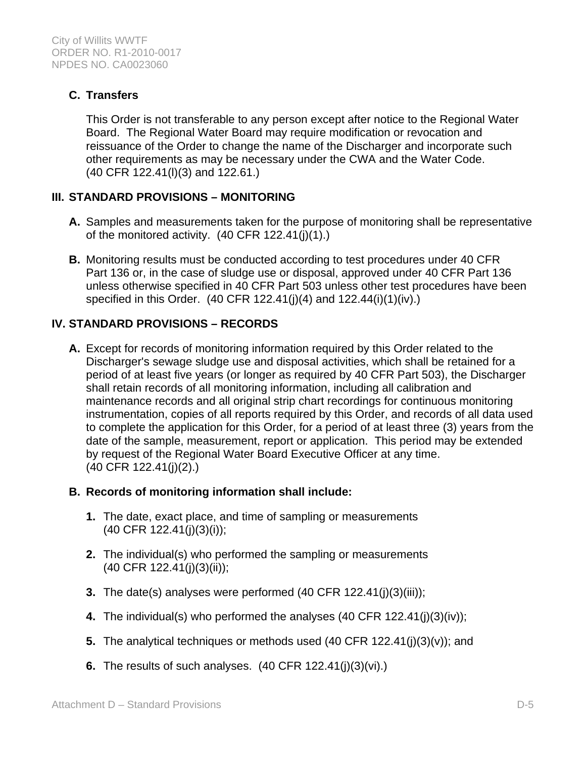### C. Transfers

This Order is not transferable to any person except after notice to the Regional Water Board. The Regional Water Board may require modification or revocation and reissuance of the Order to change the name of the Discharger and incorporate such other requirements as may be necessary under the CWA and the Water Code. (40 CFR 122.41(l)(3) and 122.61.)

## III. STANDARD PROVISIONS – MONITORING

**A.** Samples and measurements taken for the purpose of monitoring shall be representative of the monitored activity. (40 CFR 122.41(j)(1).)

**B.** Monitoring results must be conducted according to test procedures under 40 CFR Part 136 or, in the case of sludge use or disposal, approved under 40 CFR Part 136 unless otherwise specified in 40 CFR Part 503 unless other test procedures have been specified in this Order. (40 CFR 122.41(j)(4) and 122.44(i)(1)(iv).)

## IV. STANDARD PROVISIONS – RECORDS

**A.** Except for records of monitoring information required by this Order related to the Discharger's sewage sludge use and disposal activities, which shall be retained for a period of at least five years (or longer as required by 40 CFR Part 503), the Discharger shall retain records of all monitoring information, including all calibration and maintenance records and all original strip chart recordings for continuous monitoring instrumentation, copies of all reports required by this Order, and records of all data used to complete the application for this Order, for a period of at least three (3) years from the date of the sample, measurement, report or application. This period may be extended by request of the Regional Water Board Executive Officer at any time. (40 CFR 122.41(j)(2).)

### B. Records of monitoring information shall include:

1. The date, exact place, and time of sampling or measurements (40 CFR 122.41(j)(3)(i));
2. The individual(s) who performed the sampling or measurements (40 CFR 122.41(j)(3)(ii));
3. The date(s) analyses were performed (40 CFR 122.41(j)(3)(iii));
4. The individual(s) who performed the analyses (40 CFR 122.41(j)(3)(iv));
5. The analytical techniques or methods used (40 CFR 122.41(j)(3)(v)); and
6. The results of such analyses. (40 CFR 122.41(j)(3)(vi).)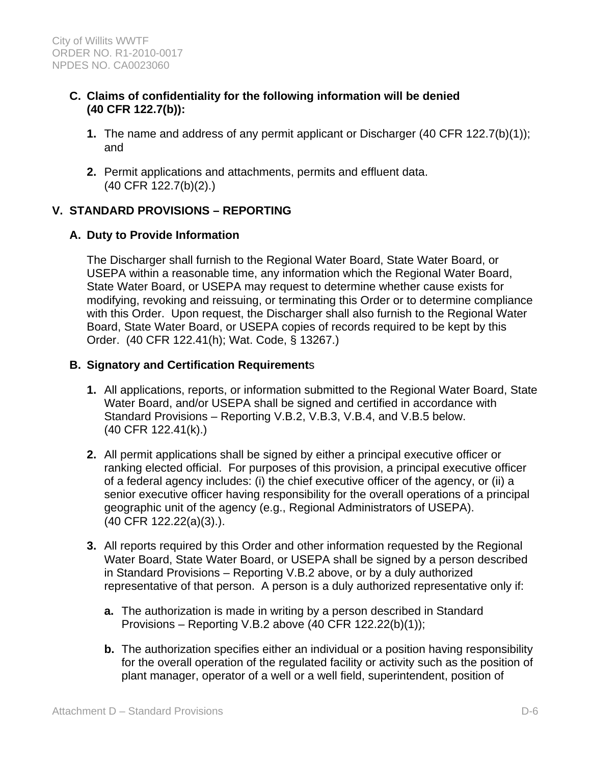### C. Claims of confidentiality for the following information will be denied (40 CFR 122.7(b)):

1. The name and address of any permit applicant or Discharger (40 CFR 122.7(b)(1)); and

2. Permit applications and attachments, permits and effluent data. (40 CFR 122.7(b)(2).)

## V. STANDARD PROVISIONS – REPORTING

### A. Duty to Provide Information

The Discharger shall furnish to the Regional Water Board, State Water Board, or USEPA within a reasonable time, any information which the Regional Water Board, State Water Board, or USEPA may request to determine whether cause exists for modifying, revoking and reissuing, or terminating this Order or to determine compliance with this Order. Upon request, the Discharger shall also furnish to the Regional Water Board, State Water Board, or USEPA copies of records required to be kept by this Order. (40 CFR 122.41(h); Wat. Code, § 13267.)

### B. Signatory and Certification Requirements

1. All applications, reports, or information submitted to the Regional Water Board, State Water Board, and/or USEPA shall be signed and certified in accordance with Standard Provisions – Reporting V.B.2, V.B.3, V.B.4, and V.B.5 below. (40 CFR 122.41(k).)

2. All permit applications shall be signed by either a principal executive officer or ranking elected official. For purposes of this provision, a principal executive officer of a federal agency includes: (i) the chief executive officer of the agency, or (ii) a senior executive officer having responsibility for the overall operations of a principal geographic unit of the agency (e.g., Regional Administrators of USEPA). (40 CFR 122.22(a)(3).).

3. All reports required by this Order and other information requested by the Regional Water Board, State Water Board, or USEPA shall be signed by a person described in Standard Provisions – Reporting V.B.2 above, or by a duly authorized representative of that person. A person is a duly authorized representative only if:

   a. The authorization is made in writing by a person described in Standard Provisions – Reporting V.B.2 above (40 CFR 122.22(b)(1));

   b. The authorization specifies either an individual or a position having responsibility for the overall operation of the regulated facility or activity such as the position of plant manager, operator of a well or a well field, superintendent, position of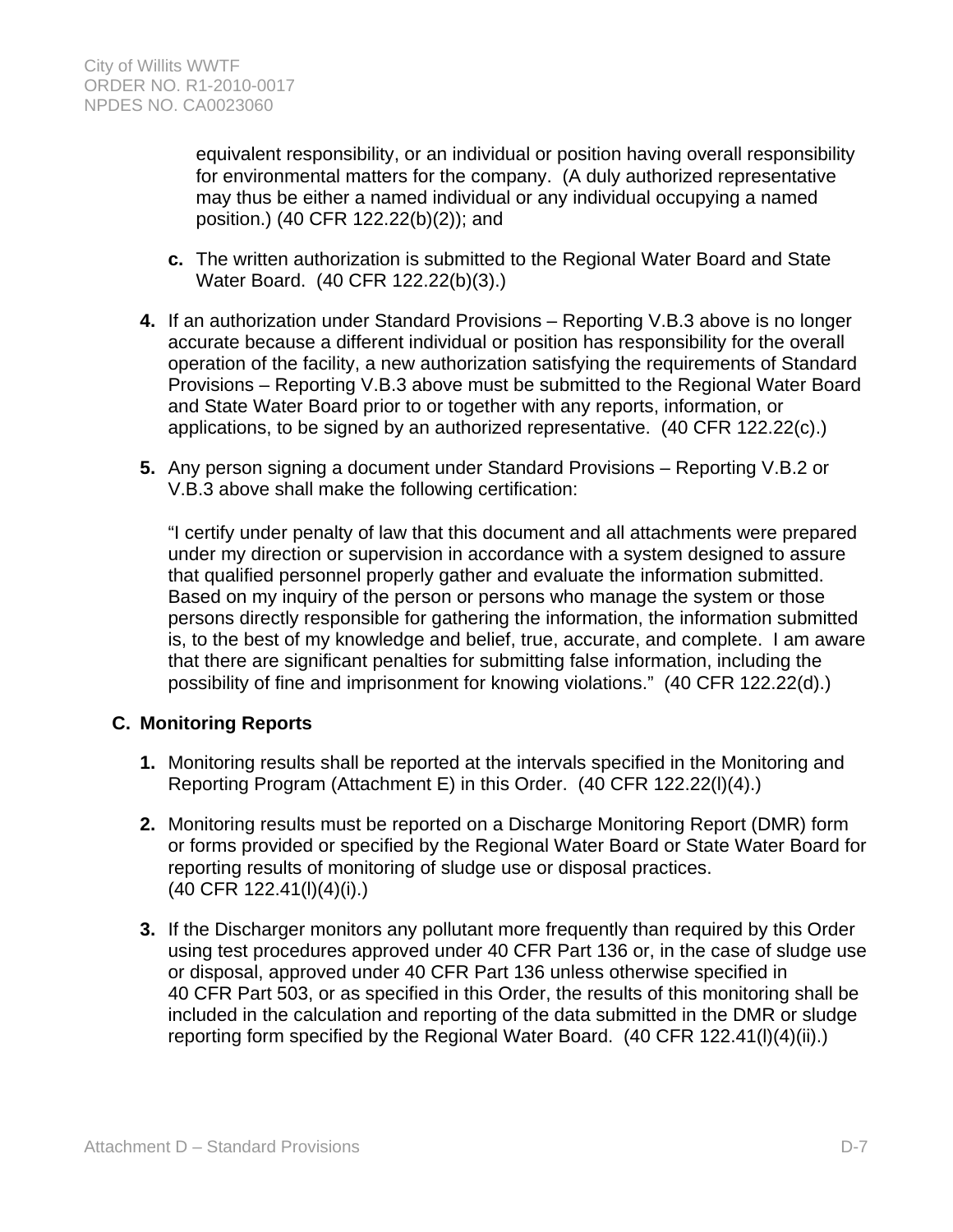equivalent responsibility, or an individual or position having overall responsibility for environmental matters for the company. (A duly authorized representative may thus be either a named individual or any individual occupying a named position.) (40 CFR 122.22(b)(2)); and

c. The written authorization is submitted to the Regional Water Board and State Water Board. (40 CFR 122.22(b)(3).)

**4.** If an authorization under Standard Provisions – Reporting V.B.3 above is no longer accurate because a different individual or position has responsibility for the overall operation of the facility, a new authorization satisfying the requirements of Standard Provisions – Reporting V.B.3 above must be submitted to the Regional Water Board and State Water Board prior to or together with any reports, information, or applications, to be signed by an authorized representative. (40 CFR 122.22(c).)

**5.** Any person signing a document under Standard Provisions – Reporting V.B.2 or V.B.3 above shall make the following certification:

"I certify under penalty of law that this document and all attachments were prepared under my direction or supervision in accordance with a system designed to assure that qualified personnel properly gather and evaluate the information submitted. Based on my inquiry of the person or persons who manage the system or those persons directly responsible for gathering the information, the information submitted is, to the best of my knowledge and belief, true, accurate, and complete. I am aware that there are significant penalties for submitting false information, including the possibility of fine and imprisonment for knowing violations." (40 CFR 122.22(d).)

## C. Monitoring Reports

**1.** Monitoring results shall be reported at the intervals specified in the Monitoring and Reporting Program (Attachment E) in this Order. (40 CFR 122.22(l)(4).)

**2.** Monitoring results must be reported on a Discharge Monitoring Report (DMR) form or forms provided or specified by the Regional Water Board or State Water Board for reporting results of monitoring of sludge use or disposal practices. (40 CFR 122.41(l)(4)(i).)

**3.** If the Discharger monitors any pollutant more frequently than required by this Order using test procedures approved under 40 CFR Part 136 or, in the case of sludge use or disposal, approved under 40 CFR Part 136 unless otherwise specified in 40 CFR Part 503, or as specified in this Order, the results of this monitoring shall be included in the calculation and reporting of the data submitted in the DMR or sludge reporting form specified by the Regional Water Board. (40 CFR 122.41(l)(4)(ii).)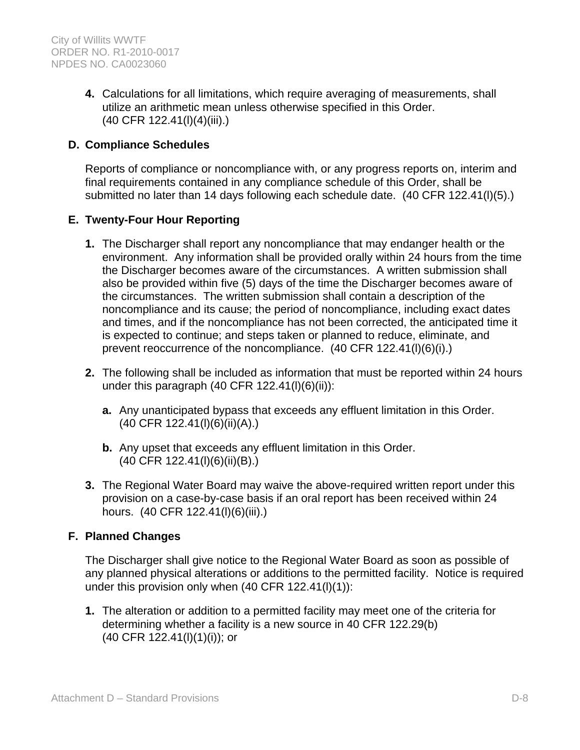4. Calculations for all limitations, which require averaging of measurements, shall utilize an arithmetic mean unless otherwise specified in this Order. (40 CFR 122.41(l)(4)(iii).)

**D. Compliance Schedules**

Reports of compliance or noncompliance with, or any progress reports on, interim and final requirements contained in any compliance schedule of this Order, shall be submitted no later than 14 days following each schedule date. (40 CFR 122.41(l)(5).)

**E. Twenty-Four Hour Reporting**

1. The Discharger shall report any noncompliance that may endanger health or the environment. Any information shall be provided orally within 24 hours from the time the Discharger becomes aware of the circumstances. A written submission shall also be provided within five (5) days of the time the Discharger becomes aware of the circumstances. The written submission shall contain a description of the noncompliance and its cause; the period of noncompliance, including exact dates and times, and if the noncompliance has not been corrected, the anticipated time it is expected to continue; and steps taken or planned to reduce, eliminate, and prevent reoccurrence of the noncompliance. (40 CFR 122.41(l)(6)(i).)

2. The following shall be included as information that must be reported within 24 hours under this paragraph (40 CFR 122.41(l)(6)(ii)):

   a. Any unanticipated bypass that exceeds any effluent limitation in this Order. (40 CFR 122.41(l)(6)(ii)(A).)

   b. Any upset that exceeds any effluent limitation in this Order. (40 CFR 122.41(l)(6)(ii)(B).)

3. The Regional Water Board may waive the above-required written report under this provision on a case-by-case basis if an oral report has been received within 24 hours. (40 CFR 122.41(l)(6)(iii).)

**F. Planned Changes**

The Discharger shall give notice to the Regional Water Board as soon as possible of any planned physical alterations or additions to the permitted facility. Notice is required under this provision only when (40 CFR 122.41(l)(1)):

1. The alteration or addition to a permitted facility may meet one of the criteria for determining whether a facility is a new source in 40 CFR 122.29(b) (40 CFR 122.41(l)(1)(i)); or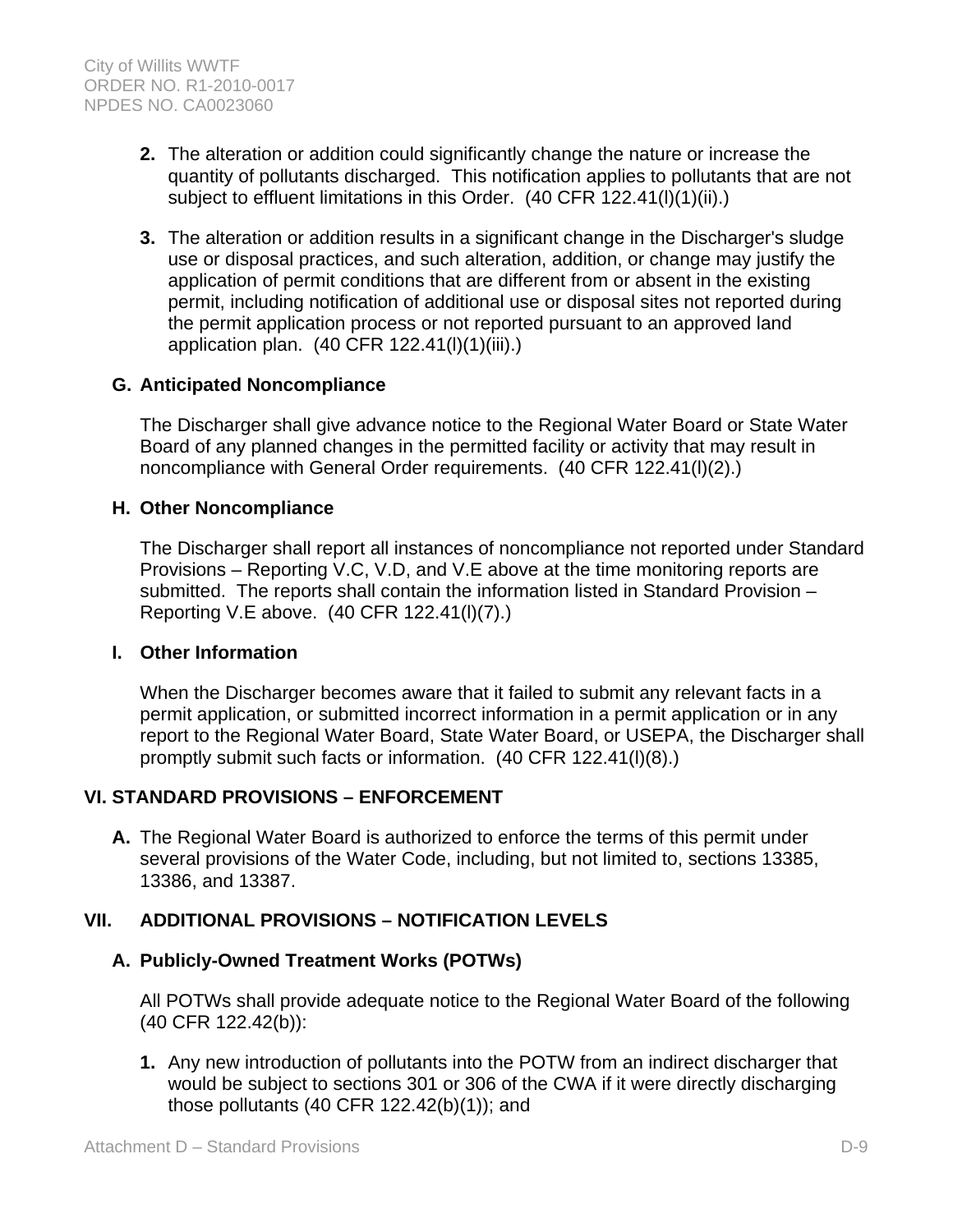2. The alteration or addition could significantly change the nature or increase the quantity of pollutants discharged. This notification applies to pollutants that are not subject to effluent limitations in this Order. (40 CFR 122.41(l)(1)(ii).)

3. The alteration or addition results in a significant change in the Discharger's sludge use or disposal practices, and such alteration, addition, or change may justify the application of permit conditions that are different from or absent in the existing permit, including notification of additional use or disposal sites not reported during the permit application process or not reported pursuant to an approved land application plan. (40 CFR 122.41(l)(1)(iii).)

### G. Anticipated Noncompliance

The Discharger shall give advance notice to the Regional Water Board or State Water Board of any planned changes in the permitted facility or activity that may result in noncompliance with General Order requirements. (40 CFR 122.41(l)(2).)

### H. Other Noncompliance

The Discharger shall report all instances of noncompliance not reported under Standard Provisions – Reporting V.C, V.D, and V.E above at the time monitoring reports are submitted. The reports shall contain the information listed in Standard Provision – Reporting V.E above. (40 CFR 122.41(l)(7).)

### I. Other Information

When the Discharger becomes aware that it failed to submit any relevant facts in a permit application, or submitted incorrect information in a permit application or in any report to the Regional Water Board, State Water Board, or USEPA, the Discharger shall promptly submit such facts or information. (40 CFR 122.41(l)(8).)

## VI. STANDARD PROVISIONS – ENFORCEMENT

**A.** The Regional Water Board is authorized to enforce the terms of this permit under several provisions of the Water Code, including, but not limited to, sections 13385, 13386, and 13387.

## VII. ADDITIONAL PROVISIONS – NOTIFICATION LEVELS

### A. Publicly-Owned Treatment Works (POTWs)

All POTWs shall provide adequate notice to the Regional Water Board of the following (40 CFR 122.42(b)):

1. Any new introduction of pollutants into the POTW from an indirect discharger that would be subject to sections 301 or 306 of the CWA if it were directly discharging those pollutants (40 CFR 122.42(b)(1)); and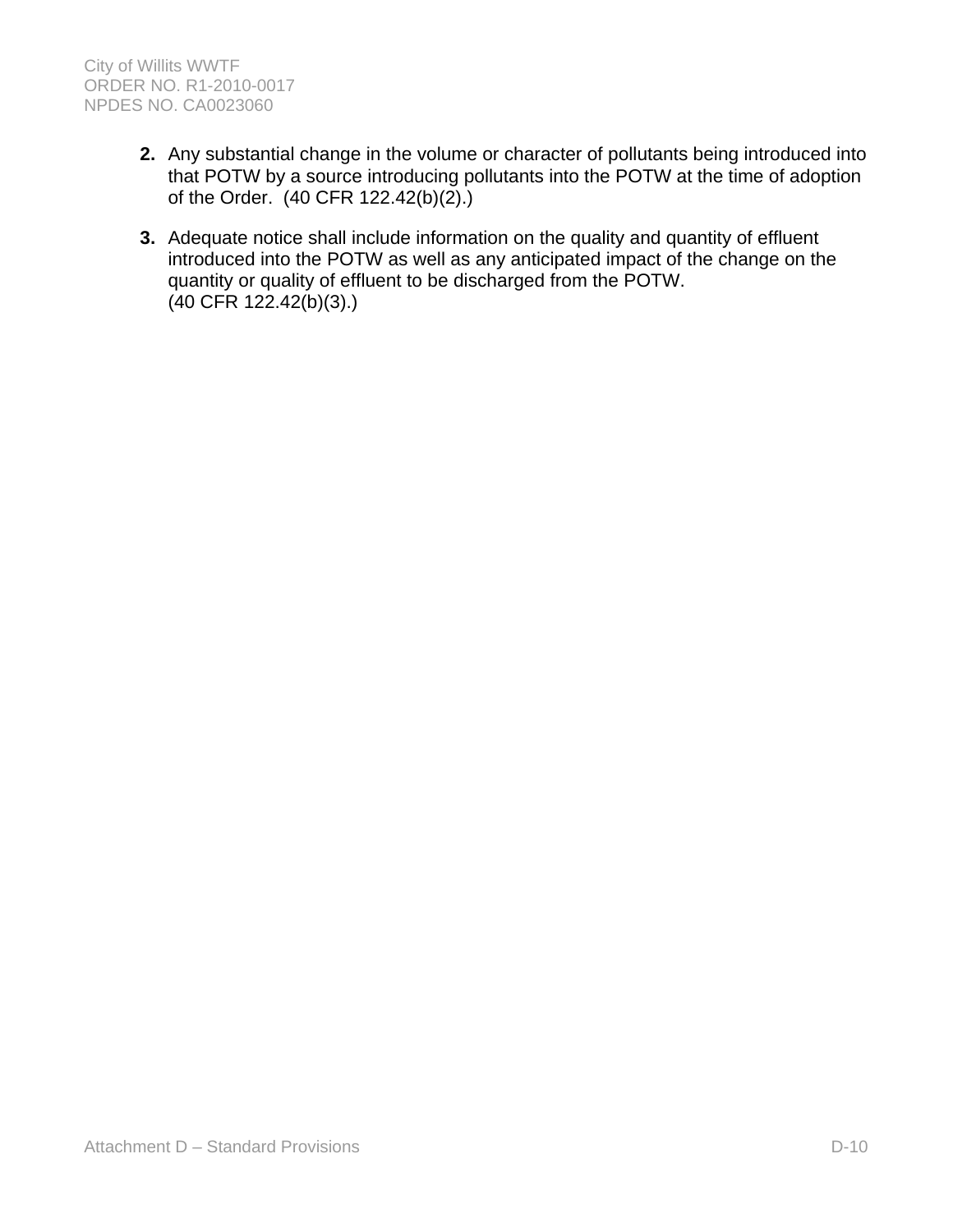2. Any substantial change in the volume or character of pollutants being introduced into that POTW by a source introducing pollutants into the POTW at the time of adoption of the Order. (40 CFR 122.42(b)(2).)

3. Adequate notice shall include information on the quality and quantity of effluent introduced into the POTW as well as any anticipated impact of the change on the quantity or quality of effluent to be discharged from the POTW. (40 CFR 122.42(b)(3).)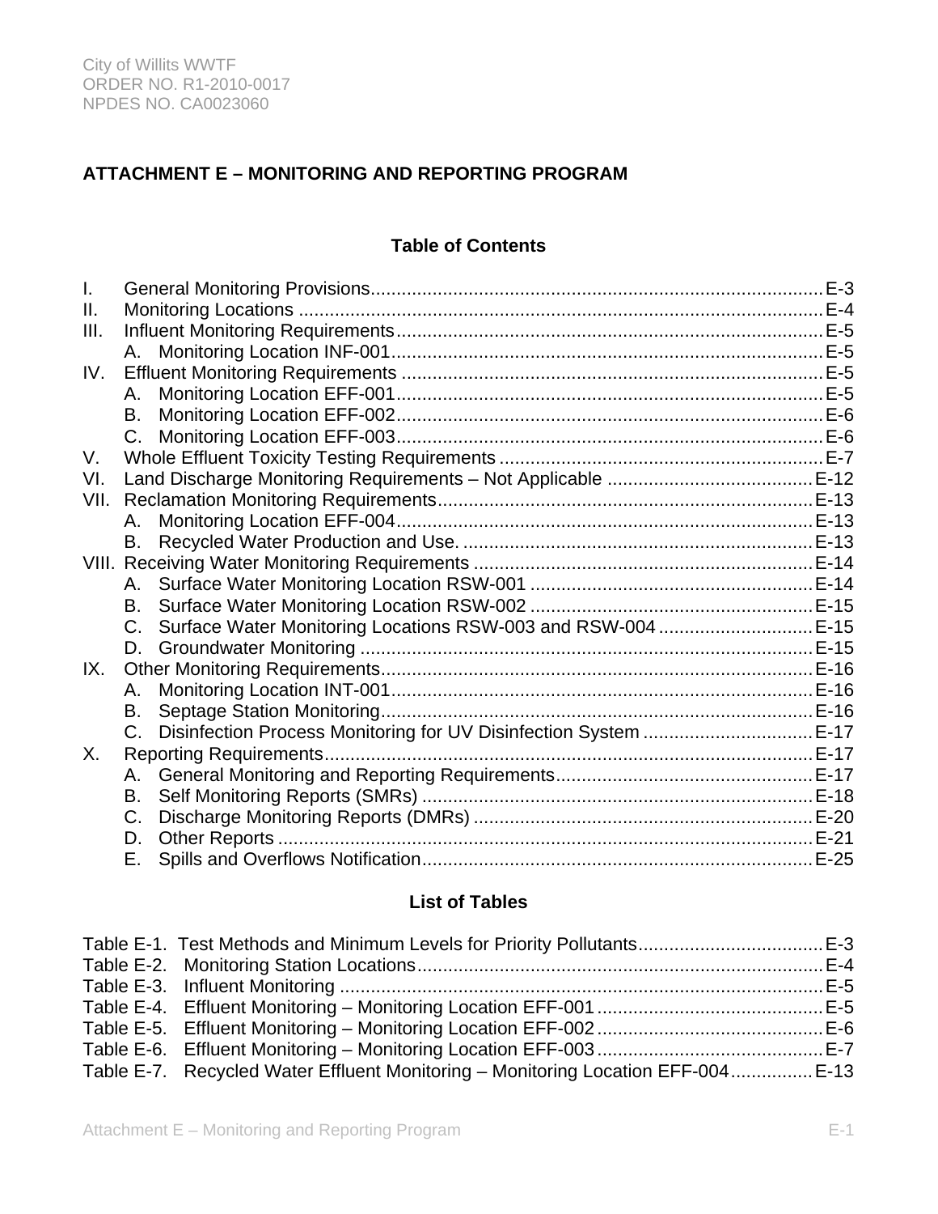## ATTACHMENT E – MONITORING AND REPORTING PROGRAM

### Table of Contents

I. General Monitoring Provisions....................................................................................... E-3
II. Monitoring Locations ..................................................................................................... E-4
III. Influent Monitoring Requirements.................................................................................. E-5
  A. Monitoring Location INF-001................................................................................... E-5
IV. Effluent Monitoring Requirements ................................................................................. E-5
  A. Monitoring Location EFF-001.................................................................................. E-5
  B. Monitoring Location EFF-002.................................................................................. E-6
  C. Monitoring Location EFF-003.................................................................................. E-6
V. Whole Effluent Toxicity Testing Requirements ............................................................... E-7
VI. Land Discharge Monitoring Requirements – Not Applicable ........................................ E-12
VII. Reclamation Monitoring Requirements........................................................................ E-13
  A. Monitoring Location EFF-004................................................................................ E-13
  B. Recycled Water Production and Use. .................................................................... E-13
VIII. Receiving Water Monitoring Requirements ................................................................. E-14
  A. Surface Water Monitoring Location RSW-001 ....................................................... E-14
  B. Surface Water Monitoring Location RSW-002 ....................................................... E-15
  C. Surface Water Monitoring Locations RSW-003 and RSW-004 .............................. E-15
  D. Groundwater Monitoring ........................................................................................ E-15
IX. Other Monitoring Requirements................................................................................... E-16
  A. Monitoring Location INT-001................................................................................. E-16
  B. Septage Station Monitoring................................................................................... E-16
  C. Disinfection Process Monitoring for UV Disinfection System ................................. E-17
X. Reporting Requirements.............................................................................................. E-17
  A. General Monitoring and Reporting Requirements.................................................. E-17
  B. Self Monitoring Reports (SMRs) ........................................................................... E-18
  C. Discharge Monitoring Reports (DMRs) ................................................................. E-20
  D. Other Reports ....................................................................................................... E-21
  E. Spills and Overflows Notification........................................................................... E-25

### List of Tables

Table E-1. Test Methods and Minimum Levels for Priority Pollutants.................................... E-3
Table E-2. Monitoring Station Locations............................................................................... E-4
Table E-3. Influent Monitoring ............................................................................................. E-5
Table E-4. Effluent Monitoring – Monitoring Location EFF-001 ............................................ E-5
Table E-5. Effluent Monitoring – Monitoring Location EFF-002 ............................................ E-6
Table E-6. Effluent Monitoring – Monitoring Location EFF-003 ............................................ E-7
Table E-7. Recycled Water Effluent Monitoring – Monitoring Location EFF-004 ................ E-13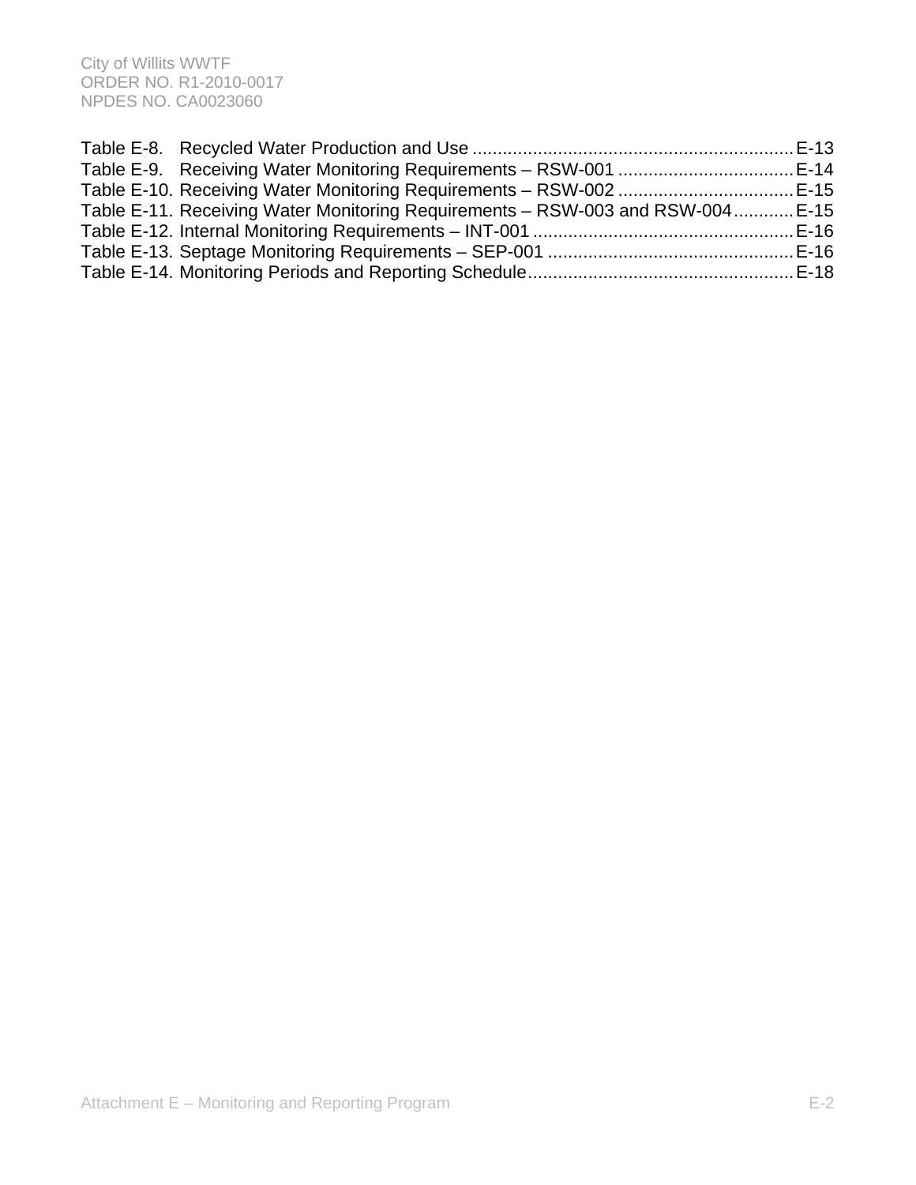Table E-8. Recycled Water Production and Use ................................................................ E-13
Table E-9. Receiving Water Monitoring Requirements – RSW-001 ................................... E-14
Table E-10. Receiving Water Monitoring Requirements – RSW-002 ................................... E-15
Table E-11. Receiving Water Monitoring Requirements – RSW-003 and RSW-004............ E-15
Table E-12. Internal Monitoring Requirements – INT-001 .................................................... E-16
Table E-13. Septage Monitoring Requirements – SEP-001 ................................................. E-16
Table E-14. Monitoring Periods and Reporting Schedule..................................................... E-18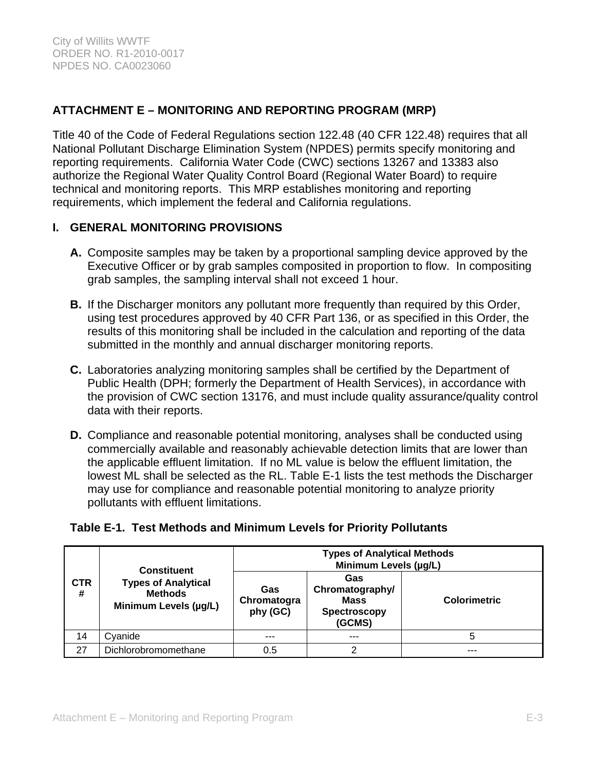## ATTACHMENT E – MONITORING AND REPORTING PROGRAM (MRP)

Title 40 of the Code of Federal Regulations section 122.48 (40 CFR 122.48) requires that all National Pollutant Discharge Elimination System (NPDES) permits specify monitoring and reporting requirements. California Water Code (CWC) sections 13267 and 13383 also authorize the Regional Water Quality Control Board (Regional Water Board) to require technical and monitoring reports. This MRP establishes monitoring and reporting requirements, which implement the federal and California regulations.

### I. GENERAL MONITORING PROVISIONS

**A.** Composite samples may be taken by a proportional sampling device approved by the Executive Officer or by grab samples composited in proportion to flow. In compositing grab samples, the sampling interval shall not exceed 1 hour.

**B.** If the Discharger monitors any pollutant more frequently than required by this Order, using test procedures approved by 40 CFR Part 136, or as specified in this Order, the results of this monitoring shall be included in the calculation and reporting of the data submitted in the monthly and annual discharger monitoring reports.

**C.** Laboratories analyzing monitoring samples shall be certified by the Department of Public Health (DPH; formerly the Department of Health Services), in accordance with the provision of CWC section 13176, and must include quality assurance/quality control data with their reports.

**D.** Compliance and reasonable potential monitoring, analyses shall be conducted using commercially available and reasonably achievable detection limits that are lower than the applicable effluent limitation. If no ML value is below the effluent limitation, the lowest ML shall be selected as the RL. Table E-1 lists the test methods the Discharger may use for compliance and reasonable potential monitoring to analyze priority pollutants with effluent limitations.

**Table E-1. Test Methods and Minimum Levels for Priority Pollutants**

| CTR # | Constituent<br>Types of Analytical Methods<br>Minimum Levels (µg/L) | Types of Analytical Methods Minimum Levels (µg/L) | | |
|---|---|---|---|---|
| | | Gas Chromatography (GC) | Gas Chromatography/ Mass Spectroscopy (GCMS) | Colorimetric |
| 14 | Cyanide | --- | --- | 5 |
| 27 | Dichlorobromomethane | 0.5 | 2 | --- |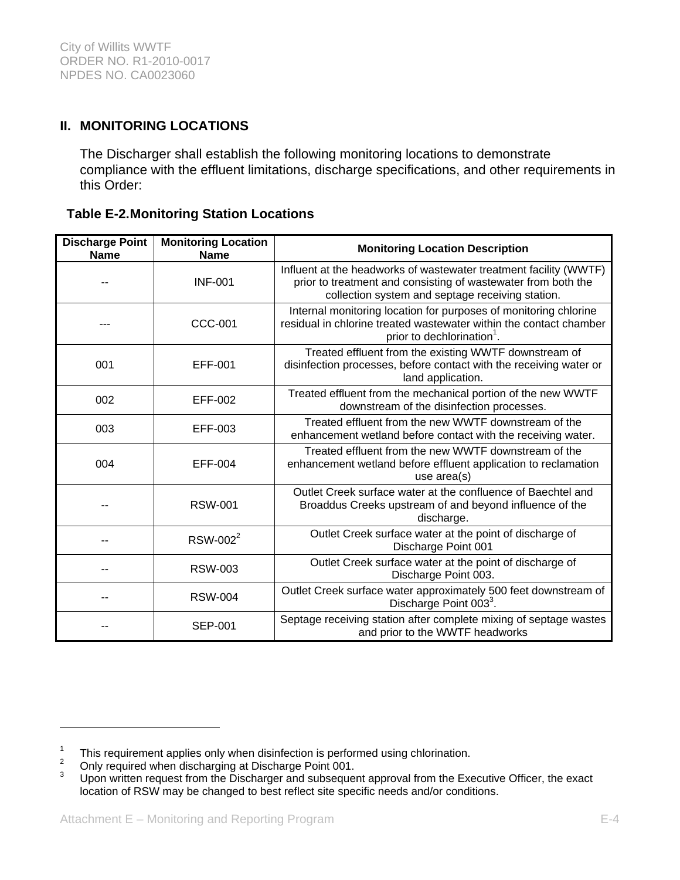## II. MONITORING LOCATIONS

The Discharger shall establish the following monitoring locations to demonstrate compliance with the effluent limitations, discharge specifications, and other requirements in this Order:

**Table E-2.Monitoring Station Locations**

| Discharge Point Name | Monitoring Location Name | Monitoring Location Description |
|---|---|---|
| -- | INF-001 | Influent at the headworks of wastewater treatment facility (WWTF) prior to treatment and consisting of wastewater from both the collection system and septage receiving station. |
| --- | CCC-001 | Internal monitoring location for purposes of monitoring chlorine residual in chlorine treated wastewater within the contact chamber prior to dechlorination[1]. |
| 001 | EFF-001 | Treated effluent from the existing WWTF downstream of disinfection processes, before contact with the receiving water or land application. |
| 002 | EFF-002 | Treated effluent from the mechanical portion of the new WWTF downstream of the disinfection processes. |
| 003 | EFF-003 | Treated effluent from the new WWTF downstream of the enhancement wetland before contact with the receiving water. |
| 004 | EFF-004 | Treated effluent from the new WWTF downstream of the enhancement wetland before effluent application to reclamation use area(s) |
| -- | RSW-001 | Outlet Creek surface water at the confluence of Baechtel and Broaddus Creeks upstream of and beyond influence of the discharge. |
| -- | RSW-002[2] | Outlet Creek surface water at the point of discharge of Discharge Point 001 |
| -- | RSW-003 | Outlet Creek surface water at the point of discharge of Discharge Point 003. |
| -- | RSW-004 | Outlet Creek surface water approximately 500 feet downstream of Discharge Point 003[3]. |
| -- | SEP-001 | Septage receiving station after complete mixing of septage wastes and prior to the WWTF headworks |

[1] This requirement applies only when disinfection is performed using chlorination.

[2] Only required when discharging at Discharge Point 001.

[3] Upon written request from the Discharger and subsequent approval from the Executive Officer, the exact location of RSW may be changed to best reflect site specific needs and/or conditions.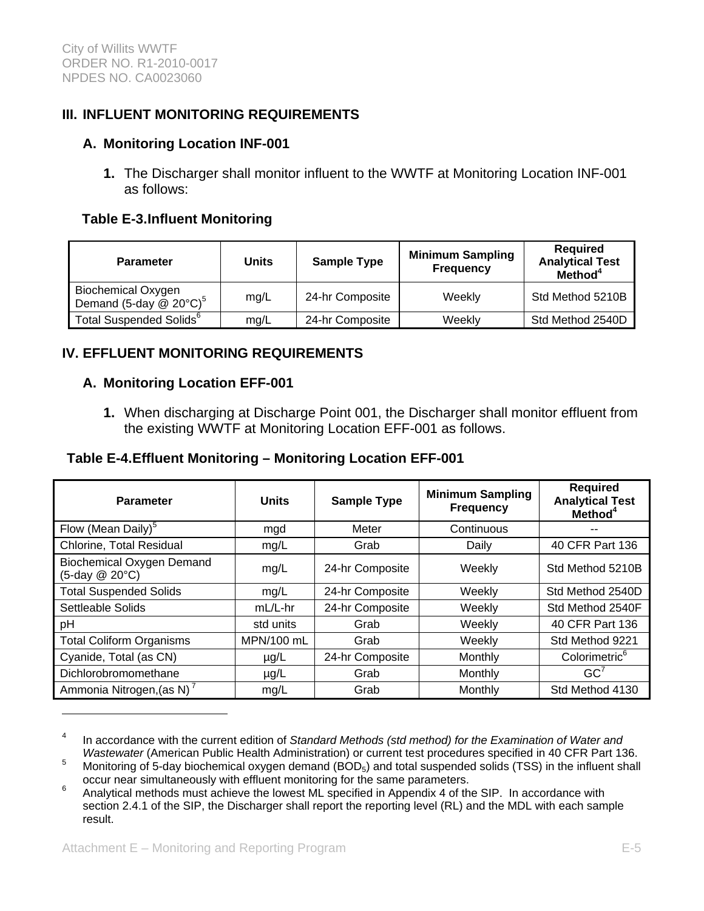## III. INFLUENT MONITORING REQUIREMENTS

### A. Monitoring Location INF-001

1. The Discharger shall monitor influent to the WWTF at Monitoring Location INF-001 as follows:

**Table E-3.Influent Monitoring**

| Parameter | Units | Sample Type | Minimum Sampling Frequency | Required Analytical Test Method[4] |
|---|---|---|---|---|
| Biochemical Oxygen Demand (5-day @ 20°C)[5] | mg/L | 24-hr Composite | Weekly | Std Method 5210B |
| Total Suspended Solids[6] | mg/L | 24-hr Composite | Weekly | Std Method 2540D |

## IV. EFFLUENT MONITORING REQUIREMENTS

### A. Monitoring Location EFF-001

1. When discharging at Discharge Point 001, the Discharger shall monitor effluent from the existing WWTF at Monitoring Location EFF-001 as follows.

**Table E-4.Effluent Monitoring – Monitoring Location EFF-001**

| Parameter | Units | Sample Type | Minimum Sampling Frequency | Required Analytical Test Method[4] |
|---|---|---|---|---|
| Flow (Mean Daily)[5] | mgd | Meter | Continuous | -- |
| Chlorine, Total Residual | mg/L | Grab | Daily | 40 CFR Part 136 |
| Biochemical Oxygen Demand (5-day @ 20°C) | mg/L | 24-hr Composite | Weekly | Std Method 5210B |
| Total Suspended Solids | mg/L | 24-hr Composite | Weekly | Std Method 2540D |
| Settleable Solids | mL/L-hr | 24-hr Composite | Weekly | Std Method 2540F |
| pH | std units | Grab | Weekly | 40 CFR Part 136 |
| Total Coliform Organisms | MPN/100 mL | Grab | Weekly | Std Method 9221 |
| Cyanide, Total (as CN) | µg/L | 24-hr Composite | Monthly | Colorimetric[6] |
| Dichlorobromomethane | µg/L | Grab | Monthly | GC[7] |
| Ammonia Nitrogen,(as N)[7] | mg/L | Grab | Monthly | Std Method 4130 |

---

[4] In accordance with the current edition of *Standard Methods (std method) for the Examination of Water and Wastewater* (American Public Health Administration) or current test procedures specified in 40 CFR Part 136.

[5] Monitoring of 5-day biochemical oxygen demand ($BOD_5$) and total suspended solids (TSS) in the influent shall occur near simultaneously with effluent monitoring for the same parameters.

[6] Analytical methods must achieve the lowest ML specified in Appendix 4 of the SIP. In accordance with section 2.4.1 of the SIP, the Discharger shall report the reporting level (RL) and the MDL with each sample result.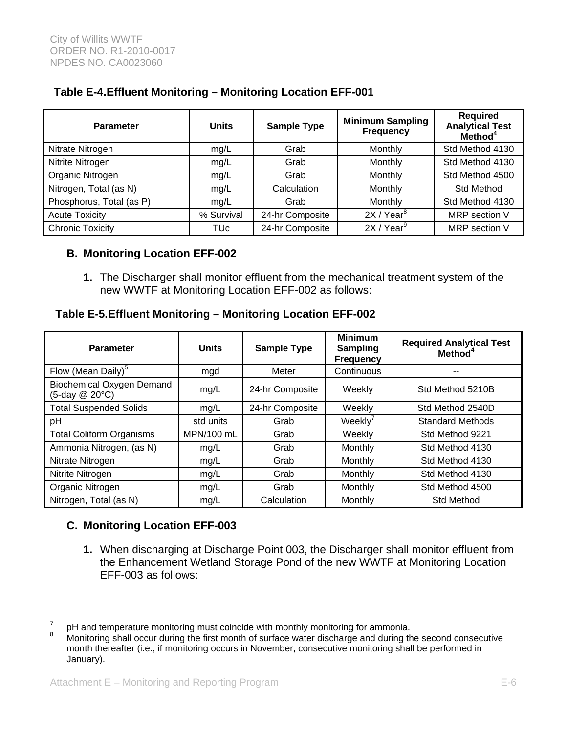**Table E-4.Effluent Monitoring – Monitoring Location EFF-001**

| Parameter | Units | Sample Type | Minimum Sampling Frequency | Required Analytical Test Method[4] |
|---|---|---|---|---|
| Nitrate Nitrogen | mg/L | Grab | Monthly | Std Method 4130 |
| Nitrite Nitrogen | mg/L | Grab | Monthly | Std Method 4130 |
| Organic Nitrogen | mg/L | Grab | Monthly | Std Method 4500 |
| Nitrogen, Total (as N) | mg/L | Calculation | Monthly | Std Method |
| Phosphorus, Total (as P) | mg/L | Grab | Monthly | Std Method 4130 |
| Acute Toxicity | % Survival | 24-hr Composite | 2X / Year[8] | MRP section V |
| Chronic Toxicity | TUc | 24-hr Composite | 2X / Year[9] | MRP section V |

## B. Monitoring Location EFF-002

1. The Discharger shall monitor effluent from the mechanical treatment system of the new WWTF at Monitoring Location EFF-002 as follows:

**Table E-5.Effluent Monitoring – Monitoring Location EFF-002**

| Parameter | Units | Sample Type | Minimum Sampling Frequency | Required Analytical Test Method[4] |
|---|---|---|---|---|
| Flow (Mean Daily)[5] | mgd | Meter | Continuous | -- |
| Biochemical Oxygen Demand (5-day @ 20°C) | mg/L | 24-hr Composite | Weekly | Std Method 5210B |
| Total Suspended Solids | mg/L | 24-hr Composite | Weekly | Std Method 2540D |
| pH | std units | Grab | Weekly[7] | Standard Methods |
| Total Coliform Organisms | MPN/100 mL | Grab | Weekly | Std Method 9221 |
| Ammonia Nitrogen, (as N) | mg/L | Grab | Monthly | Std Method 4130 |
| Nitrate Nitrogen | mg/L | Grab | Monthly | Std Method 4130 |
| Nitrite Nitrogen | mg/L | Grab | Monthly | Std Method 4130 |
| Organic Nitrogen | mg/L | Grab | Monthly | Std Method 4500 |
| Nitrogen, Total (as N) | mg/L | Calculation | Monthly | Std Method |

## C. Monitoring Location EFF-003

1. When discharging at Discharge Point 003, the Discharger shall monitor effluent from the Enhancement Wetland Storage Pond of the new WWTF at Monitoring Location EFF-003 as follows:

---

[7] pH and temperature monitoring must coincide with monthly monitoring for ammonia.

[8] Monitoring shall occur during the first month of surface water discharge and during the second consecutive month thereafter (i.e., if monitoring occurs in November, consecutive monitoring shall be performed in January).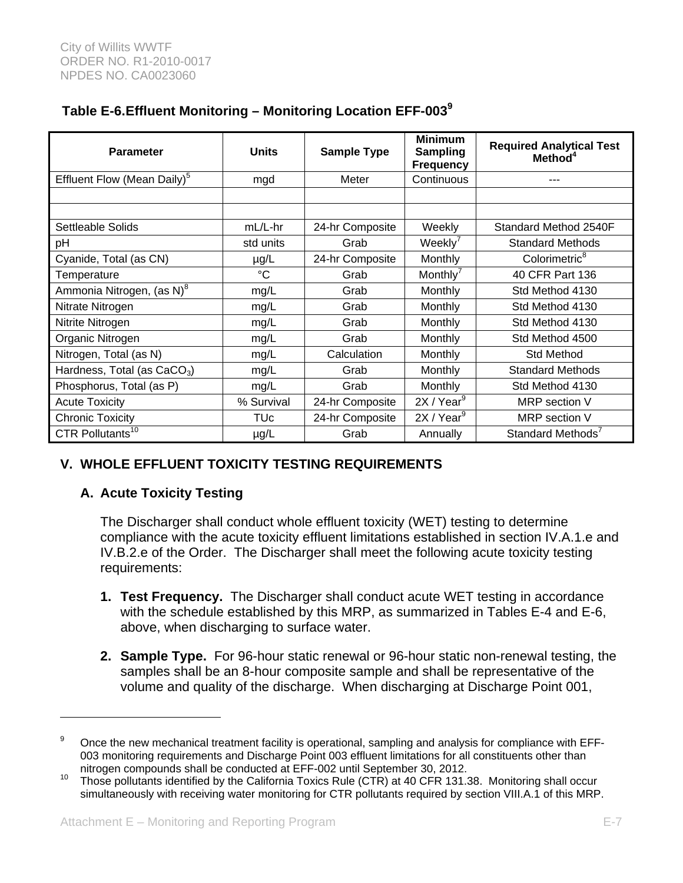**Table E-6.Effluent Monitoring – Monitoring Location EFF-003[9]**

| Parameter | Units | Sample Type | Minimum Sampling Frequency | Required Analytical Test Method[4] |
|---|---|---|---|---|
| Effluent Flow (Mean Daily)[5] | mgd | Meter | Continuous | --- |
| | | | | |
| | | | | |
| Settleable Solids | mL/L-hr | 24-hr Composite | Weekly | Standard Method 2540F |
| pH | std units | Grab | Weekly[7] | Standard Methods |
| Cyanide, Total (as CN) | µg/L | 24-hr Composite | Monthly | Colorimetric[8] |
| Temperature | °C | Grab | Monthly[7] | 40 CFR Part 136 |
| Ammonia Nitrogen, (as N)[8] | mg/L | Grab | Monthly | Std Method 4130 |
| Nitrate Nitrogen | mg/L | Grab | Monthly | Std Method 4130 |
| Nitrite Nitrogen | mg/L | Grab | Monthly | Std Method 4130 |
| Organic Nitrogen | mg/L | Grab | Monthly | Std Method 4500 |
| Nitrogen, Total (as N) | mg/L | Calculation | Monthly | Std Method |
| Hardness, Total (as $CaCO_3$) | mg/L | Grab | Monthly | Standard Methods |
| Phosphorus, Total (as P) | mg/L | Grab | Monthly | Std Method 4130 |
| Acute Toxicity | % Survival | 24-hr Composite | 2X / Year[9] | MRP section V |
| Chronic Toxicity | TUc | 24-hr Composite | 2X / Year[9] | MRP section V |
| CTR Pollutants[10] | µg/L | Grab | Annually | Standard Methods[7] |

## V. WHOLE EFFLUENT TOXICITY TESTING REQUIREMENTS

### A. Acute Toxicity Testing

The Discharger shall conduct whole effluent toxicity (WET) testing to determine compliance with the acute toxicity effluent limitations established in section IV.A.1.e and IV.B.2.e of the Order. The Discharger shall meet the following acute toxicity testing requirements:

1. **Test Frequency.** The Discharger shall conduct acute WET testing in accordance with the schedule established by this MRP, as summarized in Tables E-4 and E-6, above, when discharging to surface water.

2. **Sample Type.** For 96-hour static renewal or 96-hour static non-renewal testing, the samples shall be an 8-hour composite sample and shall be representative of the volume and quality of the discharge. When discharging at Discharge Point 001,

---

[9] Once the new mechanical treatment facility is operational, sampling and analysis for compliance with EFF-003 monitoring requirements and Discharge Point 003 effluent limitations for all constituents other than nitrogen compounds shall be conducted at EFF-002 until September 30, 2012.

[10] Those pollutants identified by the California Toxics Rule (CTR) at 40 CFR 131.38. Monitoring shall occur simultaneously with receiving water monitoring for CTR pollutants required by section VIII.A.1 of this MRP.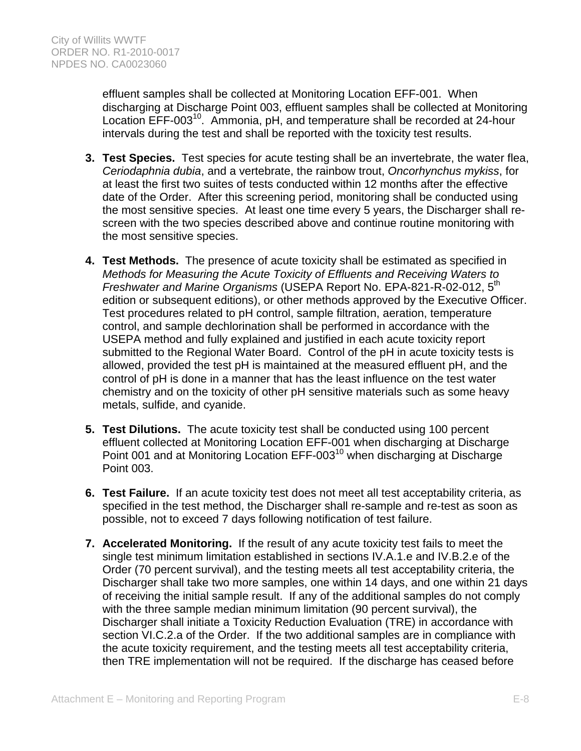effluent samples shall be collected at Monitoring Location EFF-001. When discharging at Discharge Point 003, effluent samples shall be collected at Monitoring Location EFF-003[10]. Ammonia, pH, and temperature shall be recorded at 24-hour intervals during the test and shall be reported with the toxicity test results.

3. **Test Species.** Test species for acute testing shall be an invertebrate, the water flea, *Ceriodaphnia dubia*, and a vertebrate, the rainbow trout, *Oncorhynchus mykiss*, for at least the first two suites of tests conducted within 12 months after the effective date of the Order. After this screening period, monitoring shall be conducted using the most sensitive species. At least one time every 5 years, the Discharger shall re-screen with the two species described above and continue routine monitoring with the most sensitive species.

4. **Test Methods.** The presence of acute toxicity shall be estimated as specified in *Methods for Measuring the Acute Toxicity of Effluents and Receiving Waters to Freshwater and Marine Organisms* (USEPA Report No. EPA-821-R-02-012, 5th edition or subsequent editions), or other methods approved by the Executive Officer. Test procedures related to pH control, sample filtration, aeration, temperature control, and sample dechlorination shall be performed in accordance with the USEPA method and fully explained and justified in each acute toxicity report submitted to the Regional Water Board. Control of the pH in acute toxicity tests is allowed, provided the test pH is maintained at the measured effluent pH, and the control of pH is done in a manner that has the least influence on the test water chemistry and on the toxicity of other pH sensitive materials such as some heavy metals, sulfide, and cyanide.

5. **Test Dilutions.** The acute toxicity test shall be conducted using 100 percent effluent collected at Monitoring Location EFF-001 when discharging at Discharge Point 001 and at Monitoring Location EFF-003[10] when discharging at Discharge Point 003.

6. **Test Failure.** If an acute toxicity test does not meet all test acceptability criteria, as specified in the test method, the Discharger shall re-sample and re-test as soon as possible, not to exceed 7 days following notification of test failure.

7. **Accelerated Monitoring.** If the result of any acute toxicity test fails to meet the single test minimum limitation established in sections IV.A.1.e and IV.B.2.e of the Order (70 percent survival), and the testing meets all test acceptability criteria, the Discharger shall take two more samples, one within 14 days, and one within 21 days of receiving the initial sample result. If any of the additional samples do not comply with the three sample median minimum limitation (90 percent survival), the Discharger shall initiate a Toxicity Reduction Evaluation (TRE) in accordance with section VI.C.2.a of the Order. If the two additional samples are in compliance with the acute toxicity requirement, and the testing meets all test acceptability criteria, then TRE implementation will not be required. If the discharge has ceased before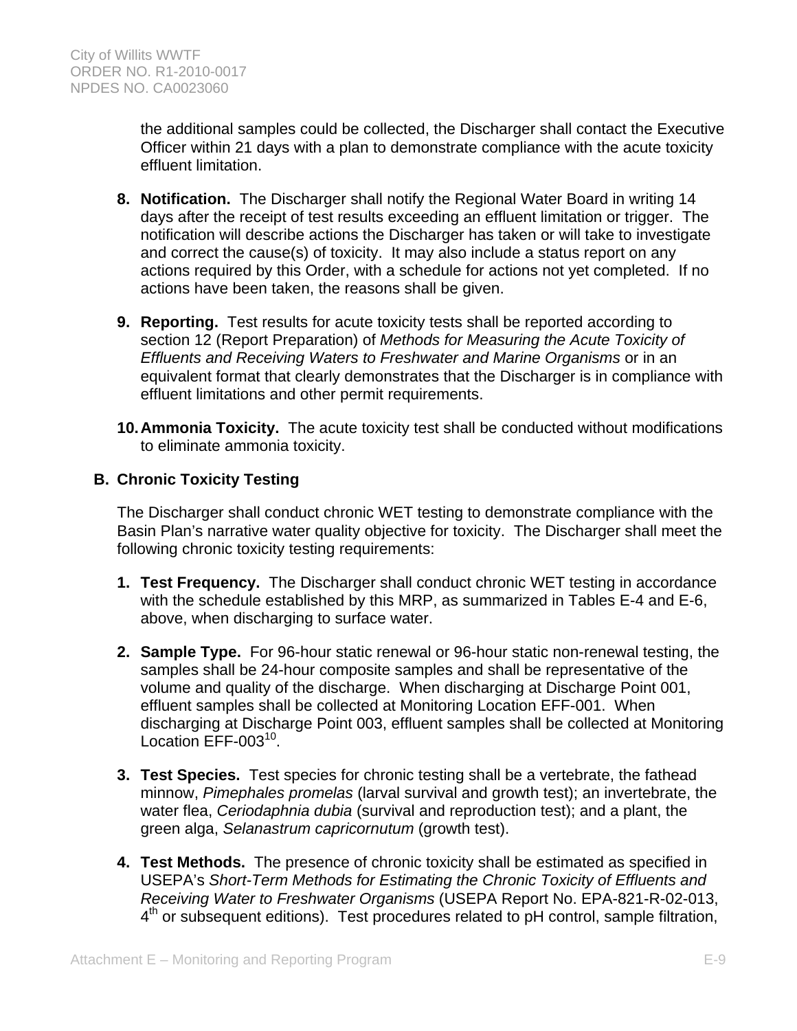the additional samples could be collected, the Discharger shall contact the Executive Officer within 21 days with a plan to demonstrate compliance with the acute toxicity effluent limitation.

8. **Notification.** The Discharger shall notify the Regional Water Board in writing 14 days after the receipt of test results exceeding an effluent limitation or trigger. The notification will describe actions the Discharger has taken or will take to investigate and correct the cause(s) of toxicity. It may also include a status report on any actions required by this Order, with a schedule for actions not yet completed. If no actions have been taken, the reasons shall be given.

9. **Reporting.** Test results for acute toxicity tests shall be reported according to section 12 (Report Preparation) of *Methods for Measuring the Acute Toxicity of Effluents and Receiving Waters to Freshwater and Marine Organisms* or in an equivalent format that clearly demonstrates that the Discharger is in compliance with effluent limitations and other permit requirements.

10. **Ammonia Toxicity.** The acute toxicity test shall be conducted without modifications to eliminate ammonia toxicity.

## B. Chronic Toxicity Testing

The Discharger shall conduct chronic WET testing to demonstrate compliance with the Basin Plan's narrative water quality objective for toxicity. The Discharger shall meet the following chronic toxicity testing requirements:

1. **Test Frequency.** The Discharger shall conduct chronic WET testing in accordance with the schedule established by this MRP, as summarized in Tables E-4 and E-6, above, when discharging to surface water.

2. **Sample Type.** For 96-hour static renewal or 96-hour static non-renewal testing, the samples shall be 24-hour composite samples and shall be representative of the volume and quality of the discharge. When discharging at Discharge Point 001, effluent samples shall be collected at Monitoring Location EFF-001. When discharging at Discharge Point 003, effluent samples shall be collected at Monitoring Location EFF-003[10].

3. **Test Species.** Test species for chronic testing shall be a vertebrate, the fathead minnow, *Pimephales promelas* (larval survival and growth test); an invertebrate, the water flea, *Ceriodaphnia dubia* (survival and reproduction test); and a plant, the green alga, *Selanastrum capricornutum* (growth test).

4. **Test Methods.** The presence of chronic toxicity shall be estimated as specified in USEPA's *Short-Term Methods for Estimating the Chronic Toxicity of Effluents and Receiving Water to Freshwater Organisms* (USEPA Report No. EPA-821-R-02-013, 4th or subsequent editions). Test procedures related to pH control, sample filtration,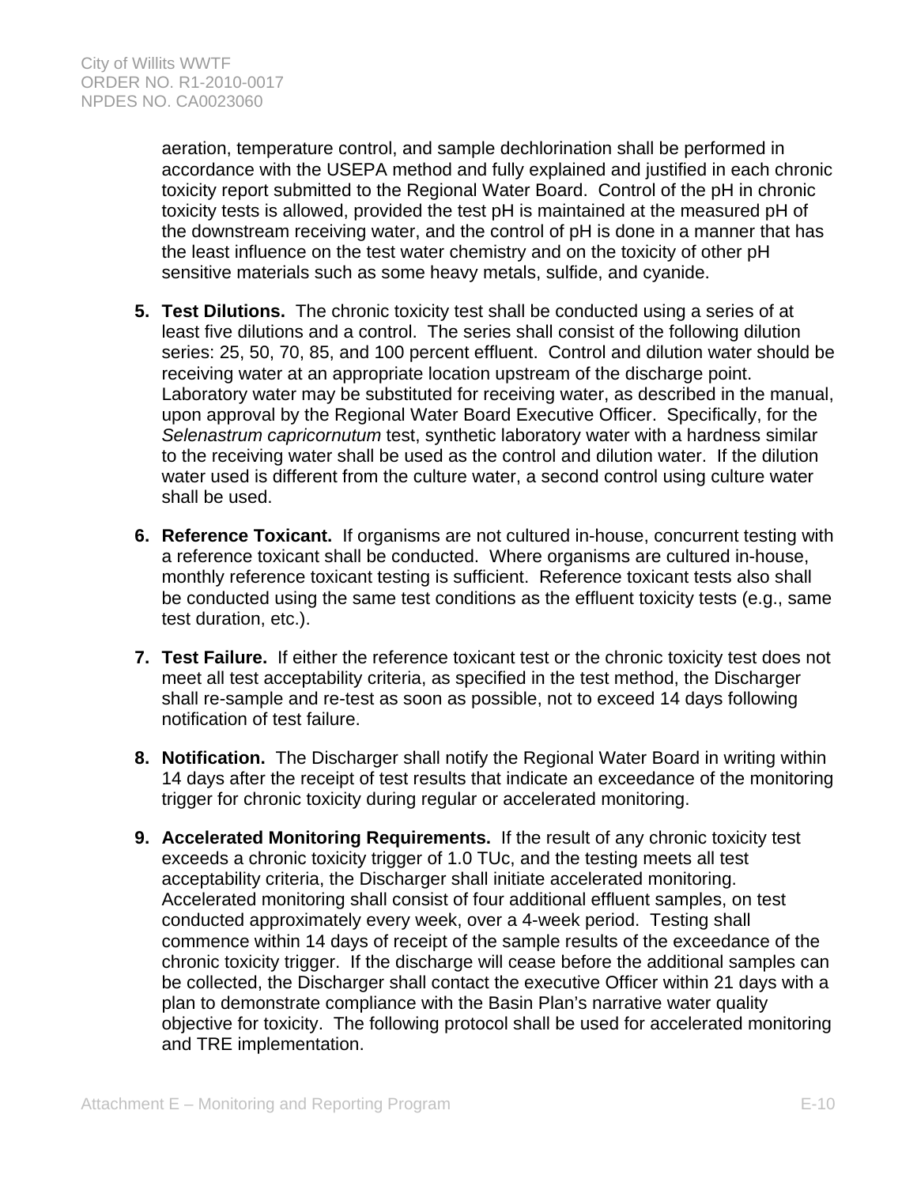aeration, temperature control, and sample dechlorination shall be performed in accordance with the USEPA method and fully explained and justified in each chronic toxicity report submitted to the Regional Water Board. Control of the pH in chronic toxicity tests is allowed, provided the test pH is maintained at the measured pH of the downstream receiving water, and the control of pH is done in a manner that has the least influence on the test water chemistry and on the toxicity of other pH sensitive materials such as some heavy metals, sulfide, and cyanide.

5. **Test Dilutions.** The chronic toxicity test shall be conducted using a series of at least five dilutions and a control. The series shall consist of the following dilution series: 25, 50, 70, 85, and 100 percent effluent. Control and dilution water should be receiving water at an appropriate location upstream of the discharge point. Laboratory water may be substituted for receiving water, as described in the manual, upon approval by the Regional Water Board Executive Officer. Specifically, for the *Selenastrum capricornutum* test, synthetic laboratory water with a hardness similar to the receiving water shall be used as the control and dilution water. If the dilution water used is different from the culture water, a second control using culture water shall be used.

6. **Reference Toxicant.** If organisms are not cultured in-house, concurrent testing with a reference toxicant shall be conducted. Where organisms are cultured in-house, monthly reference toxicant testing is sufficient. Reference toxicant tests also shall be conducted using the same test conditions as the effluent toxicity tests (e.g., same test duration, etc.).

7. **Test Failure.** If either the reference toxicant test or the chronic toxicity test does not meet all test acceptability criteria, as specified in the test method, the Discharger shall re-sample and re-test as soon as possible, not to exceed 14 days following notification of test failure.

8. **Notification.** The Discharger shall notify the Regional Water Board in writing within 14 days after the receipt of test results that indicate an exceedance of the monitoring trigger for chronic toxicity during regular or accelerated monitoring.

9. **Accelerated Monitoring Requirements.** If the result of any chronic toxicity test exceeds a chronic toxicity trigger of 1.0 TUc, and the testing meets all test acceptability criteria, the Discharger shall initiate accelerated monitoring. Accelerated monitoring shall consist of four additional effluent samples, on test conducted approximately every week, over a 4-week period. Testing shall commence within 14 days of receipt of the sample results of the exceedance of the chronic toxicity trigger. If the discharge will cease before the additional samples can be collected, the Discharger shall contact the executive Officer within 21 days with a plan to demonstrate compliance with the Basin Plan's narrative water quality objective for toxicity. The following protocol shall be used for accelerated monitoring and TRE implementation.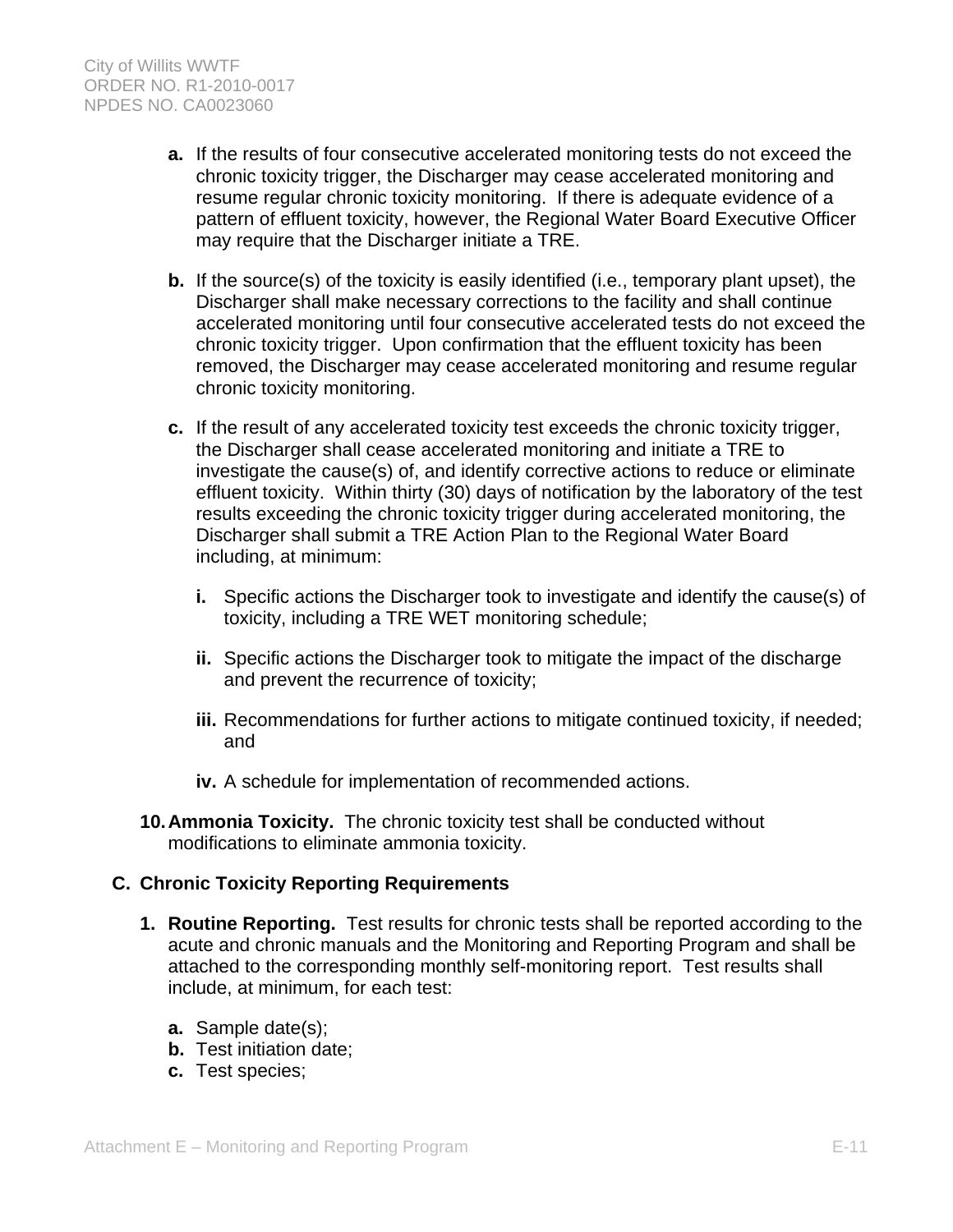**a.** If the results of four consecutive accelerated monitoring tests do not exceed the chronic toxicity trigger, the Discharger may cease accelerated monitoring and resume regular chronic toxicity monitoring. If there is adequate evidence of a pattern of effluent toxicity, however, the Regional Water Board Executive Officer may require that the Discharger initiate a TRE.

**b.** If the source(s) of the toxicity is easily identified (i.e., temporary plant upset), the Discharger shall make necessary corrections to the facility and shall continue accelerated monitoring until four consecutive accelerated tests do not exceed the chronic toxicity trigger. Upon confirmation that the effluent toxicity has been removed, the Discharger may cease accelerated monitoring and resume regular chronic toxicity monitoring.

**c.** If the result of any accelerated toxicity test exceeds the chronic toxicity trigger, the Discharger shall cease accelerated monitoring and initiate a TRE to investigate the cause(s) of, and identify corrective actions to reduce or eliminate effluent toxicity. Within thirty (30) days of notification by the laboratory of the test results exceeding the chronic toxicity trigger during accelerated monitoring, the Discharger shall submit a TRE Action Plan to the Regional Water Board including, at minimum:

**i.** Specific actions the Discharger took to investigate and identify the cause(s) of toxicity, including a TRE WET monitoring schedule;

**ii.** Specific actions the Discharger took to mitigate the impact of the discharge and prevent the recurrence of toxicity;

**iii.** Recommendations for further actions to mitigate continued toxicity, if needed; and

**iv.** A schedule for implementation of recommended actions.

**10. Ammonia Toxicity.** The chronic toxicity test shall be conducted without modifications to eliminate ammonia toxicity.

## C. Chronic Toxicity Reporting Requirements

**1. Routine Reporting.** Test results for chronic tests shall be reported according to the acute and chronic manuals and the Monitoring and Reporting Program and shall be attached to the corresponding monthly self-monitoring report. Test results shall include, at minimum, for each test:

**a.** Sample date(s);
**b.** Test initiation date;
**c.** Test species;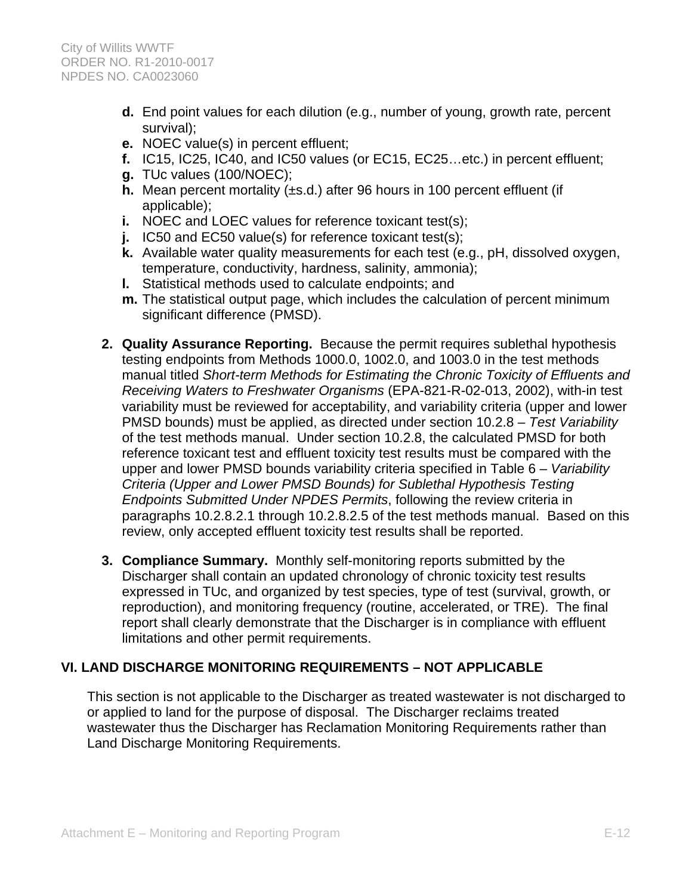- **d.** End point values for each dilution (e.g., number of young, growth rate, percent survival);
- **e.** NOEC value(s) in percent effluent;
- **f.** IC15, IC25, IC40, and IC50 values (or EC15, EC25…etc.) in percent effluent;
- **g.** TUc values (100/NOEC);
- **h.** Mean percent mortality (±s.d.) after 96 hours in 100 percent effluent (if applicable);
- **i.** NOEC and LOEC values for reference toxicant test(s);
- **j.** IC50 and EC50 value(s) for reference toxicant test(s);
- **k.** Available water quality measurements for each test (e.g., pH, dissolved oxygen, temperature, conductivity, hardness, salinity, ammonia);
- **l.** Statistical methods used to calculate endpoints; and
- **m.** The statistical output page, which includes the calculation of percent minimum significant difference (PMSD).

**2. Quality Assurance Reporting.** Because the permit requires sublethal hypothesis testing endpoints from Methods 1000.0, 1002.0, and 1003.0 in the test methods manual titled *Short-term Methods for Estimating the Chronic Toxicity of Effluents and Receiving Waters to Freshwater Organisms* (EPA-821-R-02-013, 2002), with-in test variability must be reviewed for acceptability, and variability criteria (upper and lower PMSD bounds) must be applied, as directed under section 10.2.8 – *Test Variability* of the test methods manual. Under section 10.2.8, the calculated PMSD for both reference toxicant test and effluent toxicity test results must be compared with the upper and lower PMSD bounds variability criteria specified in Table 6 – *Variability Criteria (Upper and Lower PMSD Bounds) for Sublethal Hypothesis Testing Endpoints Submitted Under NPDES Permits*, following the review criteria in paragraphs 10.2.8.2.1 through 10.2.8.2.5 of the test methods manual. Based on this review, only accepted effluent toxicity test results shall be reported.

**3. Compliance Summary.** Monthly self-monitoring reports submitted by the Discharger shall contain an updated chronology of chronic toxicity test results expressed in TUc, and organized by test species, type of test (survival, growth, or reproduction), and monitoring frequency (routine, accelerated, or TRE). The final report shall clearly demonstrate that the Discharger is in compliance with effluent limitations and other permit requirements.

## VI. LAND DISCHARGE MONITORING REQUIREMENTS – NOT APPLICABLE

This section is not applicable to the Discharger as treated wastewater is not discharged to or applied to land for the purpose of disposal. The Discharger reclaims treated wastewater thus the Discharger has Reclamation Monitoring Requirements rather than Land Discharge Monitoring Requirements.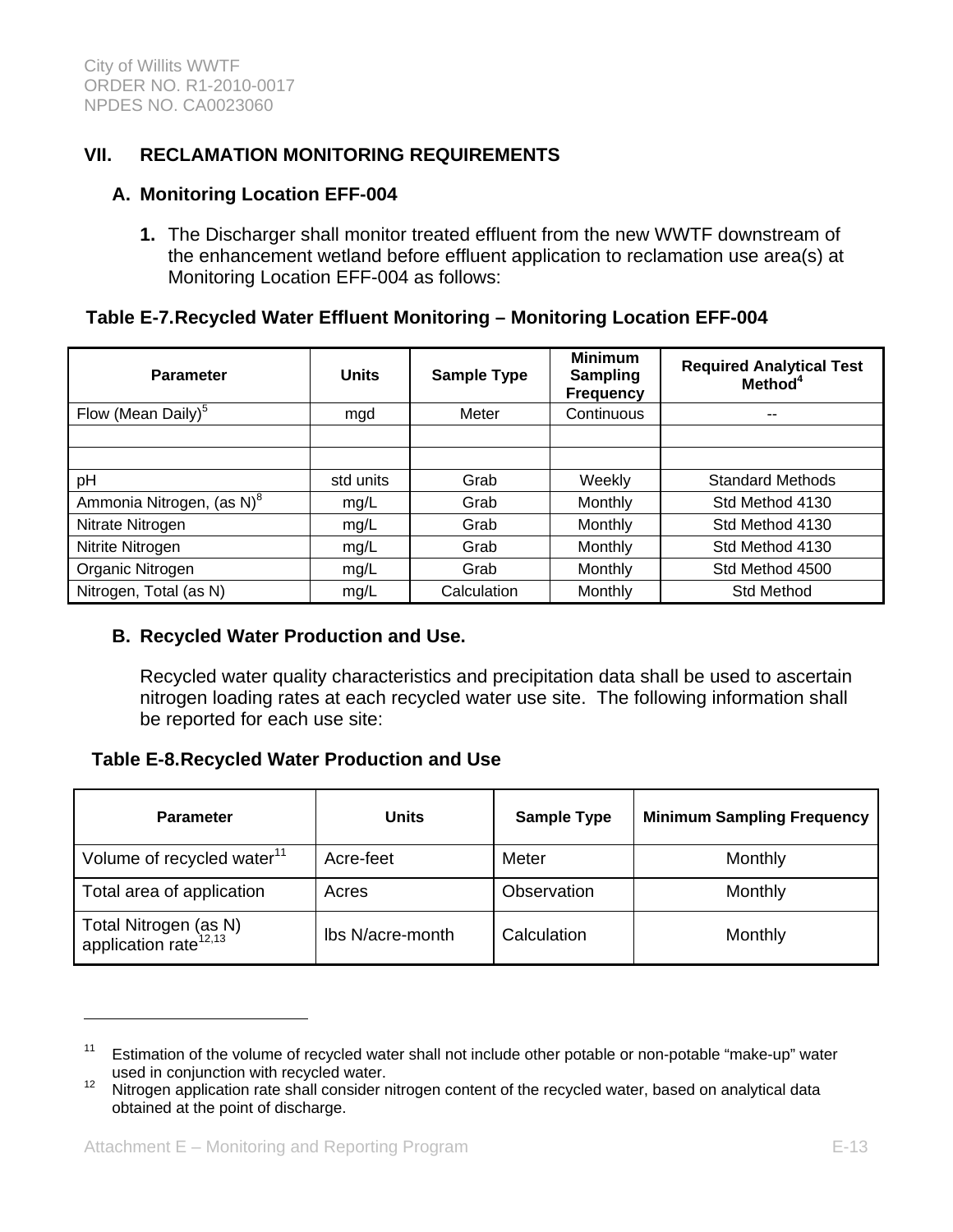## VII. RECLAMATION MONITORING REQUIREMENTS

### A. Monitoring Location EFF-004

1. The Discharger shall monitor treated effluent from the new WWTF downstream of the enhancement wetland before effluent application to reclamation use area(s) at Monitoring Location EFF-004 as follows:

**Table E-7.Recycled Water Effluent Monitoring – Monitoring Location EFF-004**

| Parameter | Units | Sample Type | Minimum Sampling Frequency | Required Analytical Test Method[4] |
|---|---|---|---|---|
| Flow (Mean Daily)[5] | mgd | Meter | Continuous | -- |
| | | | | |
| | | | | |
| pH | std units | Grab | Weekly | Standard Methods |
| Ammonia Nitrogen, (as N)[8] | mg/L | Grab | Monthly | Std Method 4130 |
| Nitrate Nitrogen | mg/L | Grab | Monthly | Std Method 4130 |
| Nitrite Nitrogen | mg/L | Grab | Monthly | Std Method 4130 |
| Organic Nitrogen | mg/L | Grab | Monthly | Std Method 4500 |
| Nitrogen, Total (as N) | mg/L | Calculation | Monthly | Std Method |

### B. Recycled Water Production and Use.

Recycled water quality characteristics and precipitation data shall be used to ascertain nitrogen loading rates at each recycled water use site. The following information shall be reported for each use site:

**Table E-8.Recycled Water Production and Use**

| Parameter | Units | Sample Type | Minimum Sampling Frequency |
|---|---|---|---|
| Volume of recycled water[11] | Acre-feet | Meter | Monthly |
| Total area of application | Acres | Observation | Monthly |
| Total Nitrogen (as N) application rate[12,13] | lbs N/acre-month | Calculation | Monthly |

---

[11] Estimation of the volume of recycled water shall not include other potable or non-potable "make-up" water used in conjunction with recycled water.

[12] Nitrogen application rate shall consider nitrogen content of the recycled water, based on analytical data obtained at the point of discharge.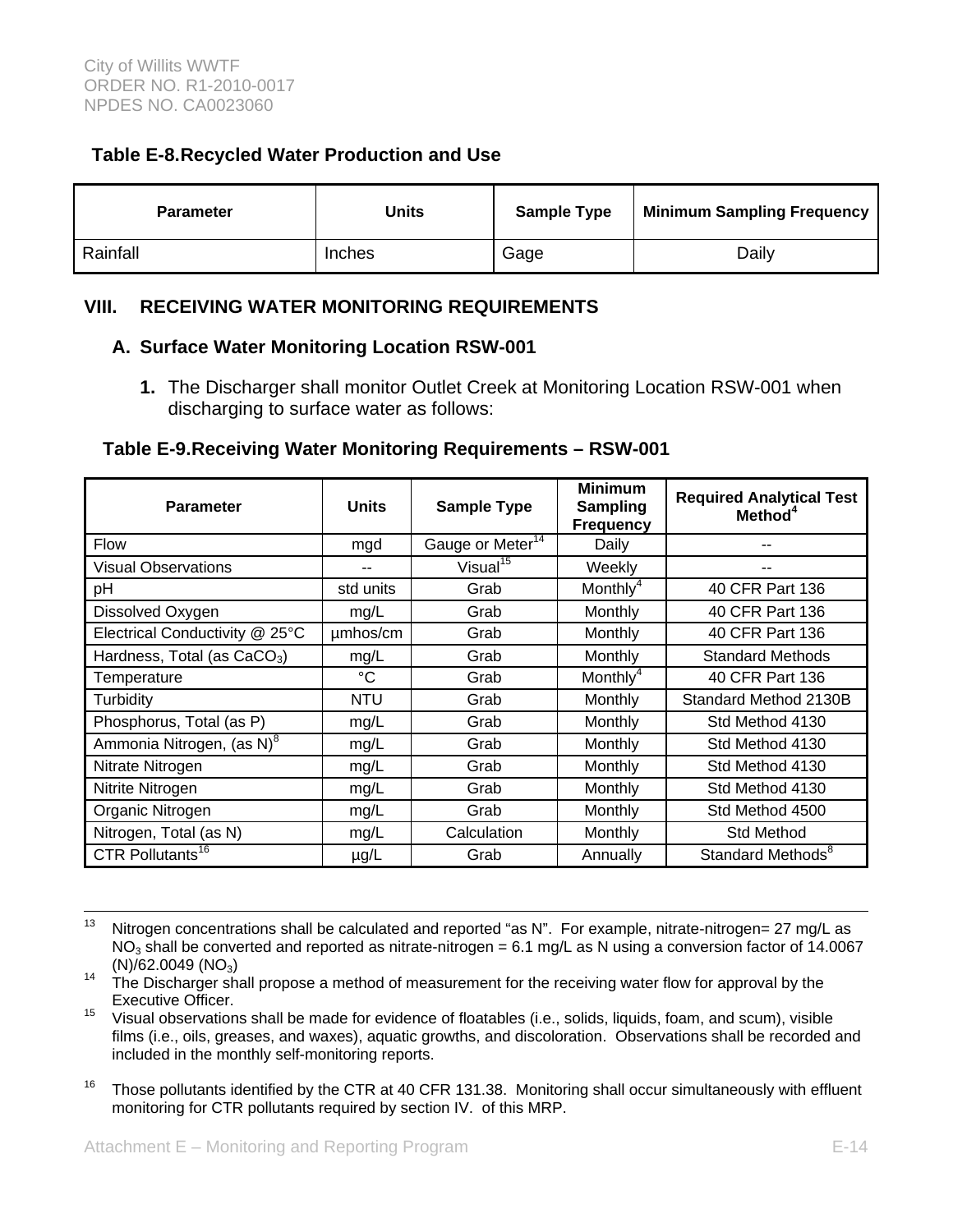**Table E-8.Recycled Water Production and Use**

| Parameter | Units | Sample Type | Minimum Sampling Frequency |
|---|---|---|---|
| Rainfall | Inches | Gage | Daily |

## VIII. RECEIVING WATER MONITORING REQUIREMENTS

### A. Surface Water Monitoring Location RSW-001

1. The Discharger shall monitor Outlet Creek at Monitoring Location RSW-001 when discharging to surface water as follows:

**Table E-9.Receiving Water Monitoring Requirements – RSW-001**

| Parameter | Units | Sample Type | Minimum Sampling Frequency | Required Analytical Test Method[4] |
|---|---|---|---|---|
| Flow | mgd | Gauge or Meter[14] | Daily | -- |
| Visual Observations | -- | Visual[15] | Weekly | -- |
| pH | std units | Grab | Monthly[4] | 40 CFR Part 136 |
| Dissolved Oxygen | mg/L | Grab | Monthly | 40 CFR Part 136 |
| Electrical Conductivity @ 25°C | µmhos/cm | Grab | Monthly | 40 CFR Part 136 |
| Hardness, Total (as $CaCO_3$) | mg/L | Grab | Monthly | Standard Methods |
| Temperature | °C | Grab | Monthly[4] | 40 CFR Part 136 |
| Turbidity | NTU | Grab | Monthly | Standard Method 2130B |
| Phosphorus, Total (as P) | mg/L | Grab | Monthly | Std Method 4130 |
| Ammonia Nitrogen, (as N)[8] | mg/L | Grab | Monthly | Std Method 4130 |
| Nitrate Nitrogen | mg/L | Grab | Monthly | Std Method 4130 |
| Nitrite Nitrogen | mg/L | Grab | Monthly | Std Method 4130 |
| Organic Nitrogen | mg/L | Grab | Monthly | Std Method 4500 |
| Nitrogen, Total (as N) | mg/L | Calculation | Monthly | Std Method |
| CTR Pollutants[16] | µg/L | Grab | Annually | Standard Methods[8] |

---

[13] Nitrogen concentrations shall be calculated and reported "as N". For example, nitrate-nitrogen= 27 mg/L as $NO_3$ shall be converted and reported as nitrate-nitrogen = 6.1 mg/L as N using a conversion factor of 14.0067 (N)/62.0049 ($NO_3$)

[14] The Discharger shall propose a method of measurement for the receiving water flow for approval by the Executive Officer.

[15] Visual observations shall be made for evidence of floatables (i.e., solids, liquids, foam, and scum), visible films (i.e., oils, greases, and waxes), aquatic growths, and discoloration. Observations shall be recorded and included in the monthly self-monitoring reports.

[16] Those pollutants identified by the CTR at 40 CFR 131.38. Monitoring shall occur simultaneously with effluent monitoring for CTR pollutants required by section IV. of this MRP.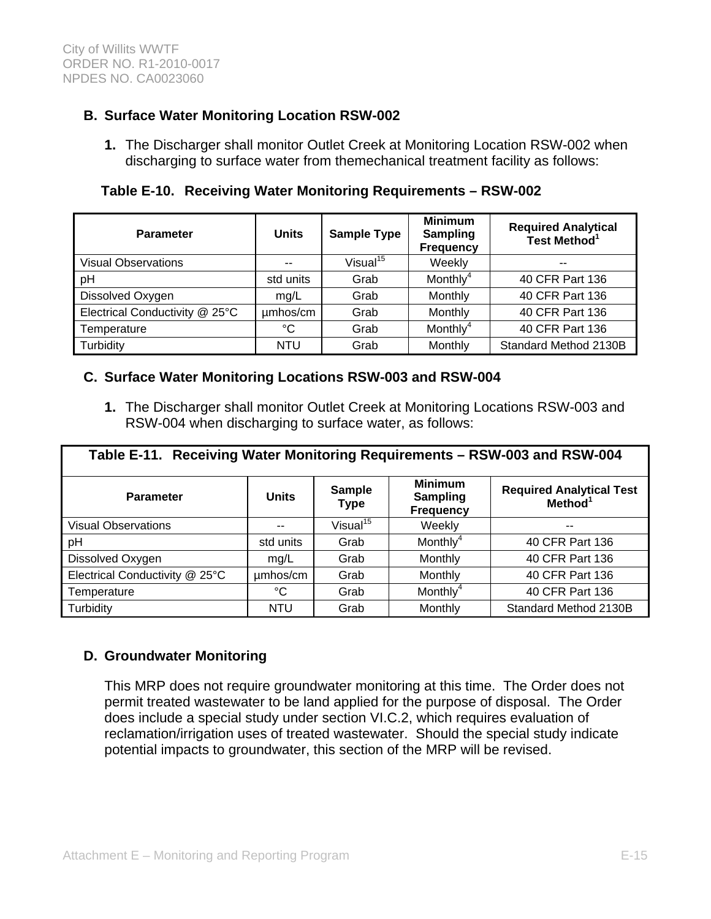### B. Surface Water Monitoring Location RSW-002

1. The Discharger shall monitor Outlet Creek at Monitoring Location RSW-002 when discharging to surface water from themechanical treatment facility as follows:

**Table E-10. Receiving Water Monitoring Requirements – RSW-002**

| Parameter | Units | Sample Type | Minimum Sampling Frequency | Required Analytical Test Method[1] |
|---|---|---|---|---|
| Visual Observations | -- | Visual[15] | Weekly | -- |
| pH | std units | Grab | Monthly[4] | 40 CFR Part 136 |
| Dissolved Oxygen | mg/L | Grab | Monthly | 40 CFR Part 136 |
| Electrical Conductivity @ 25°C | µmhos/cm | Grab | Monthly | 40 CFR Part 136 |
| Temperature | °C | Grab | Monthly[4] | 40 CFR Part 136 |
| Turbidity | NTU | Grab | Monthly | Standard Method 2130B |

### C. Surface Water Monitoring Locations RSW-003 and RSW-004

1. The Discharger shall monitor Outlet Creek at Monitoring Locations RSW-003 and RSW-004 when discharging to surface water, as follows:

**Table E-11. Receiving Water Monitoring Requirements – RSW-003 and RSW-004**

| Parameter | Units | Sample Type | Minimum Sampling Frequency | Required Analytical Test Method[1] |
|---|---|---|---|---|
| Visual Observations | -- | Visual[15] | Weekly | -- |
| pH | std units | Grab | Monthly[4] | 40 CFR Part 136 |
| Dissolved Oxygen | mg/L | Grab | Monthly | 40 CFR Part 136 |
| Electrical Conductivity @ 25°C | µmhos/cm | Grab | Monthly | 40 CFR Part 136 |
| Temperature | °C | Grab | Monthly[4] | 40 CFR Part 136 |
| Turbidity | NTU | Grab | Monthly | Standard Method 2130B |

### D. Groundwater Monitoring

This MRP does not require groundwater monitoring at this time. The Order does not permit treated wastewater to be land applied for the purpose of disposal. The Order does include a special study under section VI.C.2, which requires evaluation of reclamation/irrigation uses of treated wastewater. Should the special study indicate potential impacts to groundwater, this section of the MRP will be revised.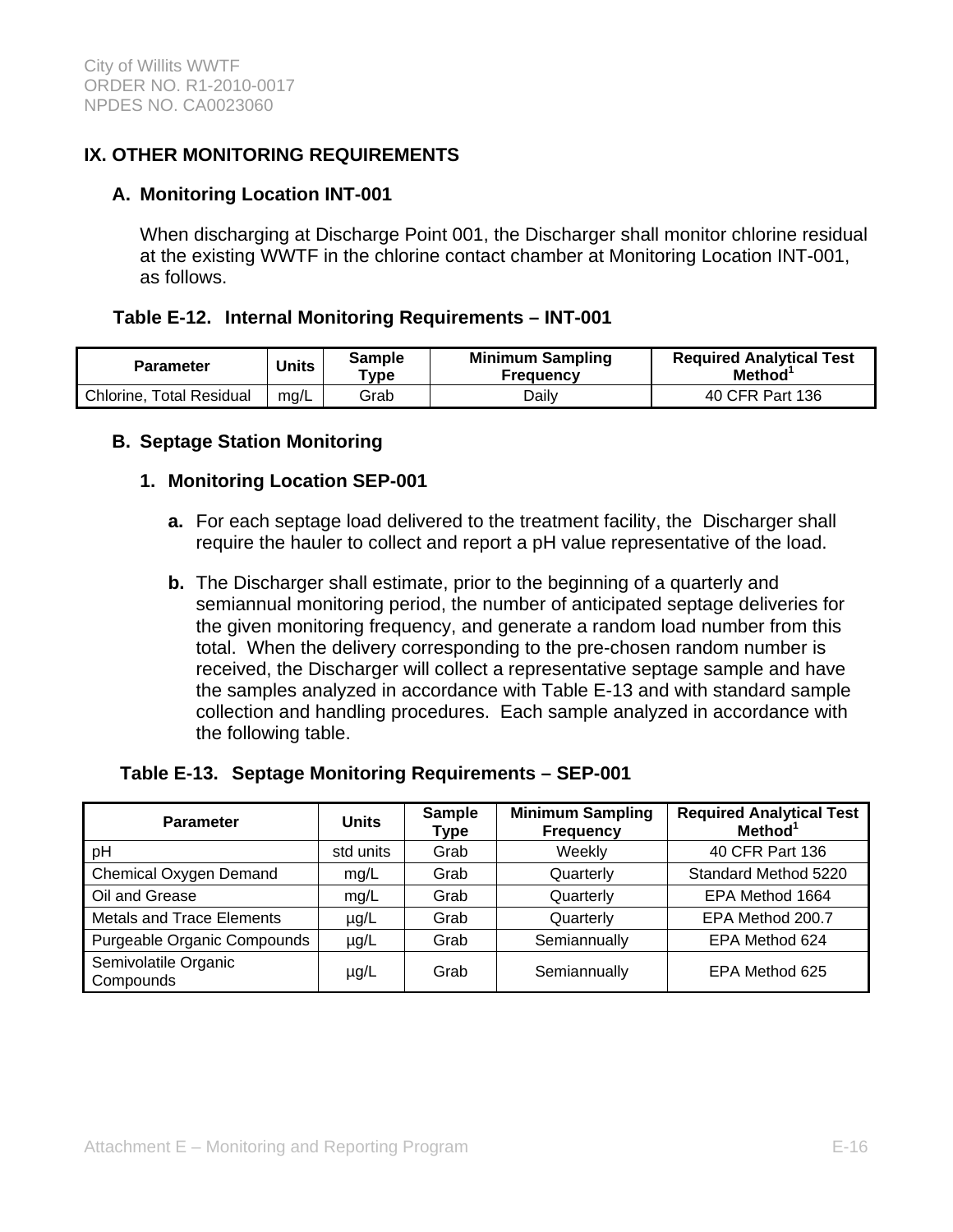## IX. OTHER MONITORING REQUIREMENTS

### A. Monitoring Location INT-001

When discharging at Discharge Point 001, the Discharger shall monitor chlorine residual at the existing WWTF in the chlorine contact chamber at Monitoring Location INT-001, as follows.

**Table E-12. Internal Monitoring Requirements – INT-001**

| Parameter | Units | Sample Type | Minimum Sampling Frequency | Required Analytical Test Method[1] |
|---|---|---|---|---|
| Chlorine, Total Residual | mg/L | Grab | Daily | 40 CFR Part 136 |

### B. Septage Station Monitoring

#### 1. Monitoring Location SEP-001

**a.** For each septage load delivered to the treatment facility, the Discharger shall require the hauler to collect and report a pH value representative of the load.

**b.** The Discharger shall estimate, prior to the beginning of a quarterly and semiannual monitoring period, the number of anticipated septage deliveries for the given monitoring frequency, and generate a random load number from this total. When the delivery corresponding to the pre-chosen random number is received, the Discharger will collect a representative septage sample and have the samples analyzed in accordance with Table E-13 and with standard sample collection and handling procedures. Each sample analyzed in accordance with the following table.

**Table E-13. Septage Monitoring Requirements – SEP-001**

| Parameter | Units | Sample Type | Minimum Sampling Frequency | Required Analytical Test Method[1] |
|---|---|---|---|---|
| pH | std units | Grab | Weekly | 40 CFR Part 136 |
| Chemical Oxygen Demand | mg/L | Grab | Quarterly | Standard Method 5220 |
| Oil and Grease | mg/L | Grab | Quarterly | EPA Method 1664 |
| Metals and Trace Elements | µg/L | Grab | Quarterly | EPA Method 200.7 |
| Purgeable Organic Compounds | µg/L | Grab | Semiannually | EPA Method 624 |
| Semivolatile Organic Compounds | µg/L | Grab | Semiannually | EPA Method 625 |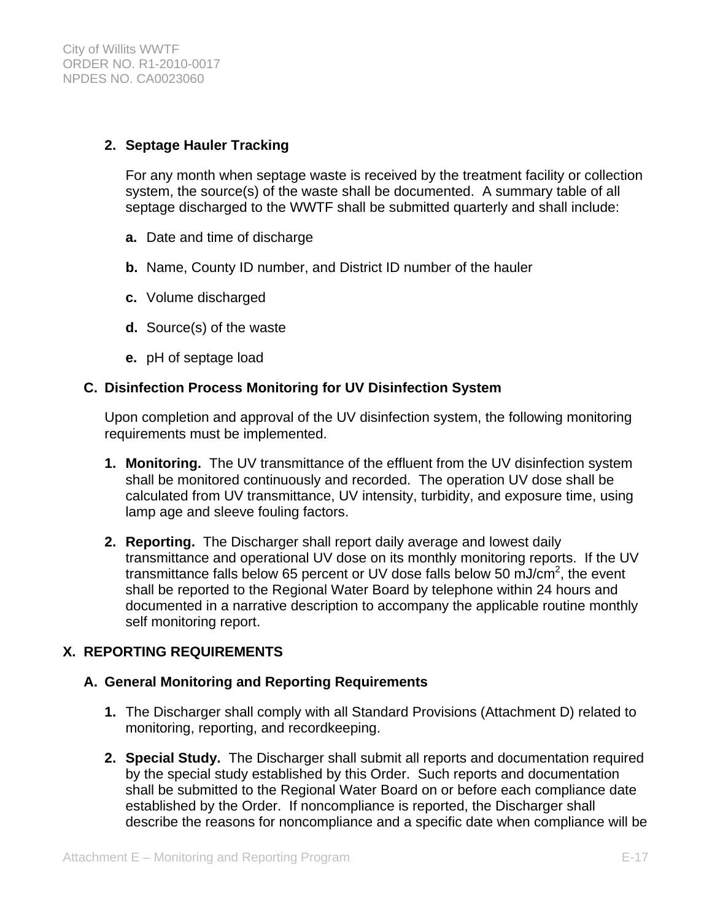**2. Septage Hauler Tracking**

For any month when septage waste is received by the treatment facility or collection system, the source(s) of the waste shall be documented. A summary table of all septage discharged to the WWTF shall be submitted quarterly and shall include:

**a.** Date and time of discharge

**b.** Name, County ID number, and District ID number of the hauler

**c.** Volume discharged

**d.** Source(s) of the waste

**e.** pH of septage load

### C. Disinfection Process Monitoring for UV Disinfection System

Upon completion and approval of the UV disinfection system, the following monitoring requirements must be implemented.

1. **Monitoring.** The UV transmittance of the effluent from the UV disinfection system shall be monitored continuously and recorded. The operation UV dose shall be calculated from UV transmittance, UV intensity, turbidity, and exposure time, using lamp age and sleeve fouling factors.

2. **Reporting.** The Discharger shall report daily average and lowest daily transmittance and operational UV dose on its monthly monitoring reports. If the UV transmittance falls below 65 percent or UV dose falls below 50 mJ/cm$^2$, the event shall be reported to the Regional Water Board by telephone within 24 hours and documented in a narrative description to accompany the applicable routine monthly self monitoring report.

## X. REPORTING REQUIREMENTS

### A. General Monitoring and Reporting Requirements

1. The Discharger shall comply with all Standard Provisions (Attachment D) related to monitoring, reporting, and recordkeeping.

2. **Special Study.** The Discharger shall submit all reports and documentation required by the special study established by this Order. Such reports and documentation shall be submitted to the Regional Water Board on or before each compliance date established by the Order. If noncompliance is reported, the Discharger shall describe the reasons for noncompliance and a specific date when compliance will be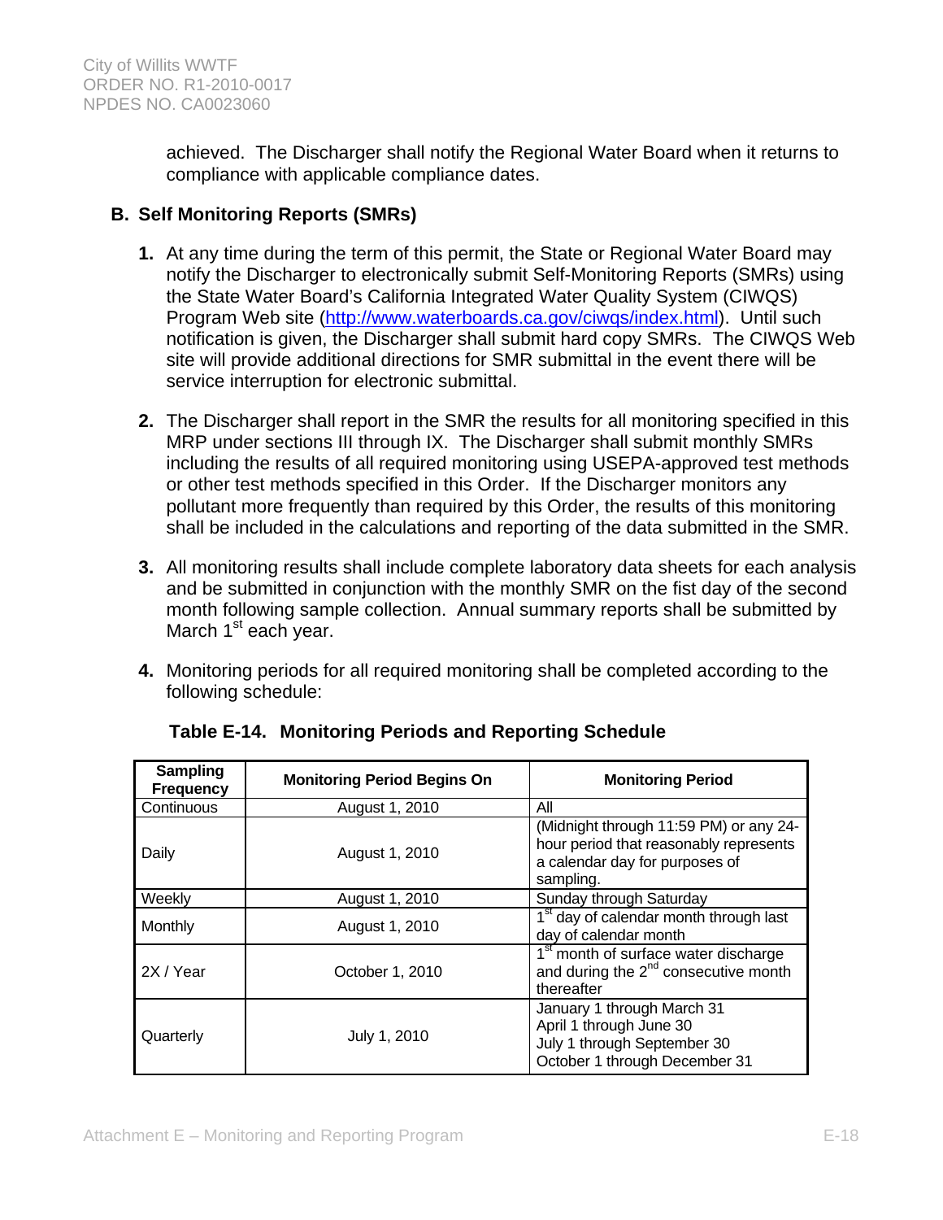achieved. The Discharger shall notify the Regional Water Board when it returns to compliance with applicable compliance dates.

## B. Self Monitoring Reports (SMRs)

1. At any time during the term of this permit, the State or Regional Water Board may notify the Discharger to electronically submit Self-Monitoring Reports (SMRs) using the State Water Board's California Integrated Water Quality System (CIWQS) Program Web site (http://www.waterboards.ca.gov/ciwqs/index.html). Until such notification is given, the Discharger shall submit hard copy SMRs. The CIWQS Web site will provide additional directions for SMR submittal in the event there will be service interruption for electronic submittal.

2. The Discharger shall report in the SMR the results for all monitoring specified in this MRP under sections III through IX. The Discharger shall submit monthly SMRs including the results of all required monitoring using USEPA-approved test methods or other test methods specified in this Order. If the Discharger monitors any pollutant more frequently than required by this Order, the results of this monitoring shall be included in the calculations and reporting of the data submitted in the SMR.

3. All monitoring results shall include complete laboratory data sheets for each analysis and be submitted in conjunction with the monthly SMR on the fist day of the second month following sample collection. Annual summary reports shall be submitted by March 1st each year.

4. Monitoring periods for all required monitoring shall be completed according to the following schedule:

**Table E-14. Monitoring Periods and Reporting Schedule**

| Sampling Frequency | Monitoring Period Begins On | Monitoring Period |
|---|---|---|
| Continuous | August 1, 2010 | All |
| Daily | August 1, 2010 | (Midnight through 11:59 PM) or any 24-hour period that reasonably represents a calendar day for purposes of sampling. |
| Weekly | August 1, 2010 | Sunday through Saturday |
| Monthly | August 1, 2010 | 1st day of calendar month through last day of calendar month |
| 2X / Year | October 1, 2010 | 1st month of surface water discharge and during the 2nd consecutive month thereafter |
| Quarterly | July 1, 2010 | January 1 through March 31<br>April 1 through June 30<br>July 1 through September 30<br>October 1 through December 31 |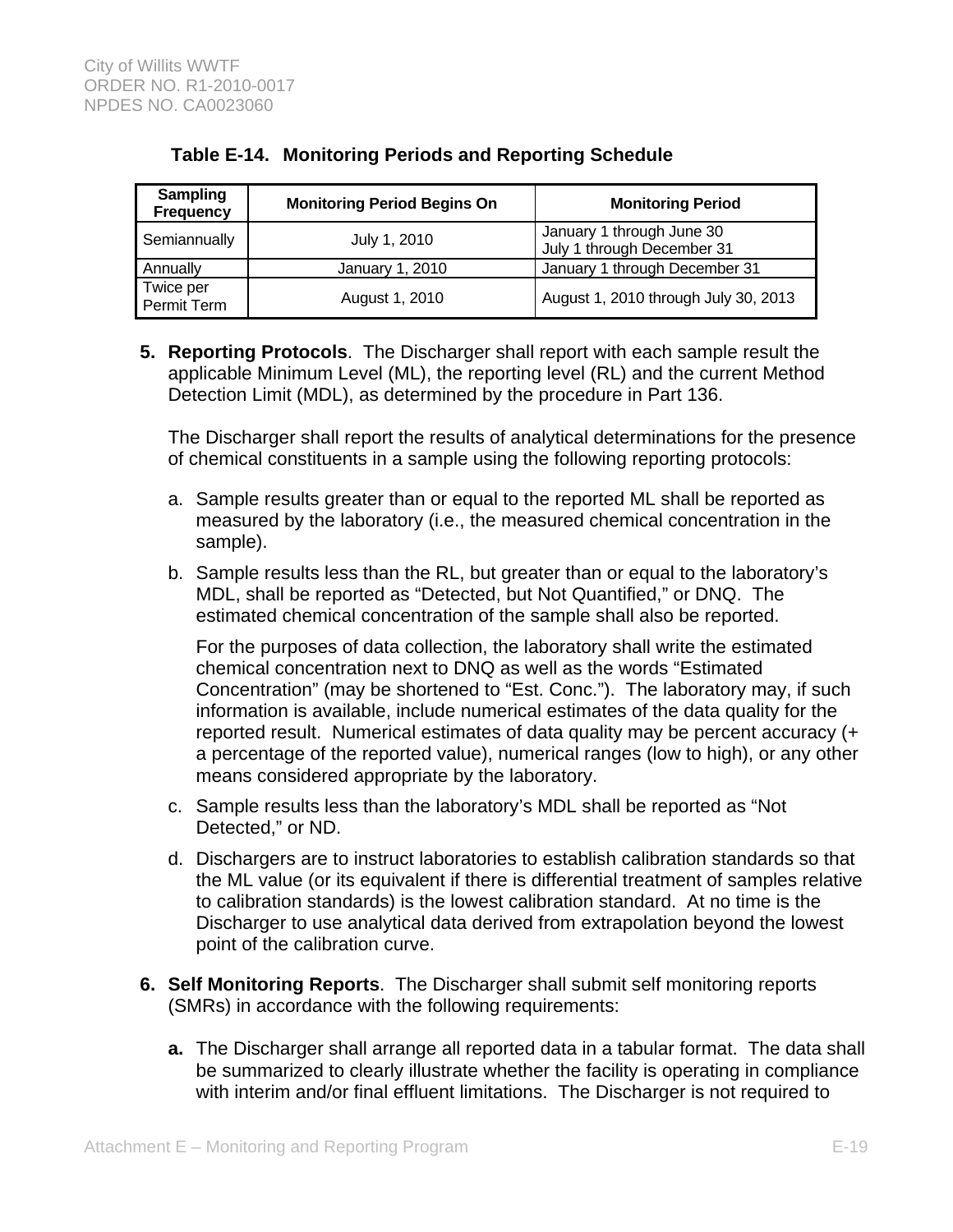**Table E-14. Monitoring Periods and Reporting Schedule**

| Sampling Frequency | Monitoring Period Begins On | Monitoring Period |
|---|---|---|
| Semiannually | July 1, 2010 | January 1 through June 30<br>July 1 through December 31 |
| Annually | January 1, 2010 | January 1 through December 31 |
| Twice per Permit Term | August 1, 2010 | August 1, 2010 through July 30, 2013 |

5. **Reporting Protocols**. The Discharger shall report with each sample result the applicable Minimum Level (ML), the reporting level (RL) and the current Method Detection Limit (MDL), as determined by the procedure in Part 136.

   The Discharger shall report the results of analytical determinations for the presence of chemical constituents in a sample using the following reporting protocols:

   a. Sample results greater than or equal to the reported ML shall be reported as measured by the laboratory (i.e., the measured chemical concentration in the sample).

   b. Sample results less than the RL, but greater than or equal to the laboratory's MDL, shall be reported as "Detected, but Not Quantified," or DNQ. The estimated chemical concentration of the sample shall also be reported.

      For the purposes of data collection, the laboratory shall write the estimated chemical concentration next to DNQ as well as the words "Estimated Concentration" (may be shortened to "Est. Conc."). The laboratory may, if such information is available, include numerical estimates of the data quality for the reported result. Numerical estimates of data quality may be percent accuracy (+ a percentage of the reported value), numerical ranges (low to high), or any other means considered appropriate by the laboratory.

   c. Sample results less than the laboratory's MDL shall be reported as "Not Detected," or ND.

   d. Dischargers are to instruct laboratories to establish calibration standards so that the ML value (or its equivalent if there is differential treatment of samples relative to calibration standards) is the lowest calibration standard. At no time is the Discharger to use analytical data derived from extrapolation beyond the lowest point of the calibration curve.

6. **Self Monitoring Reports**. The Discharger shall submit self monitoring reports (SMRs) in accordance with the following requirements:

   **a.** The Discharger shall arrange all reported data in a tabular format. The data shall be summarized to clearly illustrate whether the facility is operating in compliance with interim and/or final effluent limitations. The Discharger is not required to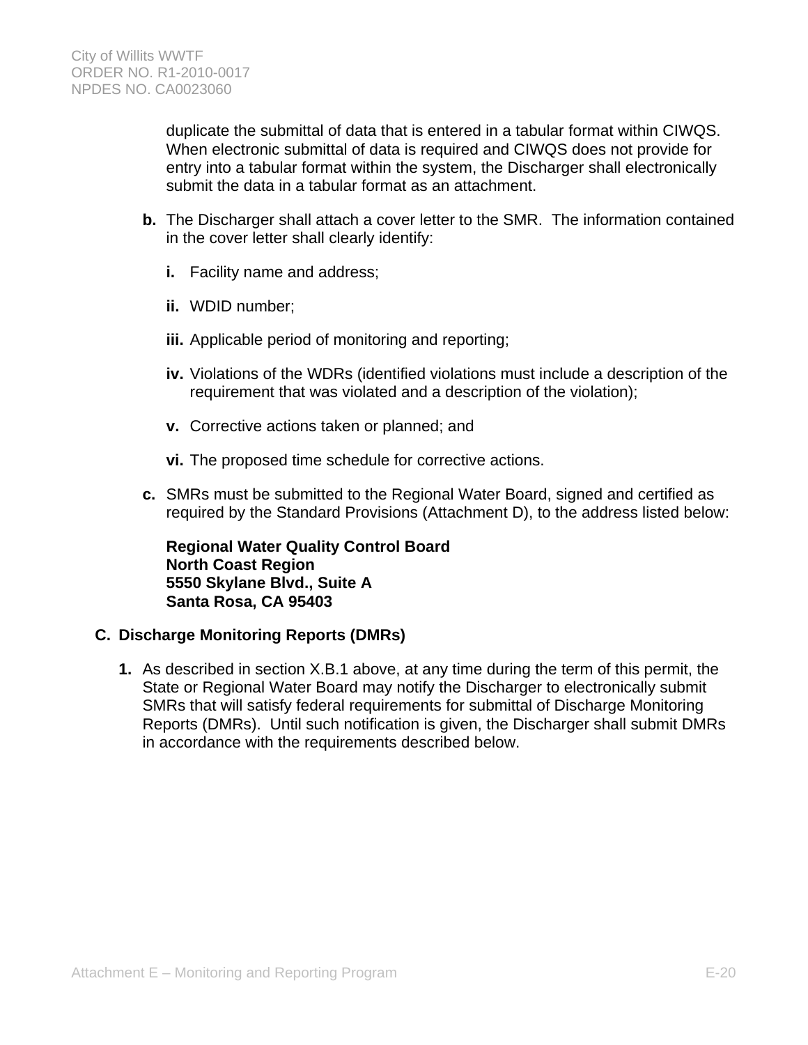duplicate the submittal of data that is entered in a tabular format within CIWQS. When electronic submittal of data is required and CIWQS does not provide for entry into a tabular format within the system, the Discharger shall electronically submit the data in a tabular format as an attachment.

**b.** The Discharger shall attach a cover letter to the SMR. The information contained in the cover letter shall clearly identify:

**i.** Facility name and address;

**ii.** WDID number;

**iii.** Applicable period of monitoring and reporting;

**iv.** Violations of the WDRs (identified violations must include a description of the requirement that was violated and a description of the violation);

**v.** Corrective actions taken or planned; and

**vi.** The proposed time schedule for corrective actions.

**c.** SMRs must be submitted to the Regional Water Board, signed and certified as required by the Standard Provisions (Attachment D), to the address listed below:

**Regional Water Quality Control Board**
**North Coast Region**
**5550 Skylane Blvd., Suite A**
**Santa Rosa, CA 95403**

### C. Discharge Monitoring Reports (DMRs)

**1.** As described in section X.B.1 above, at any time during the term of this permit, the State or Regional Water Board may notify the Discharger to electronically submit SMRs that will satisfy federal requirements for submittal of Discharge Monitoring Reports (DMRs). Until such notification is given, the Discharger shall submit DMRs in accordance with the requirements described below.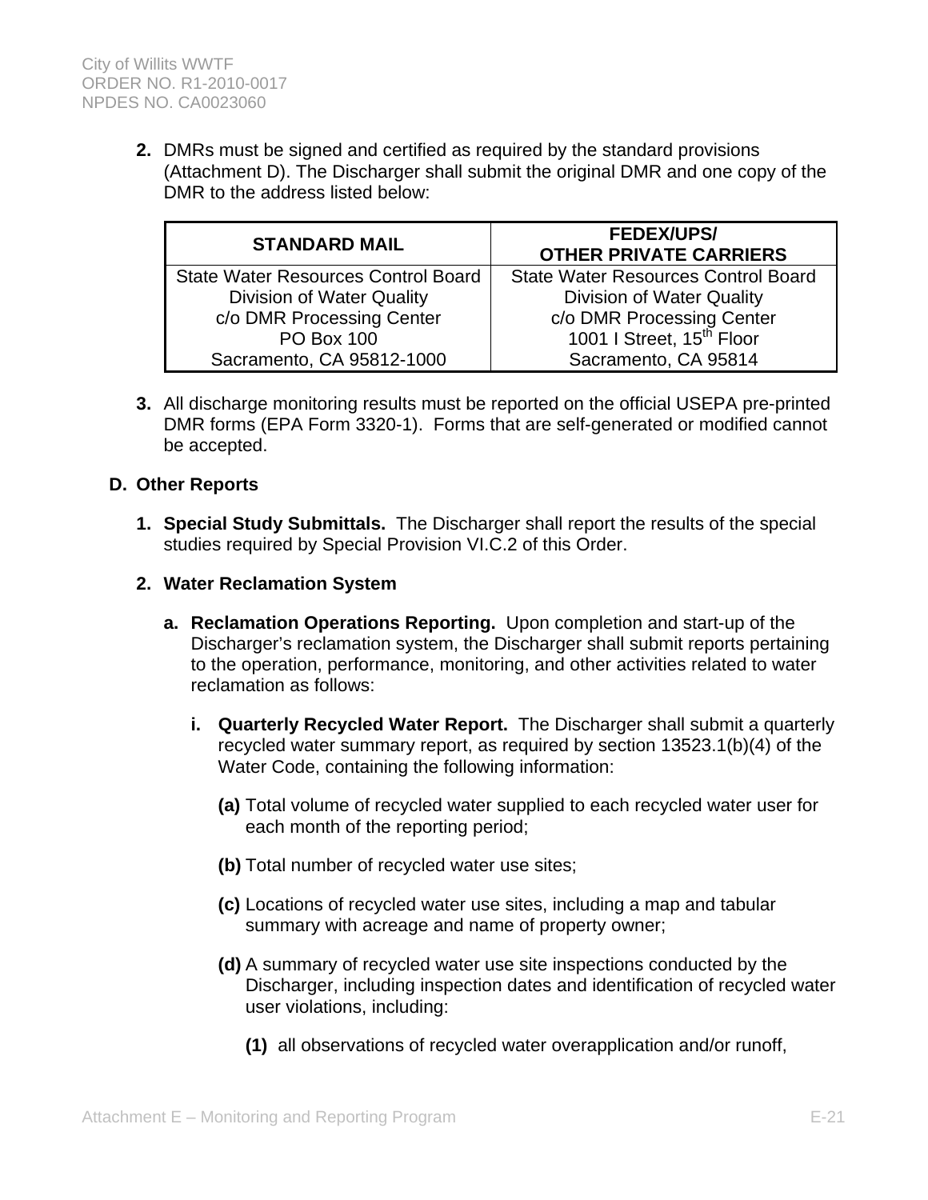2. DMRs must be signed and certified as required by the standard provisions (Attachment D). The Discharger shall submit the original DMR and one copy of the DMR to the address listed below:

| STANDARD MAIL | FEDEX/UPS/ OTHER PRIVATE CARRIERS |
|---|---|
| State Water Resources Control Board<br>Division of Water Quality<br>c/o DMR Processing Center<br>PO Box 100<br>Sacramento, CA 95812-1000 | State Water Resources Control Board<br>Division of Water Quality<br>c/o DMR Processing Center<br>1001 I Street, 15th Floor<br>Sacramento, CA 95814 |

3. All discharge monitoring results must be reported on the official USEPA pre-printed DMR forms (EPA Form 3320-1). Forms that are self-generated or modified cannot be accepted.

**D. Other Reports**

1. **Special Study Submittals.** The Discharger shall report the results of the special studies required by Special Provision VI.C.2 of this Order.

2. **Water Reclamation System**

   a. **Reclamation Operations Reporting.** Upon completion and start-up of the Discharger's reclamation system, the Discharger shall submit reports pertaining to the operation, performance, monitoring, and other activities related to water reclamation as follows:

      i. **Quarterly Recycled Water Report.** The Discharger shall submit a quarterly recycled water summary report, as required by section 13523.1(b)(4) of the Water Code, containing the following information:

         **(a)** Total volume of recycled water supplied to each recycled water user for each month of the reporting period;

         **(b)** Total number of recycled water use sites;

         **(c)** Locations of recycled water use sites, including a map and tabular summary with acreage and name of property owner;

         **(d)** A summary of recycled water use site inspections conducted by the Discharger, including inspection dates and identification of recycled water user violations, including:

            **(1)** all observations of recycled water overapplication and/or runoff,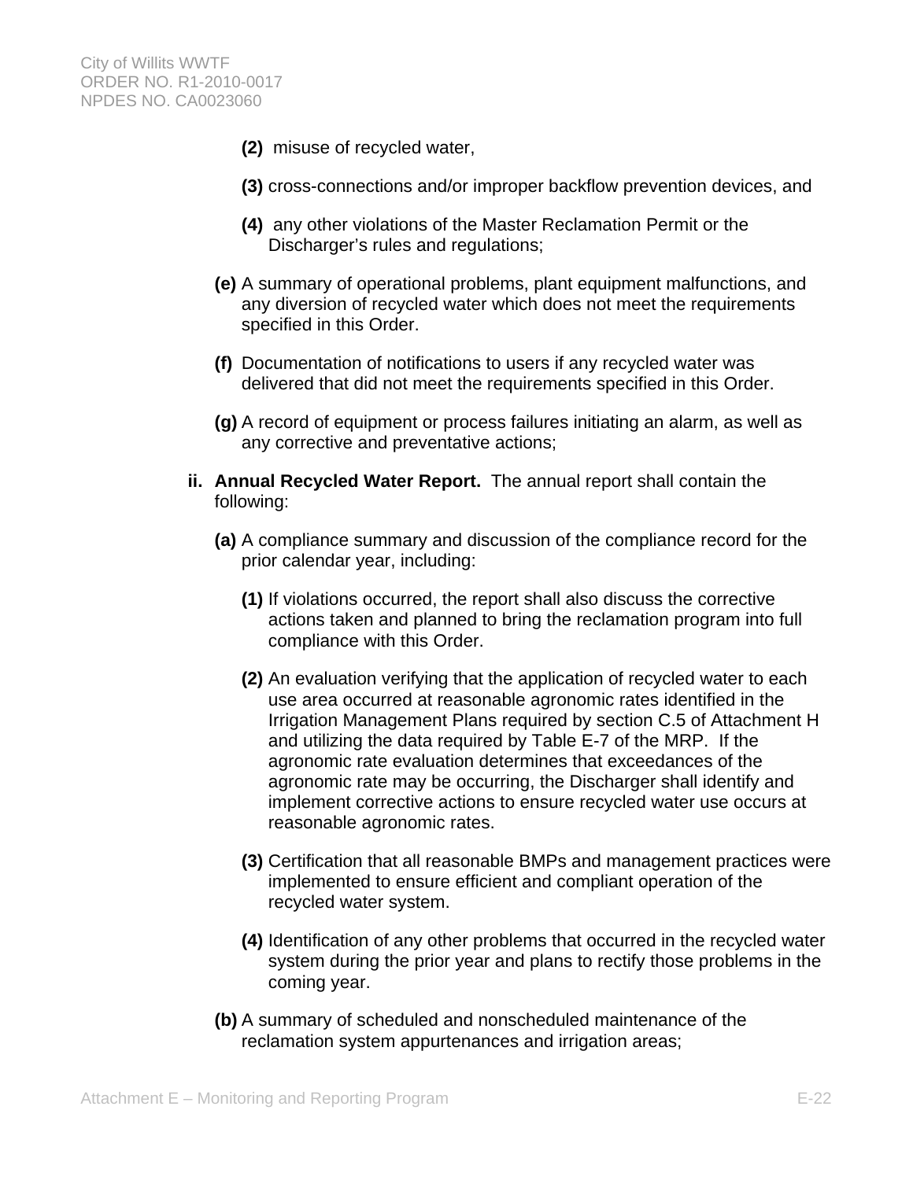**(2)** misuse of recycled water,

**(3)** cross-connections and/or improper backflow prevention devices, and

**(4)** any other violations of the Master Reclamation Permit or the Discharger's rules and regulations;

**(e)** A summary of operational problems, plant equipment malfunctions, and any diversion of recycled water which does not meet the requirements specified in this Order.

**(f)** Documentation of notifications to users if any recycled water was delivered that did not meet the requirements specified in this Order.

**(g)** A record of equipment or process failures initiating an alarm, as well as any corrective and preventative actions;

**ii. Annual Recycled Water Report.** The annual report shall contain the following:

**(a)** A compliance summary and discussion of the compliance record for the prior calendar year, including:

**(1)** If violations occurred, the report shall also discuss the corrective actions taken and planned to bring the reclamation program into full compliance with this Order.

**(2)** An evaluation verifying that the application of recycled water to each use area occurred at reasonable agronomic rates identified in the Irrigation Management Plans required by section C.5 of Attachment H and utilizing the data required by Table E-7 of the MRP. If the agronomic rate evaluation determines that exceedances of the agronomic rate may be occurring, the Discharger shall identify and implement corrective actions to ensure recycled water use occurs at reasonable agronomic rates.

**(3)** Certification that all reasonable BMPs and management practices were implemented to ensure efficient and compliant operation of the recycled water system.

**(4)** Identification of any other problems that occurred in the recycled water system during the prior year and plans to rectify those problems in the coming year.

**(b)** A summary of scheduled and nonscheduled maintenance of the reclamation system appurtenances and irrigation areas;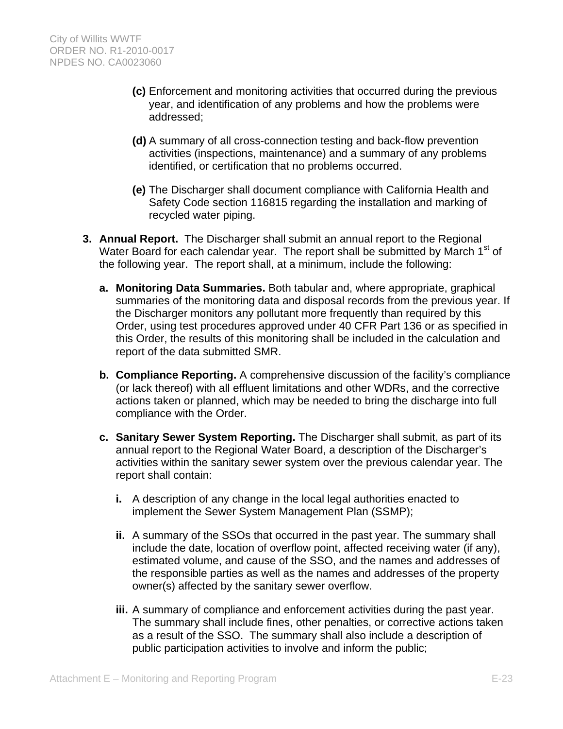- **(c)** Enforcement and monitoring activities that occurred during the previous year, and identification of any problems and how the problems were addressed;

- **(d)** A summary of all cross-connection testing and back-flow prevention activities (inspections, maintenance) and a summary of any problems identified, or certification that no problems occurred.

- **(e)** The Discharger shall document compliance with California Health and Safety Code section 116815 regarding the installation and marking of recycled water piping.

3. **Annual Report.** The Discharger shall submit an annual report to the Regional Water Board for each calendar year. The report shall be submitted by March 1st of the following year. The report shall, at a minimum, include the following:

   a. **Monitoring Data Summaries.** Both tabular and, where appropriate, graphical summaries of the monitoring data and disposal records from the previous year. If the Discharger monitors any pollutant more frequently than required by this Order, using test procedures approved under 40 CFR Part 136 or as specified in this Order, the results of this monitoring shall be included in the calculation and report of the data submitted SMR.

   b. **Compliance Reporting.** A comprehensive discussion of the facility's compliance (or lack thereof) with all effluent limitations and other WDRs, and the corrective actions taken or planned, which may be needed to bring the discharge into full compliance with the Order.

   c. **Sanitary Sewer System Reporting.** The Discharger shall submit, as part of its annual report to the Regional Water Board, a description of the Discharger's activities within the sanitary sewer system over the previous calendar year. The report shall contain:

      i. A description of any change in the local legal authorities enacted to implement the Sewer System Management Plan (SSMP);

      ii. A summary of the SSOs that occurred in the past year. The summary shall include the date, location of overflow point, affected receiving water (if any), estimated volume, and cause of the SSO, and the names and addresses of the responsible parties as well as the names and addresses of the property owner(s) affected by the sanitary sewer overflow.

      iii. A summary of compliance and enforcement activities during the past year. The summary shall include fines, other penalties, or corrective actions taken as a result of the SSO. The summary shall also include a description of public participation activities to involve and inform the public;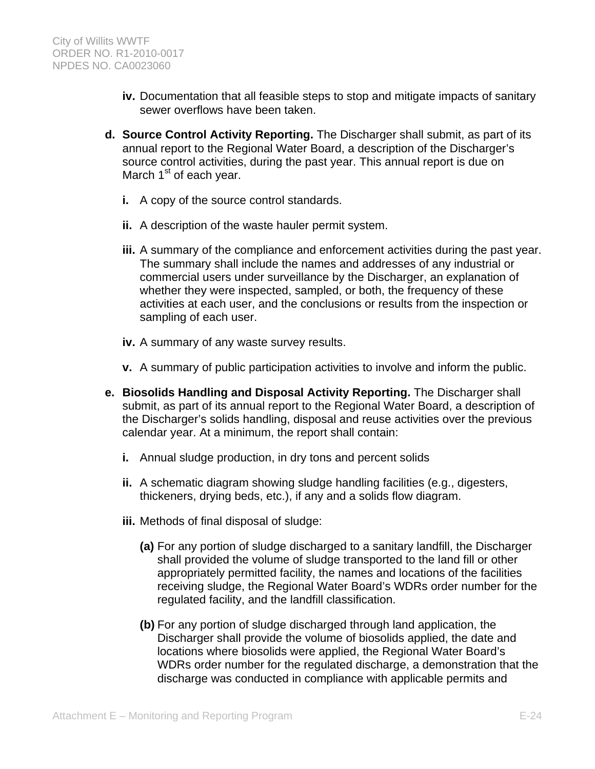iv. Documentation that all feasible steps to stop and mitigate impacts of sanitary sewer overflows have been taken.

**d. Source Control Activity Reporting.** The Discharger shall submit, as part of its annual report to the Regional Water Board, a description of the Discharger's source control activities, during the past year. This annual report is due on March 1st of each year.

**i.** A copy of the source control standards.

**ii.** A description of the waste hauler permit system.

**iii.** A summary of the compliance and enforcement activities during the past year. The summary shall include the names and addresses of any industrial or commercial users under surveillance by the Discharger, an explanation of whether they were inspected, sampled, or both, the frequency of these activities at each user, and the conclusions or results from the inspection or sampling of each user.

**iv.** A summary of any waste survey results.

**v.** A summary of public participation activities to involve and inform the public.

**e. Biosolids Handling and Disposal Activity Reporting.** The Discharger shall submit, as part of its annual report to the Regional Water Board, a description of the Discharger's solids handling, disposal and reuse activities over the previous calendar year. At a minimum, the report shall contain:

**i.** Annual sludge production, in dry tons and percent solids

**ii.** A schematic diagram showing sludge handling facilities (e.g., digesters, thickeners, drying beds, etc.), if any and a solids flow diagram.

**iii.** Methods of final disposal of sludge:

**(a)** For any portion of sludge discharged to a sanitary landfill, the Discharger shall provided the volume of sludge transported to the land fill or other appropriately permitted facility, the names and locations of the facilities receiving sludge, the Regional Water Board's WDRs order number for the regulated facility, and the landfill classification.

**(b)** For any portion of sludge discharged through land application, the Discharger shall provide the volume of biosolids applied, the date and locations where biosolids were applied, the Regional Water Board's WDRs order number for the regulated discharge, a demonstration that the discharge was conducted in compliance with applicable permits and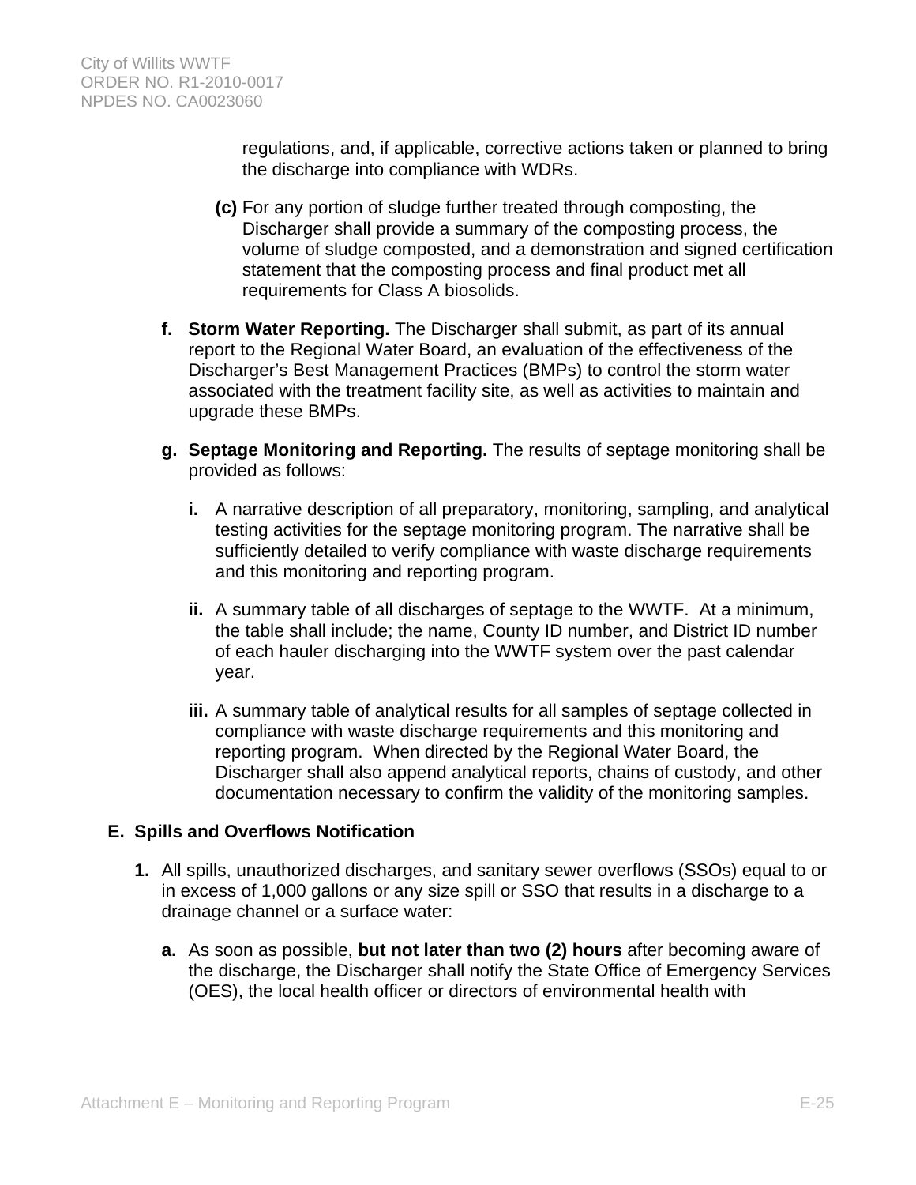regulations, and, if applicable, corrective actions taken or planned to bring the discharge into compliance with WDRs.

**(c)** For any portion of sludge further treated through composting, the Discharger shall provide a summary of the composting process, the volume of sludge composted, and a demonstration and signed certification statement that the composting process and final product met all requirements for Class A biosolids.

**f. Storm Water Reporting.** The Discharger shall submit, as part of its annual report to the Regional Water Board, an evaluation of the effectiveness of the Discharger's Best Management Practices (BMPs) to control the storm water associated with the treatment facility site, as well as activities to maintain and upgrade these BMPs.

**g. Septage Monitoring and Reporting.** The results of septage monitoring shall be provided as follows:

**i.** A narrative description of all preparatory, monitoring, sampling, and analytical testing activities for the septage monitoring program. The narrative shall be sufficiently detailed to verify compliance with waste discharge requirements and this monitoring and reporting program.

**ii.** A summary table of all discharges of septage to the WWTF. At a minimum, the table shall include; the name, County ID number, and District ID number of each hauler discharging into the WWTF system over the past calendar year.

**iii.** A summary table of analytical results for all samples of septage collected in compliance with waste discharge requirements and this monitoring and reporting program. When directed by the Regional Water Board, the Discharger shall also append analytical reports, chains of custody, and other documentation necessary to confirm the validity of the monitoring samples.

## E. Spills and Overflows Notification

**1.** All spills, unauthorized discharges, and sanitary sewer overflows (SSOs) equal to or in excess of 1,000 gallons or any size spill or SSO that results in a discharge to a drainage channel or a surface water:

**a.** As soon as possible, **but not later than two (2) hours** after becoming aware of the discharge, the Discharger shall notify the State Office of Emergency Services (OES), the local health officer or directors of environmental health with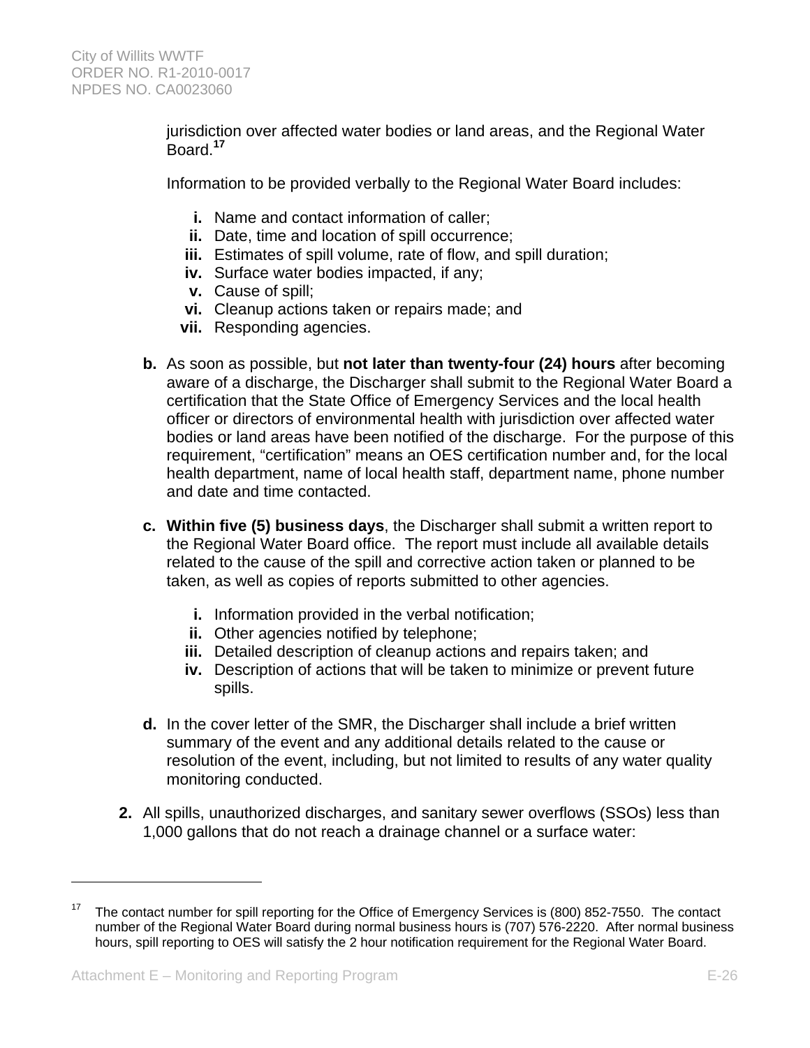jurisdiction over affected water bodies or land areas, and the Regional Water Board.[17]

Information to be provided verbally to the Regional Water Board includes:

- **i.** Name and contact information of caller;
- **ii.** Date, time and location of spill occurrence;
- **iii.** Estimates of spill volume, rate of flow, and spill duration;
- **iv.** Surface water bodies impacted, if any;
- **v.** Cause of spill;
- **vi.** Cleanup actions taken or repairs made; and
- **vii.** Responding agencies.

**b.** As soon as possible, but **not later than twenty-four (24) hours** after becoming aware of a discharge, the Discharger shall submit to the Regional Water Board a certification that the State Office of Emergency Services and the local health officer or directors of environmental health with jurisdiction over affected water bodies or land areas have been notified of the discharge. For the purpose of this requirement, "certification" means an OES certification number and, for the local health department, name of local health staff, department name, phone number and date and time contacted.

**c.** **Within five (5) business days**, the Discharger shall submit a written report to the Regional Water Board office. The report must include all available details related to the cause of the spill and corrective action taken or planned to be taken, as well as copies of reports submitted to other agencies.

- **i.** Information provided in the verbal notification;
- **ii.** Other agencies notified by telephone;
- **iii.** Detailed description of cleanup actions and repairs taken; and
- **iv.** Description of actions that will be taken to minimize or prevent future spills.

**d.** In the cover letter of the SMR, the Discharger shall include a brief written summary of the event and any additional details related to the cause or resolution of the event, including, but not limited to results of any water quality monitoring conducted.

**2.** All spills, unauthorized discharges, and sanitary sewer overflows (SSOs) less than 1,000 gallons that do not reach a drainage channel or a surface water:

---

[17] The contact number for spill reporting for the Office of Emergency Services is (800) 852-7550. The contact number of the Regional Water Board during normal business hours is (707) 576-2220. After normal business hours, spill reporting to OES will satisfy the 2 hour notification requirement for the Regional Water Board.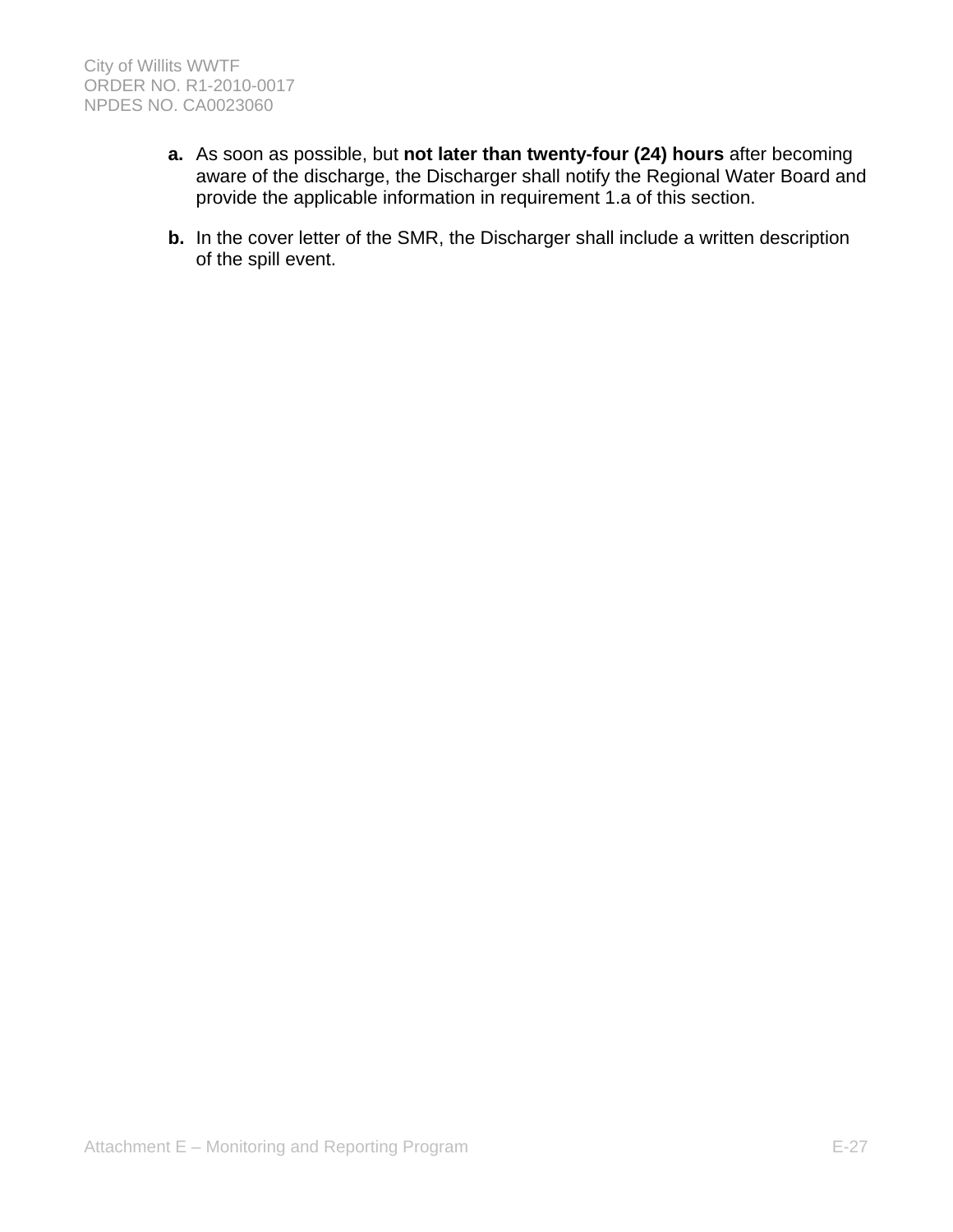**a.** As soon as possible, but **not later than twenty-four (24) hours** after becoming aware of the discharge, the Discharger shall notify the Regional Water Board and provide the applicable information in requirement 1.a of this section.

**b.** In the cover letter of the SMR, the Discharger shall include a written description of the spill event.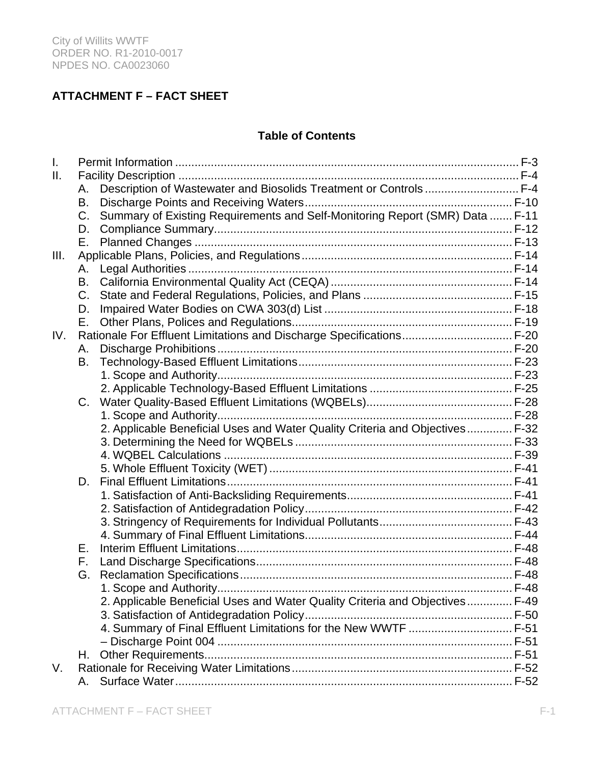# ATTACHMENT F – FACT SHEET

## Table of Contents

| | | |
|---|---|---|
| I. | Permit Information | F-3 |
| II. | Facility Description | F-4 |
| | A. Description of Wastewater and Biosolids Treatment or Controls | F-4 |
| | B. Discharge Points and Receiving Waters | F-10 |
| | C. Summary of Existing Requirements and Self-Monitoring Report (SMR) Data | F-11 |
| | D. Compliance Summary | F-12 |
| | E. Planned Changes | F-13 |
| III. | Applicable Plans, Policies, and Regulations | F-14 |
| | A. Legal Authorities | F-14 |
| | B. California Environmental Quality Act (CEQA) | F-14 |
| | C. State and Federal Regulations, Policies, and Plans | F-15 |
| | D. Impaired Water Bodies on CWA 303(d) List | F-18 |
| | E. Other Plans, Polices and Regulations | F-19 |
| IV. | Rationale For Effluent Limitations and Discharge Specifications | F-20 |
| | A. Discharge Prohibitions | F-20 |
| | B. Technology-Based Effluent Limitations | F-23 |
| | 1. Scope and Authority | F-23 |
| | 2. Applicable Technology-Based Effluent Limitations | F-25 |
| | C. Water Quality-Based Effluent Limitations (WQBELs) | F-28 |
| | 1. Scope and Authority | F-28 |
| | 2. Applicable Beneficial Uses and Water Quality Criteria and Objectives | F-32 |
| | 3. Determining the Need for WQBELs | F-33 |
| | 4. WQBEL Calculations | F-39 |
| | 5. Whole Effluent Toxicity (WET) | F-41 |
| | D. Final Effluent Limitations | F-41 |
| | 1. Satisfaction of Anti-Backsliding Requirements | F-41 |
| | 2. Satisfaction of Antidegradation Policy | F-42 |
| | 3. Stringency of Requirements for Individual Pollutants | F-43 |
| | 4. Summary of Final Effluent Limitations | F-44 |
| | E. Interim Effluent Limitations | F-48 |
| | F. Land Discharge Specifications | F-48 |
| | G. Reclamation Specifications | F-48 |
| | 1. Scope and Authority | F-48 |
| | 2. Applicable Beneficial Uses and Water Quality Criteria and Objectives | F-49 |
| | 3. Satisfaction of Antidegradation Policy | F-50 |
| | 4. Summary of Final Effluent Limitations for the New WWTF | F-51 |
| | – Discharge Point 004 | F-51 |
| | H. Other Requirements | F-51 |
| V. | Rationale for Receiving Water Limitations | F-52 |
| | A. Surface Water | F-52 |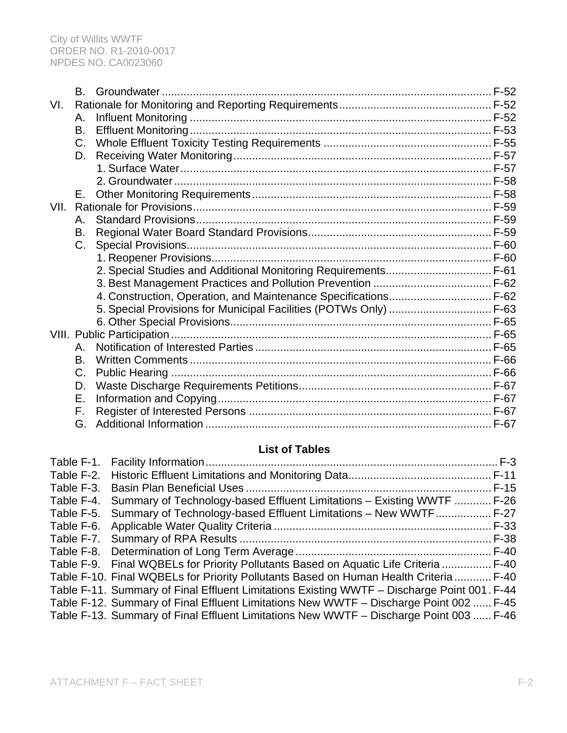B. Groundwater ........................................................................................................ F-52

VI. Rationale for Monitoring and Reporting Requirements ................................................ F-52

- A. Influent Monitoring ................................................................................................ F-52
- B. Effluent Monitoring ................................................................................................ F-53
- C. Whole Effluent Toxicity Testing Requirements ..................................................... F-55
- D. Receiving Water Monitoring .................................................................................. F-57
  - 1. Surface Water ................................................................................................ F-57
  - 2. Groundwater ................................................................................................... F-58
- E. Other Monitoring Requirements ............................................................................ F-58

VII. Rationale for Provisions ............................................................................................... F-59

- A. Standard Provisions .............................................................................................. F-59
- B. Regional Water Board Standard Provisions .......................................................... F-59
- C. Special Provisions ................................................................................................. F-60
  - 1. Reopener Provisions ........................................................................................ F-60
  - 2. Special Studies and Additional Monitoring Requirements .................................. F-61
  - 3. Best Management Practices and Pollution Prevention ...................................... F-62
  - 4. Construction, Operation, and Maintenance Specifications ................................. F-62
  - 5. Special Provisions for Municipal Facilities (POTWs Only) ................................. F-63
  - 6. Other Special Provisions .................................................................................. F-65

VIII. Public Participation ..................................................................................................... F-65

- A. Notification of Interested Parties ........................................................................... F-65
- B. Written Comments ................................................................................................ F-66
- C. Public Hearing ...................................................................................................... F-66
- D. Waste Discharge Requirements Petitions ............................................................. F-67
- E. Information and Copying ....................................................................................... F-67
- F. Register of Interested Persons .............................................................................. F-67
- G. Additional Information ........................................................................................... F-67

**List of Tables**

- Table F-1. Facility Information ............................................................................................. F-3
- Table F-2. Historic Effluent Limitations and Monitoring Data .............................................. F-11
- Table F-3. Basin Plan Beneficial Uses ............................................................................... F-15
- Table F-4. Summary of Technology-based Effluent Limitations – Existing WWTF ............ F-26
- Table F-5. Summary of Technology-based Effluent Limitations – New WWTF .................. F-27
- Table F-6. Applicable Water Quality Criteria ..................................................................... F-33
- Table F-7. Summary of RPA Results ................................................................................. F-38
- Table F-8. Determination of Long Term Average ............................................................... F-40
- Table F-9. Final WQBELs for Priority Pollutants Based on Aquatic Life Criteria ................ F-40
- Table F-10. Final WQBELs for Priority Pollutants Based on Human Health Criteria ............ F-40
- Table F-11. Summary of Final Effluent Limitations Existing WWTF – Discharge Point 001 . F-44
- Table F-12. Summary of Final Effluent Limitations New WWTF – Discharge Point 002 ...... F-45
- Table F-13. Summary of Final Effluent Limitations New WWTF – Discharge Point 003 ...... F-46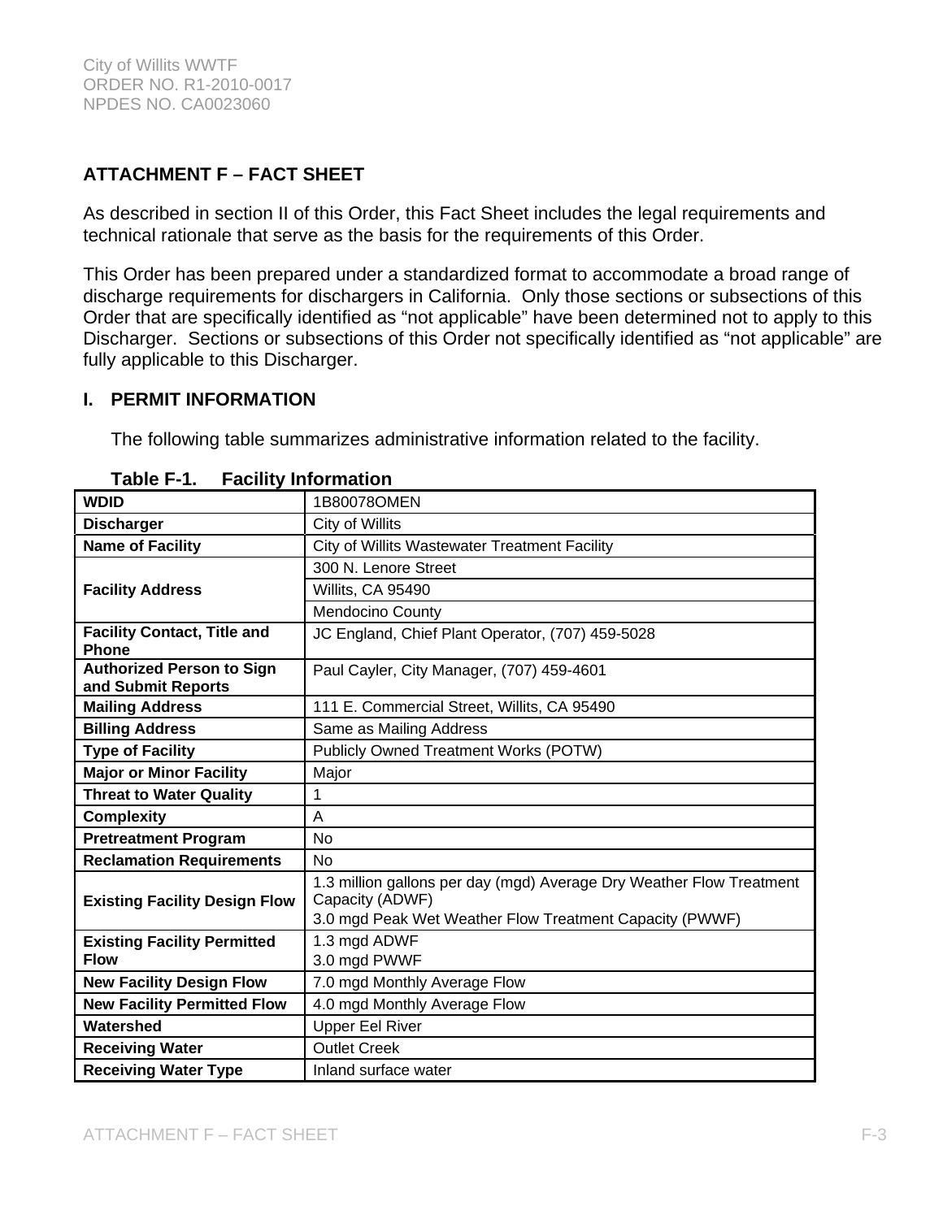## ATTACHMENT F – FACT SHEET

As described in section II of this Order, this Fact Sheet includes the legal requirements and technical rationale that serve as the basis for the requirements of this Order.

This Order has been prepared under a standardized format to accommodate a broad range of discharge requirements for dischargers in California. Only those sections or subsections of this Order that are specifically identified as "not applicable" have been determined not to apply to this Discharger. Sections or subsections of this Order not specifically identified as "not applicable" are fully applicable to this Discharger.

### I. PERMIT INFORMATION

The following table summarizes administrative information related to the facility.

**Table F-1. Facility Information**

| | |
|---|---|
| **WDID** | 1B80078OMEN |
| **Discharger** | City of Willits |
| **Name of Facility** | City of Willits Wastewater Treatment Facility |
| **Facility Address** | 300 N. Lenore Street<br>Willits, CA 95490<br>Mendocino County |
| **Facility Contact, Title and Phone** | JC England, Chief Plant Operator, (707) 459-5028 |
| **Authorized Person to Sign and Submit Reports** | Paul Cayler, City Manager, (707) 459-4601 |
| **Mailing Address** | 111 E. Commercial Street, Willits, CA 95490 |
| **Billing Address** | Same as Mailing Address |
| **Type of Facility** | Publicly Owned Treatment Works (POTW) |
| **Major or Minor Facility** | Major |
| **Threat to Water Quality** | 1 |
| **Complexity** | A |
| **Pretreatment Program** | No |
| **Reclamation Requirements** | No |
| **Existing Facility Design Flow** | 1.3 million gallons per day (mgd) Average Dry Weather Flow Treatment Capacity (ADWF)<br>3.0 mgd Peak Wet Weather Flow Treatment Capacity (PWWF) |
| **Existing Facility Permitted Flow** | 1.3 mgd ADWF<br>3.0 mgd PWWF |
| **New Facility Design Flow** | 7.0 mgd Monthly Average Flow |
| **New Facility Permitted Flow** | 4.0 mgd Monthly Average Flow |
| **Watershed** | Upper Eel River |
| **Receiving Water** | Outlet Creek |
| **Receiving Water Type** | Inland surface water |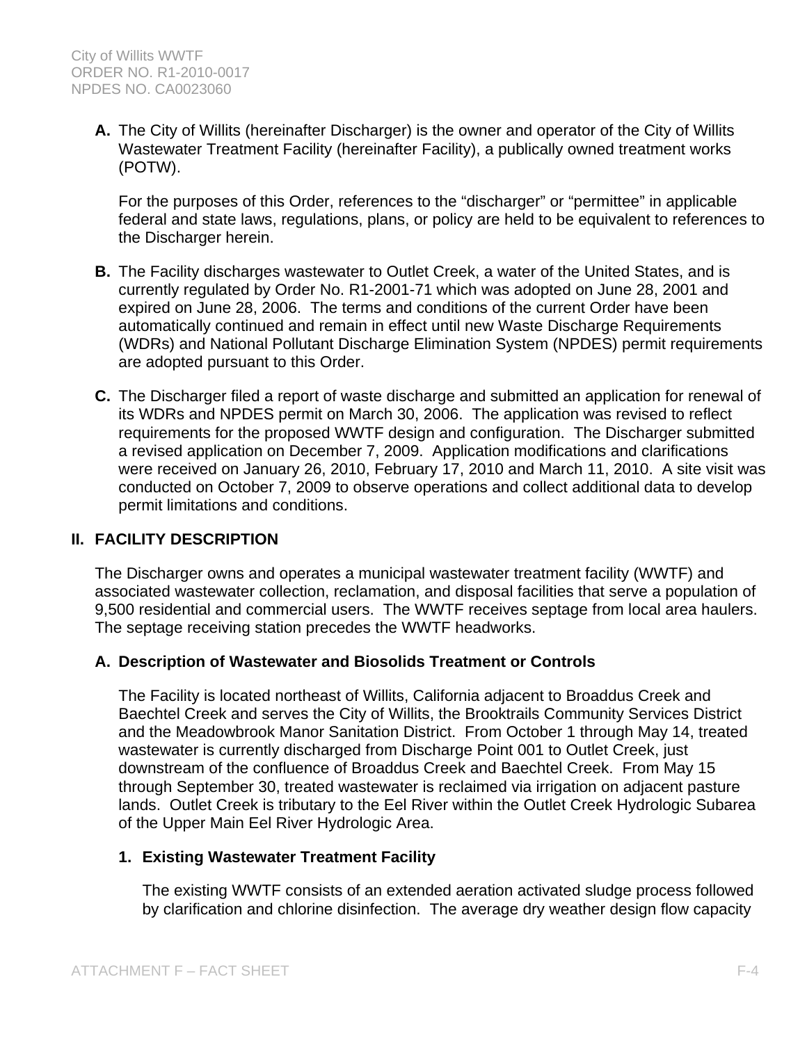**A.** The City of Willits (hereinafter Discharger) is the owner and operator of the City of Willits Wastewater Treatment Facility (hereinafter Facility), a publically owned treatment works (POTW).

For the purposes of this Order, references to the "discharger" or "permittee" in applicable federal and state laws, regulations, plans, or policy are held to be equivalent to references to the Discharger herein.

**B.** The Facility discharges wastewater to Outlet Creek, a water of the United States, and is currently regulated by Order No. R1-2001-71 which was adopted on June 28, 2001 and expired on June 28, 2006. The terms and conditions of the current Order have been automatically continued and remain in effect until new Waste Discharge Requirements (WDRs) and National Pollutant Discharge Elimination System (NPDES) permit requirements are adopted pursuant to this Order.

**C.** The Discharger filed a report of waste discharge and submitted an application for renewal of its WDRs and NPDES permit on March 30, 2006. The application was revised to reflect requirements for the proposed WWTF design and configuration. The Discharger submitted a revised application on December 7, 2009. Application modifications and clarifications were received on January 26, 2010, February 17, 2010 and March 11, 2010. A site visit was conducted on October 7, 2009 to observe operations and collect additional data to develop permit limitations and conditions.

## II. FACILITY DESCRIPTION

The Discharger owns and operates a municipal wastewater treatment facility (WWTF) and associated wastewater collection, reclamation, and disposal facilities that serve a population of 9,500 residential and commercial users. The WWTF receives septage from local area haulers. The septage receiving station precedes the WWTF headworks.

### A. Description of Wastewater and Biosolids Treatment or Controls

The Facility is located northeast of Willits, California adjacent to Broaddus Creek and Baechtel Creek and serves the City of Willits, the Brooktrails Community Services District and the Meadowbrook Manor Sanitation District. From October 1 through May 14, treated wastewater is currently discharged from Discharge Point 001 to Outlet Creek, just downstream of the confluence of Broaddus Creek and Baechtel Creek. From May 15 through September 30, treated wastewater is reclaimed via irrigation on adjacent pasture lands. Outlet Creek is tributary to the Eel River within the Outlet Creek Hydrologic Subarea of the Upper Main Eel River Hydrologic Area.

#### 1. Existing Wastewater Treatment Facility

The existing WWTF consists of an extended aeration activated sludge process followed by clarification and chlorine disinfection. The average dry weather design flow capacity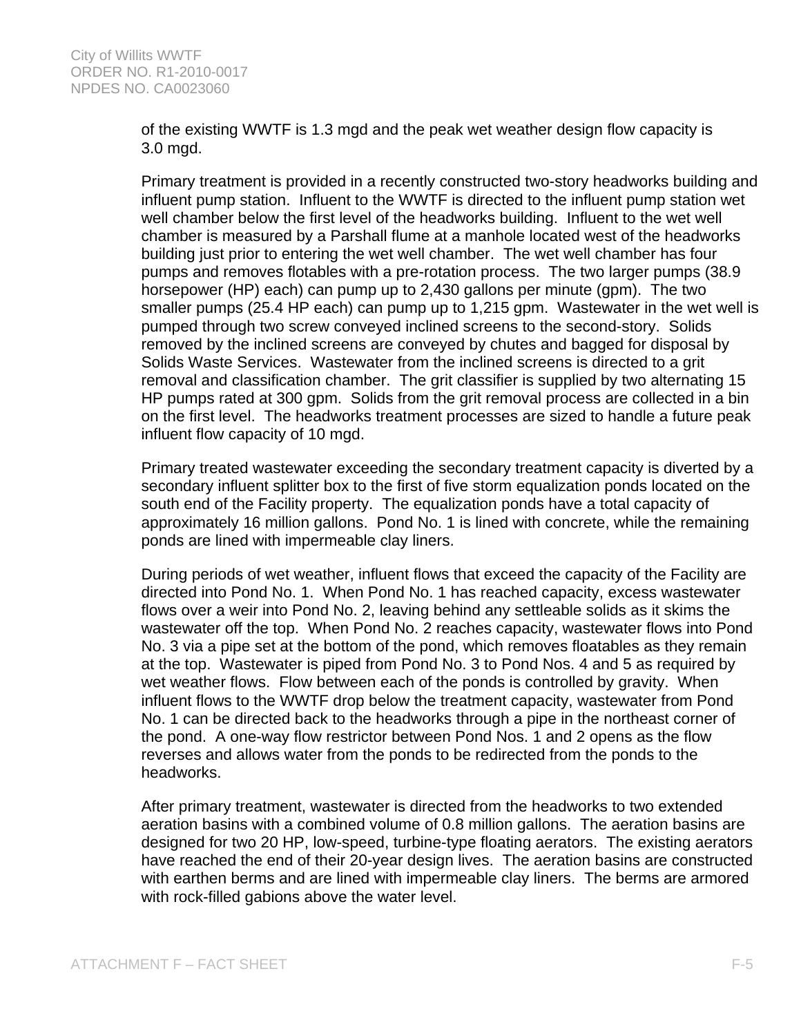of the existing WWTF is 1.3 mgd and the peak wet weather design flow capacity is 3.0 mgd.

Primary treatment is provided in a recently constructed two-story headworks building and influent pump station. Influent to the WWTF is directed to the influent pump station wet well chamber below the first level of the headworks building. Influent to the wet well chamber is measured by a Parshall flume at a manhole located west of the headworks building just prior to entering the wet well chamber. The wet well chamber has four pumps and removes flotables with a pre-rotation process. The two larger pumps (38.9 horsepower (HP) each) can pump up to 2,430 gallons per minute (gpm). The two smaller pumps (25.4 HP each) can pump up to 1,215 gpm. Wastewater in the wet well is pumped through two screw conveyed inclined screens to the second-story. Solids removed by the inclined screens are conveyed by chutes and bagged for disposal by Solids Waste Services. Wastewater from the inclined screens is directed to a grit removal and classification chamber. The grit classifier is supplied by two alternating 15 HP pumps rated at 300 gpm. Solids from the grit removal process are collected in a bin on the first level. The headworks treatment processes are sized to handle a future peak influent flow capacity of 10 mgd.

Primary treated wastewater exceeding the secondary treatment capacity is diverted by a secondary influent splitter box to the first of five storm equalization ponds located on the south end of the Facility property. The equalization ponds have a total capacity of approximately 16 million gallons. Pond No. 1 is lined with concrete, while the remaining ponds are lined with impermeable clay liners.

During periods of wet weather, influent flows that exceed the capacity of the Facility are directed into Pond No. 1. When Pond No. 1 has reached capacity, excess wastewater flows over a weir into Pond No. 2, leaving behind any settleable solids as it skims the wastewater off the top. When Pond No. 2 reaches capacity, wastewater flows into Pond No. 3 via a pipe set at the bottom of the pond, which removes floatables as they remain at the top. Wastewater is piped from Pond No. 3 to Pond Nos. 4 and 5 as required by wet weather flows. Flow between each of the ponds is controlled by gravity. When influent flows to the WWTF drop below the treatment capacity, wastewater from Pond No. 1 can be directed back to the headworks through a pipe in the northeast corner of the pond. A one-way flow restrictor between Pond Nos. 1 and 2 opens as the flow reverses and allows water from the ponds to be redirected from the ponds to the headworks.

After primary treatment, wastewater is directed from the headworks to two extended aeration basins with a combined volume of 0.8 million gallons. The aeration basins are designed for two 20 HP, low-speed, turbine-type floating aerators. The existing aerators have reached the end of their 20-year design lives. The aeration basins are constructed with earthen berms and are lined with impermeable clay liners. The berms are armored with rock-filled gabions above the water level.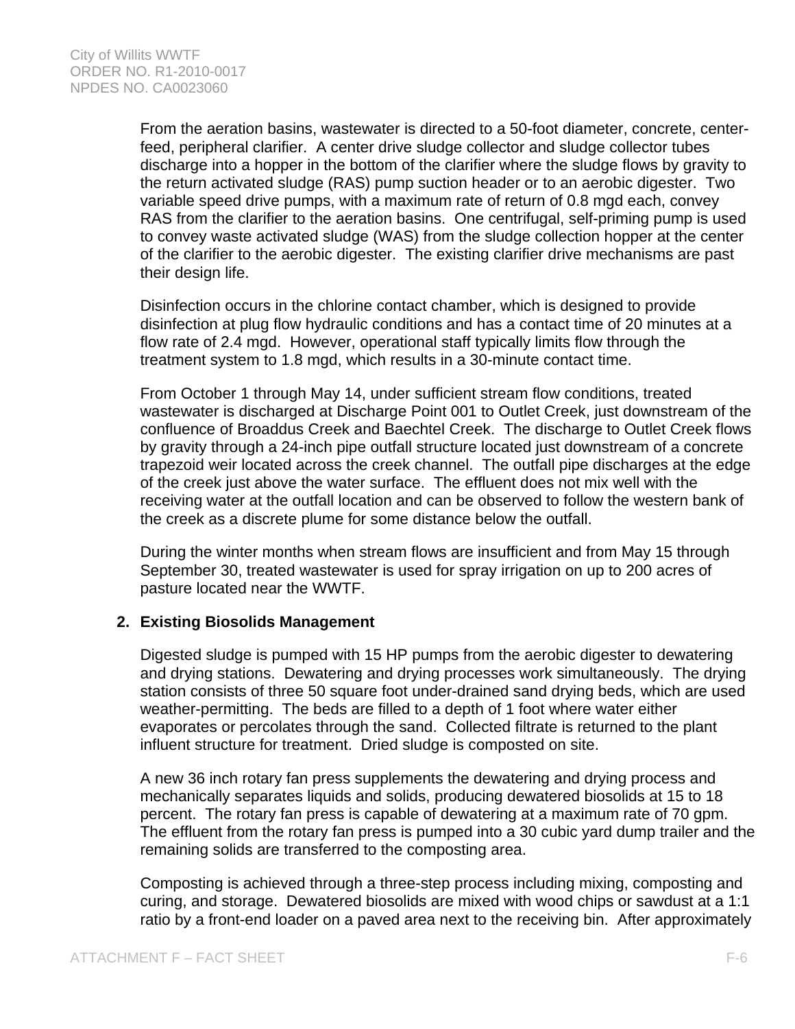From the aeration basins, wastewater is directed to a 50-foot diameter, concrete, center-feed, peripheral clarifier. A center drive sludge collector and sludge collector tubes discharge into a hopper in the bottom of the clarifier where the sludge flows by gravity to the return activated sludge (RAS) pump suction header or to an aerobic digester. Two variable speed drive pumps, with a maximum rate of return of 0.8 mgd each, convey RAS from the clarifier to the aeration basins. One centrifugal, self-priming pump is used to convey waste activated sludge (WAS) from the sludge collection hopper at the center of the clarifier to the aerobic digester. The existing clarifier drive mechanisms are past their design life.

Disinfection occurs in the chlorine contact chamber, which is designed to provide disinfection at plug flow hydraulic conditions and has a contact time of 20 minutes at a flow rate of 2.4 mgd. However, operational staff typically limits flow through the treatment system to 1.8 mgd, which results in a 30-minute contact time.

From October 1 through May 14, under sufficient stream flow conditions, treated wastewater is discharged at Discharge Point 001 to Outlet Creek, just downstream of the confluence of Broaddus Creek and Baechtel Creek. The discharge to Outlet Creek flows by gravity through a 24-inch pipe outfall structure located just downstream of a concrete trapezoid weir located across the creek channel. The outfall pipe discharges at the edge of the creek just above the water surface. The effluent does not mix well with the receiving water at the outfall location and can be observed to follow the western bank of the creek as a discrete plume for some distance below the outfall.

During the winter months when stream flows are insufficient and from May 15 through September 30, treated wastewater is used for spray irrigation on up to 200 acres of pasture located near the WWTF.

**2. Existing Biosolids Management**

Digested sludge is pumped with 15 HP pumps from the aerobic digester to dewatering and drying stations. Dewatering and drying processes work simultaneously. The drying station consists of three 50 square foot under-drained sand drying beds, which are used weather-permitting. The beds are filled to a depth of 1 foot where water either evaporates or percolates through the sand. Collected filtrate is returned to the plant influent structure for treatment. Dried sludge is composted on site.

A new 36 inch rotary fan press supplements the dewatering and drying process and mechanically separates liquids and solids, producing dewatered biosolids at 15 to 18 percent. The rotary fan press is capable of dewatering at a maximum rate of 70 gpm. The effluent from the rotary fan press is pumped into a 30 cubic yard dump trailer and the remaining solids are transferred to the composting area.

Composting is achieved through a three-step process including mixing, composting and curing, and storage. Dewatered biosolids are mixed with wood chips or sawdust at a 1:1 ratio by a front-end loader on a paved area next to the receiving bin. After approximately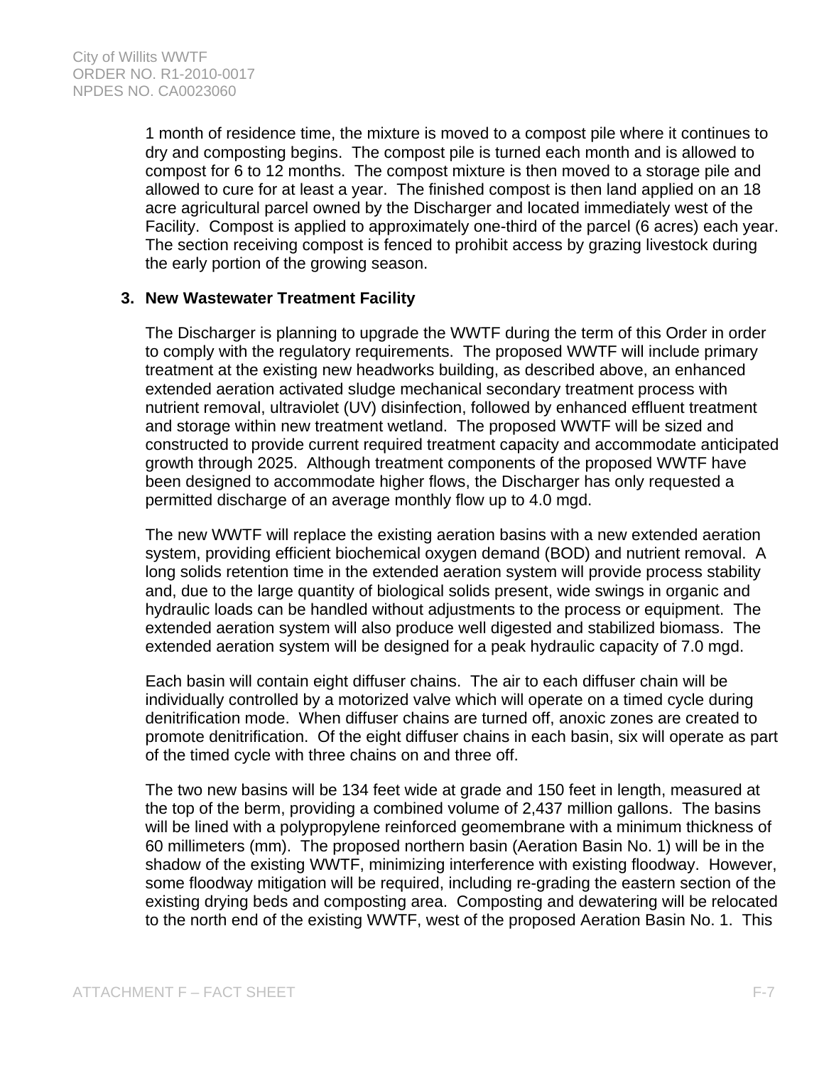1 month of residence time, the mixture is moved to a compost pile where it continues to dry and composting begins. The compost pile is turned each month and is allowed to compost for 6 to 12 months. The compost mixture is then moved to a storage pile and allowed to cure for at least a year. The finished compost is then land applied on an 18 acre agricultural parcel owned by the Discharger and located immediately west of the Facility. Compost is applied to approximately one-third of the parcel (6 acres) each year. The section receiving compost is fenced to prohibit access by grazing livestock during the early portion of the growing season.

**3. New Wastewater Treatment Facility**

The Discharger is planning to upgrade the WWTF during the term of this Order in order to comply with the regulatory requirements. The proposed WWTF will include primary treatment at the existing new headworks building, as described above, an enhanced extended aeration activated sludge mechanical secondary treatment process with nutrient removal, ultraviolet (UV) disinfection, followed by enhanced effluent treatment and storage within new treatment wetland. The proposed WWTF will be sized and constructed to provide current required treatment capacity and accommodate anticipated growth through 2025. Although treatment components of the proposed WWTF have been designed to accommodate higher flows, the Discharger has only requested a permitted discharge of an average monthly flow up to 4.0 mgd.

The new WWTF will replace the existing aeration basins with a new extended aeration system, providing efficient biochemical oxygen demand (BOD) and nutrient removal. A long solids retention time in the extended aeration system will provide process stability and, due to the large quantity of biological solids present, wide swings in organic and hydraulic loads can be handled without adjustments to the process or equipment. The extended aeration system will also produce well digested and stabilized biomass. The extended aeration system will be designed for a peak hydraulic capacity of 7.0 mgd.

Each basin will contain eight diffuser chains. The air to each diffuser chain will be individually controlled by a motorized valve which will operate on a timed cycle during denitrification mode. When diffuser chains are turned off, anoxic zones are created to promote denitrification. Of the eight diffuser chains in each basin, six will operate as part of the timed cycle with three chains on and three off.

The two new basins will be 134 feet wide at grade and 150 feet in length, measured at the top of the berm, providing a combined volume of 2,437 million gallons. The basins will be lined with a polypropylene reinforced geomembrane with a minimum thickness of 60 millimeters (mm). The proposed northern basin (Aeration Basin No. 1) will be in the shadow of the existing WWTF, minimizing interference with existing floodway. However, some floodway mitigation will be required, including re-grading the eastern section of the existing drying beds and composting area. Composting and dewatering will be relocated to the north end of the existing WWTF, west of the proposed Aeration Basin No. 1. This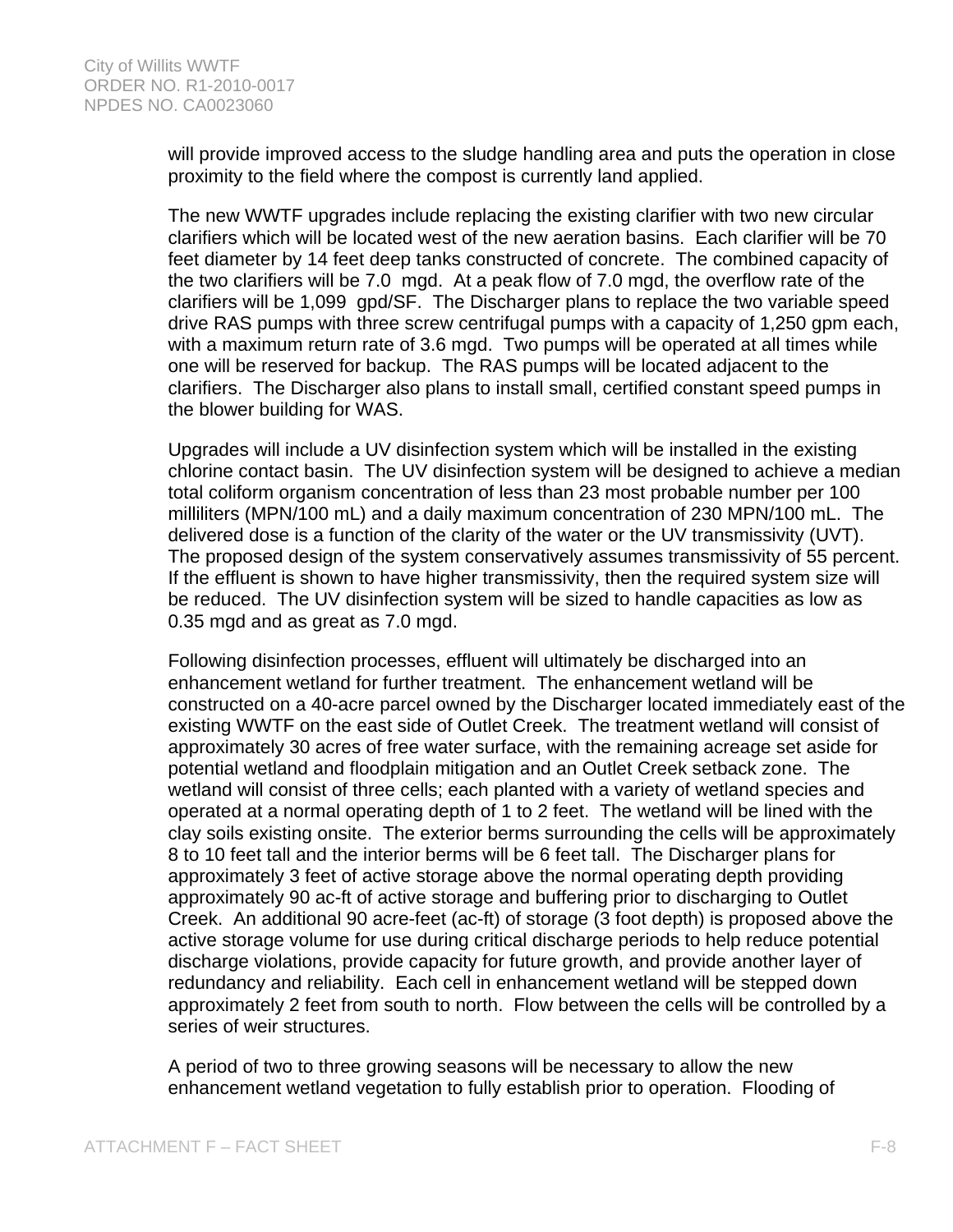will provide improved access to the sludge handling area and puts the operation in close proximity to the field where the compost is currently land applied.

The new WWTF upgrades include replacing the existing clarifier with two new circular clarifiers which will be located west of the new aeration basins. Each clarifier will be 70 feet diameter by 14 feet deep tanks constructed of concrete. The combined capacity of the two clarifiers will be 7.0 mgd. At a peak flow of 7.0 mgd, the overflow rate of the clarifiers will be 1,099 gpd/SF. The Discharger plans to replace the two variable speed drive RAS pumps with three screw centrifugal pumps with a capacity of 1,250 gpm each, with a maximum return rate of 3.6 mgd. Two pumps will be operated at all times while one will be reserved for backup. The RAS pumps will be located adjacent to the clarifiers. The Discharger also plans to install small, certified constant speed pumps in the blower building for WAS.

Upgrades will include a UV disinfection system which will be installed in the existing chlorine contact basin. The UV disinfection system will be designed to achieve a median total coliform organism concentration of less than 23 most probable number per 100 milliliters (MPN/100 mL) and a daily maximum concentration of 230 MPN/100 mL. The delivered dose is a function of the clarity of the water or the UV transmissivity (UVT). The proposed design of the system conservatively assumes transmissivity of 55 percent. If the effluent is shown to have higher transmissivity, then the required system size will be reduced. The UV disinfection system will be sized to handle capacities as low as 0.35 mgd and as great as 7.0 mgd.

Following disinfection processes, effluent will ultimately be discharged into an enhancement wetland for further treatment. The enhancement wetland will be constructed on a 40-acre parcel owned by the Discharger located immediately east of the existing WWTF on the east side of Outlet Creek. The treatment wetland will consist of approximately 30 acres of free water surface, with the remaining acreage set aside for potential wetland and floodplain mitigation and an Outlet Creek setback zone. The wetland will consist of three cells; each planted with a variety of wetland species and operated at a normal operating depth of 1 to 2 feet. The wetland will be lined with the clay soils existing onsite. The exterior berms surrounding the cells will be approximately 8 to 10 feet tall and the interior berms will be 6 feet tall. The Discharger plans for approximately 3 feet of active storage above the normal operating depth providing approximately 90 ac-ft of active storage and buffering prior to discharging to Outlet Creek. An additional 90 acre-feet (ac-ft) of storage (3 foot depth) is proposed above the active storage volume for use during critical discharge periods to help reduce potential discharge violations, provide capacity for future growth, and provide another layer of redundancy and reliability. Each cell in enhancement wetland will be stepped down approximately 2 feet from south to north. Flow between the cells will be controlled by a series of weir structures.

A period of two to three growing seasons will be necessary to allow the new enhancement wetland vegetation to fully establish prior to operation. Flooding of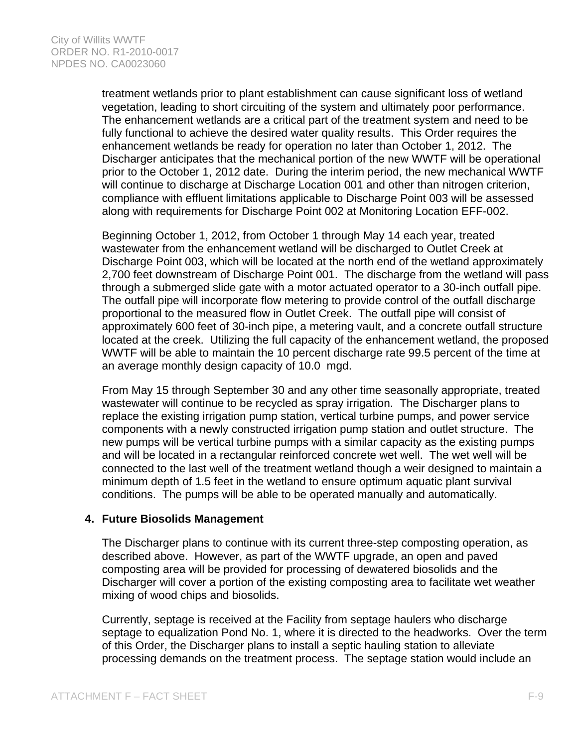treatment wetlands prior to plant establishment can cause significant loss of wetland vegetation, leading to short circuiting of the system and ultimately poor performance. The enhancement wetlands are a critical part of the treatment system and need to be fully functional to achieve the desired water quality results. This Order requires the enhancement wetlands be ready for operation no later than October 1, 2012. The Discharger anticipates that the mechanical portion of the new WWTF will be operational prior to the October 1, 2012 date. During the interim period, the new mechanical WWTF will continue to discharge at Discharge Location 001 and other than nitrogen criterion, compliance with effluent limitations applicable to Discharge Point 003 will be assessed along with requirements for Discharge Point 002 at Monitoring Location EFF-002.

Beginning October 1, 2012, from October 1 through May 14 each year, treated wastewater from the enhancement wetland will be discharged to Outlet Creek at Discharge Point 003, which will be located at the north end of the wetland approximately 2,700 feet downstream of Discharge Point 001. The discharge from the wetland will pass through a submerged slide gate with a motor actuated operator to a 30-inch outfall pipe. The outfall pipe will incorporate flow metering to provide control of the outfall discharge proportional to the measured flow in Outlet Creek. The outfall pipe will consist of approximately 600 feet of 30-inch pipe, a metering vault, and a concrete outfall structure located at the creek. Utilizing the full capacity of the enhancement wetland, the proposed WWTF will be able to maintain the 10 percent discharge rate 99.5 percent of the time at an average monthly design capacity of 10.0 mgd.

From May 15 through September 30 and any other time seasonally appropriate, treated wastewater will continue to be recycled as spray irrigation. The Discharger plans to replace the existing irrigation pump station, vertical turbine pumps, and power service components with a newly constructed irrigation pump station and outlet structure. The new pumps will be vertical turbine pumps with a similar capacity as the existing pumps and will be located in a rectangular reinforced concrete wet well. The wet well will be connected to the last well of the treatment wetland though a weir designed to maintain a minimum depth of 1.5 feet in the wetland to ensure optimum aquatic plant survival conditions. The pumps will be able to be operated manually and automatically.

**4. Future Biosolids Management**

The Discharger plans to continue with its current three-step composting operation, as described above. However, as part of the WWTF upgrade, an open and paved composting area will be provided for processing of dewatered biosolids and the Discharger will cover a portion of the existing composting area to facilitate wet weather mixing of wood chips and biosolids.

Currently, septage is received at the Facility from septage haulers who discharge septage to equalization Pond No. 1, where it is directed to the headworks. Over the term of this Order, the Discharger plans to install a septic hauling station to alleviate processing demands on the treatment process. The septage station would include an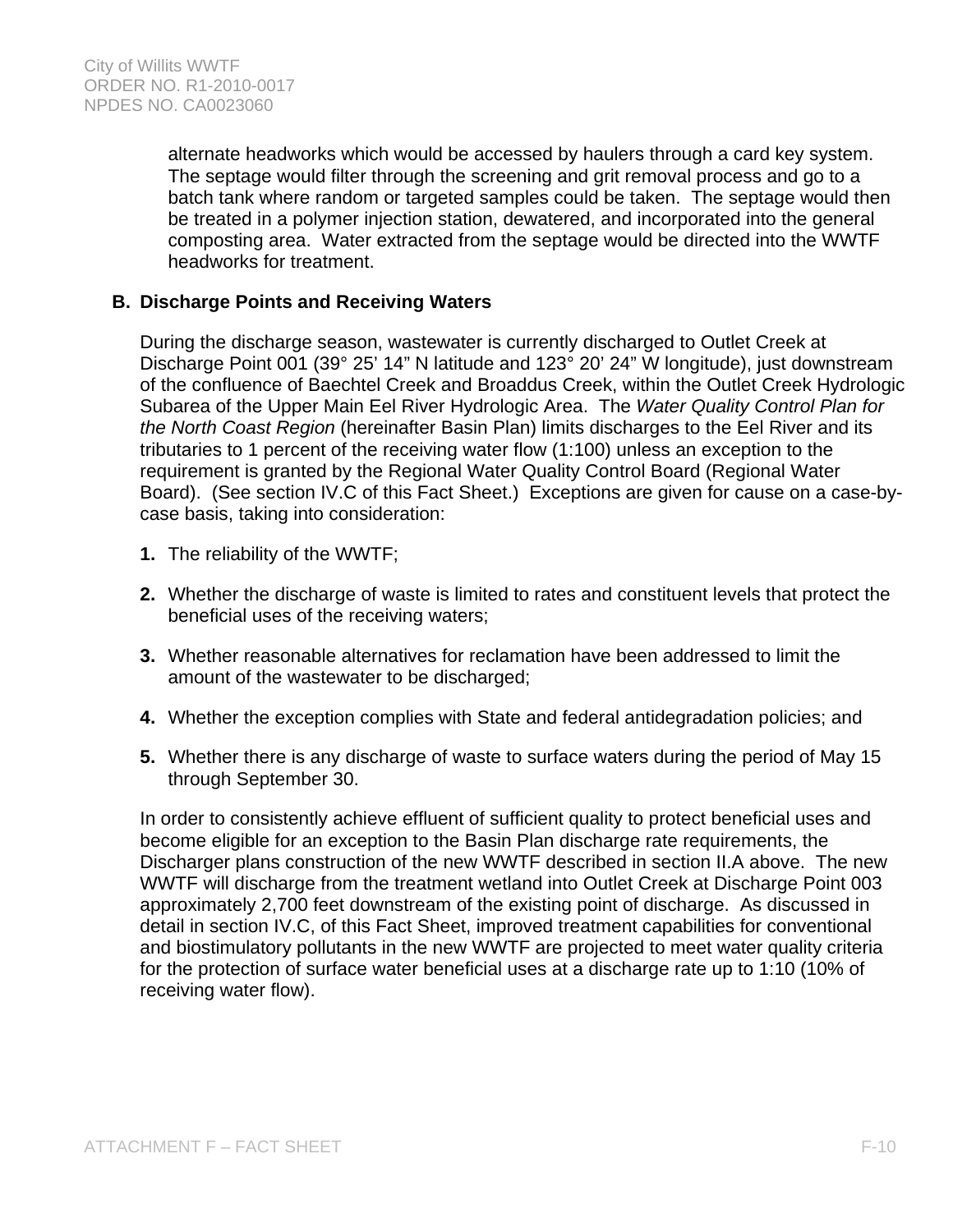alternate headworks which would be accessed by haulers through a card key system. The septage would filter through the screening and grit removal process and go to a batch tank where random or targeted samples could be taken. The septage would then be treated in a polymer injection station, dewatered, and incorporated into the general composting area. Water extracted from the septage would be directed into the WWTF headworks for treatment.

## B. Discharge Points and Receiving Waters

During the discharge season, wastewater is currently discharged to Outlet Creek at Discharge Point 001 (39° 25' 14" N latitude and 123° 20' 24" W longitude), just downstream of the confluence of Baechtel Creek and Broaddus Creek, within the Outlet Creek Hydrologic Subarea of the Upper Main Eel River Hydrologic Area. The *Water Quality Control Plan for the North Coast Region* (hereinafter Basin Plan) limits discharges to the Eel River and its tributaries to 1 percent of the receiving water flow (1:100) unless an exception to the requirement is granted by the Regional Water Quality Control Board (Regional Water Board). (See section IV.C of this Fact Sheet.) Exceptions are given for cause on a case-by-case basis, taking into consideration:

1. The reliability of the WWTF;
2. Whether the discharge of waste is limited to rates and constituent levels that protect the beneficial uses of the receiving waters;
3. Whether reasonable alternatives for reclamation have been addressed to limit the amount of the wastewater to be discharged;
4. Whether the exception complies with State and federal antidegradation policies; and
5. Whether there is any discharge of waste to surface waters during the period of May 15 through September 30.

In order to consistently achieve effluent of sufficient quality to protect beneficial uses and become eligible for an exception to the Basin Plan discharge rate requirements, the Discharger plans construction of the new WWTF described in section II.A above. The new WWTF will discharge from the treatment wetland into Outlet Creek at Discharge Point 003 approximately 2,700 feet downstream of the existing point of discharge. As discussed in detail in section IV.C, of this Fact Sheet, improved treatment capabilities for conventional and biostimulatory pollutants in the new WWTF are projected to meet water quality criteria for the protection of surface water beneficial uses at a discharge rate up to 1:10 (10% of receiving water flow).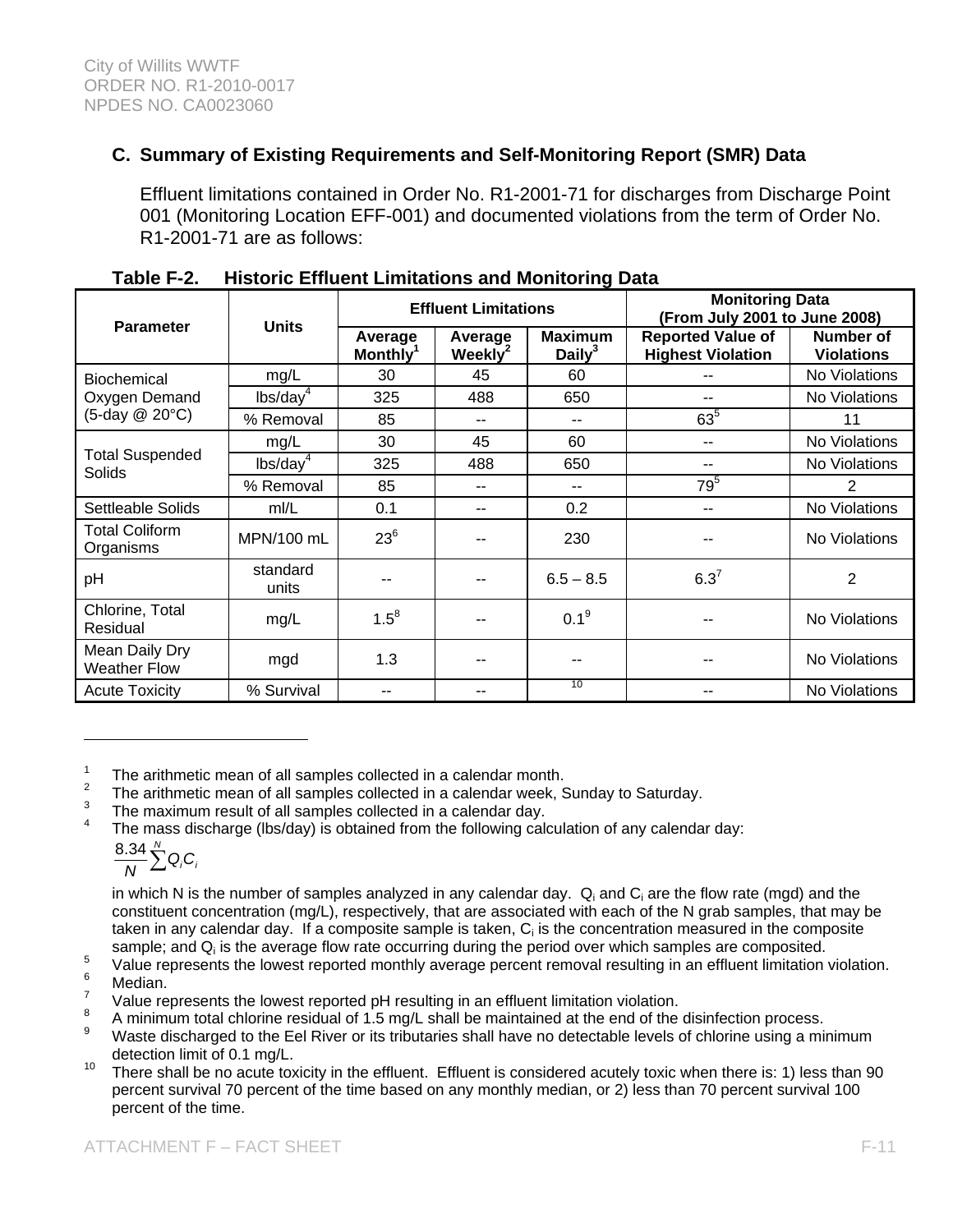### C. Summary of Existing Requirements and Self-Monitoring Report (SMR) Data

Effluent limitations contained in Order No. R1-2001-71 for discharges from Discharge Point 001 (Monitoring Location EFF-001) and documented violations from the term of Order No. R1-2001-71 are as follows:

**Table F-2. Historic Effluent Limitations and Monitoring Data**

| Parameter | Units | Effluent Limitations | | | Monitoring Data (From July 2001 to June 2008) | |
|---|---|---|---|---|---|---|
| | | Average Monthly[1] | Average Weekly[2] | Maximum Daily[3] | Reported Value of Highest Violation | Number of Violations |
| Biochemical Oxygen Demand (5-day @ 20°C) | mg/L | 30 | 45 | 60 | -- | No Violations |
| | lbs/day[4] | 325 | 488 | 650 | -- | No Violations |
| | % Removal | 85 | -- | -- | 63[5] | 11 |
| Total Suspended Solids | mg/L | 30 | 45 | 60 | -- | No Violations |
| | lbs/day[4] | 325 | 488 | 650 | -- | No Violations |
| | % Removal | 85 | -- | -- | 79[5] | 2 |
| Settleable Solids | ml/L | 0.1 | -- | 0.2 | -- | No Violations |
| Total Coliform Organisms | MPN/100 mL | 23[6] | -- | 230 | -- | No Violations |
| pH | standard units | -- | -- | 6.5 – 8.5 | 6.3[7] | 2 |
| Chlorine, Total Residual | mg/L | 1.5[8] | -- | 0.1[9] | -- | No Violations |
| Mean Daily Dry Weather Flow | mgd | 1.3 | -- | -- | -- | No Violations |
| Acute Toxicity | % Survival | -- | -- | [10] | -- | No Violations |

---

1. The arithmetic mean of all samples collected in a calendar month.
2. The arithmetic mean of all samples collected in a calendar week, Sunday to Saturday.
3. The maximum result of all samples collected in a calendar day.
4. The mass discharge (lbs/day) is obtained from the following calculation of any calendar day:

$$\frac{8.34}{N}\sum^{N} Q_i C_i$$

in which N is the number of samples analyzed in any calendar day. $Q_i$ and $C_i$ are the flow rate (mgd) and the constituent concentration (mg/L), respectively, that are associated with each of the N grab samples, that may be taken in any calendar day. If a composite sample is taken, $C_i$ is the concentration measured in the composite sample; and $Q_i$ is the average flow rate occurring during the period over which samples are composited.

5. Value represents the lowest reported monthly average percent removal resulting in an effluent limitation violation.
6. Median.
7. Value represents the lowest reported pH resulting in an effluent limitation violation.
8. A minimum total chlorine residual of 1.5 mg/L shall be maintained at the end of the disinfection process.
9. Waste discharged to the Eel River or its tributaries shall have no detectable levels of chlorine using a minimum detection limit of 0.1 mg/L.
10. There shall be no acute toxicity in the effluent. Effluent is considered acutely toxic when there is: 1) less than 90 percent survival 70 percent of the time based on any monthly median, or 2) less than 70 percent survival 100 percent of the time.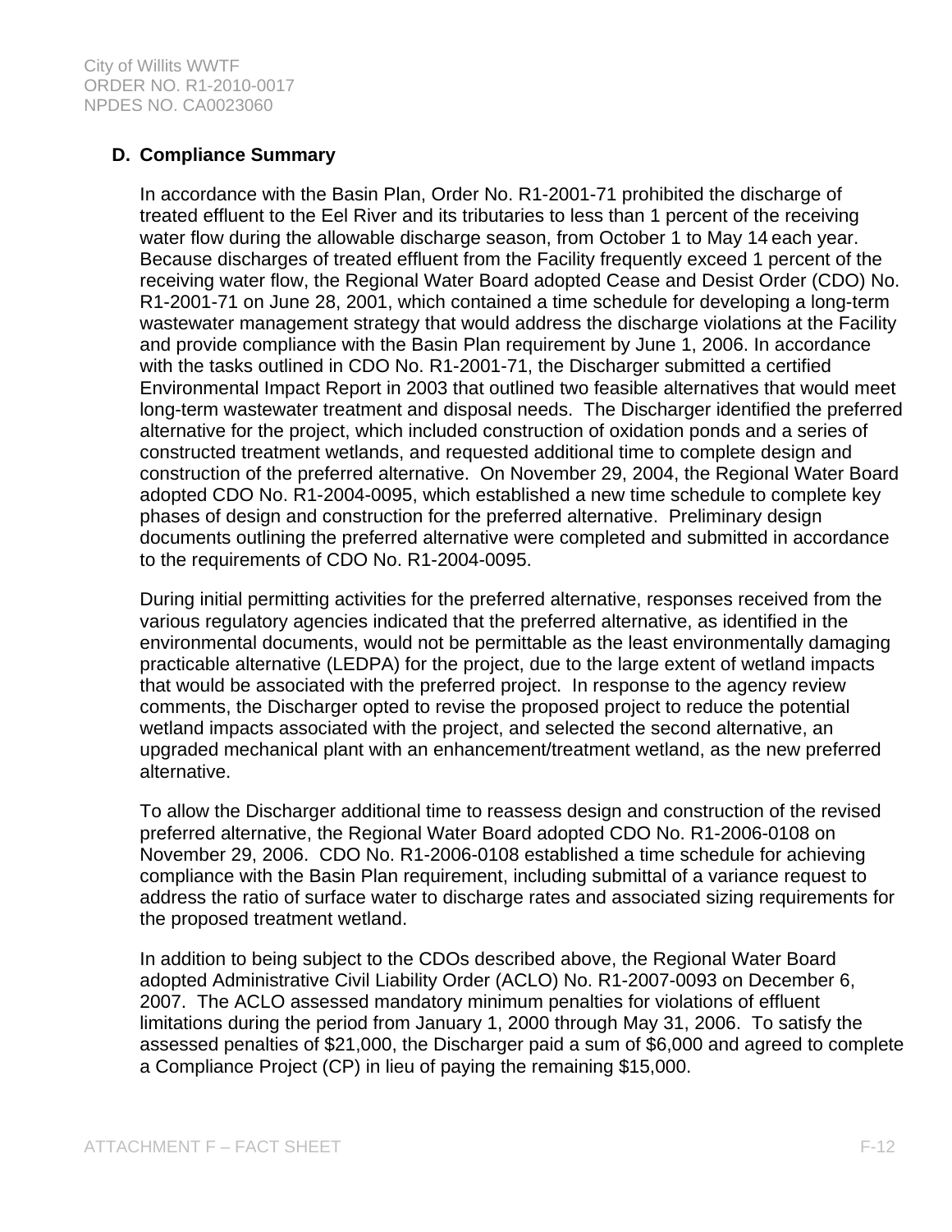### D. Compliance Summary

In accordance with the Basin Plan, Order No. R1-2001-71 prohibited the discharge of treated effluent to the Eel River and its tributaries to less than 1 percent of the receiving water flow during the allowable discharge season, from October 1 to May 14 each year. Because discharges of treated effluent from the Facility frequently exceed 1 percent of the receiving water flow, the Regional Water Board adopted Cease and Desist Order (CDO) No. R1-2001-71 on June 28, 2001, which contained a time schedule for developing a long-term wastewater management strategy that would address the discharge violations at the Facility and provide compliance with the Basin Plan requirement by June 1, 2006. In accordance with the tasks outlined in CDO No. R1-2001-71, the Discharger submitted a certified Environmental Impact Report in 2003 that outlined two feasible alternatives that would meet long-term wastewater treatment and disposal needs. The Discharger identified the preferred alternative for the project, which included construction of oxidation ponds and a series of constructed treatment wetlands, and requested additional time to complete design and construction of the preferred alternative. On November 29, 2004, the Regional Water Board adopted CDO No. R1-2004-0095, which established a new time schedule to complete key phases of design and construction for the preferred alternative. Preliminary design documents outlining the preferred alternative were completed and submitted in accordance to the requirements of CDO No. R1-2004-0095.

During initial permitting activities for the preferred alternative, responses received from the various regulatory agencies indicated that the preferred alternative, as identified in the environmental documents, would not be permittable as the least environmentally damaging practicable alternative (LEDPA) for the project, due to the large extent of wetland impacts that would be associated with the preferred project. In response to the agency review comments, the Discharger opted to revise the proposed project to reduce the potential wetland impacts associated with the project, and selected the second alternative, an upgraded mechanical plant with an enhancement/treatment wetland, as the new preferred alternative.

To allow the Discharger additional time to reassess design and construction of the revised preferred alternative, the Regional Water Board adopted CDO No. R1-2006-0108 on November 29, 2006. CDO No. R1-2006-0108 established a time schedule for achieving compliance with the Basin Plan requirement, including submittal of a variance request to address the ratio of surface water to discharge rates and associated sizing requirements for the proposed treatment wetland.

In addition to being subject to the CDOs described above, the Regional Water Board adopted Administrative Civil Liability Order (ACLO) No. R1-2007-0093 on December 6, 2007. The ACLO assessed mandatory minimum penalties for violations of effluent limitations during the period from January 1, 2000 through May 31, 2006. To satisfy the assessed penalties of $21,000, the Discharger paid a sum of $6,000 and agreed to complete a Compliance Project (CP) in lieu of paying the remaining $15,000.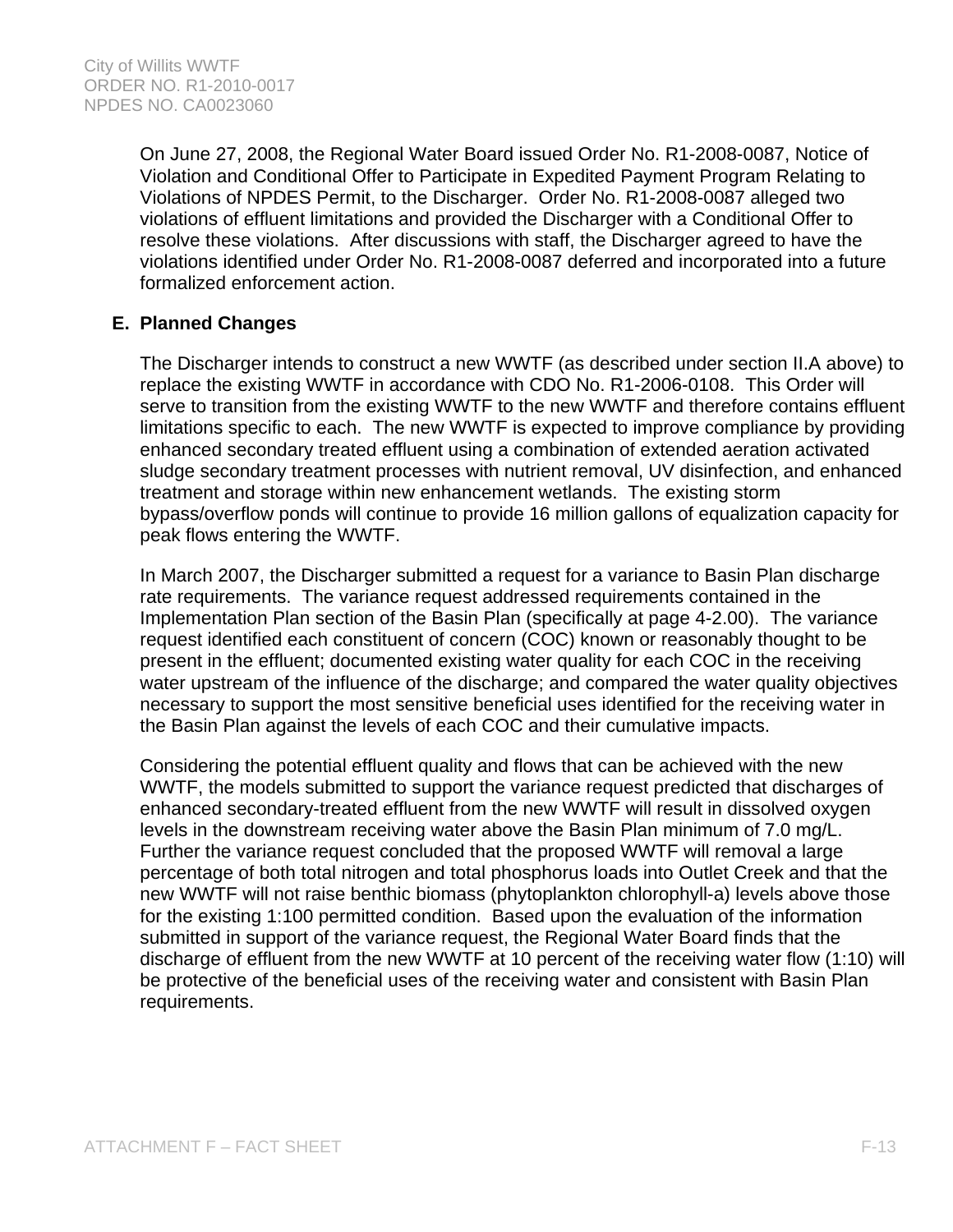On June 27, 2008, the Regional Water Board issued Order No. R1-2008-0087, Notice of Violation and Conditional Offer to Participate in Expedited Payment Program Relating to Violations of NPDES Permit, to the Discharger. Order No. R1-2008-0087 alleged two violations of effluent limitations and provided the Discharger with a Conditional Offer to resolve these violations. After discussions with staff, the Discharger agreed to have the violations identified under Order No. R1-2008-0087 deferred and incorporated into a future formalized enforcement action.

## E. Planned Changes

The Discharger intends to construct a new WWTF (as described under section II.A above) to replace the existing WWTF in accordance with CDO No. R1-2006-0108. This Order will serve to transition from the existing WWTF to the new WWTF and therefore contains effluent limitations specific to each. The new WWTF is expected to improve compliance by providing enhanced secondary treated effluent using a combination of extended aeration activated sludge secondary treatment processes with nutrient removal, UV disinfection, and enhanced treatment and storage within new enhancement wetlands. The existing storm bypass/overflow ponds will continue to provide 16 million gallons of equalization capacity for peak flows entering the WWTF.

In March 2007, the Discharger submitted a request for a variance to Basin Plan discharge rate requirements. The variance request addressed requirements contained in the Implementation Plan section of the Basin Plan (specifically at page 4-2.00). The variance request identified each constituent of concern (COC) known or reasonably thought to be present in the effluent; documented existing water quality for each COC in the receiving water upstream of the influence of the discharge; and compared the water quality objectives necessary to support the most sensitive beneficial uses identified for the receiving water in the Basin Plan against the levels of each COC and their cumulative impacts.

Considering the potential effluent quality and flows that can be achieved with the new WWTF, the models submitted to support the variance request predicted that discharges of enhanced secondary-treated effluent from the new WWTF will result in dissolved oxygen levels in the downstream receiving water above the Basin Plan minimum of 7.0 mg/L. Further the variance request concluded that the proposed WWTF will removal a large percentage of both total nitrogen and total phosphorus loads into Outlet Creek and that the new WWTF will not raise benthic biomass (phytoplankton chlorophyll-a) levels above those for the existing 1:100 permitted condition. Based upon the evaluation of the information submitted in support of the variance request, the Regional Water Board finds that the discharge of effluent from the new WWTF at 10 percent of the receiving water flow (1:10) will be protective of the beneficial uses of the receiving water and consistent with Basin Plan requirements.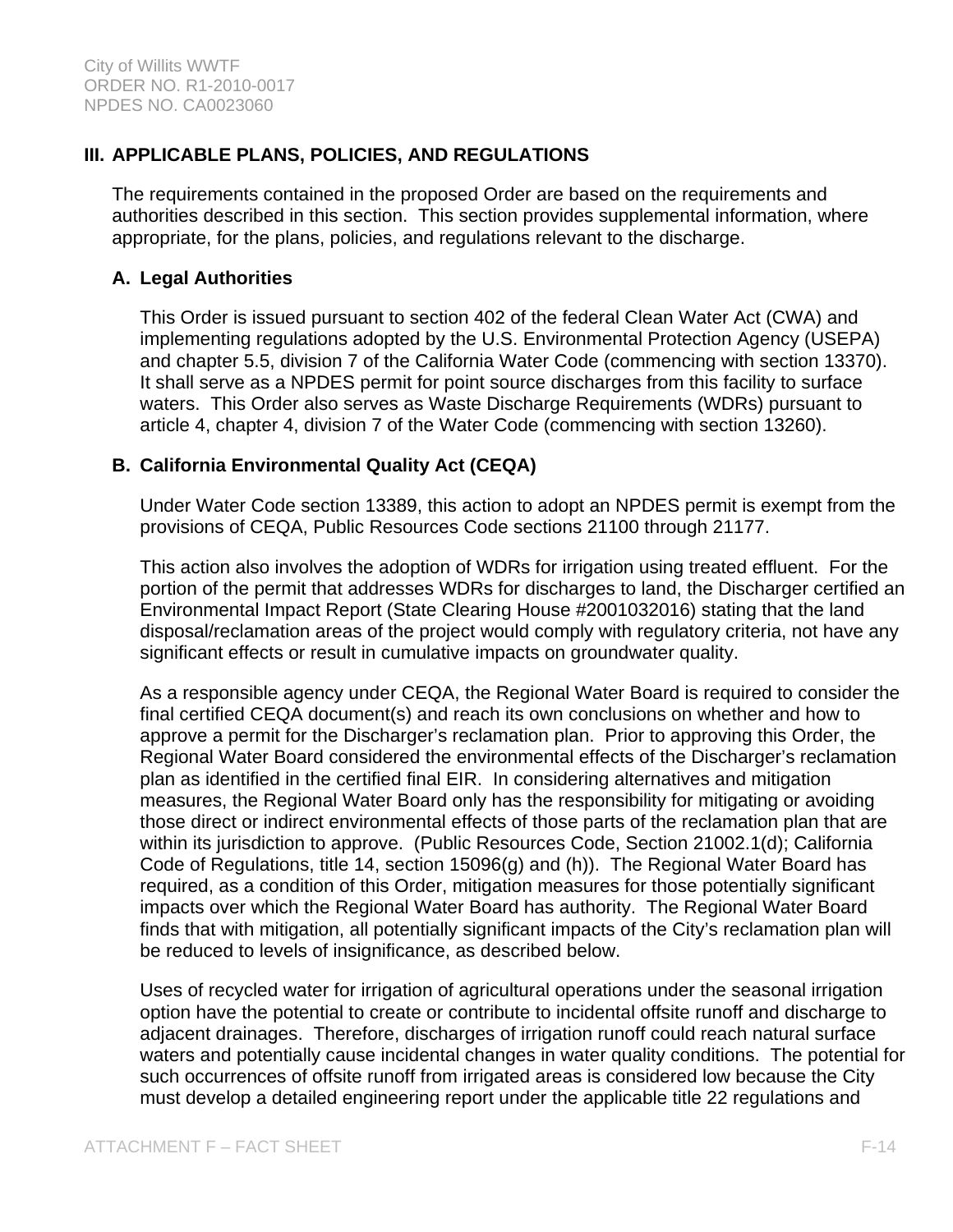## III. APPLICABLE PLANS, POLICIES, AND REGULATIONS

The requirements contained in the proposed Order are based on the requirements and authorities described in this section. This section provides supplemental information, where appropriate, for the plans, policies, and regulations relevant to the discharge.

### A. Legal Authorities

This Order is issued pursuant to section 402 of the federal Clean Water Act (CWA) and implementing regulations adopted by the U.S. Environmental Protection Agency (USEPA) and chapter 5.5, division 7 of the California Water Code (commencing with section 13370). It shall serve as a NPDES permit for point source discharges from this facility to surface waters. This Order also serves as Waste Discharge Requirements (WDRs) pursuant to article 4, chapter 4, division 7 of the Water Code (commencing with section 13260).

### B. California Environmental Quality Act (CEQA)

Under Water Code section 13389, this action to adopt an NPDES permit is exempt from the provisions of CEQA, Public Resources Code sections 21100 through 21177.

This action also involves the adoption of WDRs for irrigation using treated effluent. For the portion of the permit that addresses WDRs for discharges to land, the Discharger certified an Environmental Impact Report (State Clearing House #2001032016) stating that the land disposal/reclamation areas of the project would comply with regulatory criteria, not have any significant effects or result in cumulative impacts on groundwater quality.

As a responsible agency under CEQA, the Regional Water Board is required to consider the final certified CEQA document(s) and reach its own conclusions on whether and how to approve a permit for the Discharger's reclamation plan. Prior to approving this Order, the Regional Water Board considered the environmental effects of the Discharger's reclamation plan as identified in the certified final EIR. In considering alternatives and mitigation measures, the Regional Water Board only has the responsibility for mitigating or avoiding those direct or indirect environmental effects of those parts of the reclamation plan that are within its jurisdiction to approve. (Public Resources Code, Section 21002.1(d); California Code of Regulations, title 14, section 15096(g) and (h)). The Regional Water Board has required, as a condition of this Order, mitigation measures for those potentially significant impacts over which the Regional Water Board has authority. The Regional Water Board finds that with mitigation, all potentially significant impacts of the City's reclamation plan will be reduced to levels of insignificance, as described below.

Uses of recycled water for irrigation of agricultural operations under the seasonal irrigation option have the potential to create or contribute to incidental offsite runoff and discharge to adjacent drainages. Therefore, discharges of irrigation runoff could reach natural surface waters and potentially cause incidental changes in water quality conditions. The potential for such occurrences of offsite runoff from irrigated areas is considered low because the City must develop a detailed engineering report under the applicable title 22 regulations and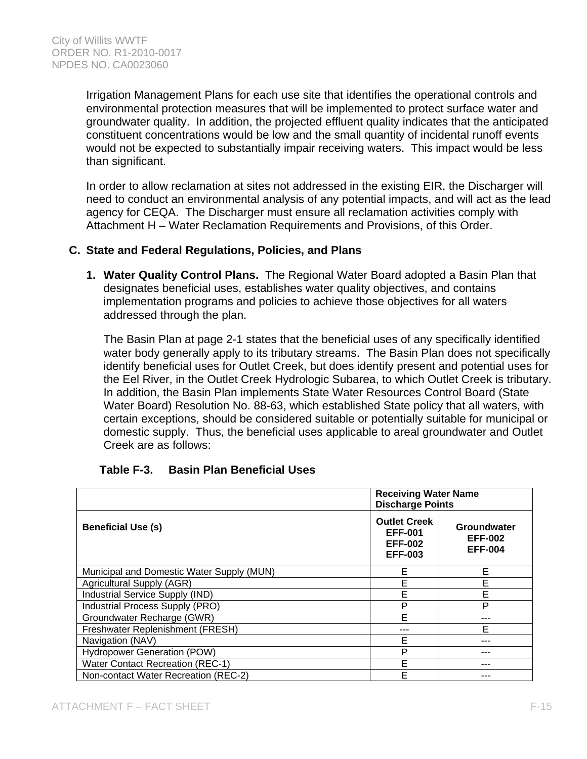Irrigation Management Plans for each use site that identifies the operational controls and environmental protection measures that will be implemented to protect surface water and groundwater quality. In addition, the projected effluent quality indicates that the anticipated constituent concentrations would be low and the small quantity of incidental runoff events would not be expected to substantially impair receiving waters. This impact would be less than significant.

In order to allow reclamation at sites not addressed in the existing EIR, the Discharger will need to conduct an environmental analysis of any potential impacts, and will act as the lead agency for CEQA. The Discharger must ensure all reclamation activities comply with Attachment H – Water Reclamation Requirements and Provisions, of this Order.

**C. State and Federal Regulations, Policies, and Plans**

1. **Water Quality Control Plans.** The Regional Water Board adopted a Basin Plan that designates beneficial uses, establishes water quality objectives, and contains implementation programs and policies to achieve those objectives for all waters addressed through the plan.

   The Basin Plan at page 2-1 states that the beneficial uses of any specifically identified water body generally apply to its tributary streams. The Basin Plan does not specifically identify beneficial uses for Outlet Creek, but does identify present and potential uses for the Eel River, in the Outlet Creek Hydrologic Subarea, to which Outlet Creek is tributary. In addition, the Basin Plan implements State Water Resources Control Board (State Water Board) Resolution No. 88-63, which established State policy that all waters, with certain exceptions, should be considered suitable or potentially suitable for municipal or domestic supply. Thus, the beneficial uses applicable to areal groundwater and Outlet Creek are as follows:

**Table F-3. Basin Plan Beneficial Uses**

| | **Receiving Water Name Discharge Points** | |
|---|---|---|
| **Beneficial Use (s)** | **Outlet Creek EFF-001 EFF-002 EFF-003** | **Groundwater EFF-002 EFF-004** |
| Municipal and Domestic Water Supply (MUN) | E | E |
| Agricultural Supply (AGR) | E | E |
| Industrial Service Supply (IND) | E | E |
| Industrial Process Supply (PRO) | P | P |
| Groundwater Recharge (GWR) | E | --- |
| Freshwater Replenishment (FRESH) | --- | E |
| Navigation (NAV) | E | --- |
| Hydropower Generation (POW) | P | --- |
| Water Contact Recreation (REC-1) | E | --- |
| Non-contact Water Recreation (REC-2) | E | --- |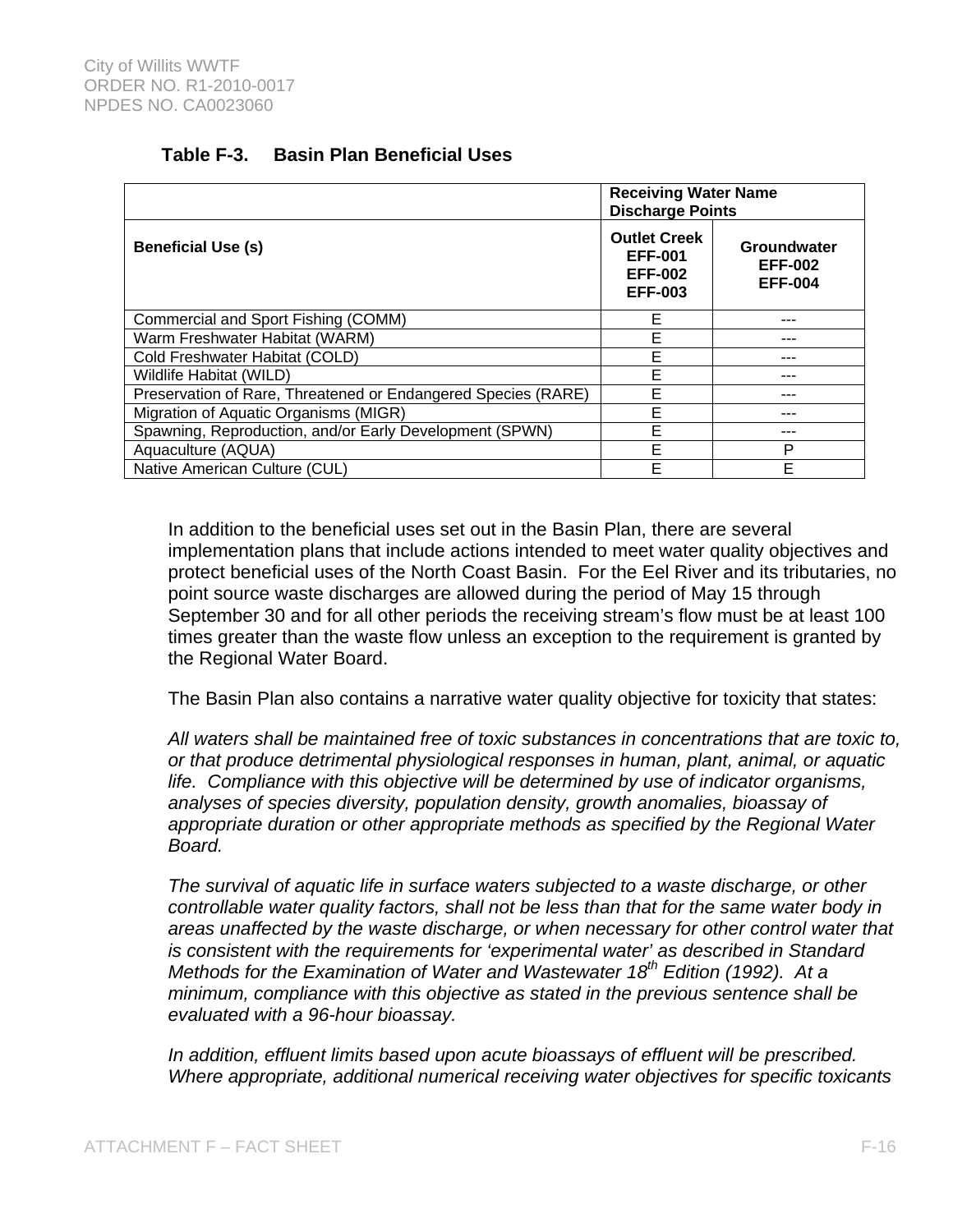**Table F-3. Basin Plan Beneficial Uses**

| Beneficial Use (s) | Receiving Water Name Discharge Points | |
|---|---|---|
| | Outlet Creek EFF-001 EFF-002 EFF-003 | Groundwater EFF-002 EFF-004 |
| Commercial and Sport Fishing (COMM) | E | --- |
| Warm Freshwater Habitat (WARM) | E | --- |
| Cold Freshwater Habitat (COLD) | E | --- |
| Wildlife Habitat (WILD) | E | --- |
| Preservation of Rare, Threatened or Endangered Species (RARE) | E | --- |
| Migration of Aquatic Organisms (MIGR) | E | --- |
| Spawning, Reproduction, and/or Early Development (SPWN) | E | --- |
| Aquaculture (AQUA) | E | P |
| Native American Culture (CUL) | E | E |

In addition to the beneficial uses set out in the Basin Plan, there are several implementation plans that include actions intended to meet water quality objectives and protect beneficial uses of the North Coast Basin. For the Eel River and its tributaries, no point source waste discharges are allowed during the period of May 15 through September 30 and for all other periods the receiving stream's flow must be at least 100 times greater than the waste flow unless an exception to the requirement is granted by the Regional Water Board.

The Basin Plan also contains a narrative water quality objective for toxicity that states:

*All waters shall be maintained free of toxic substances in concentrations that are toxic to, or that produce detrimental physiological responses in human, plant, animal, or aquatic life. Compliance with this objective will be determined by use of indicator organisms, analyses of species diversity, population density, growth anomalies, bioassay of appropriate duration or other appropriate methods as specified by the Regional Water Board.*

*The survival of aquatic life in surface waters subjected to a waste discharge, or other controllable water quality factors, shall not be less than that for the same water body in areas unaffected by the waste discharge, or when necessary for other control water that is consistent with the requirements for 'experimental water' as described in Standard Methods for the Examination of Water and Wastewater 18th Edition (1992). At a minimum, compliance with this objective as stated in the previous sentence shall be evaluated with a 96-hour bioassay.*

*In addition, effluent limits based upon acute bioassays of effluent will be prescribed. Where appropriate, additional numerical receiving water objectives for specific toxicants*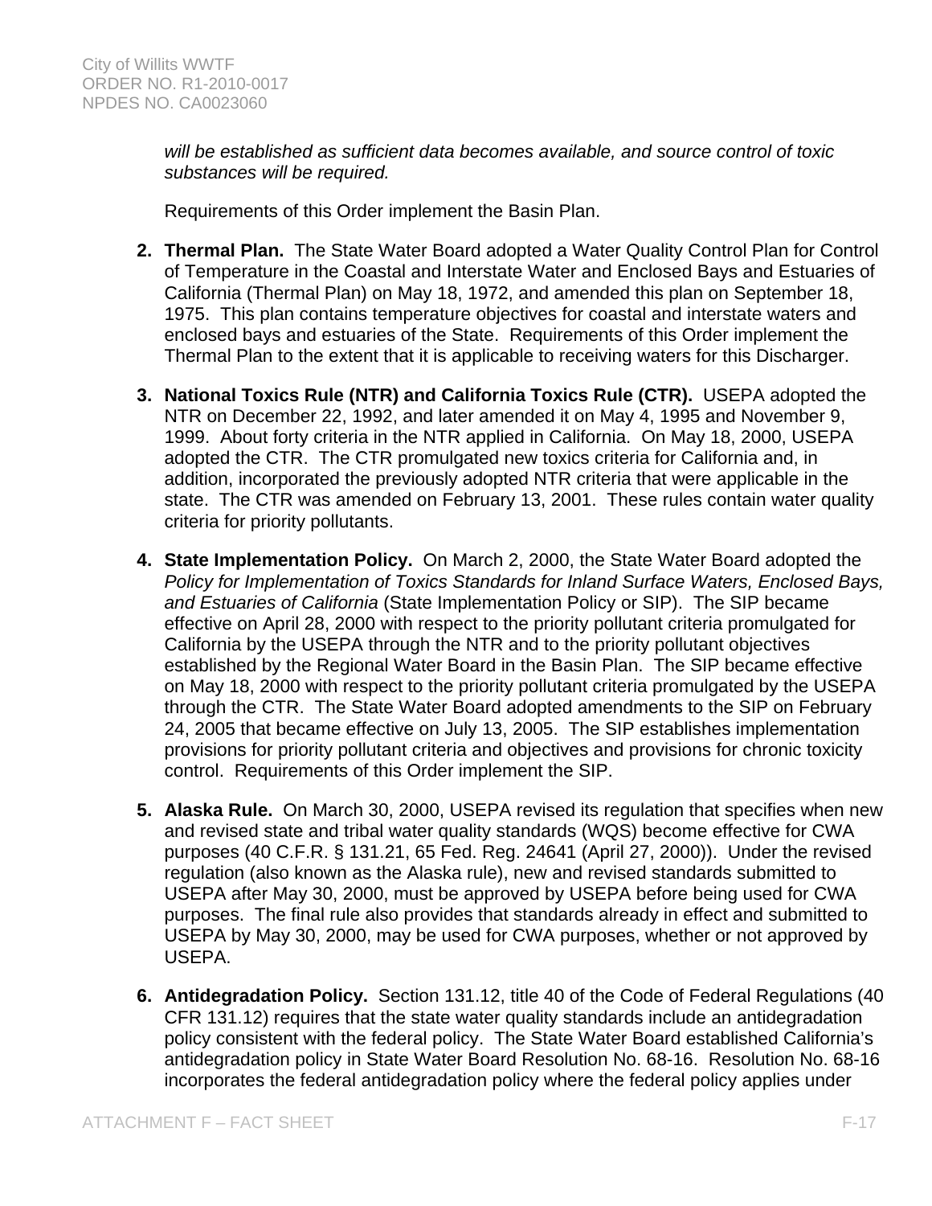*will be established as sufficient data becomes available, and source control of toxic substances will be required.*

Requirements of this Order implement the Basin Plan.

2. **Thermal Plan.** The State Water Board adopted a Water Quality Control Plan for Control of Temperature in the Coastal and Interstate Water and Enclosed Bays and Estuaries of California (Thermal Plan) on May 18, 1972, and amended this plan on September 18, 1975. This plan contains temperature objectives for coastal and interstate waters and enclosed bays and estuaries of the State. Requirements of this Order implement the Thermal Plan to the extent that it is applicable to receiving waters for this Discharger.

3. **National Toxics Rule (NTR) and California Toxics Rule (CTR).** USEPA adopted the NTR on December 22, 1992, and later amended it on May 4, 1995 and November 9, 1999. About forty criteria in the NTR applied in California. On May 18, 2000, USEPA adopted the CTR. The CTR promulgated new toxics criteria for California and, in addition, incorporated the previously adopted NTR criteria that were applicable in the state. The CTR was amended on February 13, 2001. These rules contain water quality criteria for priority pollutants.

4. **State Implementation Policy.** On March 2, 2000, the State Water Board adopted the *Policy for Implementation of Toxics Standards for Inland Surface Waters, Enclosed Bays, and Estuaries of California* (State Implementation Policy or SIP). The SIP became effective on April 28, 2000 with respect to the priority pollutant criteria promulgated for California by the USEPA through the NTR and to the priority pollutant objectives established by the Regional Water Board in the Basin Plan. The SIP became effective on May 18, 2000 with respect to the priority pollutant criteria promulgated by the USEPA through the CTR. The State Water Board adopted amendments to the SIP on February 24, 2005 that became effective on July 13, 2005. The SIP establishes implementation provisions for priority pollutant criteria and objectives and provisions for chronic toxicity control. Requirements of this Order implement the SIP.

5. **Alaska Rule.** On March 30, 2000, USEPA revised its regulation that specifies when new and revised state and tribal water quality standards (WQS) become effective for CWA purposes (40 C.F.R. § 131.21, 65 Fed. Reg. 24641 (April 27, 2000)). Under the revised regulation (also known as the Alaska rule), new and revised standards submitted to USEPA after May 30, 2000, must be approved by USEPA before being used for CWA purposes. The final rule also provides that standards already in effect and submitted to USEPA by May 30, 2000, may be used for CWA purposes, whether or not approved by USEPA.

6. **Antidegradation Policy.** Section 131.12, title 40 of the Code of Federal Regulations (40 CFR 131.12) requires that the state water quality standards include an antidegradation policy consistent with the federal policy. The State Water Board established California's antidegradation policy in State Water Board Resolution No. 68-16. Resolution No. 68-16 incorporates the federal antidegradation policy where the federal policy applies under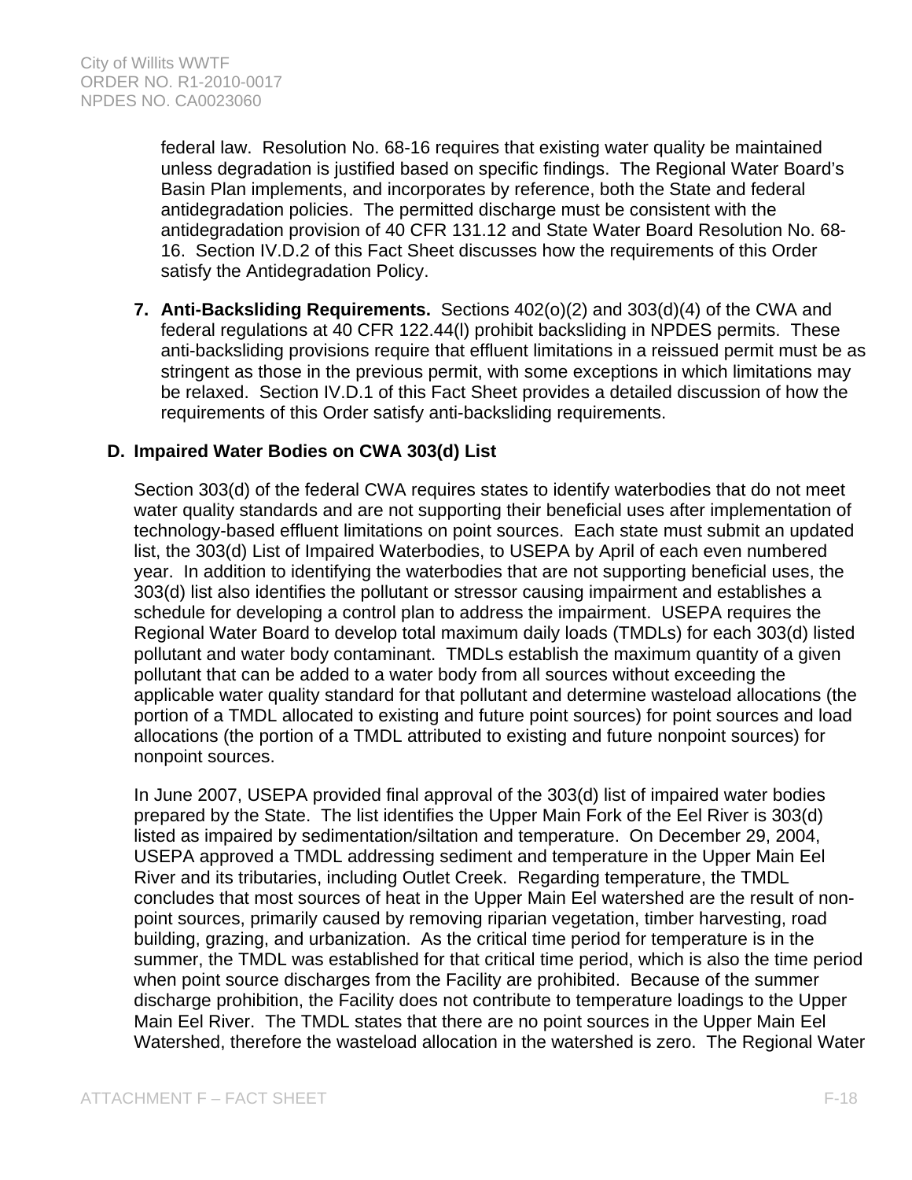federal law. Resolution No. 68-16 requires that existing water quality be maintained unless degradation is justified based on specific findings. The Regional Water Board's Basin Plan implements, and incorporates by reference, both the State and federal antidegradation policies. The permitted discharge must be consistent with the antidegradation provision of 40 CFR 131.12 and State Water Board Resolution No. 68-16. Section IV.D.2 of this Fact Sheet discusses how the requirements of this Order satisfy the Antidegradation Policy.

7. **Anti-Backsliding Requirements.** Sections 402(o)(2) and 303(d)(4) of the CWA and federal regulations at 40 CFR 122.44(l) prohibit backsliding in NPDES permits. These anti-backsliding provisions require that effluent limitations in a reissued permit must be as stringent as those in the previous permit, with some exceptions in which limitations may be relaxed. Section IV.D.1 of this Fact Sheet provides a detailed discussion of how the requirements of this Order satisfy anti-backsliding requirements.

## D. Impaired Water Bodies on CWA 303(d) List

Section 303(d) of the federal CWA requires states to identify waterbodies that do not meet water quality standards and are not supporting their beneficial uses after implementation of technology-based effluent limitations on point sources. Each state must submit an updated list, the 303(d) List of Impaired Waterbodies, to USEPA by April of each even numbered year. In addition to identifying the waterbodies that are not supporting beneficial uses, the 303(d) list also identifies the pollutant or stressor causing impairment and establishes a schedule for developing a control plan to address the impairment. USEPA requires the Regional Water Board to develop total maximum daily loads (TMDLs) for each 303(d) listed pollutant and water body contaminant. TMDLs establish the maximum quantity of a given pollutant that can be added to a water body from all sources without exceeding the applicable water quality standard for that pollutant and determine wasteload allocations (the portion of a TMDL allocated to existing and future point sources) for point sources and load allocations (the portion of a TMDL attributed to existing and future nonpoint sources) for nonpoint sources.

In June 2007, USEPA provided final approval of the 303(d) list of impaired water bodies prepared by the State. The list identifies the Upper Main Fork of the Eel River is 303(d) listed as impaired by sedimentation/siltation and temperature. On December 29, 2004, USEPA approved a TMDL addressing sediment and temperature in the Upper Main Eel River and its tributaries, including Outlet Creek. Regarding temperature, the TMDL concludes that most sources of heat in the Upper Main Eel watershed are the result of non-point sources, primarily caused by removing riparian vegetation, timber harvesting, road building, grazing, and urbanization. As the critical time period for temperature is in the summer, the TMDL was established for that critical time period, which is also the time period when point source discharges from the Facility are prohibited. Because of the summer discharge prohibition, the Facility does not contribute to temperature loadings to the Upper Main Eel River. The TMDL states that there are no point sources in the Upper Main Eel Watershed, therefore the wasteload allocation in the watershed is zero. The Regional Water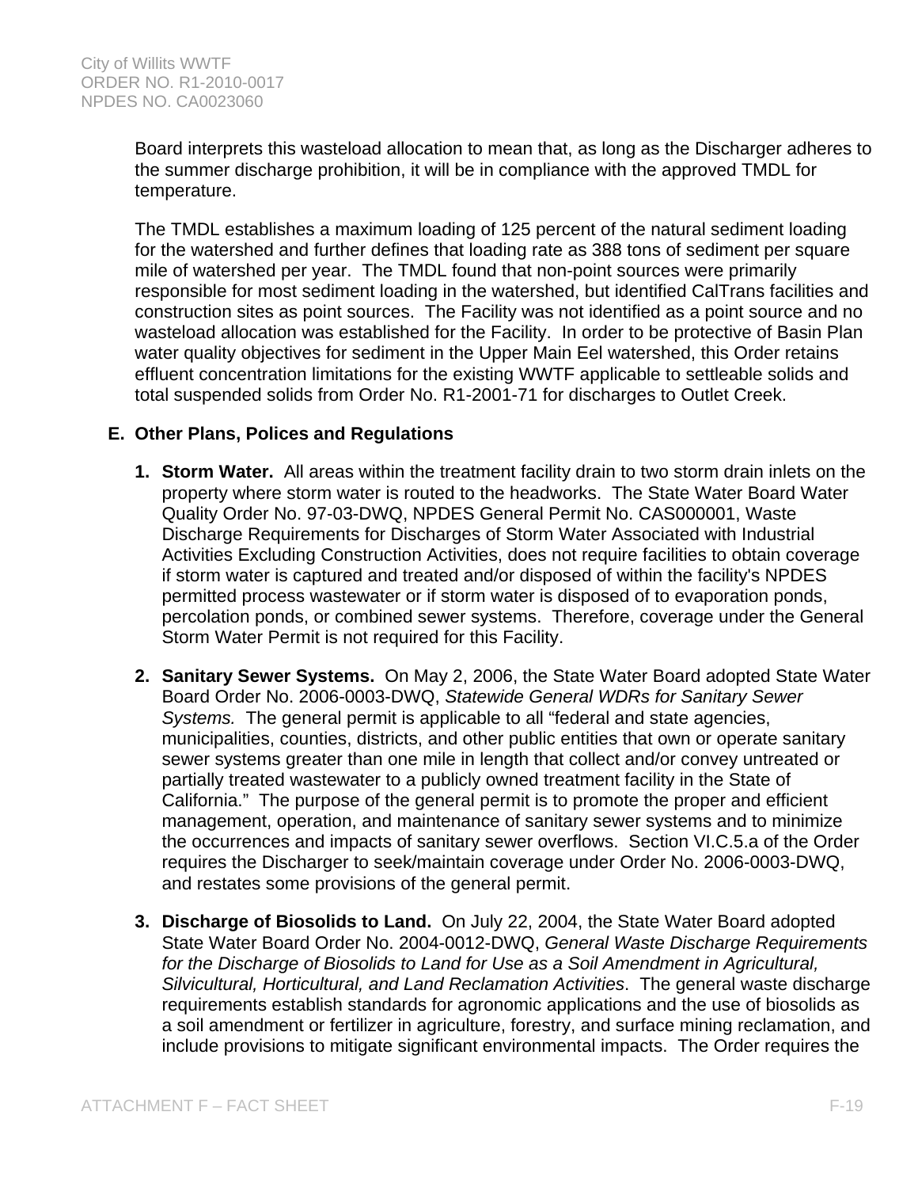Board interprets this wasteload allocation to mean that, as long as the Discharger adheres to the summer discharge prohibition, it will be in compliance with the approved TMDL for temperature.

The TMDL establishes a maximum loading of 125 percent of the natural sediment loading for the watershed and further defines that loading rate as 388 tons of sediment per square mile of watershed per year. The TMDL found that non-point sources were primarily responsible for most sediment loading in the watershed, but identified CalTrans facilities and construction sites as point sources. The Facility was not identified as a point source and no wasteload allocation was established for the Facility. In order to be protective of Basin Plan water quality objectives for sediment in the Upper Main Eel watershed, this Order retains effluent concentration limitations for the existing WWTF applicable to settleable solids and total suspended solids from Order No. R1-2001-71 for discharges to Outlet Creek.

## E. Other Plans, Polices and Regulations

1. **Storm Water.** All areas within the treatment facility drain to two storm drain inlets on the property where storm water is routed to the headworks. The State Water Board Water Quality Order No. 97-03-DWQ, NPDES General Permit No. CAS000001, Waste Discharge Requirements for Discharges of Storm Water Associated with Industrial Activities Excluding Construction Activities, does not require facilities to obtain coverage if storm water is captured and treated and/or disposed of within the facility's NPDES permitted process wastewater or if storm water is disposed of to evaporation ponds, percolation ponds, or combined sewer systems. Therefore, coverage under the General Storm Water Permit is not required for this Facility.

2. **Sanitary Sewer Systems.** On May 2, 2006, the State Water Board adopted State Water Board Order No. 2006-0003-DWQ, *Statewide General WDRs for Sanitary Sewer Systems.* The general permit is applicable to all "federal and state agencies, municipalities, counties, districts, and other public entities that own or operate sanitary sewer systems greater than one mile in length that collect and/or convey untreated or partially treated wastewater to a publicly owned treatment facility in the State of California." The purpose of the general permit is to promote the proper and efficient management, operation, and maintenance of sanitary sewer systems and to minimize the occurrences and impacts of sanitary sewer overflows. Section VI.C.5.a of the Order requires the Discharger to seek/maintain coverage under Order No. 2006-0003-DWQ, and restates some provisions of the general permit.

3. **Discharge of Biosolids to Land.** On July 22, 2004, the State Water Board adopted State Water Board Order No. 2004-0012-DWQ, *General Waste Discharge Requirements for the Discharge of Biosolids to Land for Use as a Soil Amendment in Agricultural, Silvicultural, Horticultural, and Land Reclamation Activities*. The general waste discharge requirements establish standards for agronomic applications and the use of biosolids as a soil amendment or fertilizer in agriculture, forestry, and surface mining reclamation, and include provisions to mitigate significant environmental impacts. The Order requires the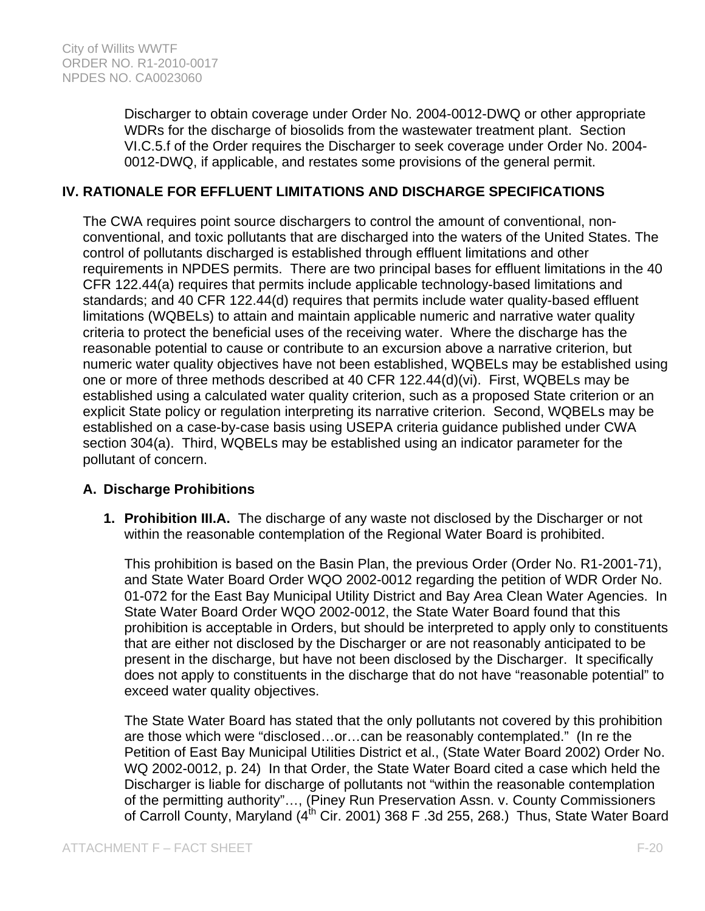Discharger to obtain coverage under Order No. 2004-0012-DWQ or other appropriate WDRs for the discharge of biosolids from the wastewater treatment plant. Section VI.C.5.f of the Order requires the Discharger to seek coverage under Order No. 2004-0012-DWQ, if applicable, and restates some provisions of the general permit.

## IV. RATIONALE FOR EFFLUENT LIMITATIONS AND DISCHARGE SPECIFICATIONS

The CWA requires point source dischargers to control the amount of conventional, non-conventional, and toxic pollutants that are discharged into the waters of the United States. The control of pollutants discharged is established through effluent limitations and other requirements in NPDES permits. There are two principal bases for effluent limitations in the 40 CFR 122.44(a) requires that permits include applicable technology-based limitations and standards; and 40 CFR 122.44(d) requires that permits include water quality-based effluent limitations (WQBELs) to attain and maintain applicable numeric and narrative water quality criteria to protect the beneficial uses of the receiving water. Where the discharge has the reasonable potential to cause or contribute to an excursion above a narrative criterion, but numeric water quality objectives have not been established, WQBELs may be established using one or more of three methods described at 40 CFR 122.44(d)(vi). First, WQBELs may be established using a calculated water quality criterion, such as a proposed State criterion or an explicit State policy or regulation interpreting its narrative criterion. Second, WQBELs may be established on a case-by-case basis using USEPA criteria guidance published under CWA section 304(a). Third, WQBELs may be established using an indicator parameter for the pollutant of concern.

### A. Discharge Prohibitions

1. **Prohibition III.A.** The discharge of any waste not disclosed by the Discharger or not within the reasonable contemplation of the Regional Water Board is prohibited.

   This prohibition is based on the Basin Plan, the previous Order (Order No. R1-2001-71), and State Water Board Order WQO 2002-0012 regarding the petition of WDR Order No. 01-072 for the East Bay Municipal Utility District and Bay Area Clean Water Agencies. In State Water Board Order WQO 2002-0012, the State Water Board found that this prohibition is acceptable in Orders, but should be interpreted to apply only to constituents that are either not disclosed by the Discharger or are not reasonably anticipated to be present in the discharge, but have not been disclosed by the Discharger. It specifically does not apply to constituents in the discharge that do not have "reasonable potential" to exceed water quality objectives.

   The State Water Board has stated that the only pollutants not covered by this prohibition are those which were "disclosed…or…can be reasonably contemplated." (In re the Petition of East Bay Municipal Utilities District et al., (State Water Board 2002) Order No. WQ 2002-0012, p. 24) In that Order, the State Water Board cited a case which held the Discharger is liable for discharge of pollutants not "within the reasonable contemplation of the permitting authority"…, (Piney Run Preservation Assn. v. County Commissioners of Carroll County, Maryland (4th Cir. 2001) 368 F .3d 255, 268.) Thus, State Water Board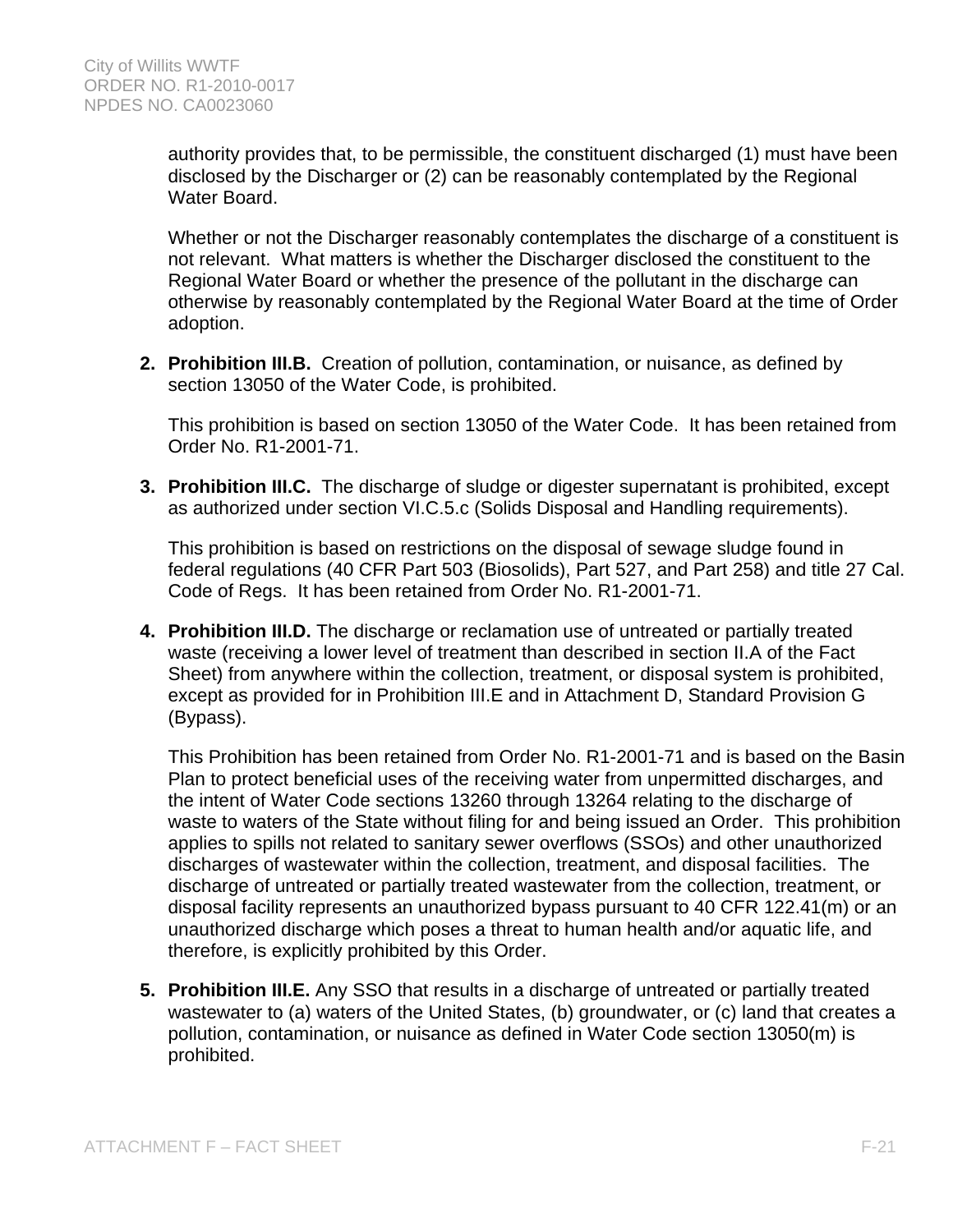authority provides that, to be permissible, the constituent discharged (1) must have been disclosed by the Discharger or (2) can be reasonably contemplated by the Regional Water Board.

Whether or not the Discharger reasonably contemplates the discharge of a constituent is not relevant. What matters is whether the Discharger disclosed the constituent to the Regional Water Board or whether the presence of the pollutant in the discharge can otherwise by reasonably contemplated by the Regional Water Board at the time of Order adoption.

2. **Prohibition III.B.** Creation of pollution, contamination, or nuisance, as defined by section 13050 of the Water Code, is prohibited.

   This prohibition is based on section 13050 of the Water Code. It has been retained from Order No. R1-2001-71.

3. **Prohibition III.C.** The discharge of sludge or digester supernatant is prohibited, except as authorized under section VI.C.5.c (Solids Disposal and Handling requirements).

   This prohibition is based on restrictions on the disposal of sewage sludge found in federal regulations (40 CFR Part 503 (Biosolids), Part 527, and Part 258) and title 27 Cal. Code of Regs. It has been retained from Order No. R1-2001-71.

4. **Prohibition III.D.** The discharge or reclamation use of untreated or partially treated waste (receiving a lower level of treatment than described in section II.A of the Fact Sheet) from anywhere within the collection, treatment, or disposal system is prohibited, except as provided for in Prohibition III.E and in Attachment D, Standard Provision G (Bypass).

   This Prohibition has been retained from Order No. R1-2001-71 and is based on the Basin Plan to protect beneficial uses of the receiving water from unpermitted discharges, and the intent of Water Code sections 13260 through 13264 relating to the discharge of waste to waters of the State without filing for and being issued an Order. This prohibition applies to spills not related to sanitary sewer overflows (SSOs) and other unauthorized discharges of wastewater within the collection, treatment, and disposal facilities. The discharge of untreated or partially treated wastewater from the collection, treatment, or disposal facility represents an unauthorized bypass pursuant to 40 CFR 122.41(m) or an unauthorized discharge which poses a threat to human health and/or aquatic life, and therefore, is explicitly prohibited by this Order.

5. **Prohibition III.E.** Any SSO that results in a discharge of untreated or partially treated wastewater to (a) waters of the United States, (b) groundwater, or (c) land that creates a pollution, contamination, or nuisance as defined in Water Code section 13050(m) is prohibited.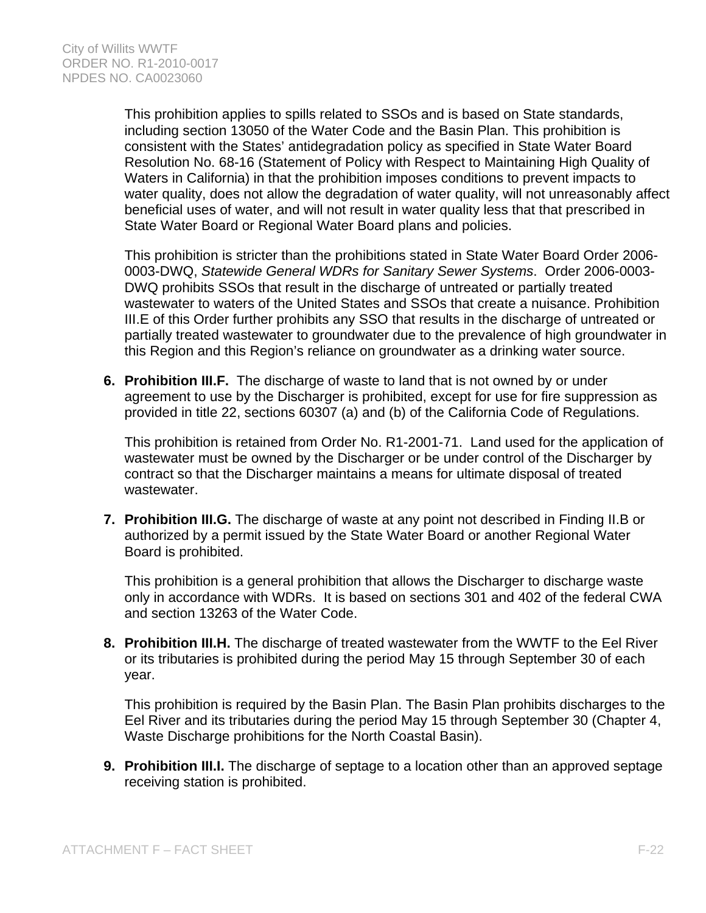This prohibition applies to spills related to SSOs and is based on State standards, including section 13050 of the Water Code and the Basin Plan. This prohibition is consistent with the States' antidegradation policy as specified in State Water Board Resolution No. 68-16 (Statement of Policy with Respect to Maintaining High Quality of Waters in California) in that the prohibition imposes conditions to prevent impacts to water quality, does not allow the degradation of water quality, will not unreasonably affect beneficial uses of water, and will not result in water quality less that that prescribed in State Water Board or Regional Water Board plans and policies.

This prohibition is stricter than the prohibitions stated in State Water Board Order 2006-0003-DWQ, *Statewide General WDRs for Sanitary Sewer Systems*. Order 2006-0003-DWQ prohibits SSOs that result in the discharge of untreated or partially treated wastewater to waters of the United States and SSOs that create a nuisance. Prohibition III.E of this Order further prohibits any SSO that results in the discharge of untreated or partially treated wastewater to groundwater due to the prevalence of high groundwater in this Region and this Region's reliance on groundwater as a drinking water source.

6. **Prohibition III.F.** The discharge of waste to land that is not owned by or under agreement to use by the Discharger is prohibited, except for use for fire suppression as provided in title 22, sections 60307 (a) and (b) of the California Code of Regulations.

   This prohibition is retained from Order No. R1-2001-71. Land used for the application of wastewater must be owned by the Discharger or be under control of the Discharger by contract so that the Discharger maintains a means for ultimate disposal of treated wastewater.

7. **Prohibition III.G.** The discharge of waste at any point not described in Finding II.B or authorized by a permit issued by the State Water Board or another Regional Water Board is prohibited.

   This prohibition is a general prohibition that allows the Discharger to discharge waste only in accordance with WDRs. It is based on sections 301 and 402 of the federal CWA and section 13263 of the Water Code.

8. **Prohibition III.H.** The discharge of treated wastewater from the WWTF to the Eel River or its tributaries is prohibited during the period May 15 through September 30 of each year.

   This prohibition is required by the Basin Plan. The Basin Plan prohibits discharges to the Eel River and its tributaries during the period May 15 through September 30 (Chapter 4, Waste Discharge prohibitions for the North Coastal Basin).

9. **Prohibition III.I.** The discharge of septage to a location other than an approved septage receiving station is prohibited.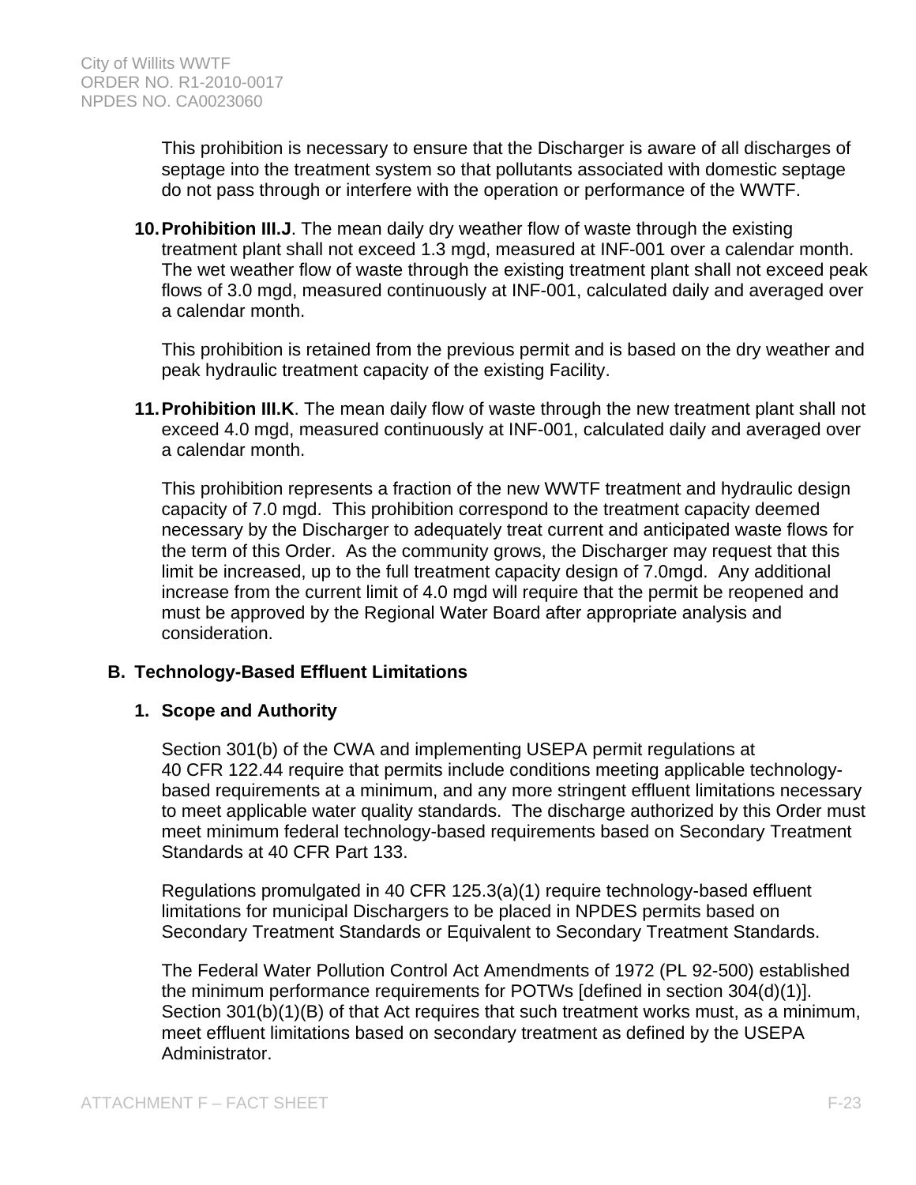This prohibition is necessary to ensure that the Discharger is aware of all discharges of septage into the treatment system so that pollutants associated with domestic septage do not pass through or interfere with the operation or performance of the WWTF.

10. **Prohibition III.J**. The mean daily dry weather flow of waste through the existing treatment plant shall not exceed 1.3 mgd, measured at INF-001 over a calendar month. The wet weather flow of waste through the existing treatment plant shall not exceed peak flows of 3.0 mgd, measured continuously at INF-001, calculated daily and averaged over a calendar month.

    This prohibition is retained from the previous permit and is based on the dry weather and peak hydraulic treatment capacity of the existing Facility.

11. **Prohibition III.K**. The mean daily flow of waste through the new treatment plant shall not exceed 4.0 mgd, measured continuously at INF-001, calculated daily and averaged over a calendar month.

    This prohibition represents a fraction of the new WWTF treatment and hydraulic design capacity of 7.0 mgd. This prohibition correspond to the treatment capacity deemed necessary by the Discharger to adequately treat current and anticipated waste flows for the term of this Order. As the community grows, the Discharger may request that this limit be increased, up to the full treatment capacity design of 7.0mgd. Any additional increase from the current limit of 4.0 mgd will require that the permit be reopened and must be approved by the Regional Water Board after appropriate analysis and consideration.

## B. Technology-Based Effluent Limitations

### 1. Scope and Authority

Section 301(b) of the CWA and implementing USEPA permit regulations at 40 CFR 122.44 require that permits include conditions meeting applicable technology-based requirements at a minimum, and any more stringent effluent limitations necessary to meet applicable water quality standards. The discharge authorized by this Order must meet minimum federal technology-based requirements based on Secondary Treatment Standards at 40 CFR Part 133.

Regulations promulgated in 40 CFR 125.3(a)(1) require technology-based effluent limitations for municipal Dischargers to be placed in NPDES permits based on Secondary Treatment Standards or Equivalent to Secondary Treatment Standards.

The Federal Water Pollution Control Act Amendments of 1972 (PL 92-500) established the minimum performance requirements for POTWs [defined in section 304(d)(1)]. Section 301(b)(1)(B) of that Act requires that such treatment works must, as a minimum, meet effluent limitations based on secondary treatment as defined by the USEPA Administrator.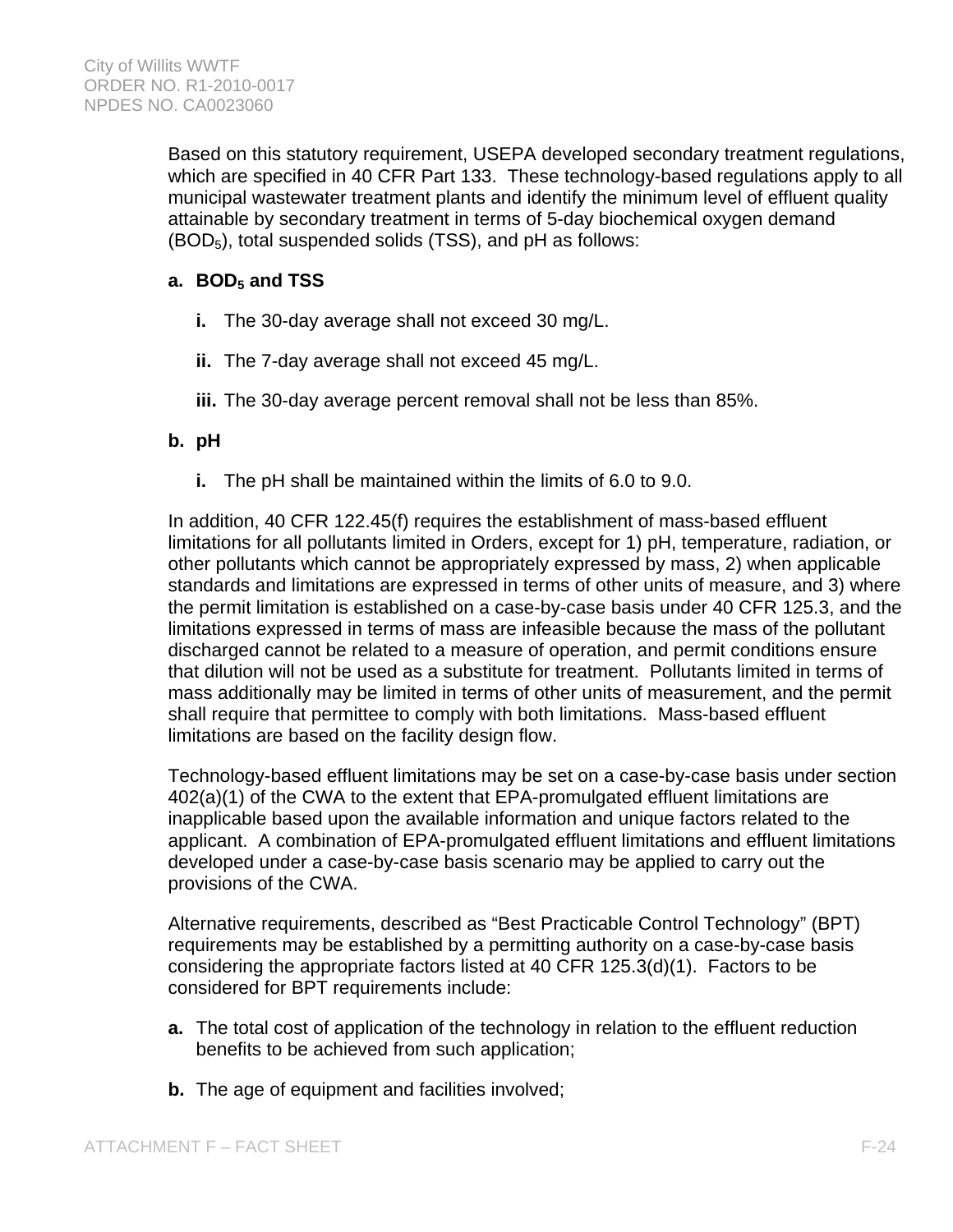Based on this statutory requirement, USEPA developed secondary treatment regulations, which are specified in 40 CFR Part 133. These technology-based regulations apply to all municipal wastewater treatment plants and identify the minimum level of effluent quality attainable by secondary treatment in terms of 5-day biochemical oxygen demand ($BOD_5$), total suspended solids (TSS), and pH as follows:

**a. $BOD_5$ and TSS**

- **i.** The 30-day average shall not exceed 30 mg/L.
- **ii.** The 7-day average shall not exceed 45 mg/L.
- **iii.** The 30-day average percent removal shall not be less than 85%.

**b. pH**

- **i.** The pH shall be maintained within the limits of 6.0 to 9.0.

In addition, 40 CFR 122.45(f) requires the establishment of mass-based effluent limitations for all pollutants limited in Orders, except for 1) pH, temperature, radiation, or other pollutants which cannot be appropriately expressed by mass, 2) when applicable standards and limitations are expressed in terms of other units of measure, and 3) where the permit limitation is established on a case-by-case basis under 40 CFR 125.3, and the limitations expressed in terms of mass are infeasible because the mass of the pollutant discharged cannot be related to a measure of operation, and permit conditions ensure that dilution will not be used as a substitute for treatment. Pollutants limited in terms of mass additionally may be limited in terms of other units of measurement, and the permit shall require that permittee to comply with both limitations. Mass-based effluent limitations are based on the facility design flow.

Technology-based effluent limitations may be set on a case-by-case basis under section 402(a)(1) of the CWA to the extent that EPA-promulgated effluent limitations are inapplicable based upon the available information and unique factors related to the applicant. A combination of EPA-promulgated effluent limitations and effluent limitations developed under a case-by-case basis scenario may be applied to carry out the provisions of the CWA.

Alternative requirements, described as "Best Practicable Control Technology" (BPT) requirements may be established by a permitting authority on a case-by-case basis considering the appropriate factors listed at 40 CFR 125.3(d)(1). Factors to be considered for BPT requirements include:

- **a.** The total cost of application of the technology in relation to the effluent reduction benefits to be achieved from such application;
- **b.** The age of equipment and facilities involved;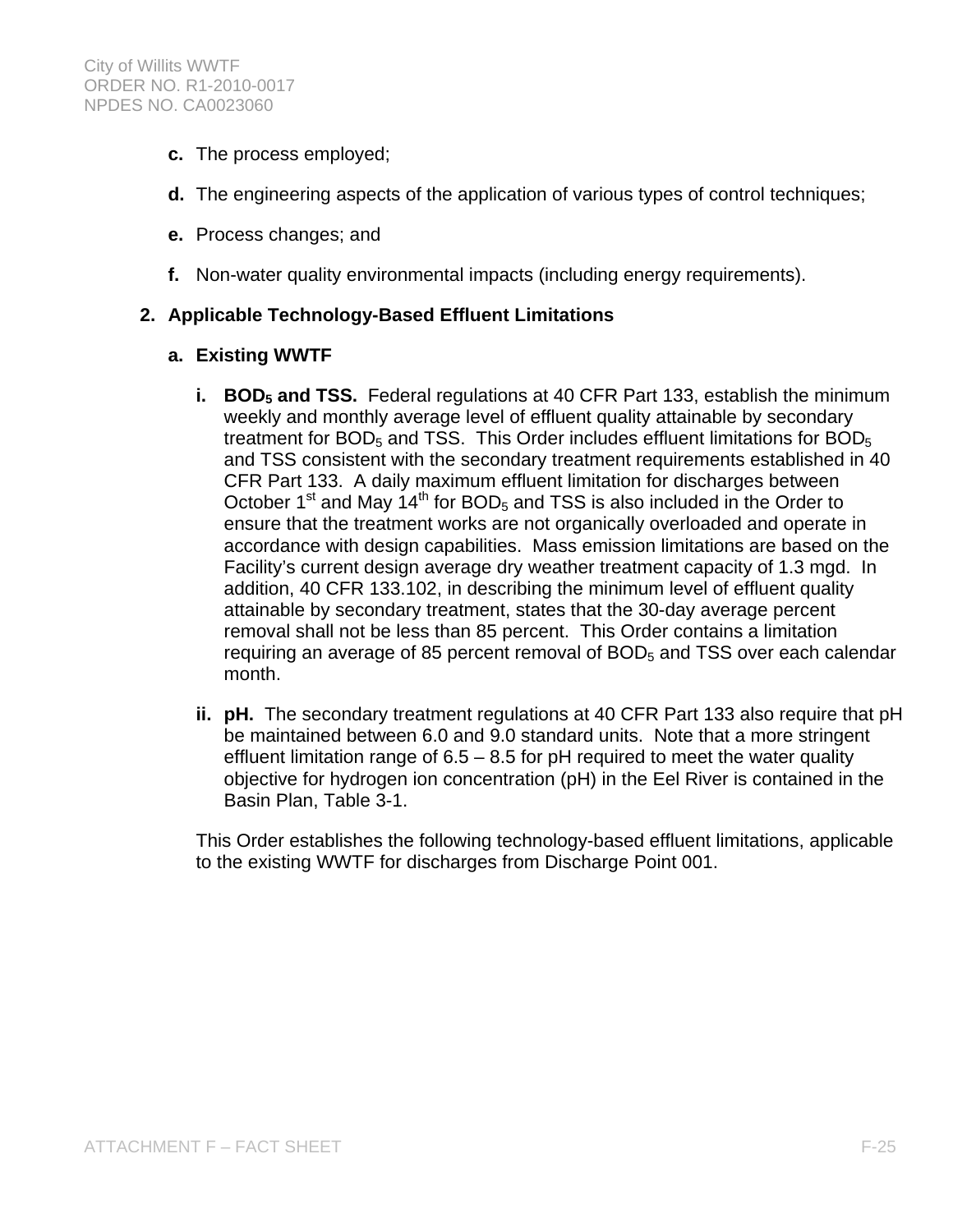c. The process employed;

d. The engineering aspects of the application of various types of control techniques;

e. Process changes; and

f. Non-water quality environmental impacts (including energy requirements).

**2. Applicable Technology-Based Effluent Limitations**

**a. Existing WWTF**

**i. $BOD_5$ and TSS.** Federal regulations at 40 CFR Part 133, establish the minimum weekly and monthly average level of effluent quality attainable by secondary treatment for $BOD_5$ and TSS. This Order includes effluent limitations for $BOD_5$ and TSS consistent with the secondary treatment requirements established in 40 CFR Part 133. A daily maximum effluent limitation for discharges between October 1st and May 14th for $BOD_5$ and TSS is also included in the Order to ensure that the treatment works are not organically overloaded and operate in accordance with design capabilities. Mass emission limitations are based on the Facility's current design average dry weather treatment capacity of 1.3 mgd. In addition, 40 CFR 133.102, in describing the minimum level of effluent quality attainable by secondary treatment, states that the 30-day average percent removal shall not be less than 85 percent. This Order contains a limitation requiring an average of 85 percent removal of $BOD_5$ and TSS over each calendar month.

**ii. pH.** The secondary treatment regulations at 40 CFR Part 133 also require that pH be maintained between 6.0 and 9.0 standard units. Note that a more stringent effluent limitation range of 6.5 – 8.5 for pH required to meet the water quality objective for hydrogen ion concentration (pH) in the Eel River is contained in the Basin Plan, Table 3-1.

This Order establishes the following technology-based effluent limitations, applicable to the existing WWTF for discharges from Discharge Point 001.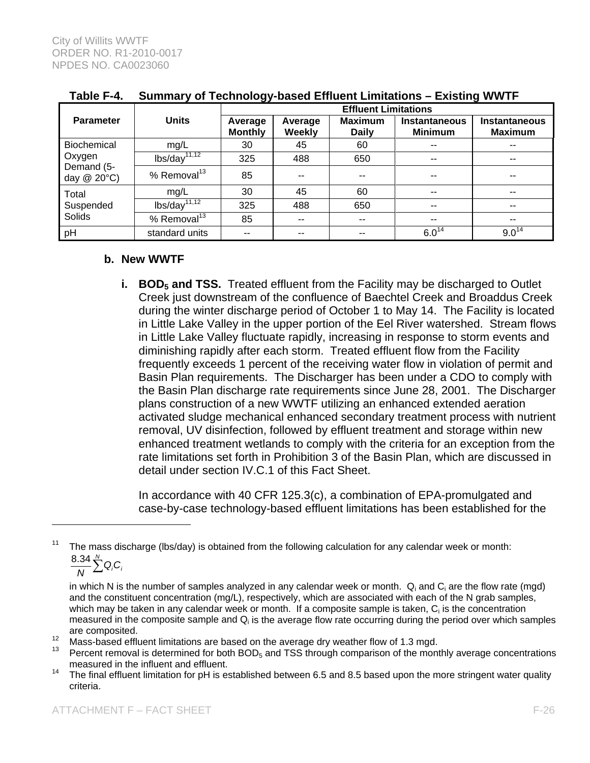**Table F-4. Summary of Technology-based Effluent Limitations – Existing WWTF**

| Parameter | Units | Effluent Limitations | | | | |
|---|---|---|---|---|---|---|
| | | Average Monthly | Average Weekly | Maximum Daily | Instantaneous Minimum | Instantaneous Maximum |
| Biochemical Oxygen Demand (5-day @ 20°C) | mg/L | 30 | 45 | 60 | -- | -- |
| | lbs/day[11,12] | 325 | 488 | 650 | -- | -- |
| | % Removal[13] | 85 | -- | -- | -- | -- |
| Total Suspended Solids | mg/L | 30 | 45 | 60 | -- | -- |
| | lbs/day[11,12] | 325 | 488 | 650 | -- | -- |
| | % Removal[13] | 85 | -- | -- | -- | -- |
| pH | standard units | -- | -- | -- | 6.0[14] | 9.0[14] |

**b. New WWTF**

**i. $BOD_5$ and TSS.** Treated effluent from the Facility may be discharged to Outlet Creek just downstream of the confluence of Baechtel Creek and Broaddus Creek during the winter discharge period of October 1 to May 14. The Facility is located in Little Lake Valley in the upper portion of the Eel River watershed. Stream flows in Little Lake Valley fluctuate rapidly, increasing in response to storm events and diminishing rapidly after each storm. Treated effluent flow from the Facility frequently exceeds 1 percent of the receiving water flow in violation of permit and Basin Plan requirements. The Discharger has been under a CDO to comply with the Basin Plan discharge rate requirements since June 28, 2001. The Discharger plans construction of a new WWTF utilizing an enhanced extended aeration activated sludge mechanical enhanced secondary treatment process with nutrient removal, UV disinfection, followed by effluent treatment and storage within new enhanced treatment wetlands to comply with the criteria for an exception from the rate limitations set forth in Prohibition 3 of the Basin Plan, which are discussed in detail under section IV.C.1 of this Fact Sheet.

In accordance with 40 CFR 125.3(c), a combination of EPA-promulgated and case-by-case technology-based effluent limitations has been established for the

---

[11] The mass discharge (lbs/day) is obtained from the following calculation for any calendar week or month:

$$\frac{8.34}{N}\sum^{N} Q_i C_i$$

in which N is the number of samples analyzed in any calendar week or month. $Q_i$ and $C_i$ are the flow rate (mgd) and the constituent concentration (mg/L), respectively, which are associated with each of the N grab samples, which may be taken in any calendar week or month. If a composite sample is taken, $C_i$ is the concentration measured in the composite sample and $Q_i$ is the average flow rate occurring during the period over which samples are composited.

[12] Mass-based effluent limitations are based on the average dry weather flow of 1.3 mgd.

[13] Percent removal is determined for both $BOD_5$ and TSS through comparison of the monthly average concentrations measured in the influent and effluent.

[14] The final effluent limitation for pH is established between 6.5 and 8.5 based upon the more stringent water quality criteria.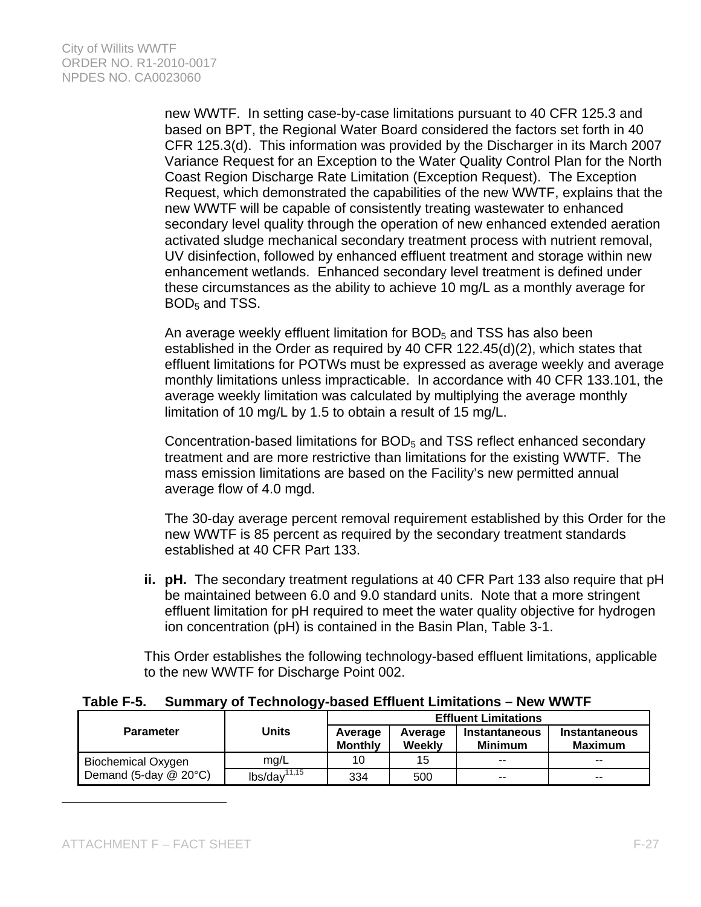new WWTF. In setting case-by-case limitations pursuant to 40 CFR 125.3 and based on BPT, the Regional Water Board considered the factors set forth in 40 CFR 125.3(d). This information was provided by the Discharger in its March 2007 Variance Request for an Exception to the Water Quality Control Plan for the North Coast Region Discharge Rate Limitation (Exception Request). The Exception Request, which demonstrated the capabilities of the new WWTF, explains that the new WWTF will be capable of consistently treating wastewater to enhanced secondary level quality through the operation of new enhanced extended aeration activated sludge mechanical secondary treatment process with nutrient removal, UV disinfection, followed by enhanced effluent treatment and storage within new enhancement wetlands. Enhanced secondary level treatment is defined under these circumstances as the ability to achieve 10 mg/L as a monthly average for $BOD_5$ and TSS.

An average weekly effluent limitation for $BOD_5$ and TSS has also been established in the Order as required by 40 CFR 122.45(d)(2), which states that effluent limitations for POTWs must be expressed as average weekly and average monthly limitations unless impracticable. In accordance with 40 CFR 133.101, the average weekly limitation was calculated by multiplying the average monthly limitation of 10 mg/L by 1.5 to obtain a result of 15 mg/L.

Concentration-based limitations for $BOD_5$ and TSS reflect enhanced secondary treatment and are more restrictive than limitations for the existing WWTF. The mass emission limitations are based on the Facility's new permitted annual average flow of 4.0 mgd.

The 30-day average percent removal requirement established by this Order for the new WWTF is 85 percent as required by the secondary treatment standards established at 40 CFR Part 133.

**ii. pH.** The secondary treatment regulations at 40 CFR Part 133 also require that pH be maintained between 6.0 and 9.0 standard units. Note that a more stringent effluent limitation for pH required to meet the water quality objective for hydrogen ion concentration (pH) is contained in the Basin Plan, Table 3-1.

This Order establishes the following technology-based effluent limitations, applicable to the new WWTF for Discharge Point 002.

**Table F-5. Summary of Technology-based Effluent Limitations – New WWTF**

| Parameter | Units | Effluent Limitations | | | |
|---|---|---|---|---|---|
| | | Average Monthly | Average Weekly | Instantaneous Minimum | Instantaneous Maximum |
| Biochemical Oxygen Demand (5-day @ 20°C) | mg/L | 10 | 15 | -- | -- |
| | lbs/day[11,15] | 334 | 500 | -- | -- |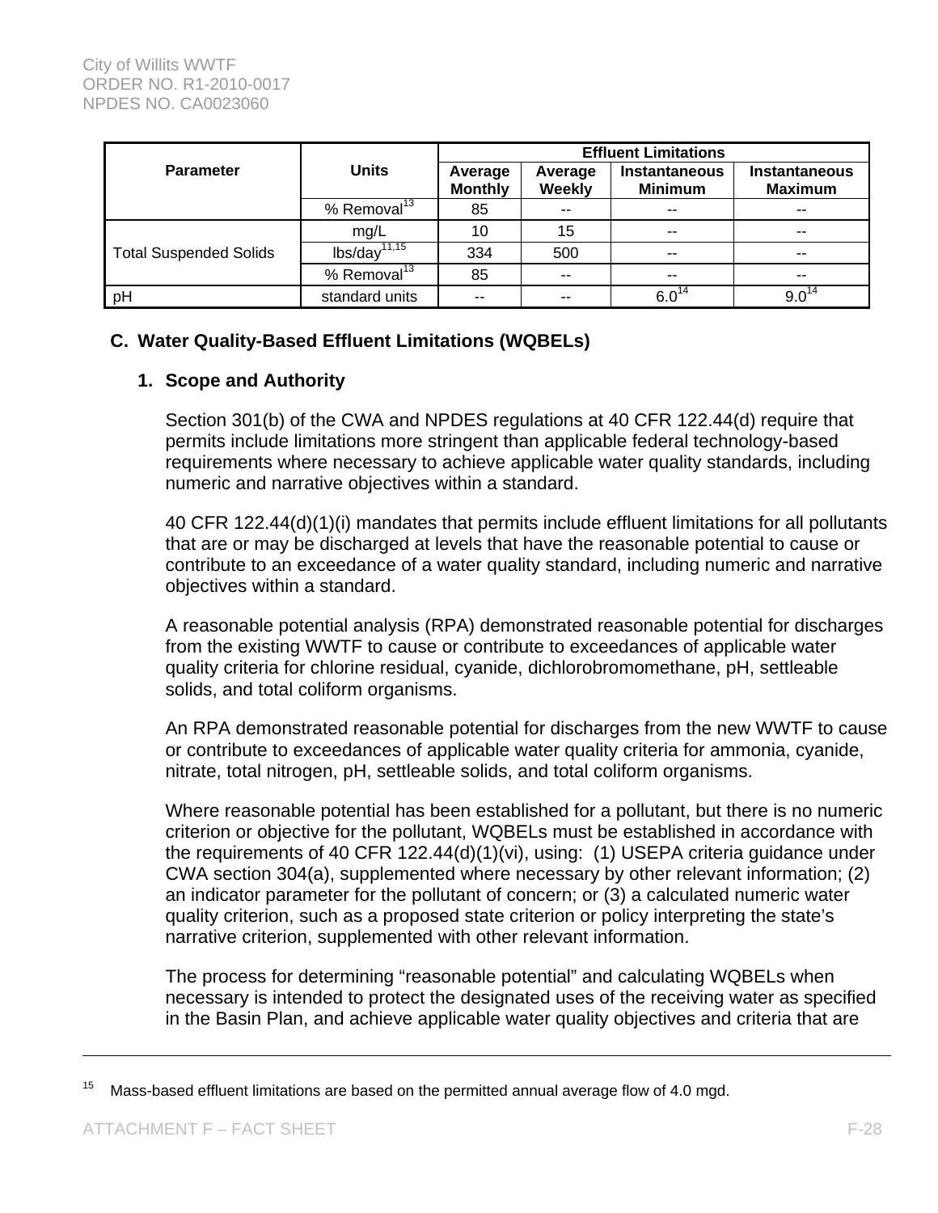| Parameter | Units | Effluent Limitations | | | |
|---|---|---|---|---|---|
| | | Average Monthly | Average Weekly | Instantaneous Minimum | Instantaneous Maximum |
| | % Removal[13] | 85 | -- | -- | -- |
| Total Suspended Solids | mg/L | 10 | 15 | -- | -- |
| | lbs/day[11,15] | 334 | 500 | -- | -- |
| | % Removal[13] | 85 | -- | -- | -- |
| pH | standard units | -- | -- | 6.0[14] | 9.0[14] |

## C. Water Quality-Based Effluent Limitations (WQBELs)

### 1. Scope and Authority

Section 301(b) of the CWA and NPDES regulations at 40 CFR 122.44(d) require that permits include limitations more stringent than applicable federal technology-based requirements where necessary to achieve applicable water quality standards, including numeric and narrative objectives within a standard.

40 CFR 122.44(d)(1)(i) mandates that permits include effluent limitations for all pollutants that are or may be discharged at levels that have the reasonable potential to cause or contribute to an exceedance of a water quality standard, including numeric and narrative objectives within a standard.

A reasonable potential analysis (RPA) demonstrated reasonable potential for discharges from the existing WWTF to cause or contribute to exceedances of applicable water quality criteria for chlorine residual, cyanide, dichlorobromomethane, pH, settleable solids, and total coliform organisms.

An RPA demonstrated reasonable potential for discharges from the new WWTF to cause or contribute to exceedances of applicable water quality criteria for ammonia, cyanide, nitrate, total nitrogen, pH, settleable solids, and total coliform organisms.

Where reasonable potential has been established for a pollutant, but there is no numeric criterion or objective for the pollutant, WQBELs must be established in accordance with the requirements of 40 CFR 122.44(d)(1)(vi), using: (1) USEPA criteria guidance under CWA section 304(a), supplemented where necessary by other relevant information; (2) an indicator parameter for the pollutant of concern; or (3) a calculated numeric water quality criterion, such as a proposed state criterion or policy interpreting the state's narrative criterion, supplemented with other relevant information.

The process for determining "reasonable potential" and calculating WQBELs when necessary is intended to protect the designated uses of the receiving water as specified in the Basin Plan, and achieve applicable water quality objectives and criteria that are

---

[15] Mass-based effluent limitations are based on the permitted annual average flow of 4.0 mgd.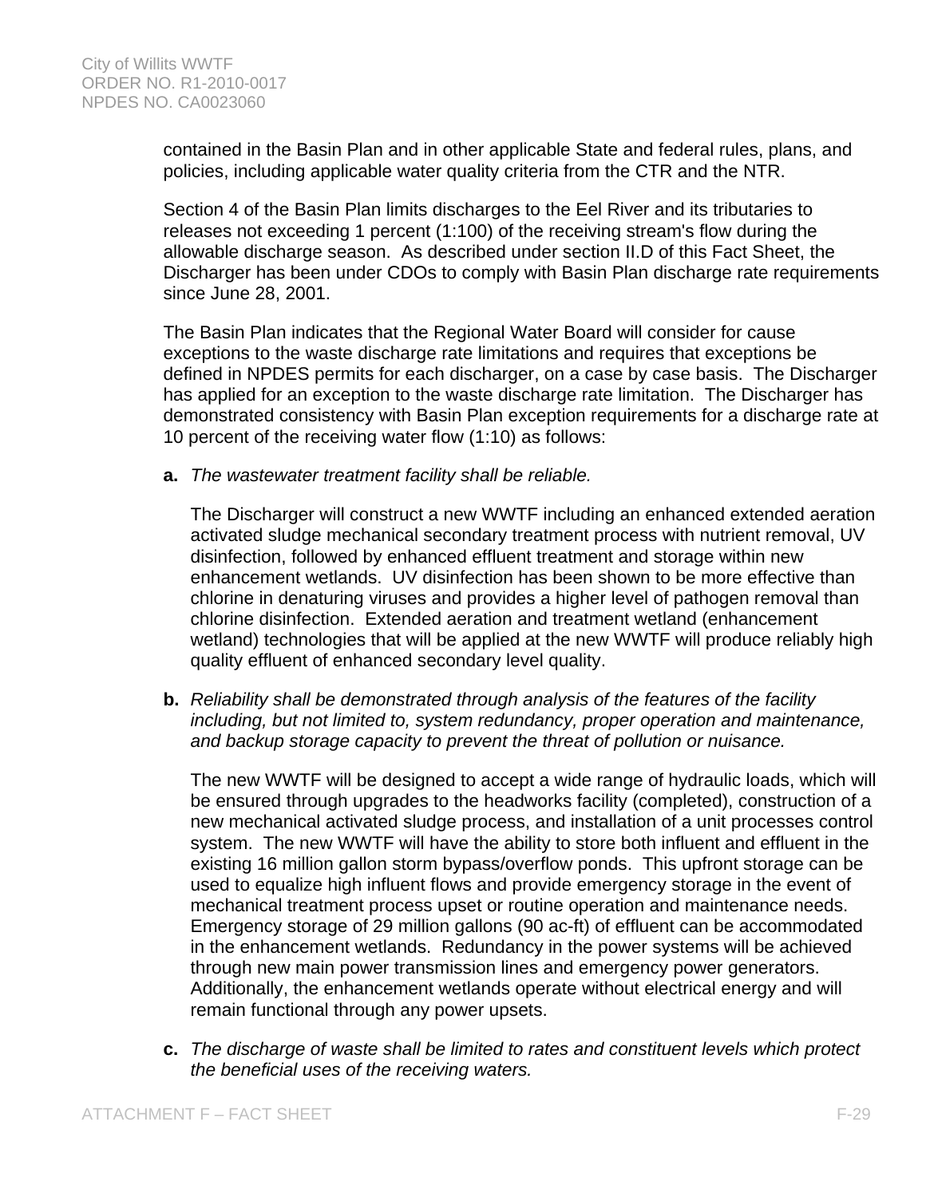contained in the Basin Plan and in other applicable State and federal rules, plans, and policies, including applicable water quality criteria from the CTR and the NTR.

Section 4 of the Basin Plan limits discharges to the Eel River and its tributaries to releases not exceeding 1 percent (1:100) of the receiving stream's flow during the allowable discharge season. As described under section II.D of this Fact Sheet, the Discharger has been under CDOs to comply with Basin Plan discharge rate requirements since June 28, 2001.

The Basin Plan indicates that the Regional Water Board will consider for cause exceptions to the waste discharge rate limitations and requires that exceptions be defined in NPDES permits for each discharger, on a case by case basis. The Discharger has applied for an exception to the waste discharge rate limitation. The Discharger has demonstrated consistency with Basin Plan exception requirements for a discharge rate at 10 percent of the receiving water flow (1:10) as follows:

**a.** *The wastewater treatment facility shall be reliable.*

The Discharger will construct a new WWTF including an enhanced extended aeration activated sludge mechanical secondary treatment process with nutrient removal, UV disinfection, followed by enhanced effluent treatment and storage within new enhancement wetlands. UV disinfection has been shown to be more effective than chlorine in denaturing viruses and provides a higher level of pathogen removal than chlorine disinfection. Extended aeration and treatment wetland (enhancement wetland) technologies that will be applied at the new WWTF will produce reliably high quality effluent of enhanced secondary level quality.

**b.** *Reliability shall be demonstrated through analysis of the features of the facility including, but not limited to, system redundancy, proper operation and maintenance, and backup storage capacity to prevent the threat of pollution or nuisance.*

The new WWTF will be designed to accept a wide range of hydraulic loads, which will be ensured through upgrades to the headworks facility (completed), construction of a new mechanical activated sludge process, and installation of a unit processes control system. The new WWTF will have the ability to store both influent and effluent in the existing 16 million gallon storm bypass/overflow ponds. This upfront storage can be used to equalize high influent flows and provide emergency storage in the event of mechanical treatment process upset or routine operation and maintenance needs. Emergency storage of 29 million gallons (90 ac-ft) of effluent can be accommodated in the enhancement wetlands. Redundancy in the power systems will be achieved through new main power transmission lines and emergency power generators. Additionally, the enhancement wetlands operate without electrical energy and will remain functional through any power upsets.

**c.** *The discharge of waste shall be limited to rates and constituent levels which protect the beneficial uses of the receiving waters.*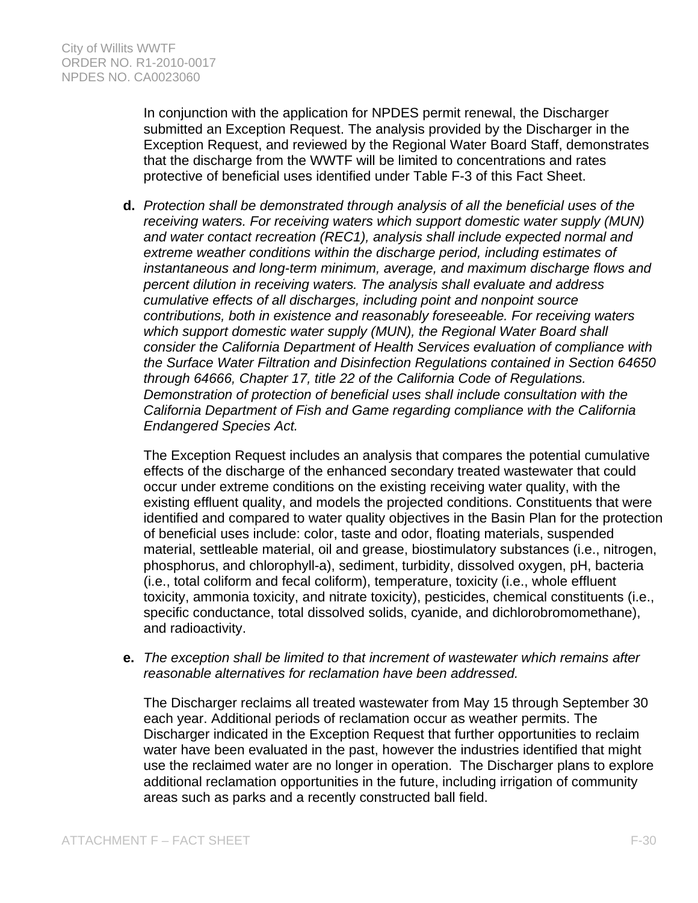In conjunction with the application for NPDES permit renewal, the Discharger submitted an Exception Request. The analysis provided by the Discharger in the Exception Request, and reviewed by the Regional Water Board Staff, demonstrates that the discharge from the WWTF will be limited to concentrations and rates protective of beneficial uses identified under Table F-3 of this Fact Sheet.

**d.** *Protection shall be demonstrated through analysis of all the beneficial uses of the receiving waters. For receiving waters which support domestic water supply (MUN) and water contact recreation (REC1), analysis shall include expected normal and extreme weather conditions within the discharge period, including estimates of instantaneous and long-term minimum, average, and maximum discharge flows and percent dilution in receiving waters. The analysis shall evaluate and address cumulative effects of all discharges, including point and nonpoint source contributions, both in existence and reasonably foreseeable. For receiving waters which support domestic water supply (MUN), the Regional Water Board shall consider the California Department of Health Services evaluation of compliance with the Surface Water Filtration and Disinfection Regulations contained in Section 64650 through 64666, Chapter 17, title 22 of the California Code of Regulations. Demonstration of protection of beneficial uses shall include consultation with the California Department of Fish and Game regarding compliance with the California Endangered Species Act.*

The Exception Request includes an analysis that compares the potential cumulative effects of the discharge of the enhanced secondary treated wastewater that could occur under extreme conditions on the existing receiving water quality, with the existing effluent quality, and models the projected conditions. Constituents that were identified and compared to water quality objectives in the Basin Plan for the protection of beneficial uses include: color, taste and odor, floating materials, suspended material, settleable material, oil and grease, biostimulatory substances (i.e., nitrogen, phosphorus, and chlorophyll-a), sediment, turbidity, dissolved oxygen, pH, bacteria (i.e., total coliform and fecal coliform), temperature, toxicity (i.e., whole effluent toxicity, ammonia toxicity, and nitrate toxicity), pesticides, chemical constituents (i.e., specific conductance, total dissolved solids, cyanide, and dichlorobromomethane), and radioactivity.

**e.** *The exception shall be limited to that increment of wastewater which remains after reasonable alternatives for reclamation have been addressed.*

The Discharger reclaims all treated wastewater from May 15 through September 30 each year. Additional periods of reclamation occur as weather permits. The Discharger indicated in the Exception Request that further opportunities to reclaim water have been evaluated in the past, however the industries identified that might use the reclaimed water are no longer in operation. The Discharger plans to explore additional reclamation opportunities in the future, including irrigation of community areas such as parks and a recently constructed ball field.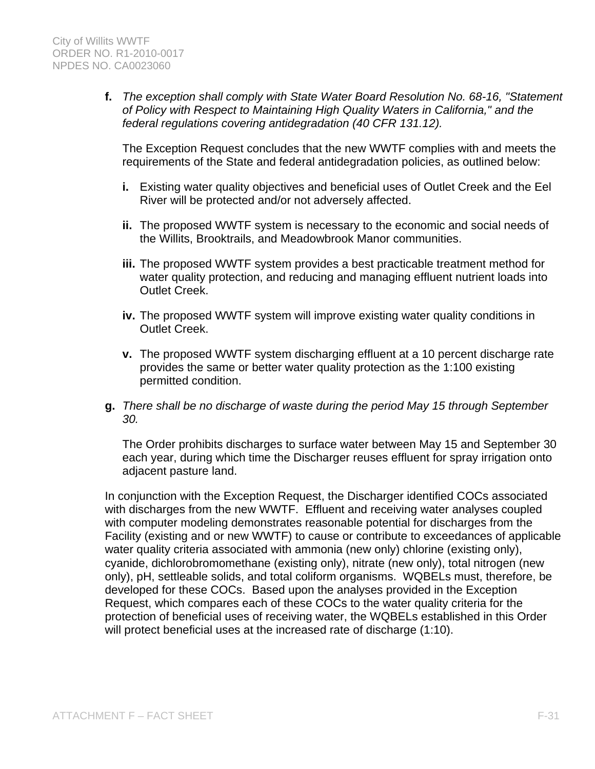**f.** *The exception shall comply with State Water Board Resolution No. 68-16, "Statement of Policy with Respect to Maintaining High Quality Waters in California," and the federal regulations covering antidegradation (40 CFR 131.12).*

The Exception Request concludes that the new WWTF complies with and meets the requirements of the State and federal antidegradation policies, as outlined below:

**i.** Existing water quality objectives and beneficial uses of Outlet Creek and the Eel River will be protected and/or not adversely affected.

**ii.** The proposed WWTF system is necessary to the economic and social needs of the Willits, Brooktrails, and Meadowbrook Manor communities.

**iii.** The proposed WWTF system provides a best practicable treatment method for water quality protection, and reducing and managing effluent nutrient loads into Outlet Creek.

**iv.** The proposed WWTF system will improve existing water quality conditions in Outlet Creek.

**v.** The proposed WWTF system discharging effluent at a 10 percent discharge rate provides the same or better water quality protection as the 1:100 existing permitted condition.

**g.** *There shall be no discharge of waste during the period May 15 through September 30.*

The Order prohibits discharges to surface water between May 15 and September 30 each year, during which time the Discharger reuses effluent for spray irrigation onto adjacent pasture land.

In conjunction with the Exception Request, the Discharger identified COCs associated with discharges from the new WWTF. Effluent and receiving water analyses coupled with computer modeling demonstrates reasonable potential for discharges from the Facility (existing and or new WWTF) to cause or contribute to exceedances of applicable water quality criteria associated with ammonia (new only) chlorine (existing only), cyanide, dichlorobromomethane (existing only), nitrate (new only), total nitrogen (new only), pH, settleable solids, and total coliform organisms. WQBELs must, therefore, be developed for these COCs. Based upon the analyses provided in the Exception Request, which compares each of these COCs to the water quality criteria for the protection of beneficial uses of receiving water, the WQBELs established in this Order will protect beneficial uses at the increased rate of discharge (1:10).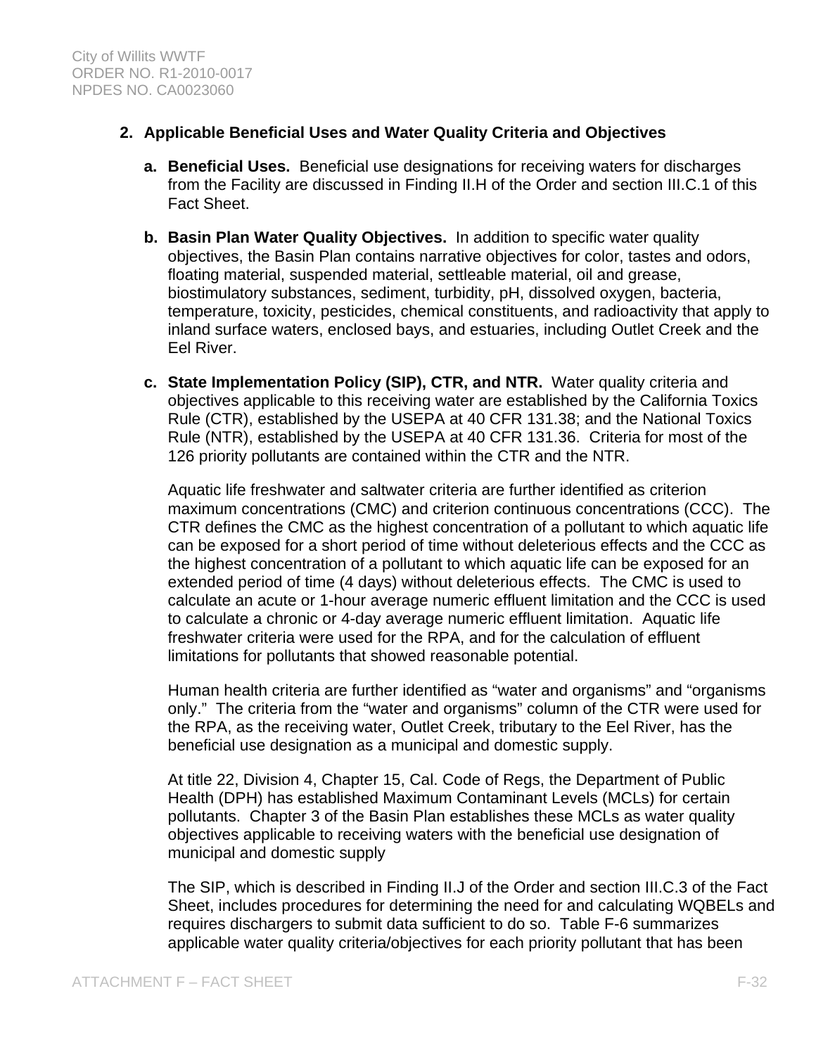2. **Applicable Beneficial Uses and Water Quality Criteria and Objectives**

   a. **Beneficial Uses.** Beneficial use designations for receiving waters for discharges from the Facility are discussed in Finding II.H of the Order and section III.C.1 of this Fact Sheet.

   b. **Basin Plan Water Quality Objectives.** In addition to specific water quality objectives, the Basin Plan contains narrative objectives for color, tastes and odors, floating material, suspended material, settleable material, oil and grease, biostimulatory substances, sediment, turbidity, pH, dissolved oxygen, bacteria, temperature, toxicity, pesticides, chemical constituents, and radioactivity that apply to inland surface waters, enclosed bays, and estuaries, including Outlet Creek and the Eel River.

   c. **State Implementation Policy (SIP), CTR, and NTR.** Water quality criteria and objectives applicable to this receiving water are established by the California Toxics Rule (CTR), established by the USEPA at 40 CFR 131.38; and the National Toxics Rule (NTR), established by the USEPA at 40 CFR 131.36. Criteria for most of the 126 priority pollutants are contained within the CTR and the NTR.

      Aquatic life freshwater and saltwater criteria are further identified as criterion maximum concentrations (CMC) and criterion continuous concentrations (CCC). The CTR defines the CMC as the highest concentration of a pollutant to which aquatic life can be exposed for a short period of time without deleterious effects and the CCC as the highest concentration of a pollutant to which aquatic life can be exposed for an extended period of time (4 days) without deleterious effects. The CMC is used to calculate an acute or 1-hour average numeric effluent limitation and the CCC is used to calculate a chronic or 4-day average numeric effluent limitation. Aquatic life freshwater criteria were used for the RPA, and for the calculation of effluent limitations for pollutants that showed reasonable potential.

      Human health criteria are further identified as "water and organisms" and "organisms only." The criteria from the "water and organisms" column of the CTR were used for the RPA, as the receiving water, Outlet Creek, tributary to the Eel River, has the beneficial use designation as a municipal and domestic supply.

      At title 22, Division 4, Chapter 15, Cal. Code of Regs, the Department of Public Health (DPH) has established Maximum Contaminant Levels (MCLs) for certain pollutants. Chapter 3 of the Basin Plan establishes these MCLs as water quality objectives applicable to receiving waters with the beneficial use designation of municipal and domestic supply

      The SIP, which is described in Finding II.J of the Order and section III.C.3 of the Fact Sheet, includes procedures for determining the need for and calculating WQBELs and requires dischargers to submit data sufficient to do so. Table F-6 summarizes applicable water quality criteria/objectives for each priority pollutant that has been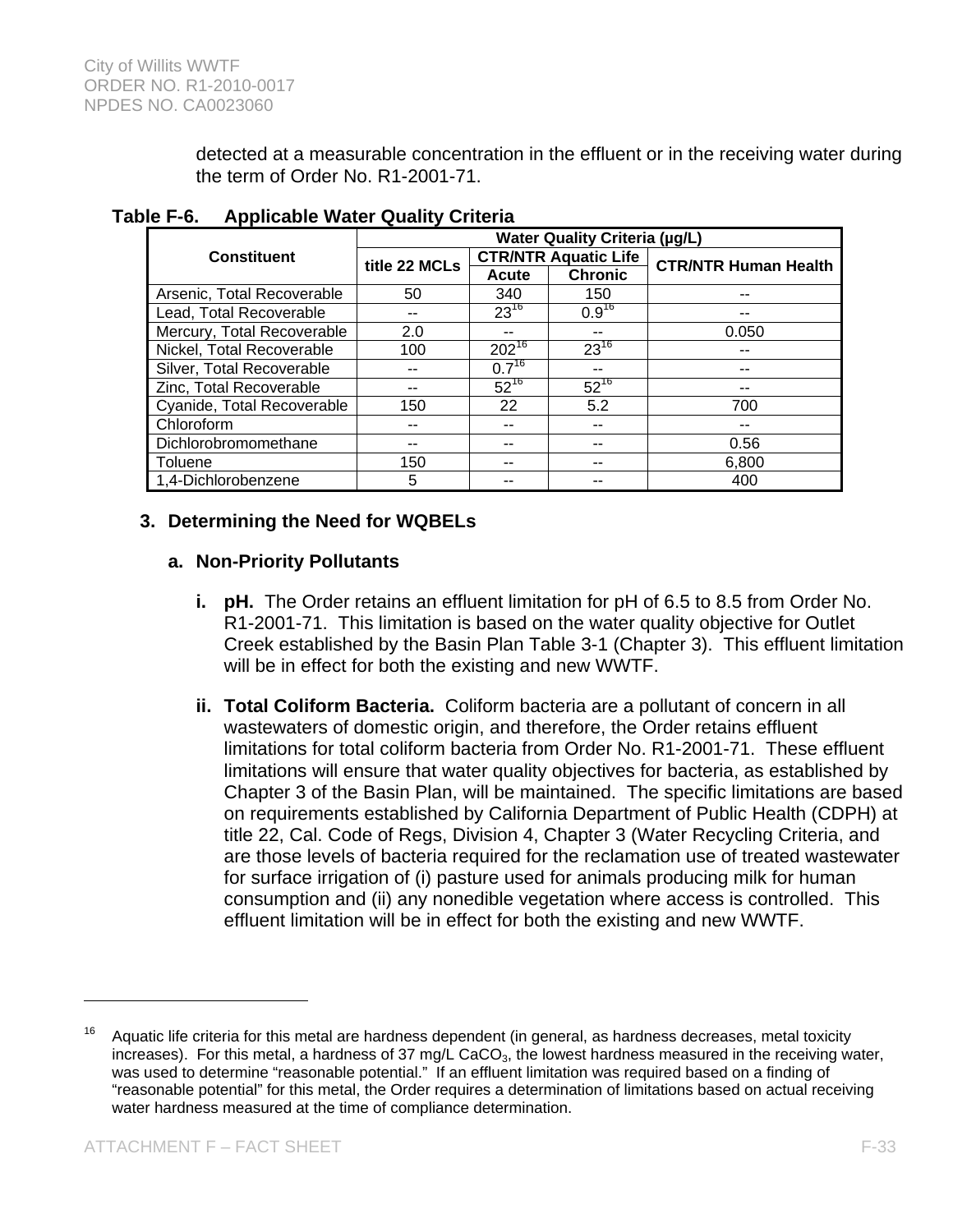detected at a measurable concentration in the effluent or in the receiving water during the term of Order No. R1-2001-71.

**Table F-6. Applicable Water Quality Criteria**

| Constituent | Water Quality Criteria (µg/L) | | | |
|---|---|---|---|---|
| | title 22 MCLs | CTR/NTR Aquatic Life | | CTR/NTR Human Health |
| | | Acute | Chronic | |
| Arsenic, Total Recoverable | 50 | 340 | 150 | -- |
| Lead, Total Recoverable | -- | 23[16] | 0.9[16] | -- |
| Mercury, Total Recoverable | 2.0 | -- | -- | 0.050 |
| Nickel, Total Recoverable | 100 | 202[16] | 23[16] | -- |
| Silver, Total Recoverable | -- | 0.7[16] | -- | -- |
| Zinc, Total Recoverable | -- | 52[16] | 52[16] | -- |
| Cyanide, Total Recoverable | 150 | 22 | 5.2 | 700 |
| Chloroform | -- | -- | -- | -- |
| Dichlorobromomethane | -- | -- | -- | 0.56 |
| Toluene | 150 | -- | -- | 6,800 |
| 1,4-Dichlorobenzene | 5 | -- | -- | 400 |

### 3. Determining the Need for WQBELs

#### a. Non-Priority Pollutants

**i. pH.** The Order retains an effluent limitation for pH of 6.5 to 8.5 from Order No. R1-2001-71. This limitation is based on the water quality objective for Outlet Creek established by the Basin Plan Table 3-1 (Chapter 3). This effluent limitation will be in effect for both the existing and new WWTF.

**ii. Total Coliform Bacteria.** Coliform bacteria are a pollutant of concern in all wastewaters of domestic origin, and therefore, the Order retains effluent limitations for total coliform bacteria from Order No. R1-2001-71. These effluent limitations will ensure that water quality objectives for bacteria, as established by Chapter 3 of the Basin Plan, will be maintained. The specific limitations are based on requirements established by California Department of Public Health (CDPH) at title 22, Cal. Code of Regs, Division 4, Chapter 3 (Water Recycling Criteria, and are those levels of bacteria required for the reclamation use of treated wastewater for surface irrigation of (i) pasture used for animals producing milk for human consumption and (ii) any nonedible vegetation where access is controlled. This effluent limitation will be in effect for both the existing and new WWTF.

---

[16] Aquatic life criteria for this metal are hardness dependent (in general, as hardness decreases, metal toxicity increases). For this metal, a hardness of 37 mg/L $CaCO_3$, the lowest hardness measured in the receiving water, was used to determine "reasonable potential." If an effluent limitation was required based on a finding of "reasonable potential" for this metal, the Order requires a determination of limitations based on actual receiving water hardness measured at the time of compliance determination.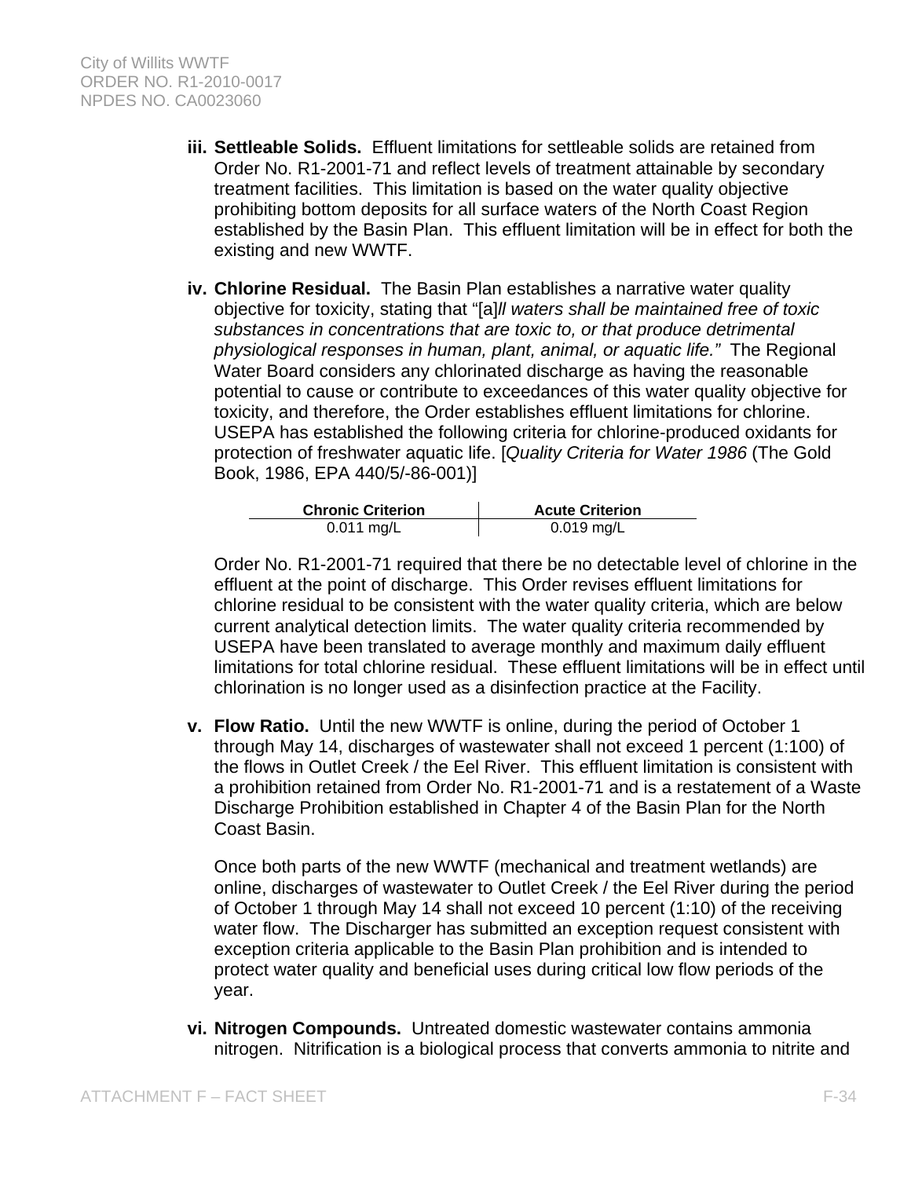iii. **Settleable Solids.** Effluent limitations for settleable solids are retained from Order No. R1-2001-71 and reflect levels of treatment attainable by secondary treatment facilities. This limitation is based on the water quality objective prohibiting bottom deposits for all surface waters of the North Coast Region established by the Basin Plan. This effluent limitation will be in effect for both the existing and new WWTF.

iv. **Chlorine Residual.** The Basin Plan establishes a narrative water quality objective for toxicity, stating that "[a]*ll waters shall be maintained free of toxic substances in concentrations that are toxic to, or that produce detrimental physiological responses in human, plant, animal, or aquatic life."* The Regional Water Board considers any chlorinated discharge as having the reasonable potential to cause or contribute to exceedances of this water quality objective for toxicity, and therefore, the Order establishes effluent limitations for chlorine. USEPA has established the following criteria for chlorine-produced oxidants for protection of freshwater aquatic life. [*Quality Criteria for Water 1986* (The Gold Book, 1986, EPA 440/5/-86-001)]

| Chronic Criterion | Acute Criterion |
|---|---|
| 0.011 mg/L | 0.019 mg/L |

Order No. R1-2001-71 required that there be no detectable level of chlorine in the effluent at the point of discharge. This Order revises effluent limitations for chlorine residual to be consistent with the water quality criteria, which are below current analytical detection limits. The water quality criteria recommended by USEPA have been translated to average monthly and maximum daily effluent limitations for total chlorine residual. These effluent limitations will be in effect until chlorination is no longer used as a disinfection practice at the Facility.

v. **Flow Ratio.** Until the new WWTF is online, during the period of October 1 through May 14, discharges of wastewater shall not exceed 1 percent (1:100) of the flows in Outlet Creek / the Eel River. This effluent limitation is consistent with a prohibition retained from Order No. R1-2001-71 and is a restatement of a Waste Discharge Prohibition established in Chapter 4 of the Basin Plan for the North Coast Basin.

Once both parts of the new WWTF (mechanical and treatment wetlands) are online, discharges of wastewater to Outlet Creek / the Eel River during the period of October 1 through May 14 shall not exceed 10 percent (1:10) of the receiving water flow. The Discharger has submitted an exception request consistent with exception criteria applicable to the Basin Plan prohibition and is intended to protect water quality and beneficial uses during critical low flow periods of the year.

vi. **Nitrogen Compounds.** Untreated domestic wastewater contains ammonia nitrogen. Nitrification is a biological process that converts ammonia to nitrite and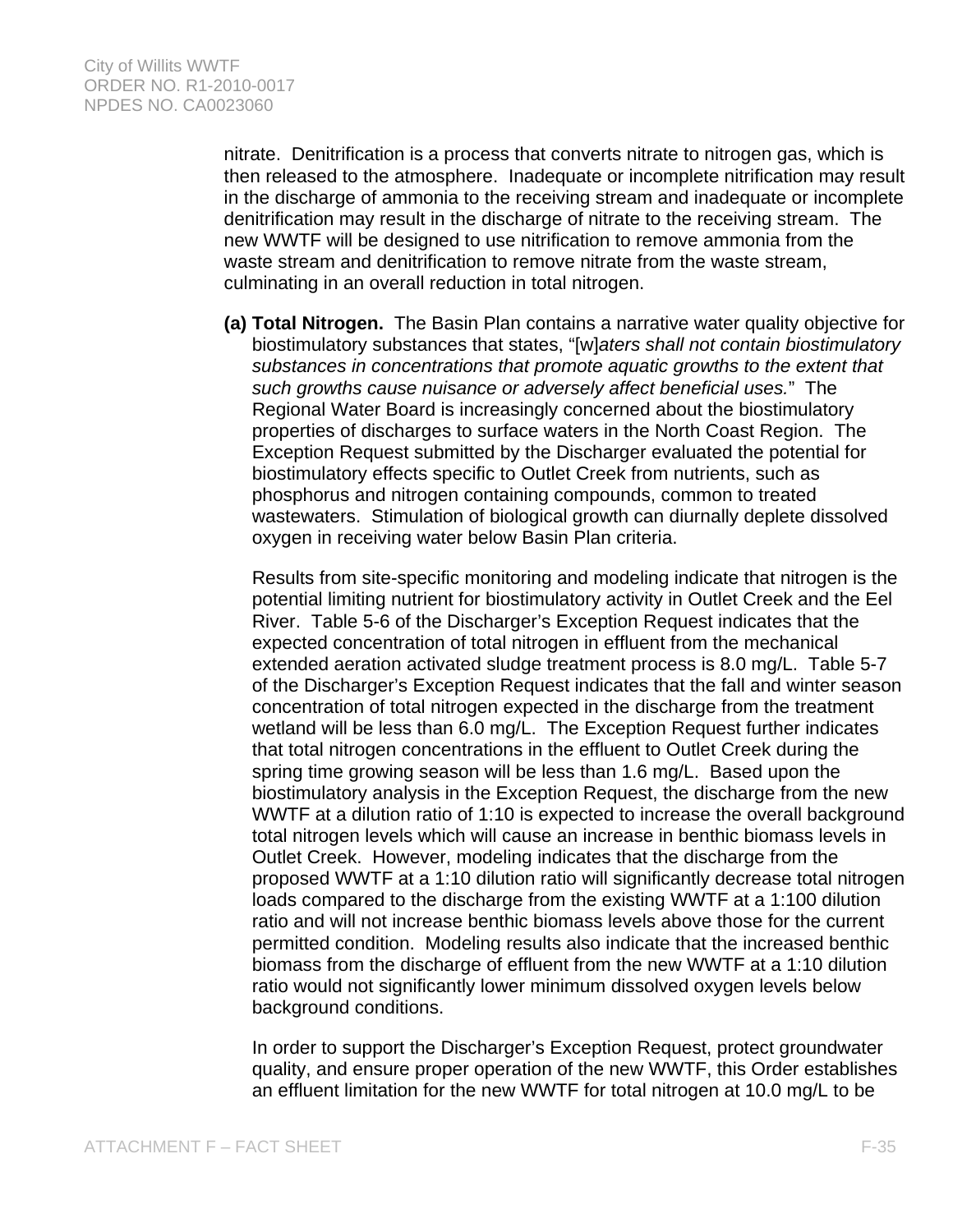nitrate. Denitrification is a process that converts nitrate to nitrogen gas, which is then released to the atmosphere. Inadequate or incomplete nitrification may result in the discharge of ammonia to the receiving stream and inadequate or incomplete denitrification may result in the discharge of nitrate to the receiving stream. The new WWTF will be designed to use nitrification to remove ammonia from the waste stream and denitrification to remove nitrate from the waste stream, culminating in an overall reduction in total nitrogen.

**(a) Total Nitrogen.** The Basin Plan contains a narrative water quality objective for biostimulatory substances that states, "[w]*aters shall not contain biostimulatory substances in concentrations that promote aquatic growths to the extent that such growths cause nuisance or adversely affect beneficial uses.*" The Regional Water Board is increasingly concerned about the biostimulatory properties of discharges to surface waters in the North Coast Region. The Exception Request submitted by the Discharger evaluated the potential for biostimulatory effects specific to Outlet Creek from nutrients, such as phosphorus and nitrogen containing compounds, common to treated wastewaters. Stimulation of biological growth can diurnally deplete dissolved oxygen in receiving water below Basin Plan criteria.

Results from site-specific monitoring and modeling indicate that nitrogen is the potential limiting nutrient for biostimulatory activity in Outlet Creek and the Eel River. Table 5-6 of the Discharger's Exception Request indicates that the expected concentration of total nitrogen in effluent from the mechanical extended aeration activated sludge treatment process is 8.0 mg/L. Table 5-7 of the Discharger's Exception Request indicates that the fall and winter season concentration of total nitrogen expected in the discharge from the treatment wetland will be less than 6.0 mg/L. The Exception Request further indicates that total nitrogen concentrations in the effluent to Outlet Creek during the spring time growing season will be less than 1.6 mg/L. Based upon the biostimulatory analysis in the Exception Request, the discharge from the new WWTF at a dilution ratio of 1:10 is expected to increase the overall background total nitrogen levels which will cause an increase in benthic biomass levels in Outlet Creek. However, modeling indicates that the discharge from the proposed WWTF at a 1:10 dilution ratio will significantly decrease total nitrogen loads compared to the discharge from the existing WWTF at a 1:100 dilution ratio and will not increase benthic biomass levels above those for the current permitted condition. Modeling results also indicate that the increased benthic biomass from the discharge of effluent from the new WWTF at a 1:10 dilution ratio would not significantly lower minimum dissolved oxygen levels below background conditions.

In order to support the Discharger's Exception Request, protect groundwater quality, and ensure proper operation of the new WWTF, this Order establishes an effluent limitation for the new WWTF for total nitrogen at 10.0 mg/L to be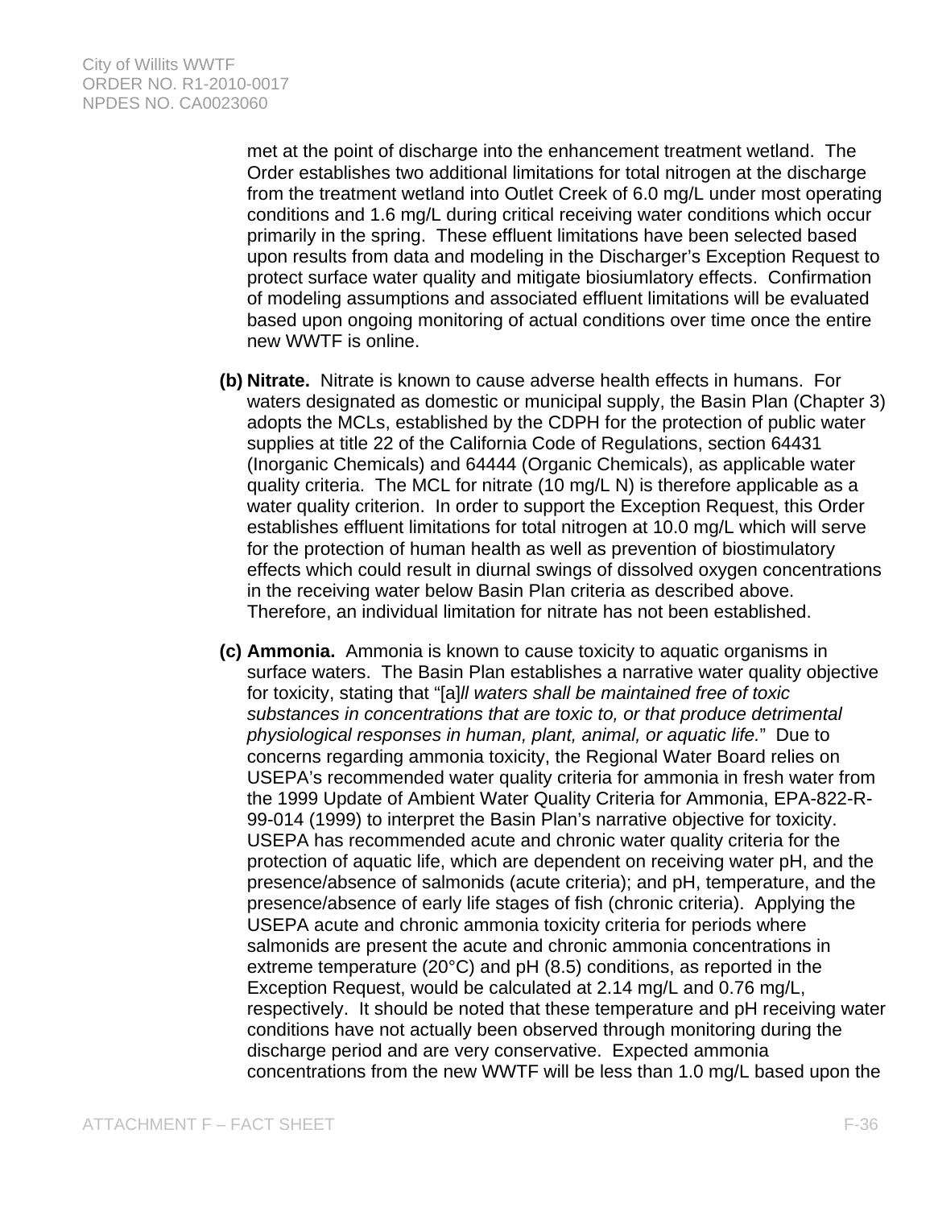met at the point of discharge into the enhancement treatment wetland. The Order establishes two additional limitations for total nitrogen at the discharge from the treatment wetland into Outlet Creek of 6.0 mg/L under most operating conditions and 1.6 mg/L during critical receiving water conditions which occur primarily in the spring. These effluent limitations have been selected based upon results from data and modeling in the Discharger's Exception Request to protect surface water quality and mitigate biosiumlatory effects. Confirmation of modeling assumptions and associated effluent limitations will be evaluated based upon ongoing monitoring of actual conditions over time once the entire new WWTF is online.

**(b) Nitrate.** Nitrate is known to cause adverse health effects in humans. For waters designated as domestic or municipal supply, the Basin Plan (Chapter 3) adopts the MCLs, established by the CDPH for the protection of public water supplies at title 22 of the California Code of Regulations, section 64431 (Inorganic Chemicals) and 64444 (Organic Chemicals), as applicable water quality criteria. The MCL for nitrate (10 mg/L N) is therefore applicable as a water quality criterion. In order to support the Exception Request, this Order establishes effluent limitations for total nitrogen at 10.0 mg/L which will serve for the protection of human health as well as prevention of biostimulatory effects which could result in diurnal swings of dissolved oxygen concentrations in the receiving water below Basin Plan criteria as described above. Therefore, an individual limitation for nitrate has not been established.

**(c) Ammonia.** Ammonia is known to cause toxicity to aquatic organisms in surface waters. The Basin Plan establishes a narrative water quality objective for toxicity, stating that "[a]*ll waters shall be maintained free of toxic substances in concentrations that are toxic to, or that produce detrimental physiological responses in human, plant, animal, or aquatic life.*" Due to concerns regarding ammonia toxicity, the Regional Water Board relies on USEPA's recommended water quality criteria for ammonia in fresh water from the 1999 Update of Ambient Water Quality Criteria for Ammonia, EPA-822-R-99-014 (1999) to interpret the Basin Plan's narrative objective for toxicity. USEPA has recommended acute and chronic water quality criteria for the protection of aquatic life, which are dependent on receiving water pH, and the presence/absence of salmonids (acute criteria); and pH, temperature, and the presence/absence of early life stages of fish (chronic criteria). Applying the USEPA acute and chronic ammonia toxicity criteria for periods where salmonids are present the acute and chronic ammonia concentrations in extreme temperature (20°C) and pH (8.5) conditions, as reported in the Exception Request, would be calculated at 2.14 mg/L and 0.76 mg/L, respectively. It should be noted that these temperature and pH receiving water conditions have not actually been observed through monitoring during the discharge period and are very conservative. Expected ammonia concentrations from the new WWTF will be less than 1.0 mg/L based upon the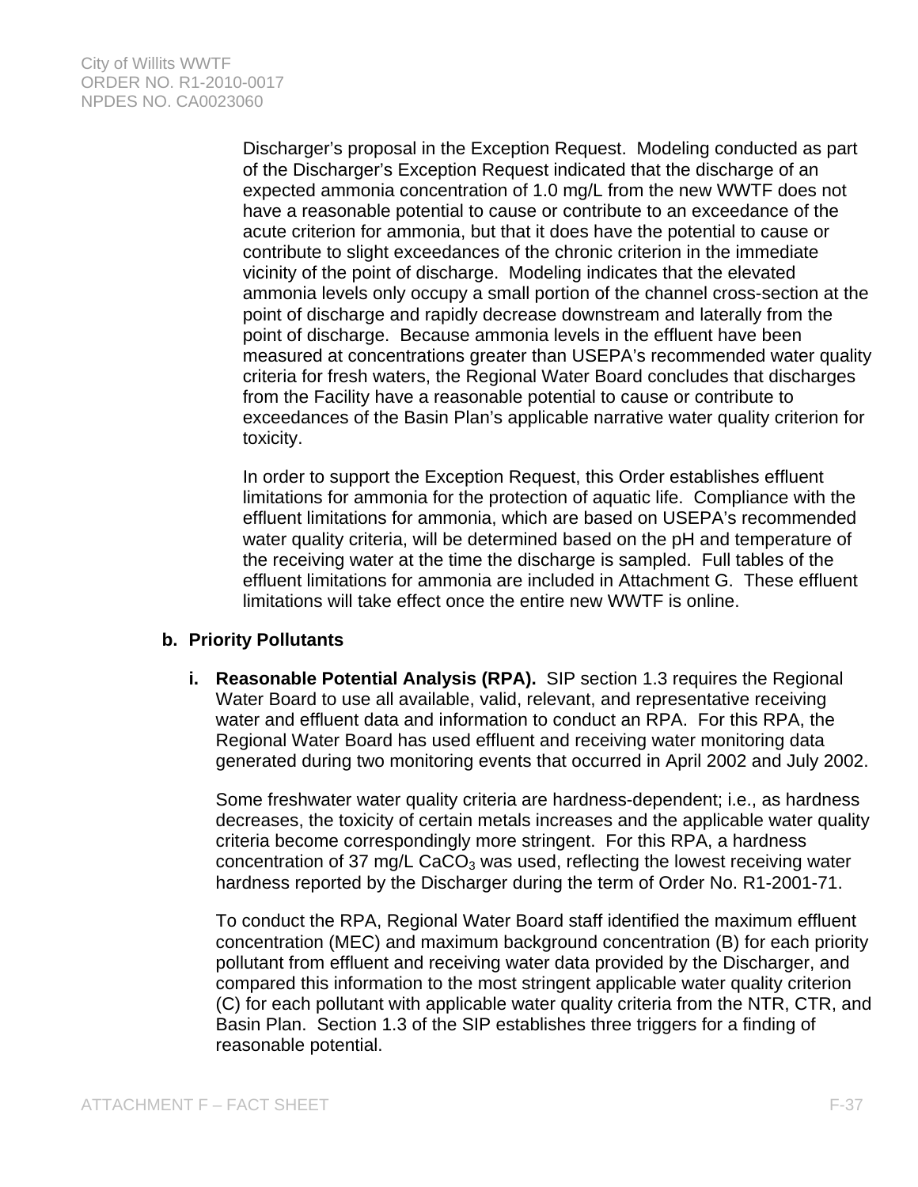Discharger's proposal in the Exception Request. Modeling conducted as part of the Discharger's Exception Request indicated that the discharge of an expected ammonia concentration of 1.0 mg/L from the new WWTF does not have a reasonable potential to cause or contribute to an exceedance of the acute criterion for ammonia, but that it does have the potential to cause or contribute to slight exceedances of the chronic criterion in the immediate vicinity of the point of discharge. Modeling indicates that the elevated ammonia levels only occupy a small portion of the channel cross-section at the point of discharge and rapidly decrease downstream and laterally from the point of discharge. Because ammonia levels in the effluent have been measured at concentrations greater than USEPA's recommended water quality criteria for fresh waters, the Regional Water Board concludes that discharges from the Facility have a reasonable potential to cause or contribute to exceedances of the Basin Plan's applicable narrative water quality criterion for toxicity.

In order to support the Exception Request, this Order establishes effluent limitations for ammonia for the protection of aquatic life. Compliance with the effluent limitations for ammonia, which are based on USEPA's recommended water quality criteria, will be determined based on the pH and temperature of the receiving water at the time the discharge is sampled. Full tables of the effluent limitations for ammonia are included in Attachment G. These effluent limitations will take effect once the entire new WWTF is online.

**b. Priority Pollutants**

**i. Reasonable Potential Analysis (RPA).** SIP section 1.3 requires the Regional Water Board to use all available, valid, relevant, and representative receiving water and effluent data and information to conduct an RPA. For this RPA, the Regional Water Board has used effluent and receiving water monitoring data generated during two monitoring events that occurred in April 2002 and July 2002.

Some freshwater water quality criteria are hardness-dependent; i.e., as hardness decreases, the toxicity of certain metals increases and the applicable water quality criteria become correspondingly more stringent. For this RPA, a hardness concentration of 37 mg/L $CaCO_3$ was used, reflecting the lowest receiving water hardness reported by the Discharger during the term of Order No. R1-2001-71.

To conduct the RPA, Regional Water Board staff identified the maximum effluent concentration (MEC) and maximum background concentration (B) for each priority pollutant from effluent and receiving water data provided by the Discharger, and compared this information to the most stringent applicable water quality criterion (C) for each pollutant with applicable water quality criteria from the NTR, CTR, and Basin Plan. Section 1.3 of the SIP establishes three triggers for a finding of reasonable potential.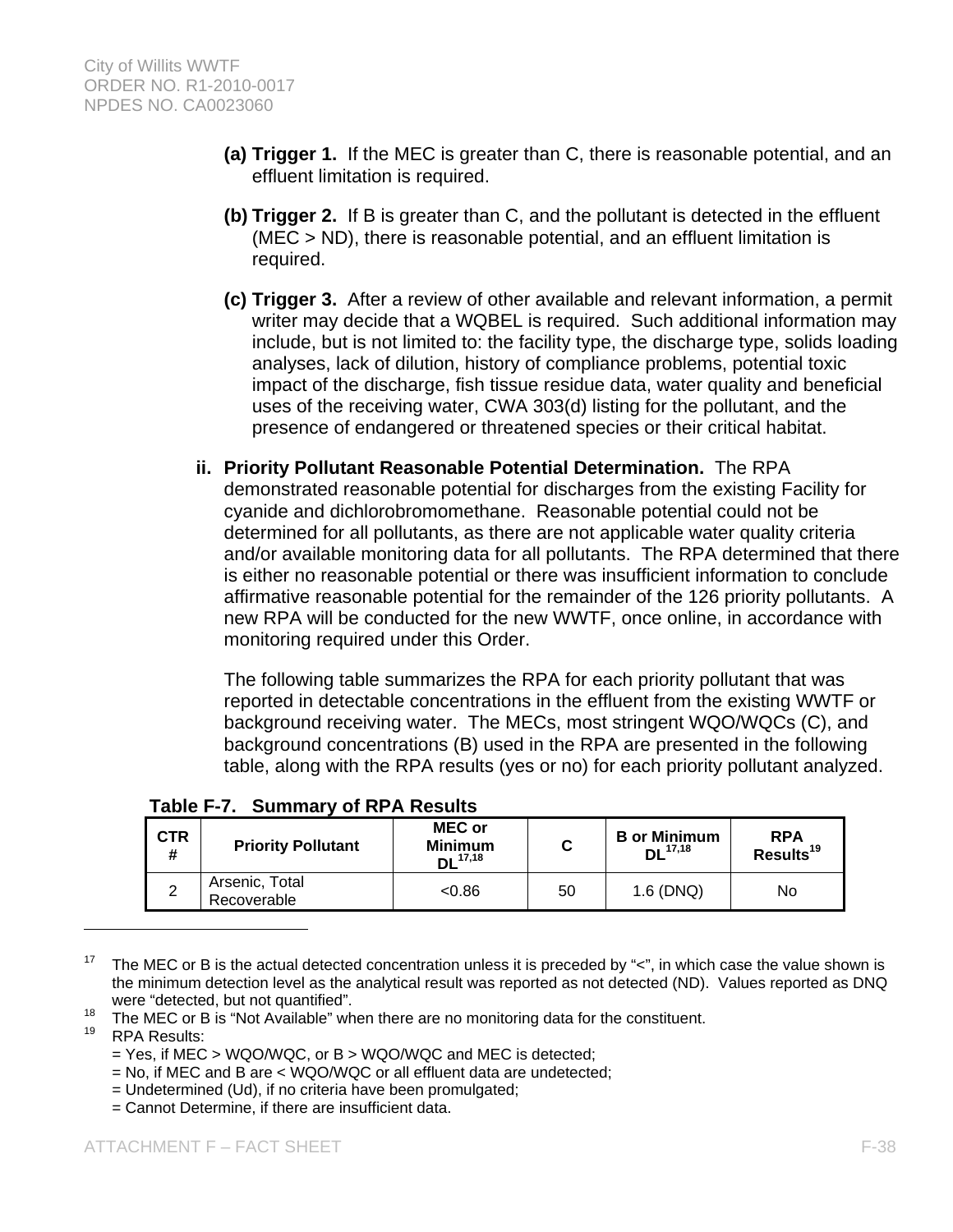**(a) Trigger 1.** If the MEC is greater than C, there is reasonable potential, and an effluent limitation is required.

**(b) Trigger 2.** If B is greater than C, and the pollutant is detected in the effluent (MEC > ND), there is reasonable potential, and an effluent limitation is required.

**(c) Trigger 3.** After a review of other available and relevant information, a permit writer may decide that a WQBEL is required. Such additional information may include, but is not limited to: the facility type, the discharge type, solids loading analyses, lack of dilution, history of compliance problems, potential toxic impact of the discharge, fish tissue residue data, water quality and beneficial uses of the receiving water, CWA 303(d) listing for the pollutant, and the presence of endangered or threatened species or their critical habitat.

**ii. Priority Pollutant Reasonable Potential Determination.** The RPA demonstrated reasonable potential for discharges from the existing Facility for cyanide and dichlorobromomethane. Reasonable potential could not be determined for all pollutants, as there are not applicable water quality criteria and/or available monitoring data for all pollutants. The RPA determined that there is either no reasonable potential or there was insufficient information to conclude affirmative reasonable potential for the remainder of the 126 priority pollutants. A new RPA will be conducted for the new WWTF, once online, in accordance with monitoring required under this Order.

The following table summarizes the RPA for each priority pollutant that was reported in detectable concentrations in the effluent from the existing WWTF or background receiving water. The MECs, most stringent WQO/WQCs (C), and background concentrations (B) used in the RPA are presented in the following table, along with the RPA results (yes or no) for each priority pollutant analyzed.

**Table F-7. Summary of RPA Results**

| CTR # | Priority Pollutant | MEC or Minimum DL[17,18] | C | B or Minimum DL[17,18] | RPA Results[19] |
|---|---|---|---|---|---|
| 2 | Arsenic, Total Recoverable | <0.86 | 50 | 1.6 (DNQ) | No |

---

[17] The MEC or B is the actual detected concentration unless it is preceded by "<", in which case the value shown is the minimum detection level as the analytical result was reported as not detected (ND). Values reported as DNQ were "detected, but not quantified".

[18] The MEC or B is "Not Available" when there are no monitoring data for the constituent.

[19] RPA Results:
= Yes, if MEC > WQO/WQC, or B > WQO/WQC and MEC is detected;
= No, if MEC and B are < WQO/WQC or all effluent data are undetected;
= Undetermined (Ud), if no criteria have been promulgated;
= Cannot Determine, if there are insufficient data.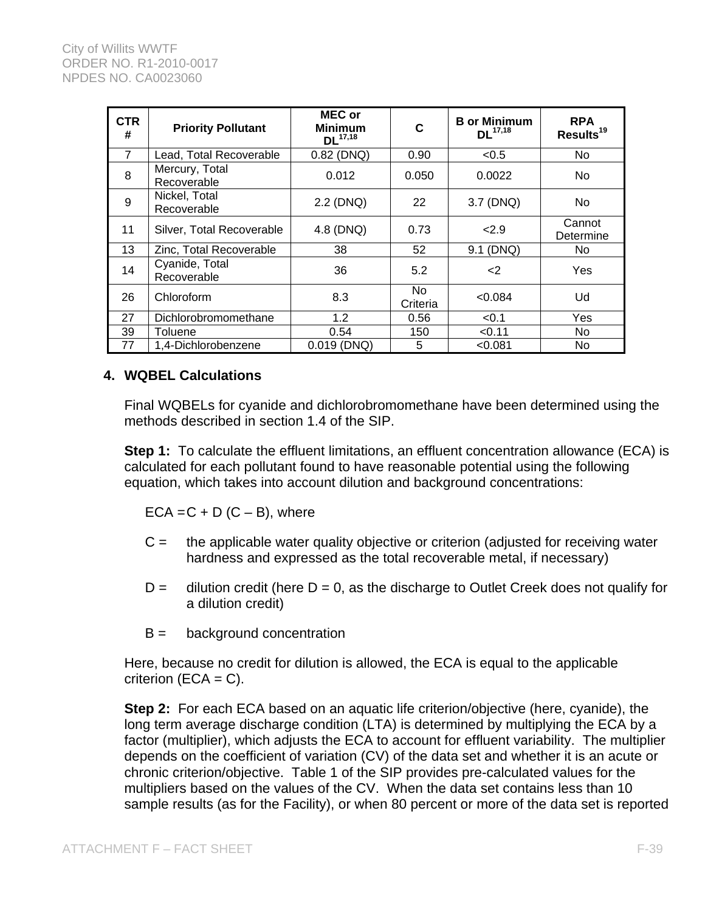| CTR # | Priority Pollutant | MEC or Minimum DL[17,18] | C | B or Minimum DL[17,18] | RPA Results[19] |
|---|---|---|---|---|---|
| 7 | Lead, Total Recoverable | 0.82 (DNQ) | 0.90 | <0.5 | No |
| 8 | Mercury, Total Recoverable | 0.012 | 0.050 | 0.0022 | No |
| 9 | Nickel, Total Recoverable | 2.2 (DNQ) | 22 | 3.7 (DNQ) | No |
| 11 | Silver, Total Recoverable | 4.8 (DNQ) | 0.73 | <2.9 | Cannot Determine |
| 13 | Zinc, Total Recoverable | 38 | 52 | 9.1 (DNQ) | No |
| 14 | Cyanide, Total Recoverable | 36 | 5.2 | <2 | Yes |
| 26 | Chloroform | 8.3 | No Criteria | <0.084 | Ud |
| 27 | Dichlorobromomethane | 1.2 | 0.56 | <0.1 | Yes |
| 39 | Toluene | 0.54 | 150 | <0.11 | No |
| 77 | 1,4-Dichlorobenzene | 0.019 (DNQ) | 5 | <0.081 | No |

**4. WQBEL Calculations**

Final WQBELs for cyanide and dichlorobromomethane have been determined using the methods described in section 1.4 of the SIP.

**Step 1:** To calculate the effluent limitations, an effluent concentration allowance (ECA) is calculated for each pollutant found to have reasonable potential using the following equation, which takes into account dilution and background concentrations:

ECA = C + D (C – B), where

C = the applicable water quality objective or criterion (adjusted for receiving water hardness and expressed as the total recoverable metal, if necessary)

D = dilution credit (here D = 0, as the discharge to Outlet Creek does not qualify for a dilution credit)

B = background concentration

Here, because no credit for dilution is allowed, the ECA is equal to the applicable criterion (ECA = C).

**Step 2:** For each ECA based on an aquatic life criterion/objective (here, cyanide), the long term average discharge condition (LTA) is determined by multiplying the ECA by a factor (multiplier), which adjusts the ECA to account for effluent variability. The multiplier depends on the coefficient of variation (CV) of the data set and whether it is an acute or chronic criterion/objective. Table 1 of the SIP provides pre-calculated values for the multipliers based on the values of the CV. When the data set contains less than 10 sample results (as for the Facility), or when 80 percent or more of the data set is reported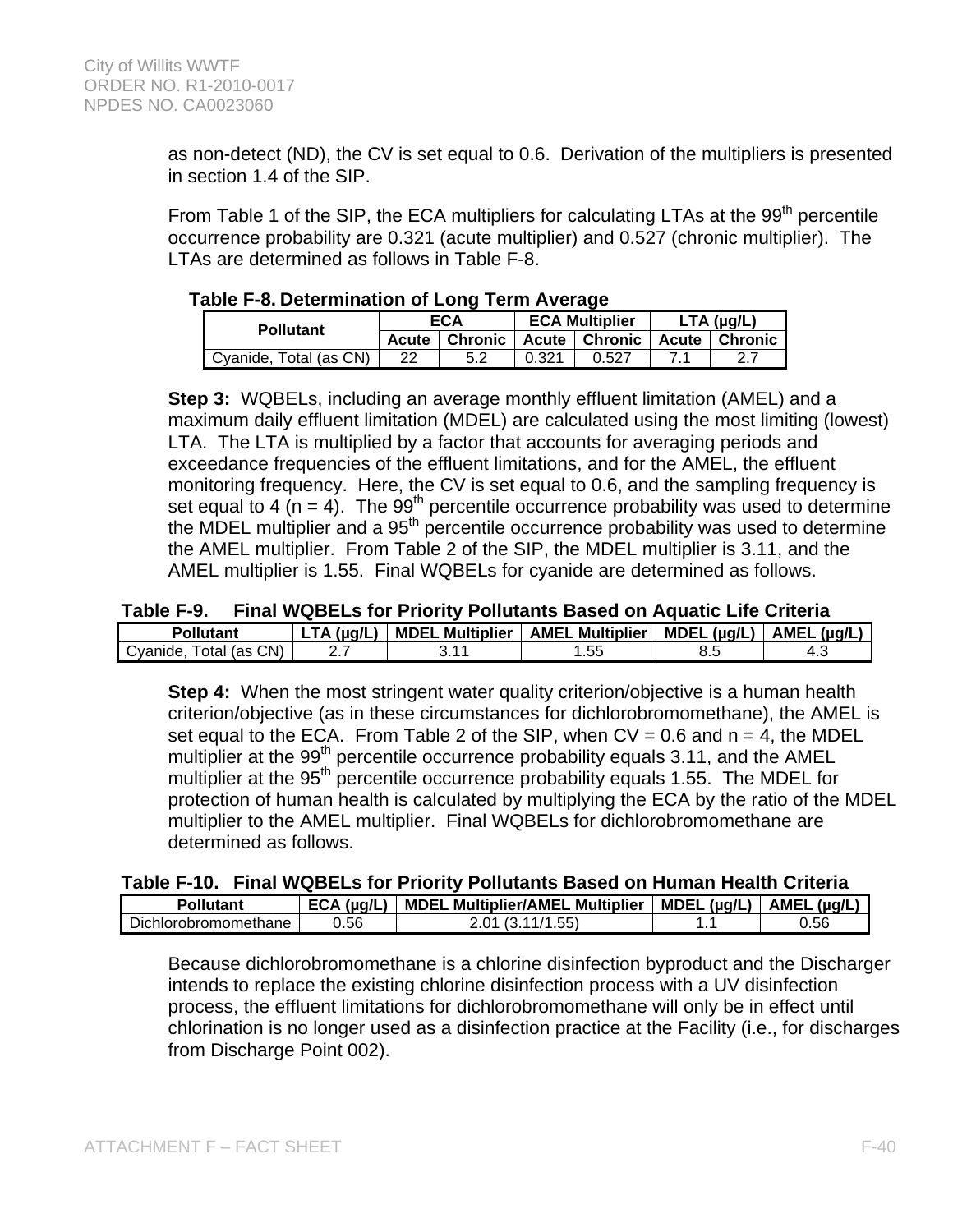as non-detect (ND), the CV is set equal to 0.6. Derivation of the multipliers is presented in section 1.4 of the SIP.

From Table 1 of the SIP, the ECA multipliers for calculating LTAs at the 99th percentile occurrence probability are 0.321 (acute multiplier) and 0.527 (chronic multiplier). The LTAs are determined as follows in Table F-8.

**Table F-8. Determination of Long Term Average**

| Pollutant | ECA | | ECA Multiplier | | LTA (µg/L) | |
|---|---|---|---|---|---|---|
| | Acute | Chronic | Acute | Chronic | Acute | Chronic |
| Cyanide, Total (as CN) | 22 | 5.2 | 0.321 | 0.527 | 7.1 | 2.7 |

**Step 3:** WQBELs, including an average monthly effluent limitation (AMEL) and a maximum daily effluent limitation (MDEL) are calculated using the most limiting (lowest) LTA. The LTA is multiplied by a factor that accounts for averaging periods and exceedance frequencies of the effluent limitations, and for the AMEL, the effluent monitoring frequency. Here, the CV is set equal to 0.6, and the sampling frequency is set equal to 4 ($n = 4$). The 99th percentile occurrence probability was used to determine the MDEL multiplier and a 95th percentile occurrence probability was used to determine the AMEL multiplier. From Table 2 of the SIP, the MDEL multiplier is 3.11, and the AMEL multiplier is 1.55. Final WQBELs for cyanide are determined as follows.

**Table F-9. Final WQBELs for Priority Pollutants Based on Aquatic Life Criteria**

| Pollutant | LTA (µg/L) | MDEL Multiplier | AMEL Multiplier | MDEL (µg/L) | AMEL (µg/L) |
|---|---|---|---|---|---|
| Cyanide, Total (as CN) | 2.7 | 3.11 | 1.55 | 8.5 | 4.3 |

**Step 4:** When the most stringent water quality criterion/objective is a human health criterion/objective (as in these circumstances for dichlorobromomethane), the AMEL is set equal to the ECA. From Table 2 of the SIP, when CV = 0.6 and n = 4, the MDEL multiplier at the 99th percentile occurrence probability equals 3.11, and the AMEL multiplier at the 95th percentile occurrence probability equals 1.55. The MDEL for protection of human health is calculated by multiplying the ECA by the ratio of the MDEL multiplier to the AMEL multiplier. Final WQBELs for dichlorobromomethane are determined as follows.

**Table F-10. Final WQBELs for Priority Pollutants Based on Human Health Criteria**

| Pollutant | ECA (µg/L) | MDEL Multiplier/AMEL Multiplier | MDEL (µg/L) | AMEL (µg/L) |
|---|---|---|---|---|
| Dichlorobromomethane | 0.56 | 2.01 (3.11/1.55) | 1.1 | 0.56 |

Because dichlorobromomethane is a chlorine disinfection byproduct and the Discharger intends to replace the existing chlorine disinfection process with a UV disinfection process, the effluent limitations for dichlorobromomethane will only be in effect until chlorination is no longer used as a disinfection practice at the Facility (i.e., for discharges from Discharge Point 002).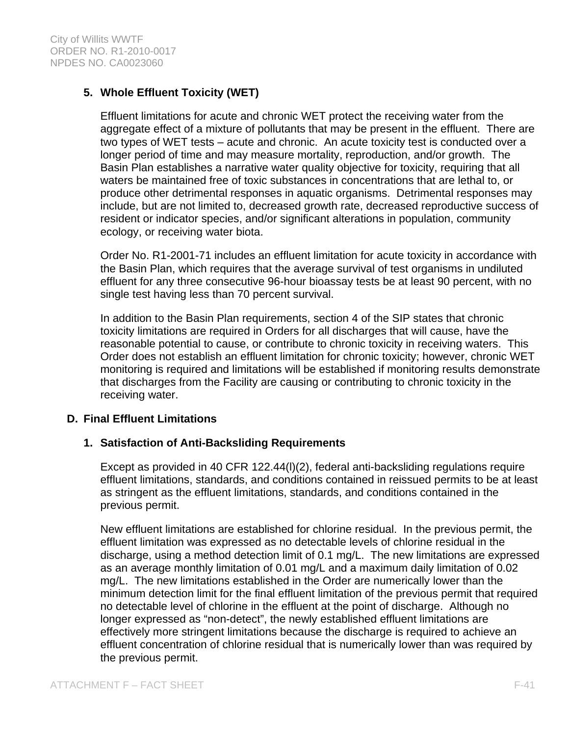### 5. Whole Effluent Toxicity (WET)

Effluent limitations for acute and chronic WET protect the receiving water from the aggregate effect of a mixture of pollutants that may be present in the effluent. There are two types of WET tests – acute and chronic. An acute toxicity test is conducted over a longer period of time and may measure mortality, reproduction, and/or growth. The Basin Plan establishes a narrative water quality objective for toxicity, requiring that all waters be maintained free of toxic substances in concentrations that are lethal to, or produce other detrimental responses in aquatic organisms. Detrimental responses may include, but are not limited to, decreased growth rate, decreased reproductive success of resident or indicator species, and/or significant alterations in population, community ecology, or receiving water biota.

Order No. R1-2001-71 includes an effluent limitation for acute toxicity in accordance with the Basin Plan, which requires that the average survival of test organisms in undiluted effluent for any three consecutive 96-hour bioassay tests be at least 90 percent, with no single test having less than 70 percent survival.

In addition to the Basin Plan requirements, section 4 of the SIP states that chronic toxicity limitations are required in Orders for all discharges that will cause, have the reasonable potential to cause, or contribute to chronic toxicity in receiving waters. This Order does not establish an effluent limitation for chronic toxicity; however, chronic WET monitoring is required and limitations will be established if monitoring results demonstrate that discharges from the Facility are causing or contributing to chronic toxicity in the receiving water.

## D. Final Effluent Limitations

### 1. Satisfaction of Anti-Backsliding Requirements

Except as provided in 40 CFR 122.44(l)(2), federal anti-backsliding regulations require effluent limitations, standards, and conditions contained in reissued permits to be at least as stringent as the effluent limitations, standards, and conditions contained in the previous permit.

New effluent limitations are established for chlorine residual. In the previous permit, the effluent limitation was expressed as no detectable levels of chlorine residual in the discharge, using a method detection limit of 0.1 mg/L. The new limitations are expressed as an average monthly limitation of 0.01 mg/L and a maximum daily limitation of 0.02 mg/L. The new limitations established in the Order are numerically lower than the minimum detection limit for the final effluent limitation of the previous permit that required no detectable level of chlorine in the effluent at the point of discharge. Although no longer expressed as "non-detect", the newly established effluent limitations are effectively more stringent limitations because the discharge is required to achieve an effluent concentration of chlorine residual that is numerically lower than was required by the previous permit.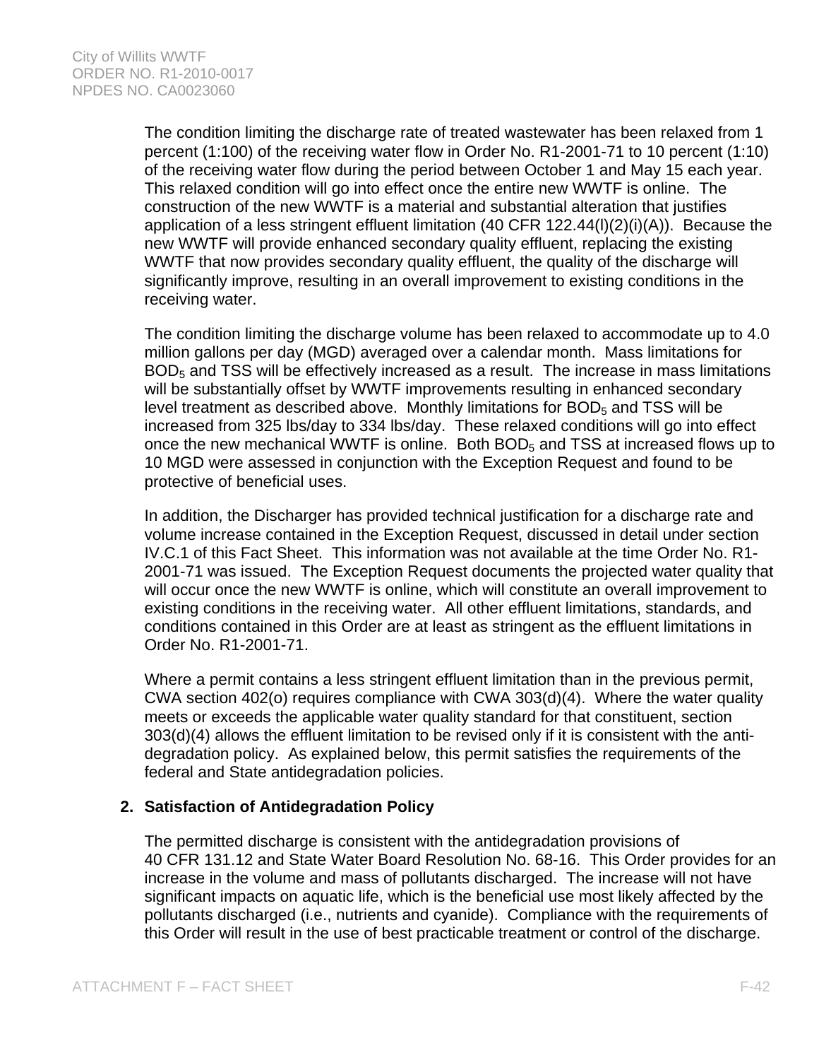The condition limiting the discharge rate of treated wastewater has been relaxed from 1 percent (1:100) of the receiving water flow in Order No. R1-2001-71 to 10 percent (1:10) of the receiving water flow during the period between October 1 and May 15 each year. This relaxed condition will go into effect once the entire new WWTF is online. The construction of the new WWTF is a material and substantial alteration that justifies application of a less stringent effluent limitation (40 CFR 122.44(l)(2)(i)(A)). Because the new WWTF will provide enhanced secondary quality effluent, replacing the existing WWTF that now provides secondary quality effluent, the quality of the discharge will significantly improve, resulting in an overall improvement to existing conditions in the receiving water.

The condition limiting the discharge volume has been relaxed to accommodate up to 4.0 million gallons per day (MGD) averaged over a calendar month. Mass limitations for $BOD_5$ and TSS will be effectively increased as a result. The increase in mass limitations will be substantially offset by WWTF improvements resulting in enhanced secondary level treatment as described above. Monthly limitations for $BOD_5$ and TSS will be increased from 325 lbs/day to 334 lbs/day. These relaxed conditions will go into effect once the new mechanical WWTF is online. Both $BOD_5$ and TSS at increased flows up to 10 MGD were assessed in conjunction with the Exception Request and found to be protective of beneficial uses.

In addition, the Discharger has provided technical justification for a discharge rate and volume increase contained in the Exception Request, discussed in detail under section IV.C.1 of this Fact Sheet. This information was not available at the time Order No. R1-2001-71 was issued. The Exception Request documents the projected water quality that will occur once the new WWTF is online, which will constitute an overall improvement to existing conditions in the receiving water. All other effluent limitations, standards, and conditions contained in this Order are at least as stringent as the effluent limitations in Order No. R1-2001-71.

Where a permit contains a less stringent effluent limitation than in the previous permit, CWA section 402(o) requires compliance with CWA 303(d)(4). Where the water quality meets or exceeds the applicable water quality standard for that constituent, section 303(d)(4) allows the effluent limitation to be revised only if it is consistent with the anti-degradation policy. As explained below, this permit satisfies the requirements of the federal and State antidegradation policies.

### 2. Satisfaction of Antidegradation Policy

The permitted discharge is consistent with the antidegradation provisions of 40 CFR 131.12 and State Water Board Resolution No. 68-16. This Order provides for an increase in the volume and mass of pollutants discharged. The increase will not have significant impacts on aquatic life, which is the beneficial use most likely affected by the pollutants discharged (i.e., nutrients and cyanide). Compliance with the requirements of this Order will result in the use of best practicable treatment or control of the discharge.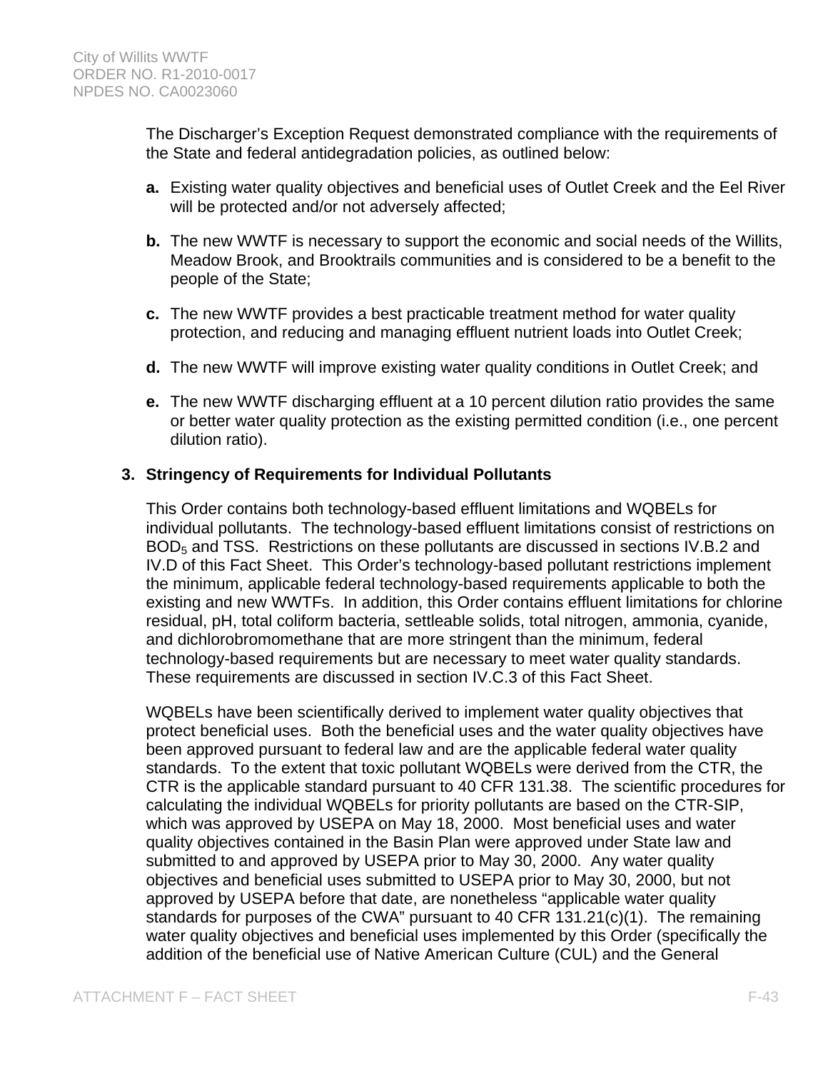The Discharger's Exception Request demonstrated compliance with the requirements of the State and federal antidegradation policies, as outlined below:

**a.** Existing water quality objectives and beneficial uses of Outlet Creek and the Eel River will be protected and/or not adversely affected;

**b.** The new WWTF is necessary to support the economic and social needs of the Willits, Meadow Brook, and Brooktrails communities and is considered to be a benefit to the people of the State;

**c.** The new WWTF provides a best practicable treatment method for water quality protection, and reducing and managing effluent nutrient loads into Outlet Creek;

**d.** The new WWTF will improve existing water quality conditions in Outlet Creek; and

**e.** The new WWTF discharging effluent at a 10 percent dilution ratio provides the same or better water quality protection as the existing permitted condition (i.e., one percent dilution ratio).

**3. Stringency of Requirements for Individual Pollutants**

This Order contains both technology-based effluent limitations and WQBELs for individual pollutants. The technology-based effluent limitations consist of restrictions on $BOD_5$ and TSS. Restrictions on these pollutants are discussed in sections IV.B.2 and IV.D of this Fact Sheet. This Order's technology-based pollutant restrictions implement the minimum, applicable federal technology-based requirements applicable to both the existing and new WWTFs. In addition, this Order contains effluent limitations for chlorine residual, pH, total coliform bacteria, settleable solids, total nitrogen, ammonia, cyanide, and dichlorobromomethane that are more stringent than the minimum, federal technology-based requirements but are necessary to meet water quality standards. These requirements are discussed in section IV.C.3 of this Fact Sheet.

WQBELs have been scientifically derived to implement water quality objectives that protect beneficial uses. Both the beneficial uses and the water quality objectives have been approved pursuant to federal law and are the applicable federal water quality standards. To the extent that toxic pollutant WQBELs were derived from the CTR, the CTR is the applicable standard pursuant to 40 CFR 131.38. The scientific procedures for calculating the individual WQBELs for priority pollutants are based on the CTR-SIP, which was approved by USEPA on May 18, 2000. Most beneficial uses and water quality objectives contained in the Basin Plan were approved under State law and submitted to and approved by USEPA prior to May 30, 2000. Any water quality objectives and beneficial uses submitted to USEPA prior to May 30, 2000, but not approved by USEPA before that date, are nonetheless "applicable water quality standards for purposes of the CWA" pursuant to 40 CFR 131.21(c)(1). The remaining water quality objectives and beneficial uses implemented by this Order (specifically the addition of the beneficial use of Native American Culture (CUL) and the General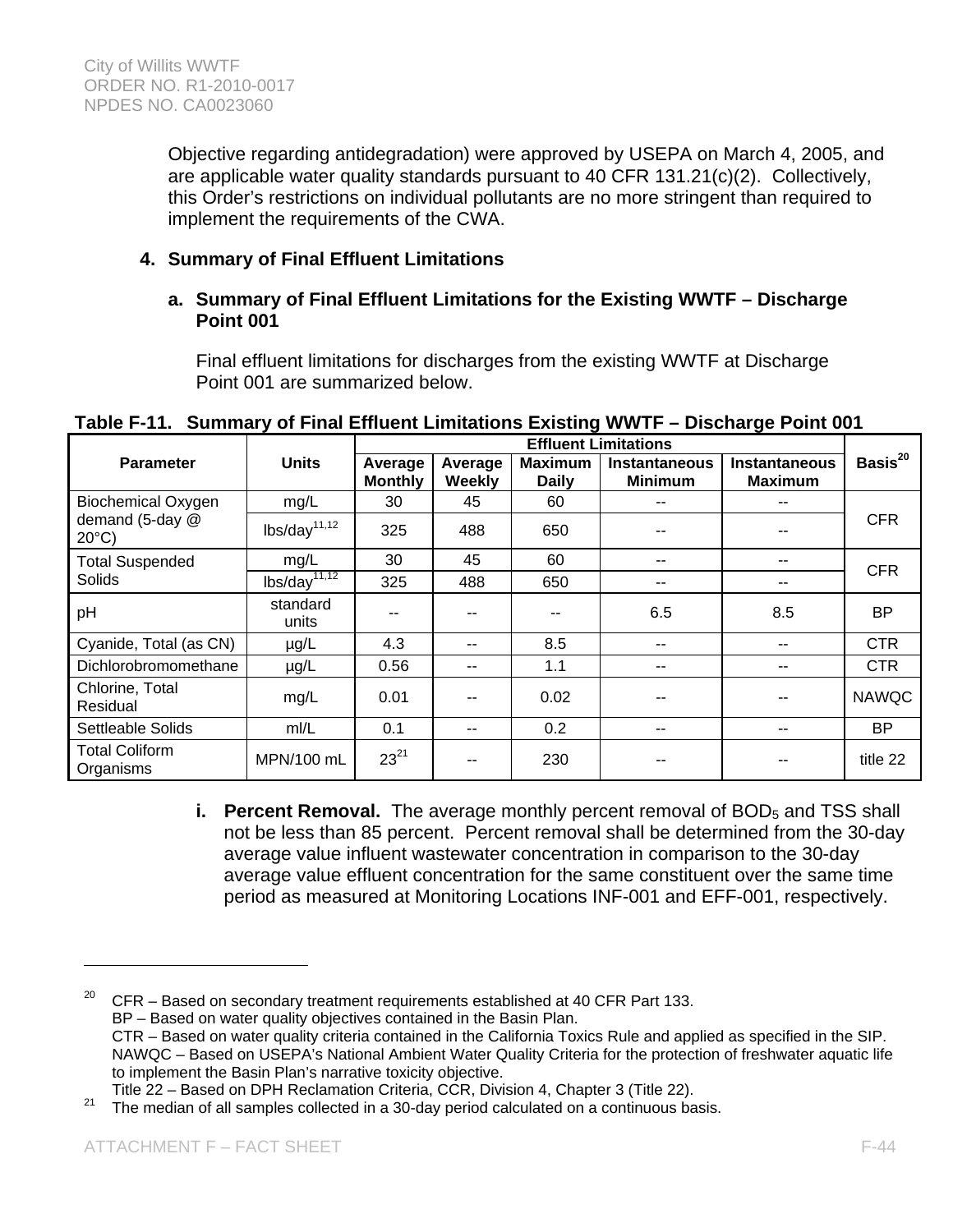Objective regarding antidegradation) were approved by USEPA on March 4, 2005, and are applicable water quality standards pursuant to 40 CFR 131.21(c)(2). Collectively, this Order's restrictions on individual pollutants are no more stringent than required to implement the requirements of the CWA.

### 4. Summary of Final Effluent Limitations

#### a. Summary of Final Effluent Limitations for the Existing WWTF – Discharge Point 001

Final effluent limitations for discharges from the existing WWTF at Discharge Point 001 are summarized below.

**Table F-11. Summary of Final Effluent Limitations Existing WWTF – Discharge Point 001**

| Parameter | Units | Effluent Limitations | | | | | Basis[20] |
|---|---|---|---|---|---|---|---|
| | | Average Monthly | Average Weekly | Maximum Daily | Instantaneous Minimum | Instantaneous Maximum | |
| Biochemical Oxygen demand (5-day @ 20°C) | mg/L | 30 | 45 | 60 | -- | -- | CFR |
| | lbs/day[11,12] | 325 | 488 | 650 | -- | -- | |
| Total Suspended Solids | mg/L | 30 | 45 | 60 | -- | -- | CFR |
| | lbs/day[11,12] | 325 | 488 | 650 | -- | -- | |
| pH | standard units | -- | -- | -- | 6.5 | 8.5 | BP |
| Cyanide, Total (as CN) | µg/L | 4.3 | -- | 8.5 | -- | -- | CTR |
| Dichlorobromomethane | µg/L | 0.56 | -- | 1.1 | -- | -- | CTR |
| Chlorine, Total Residual | mg/L | 0.01 | -- | 0.02 | -- | -- | NAWQC |
| Settleable Solids | ml/L | 0.1 | -- | 0.2 | -- | -- | BP |
| Total Coliform Organisms | MPN/100 mL | 23[21] | -- | 230 | -- | -- | title 22 |

i. **Percent Removal.** The average monthly percent removal of $BOD_5$ and TSS shall not be less than 85 percent. Percent removal shall be determined from the 30-day average value influent wastewater concentration in comparison to the 30-day average value effluent concentration for the same constituent over the same time period as measured at Monitoring Locations INF-001 and EFF-001, respectively.

---

[20] CFR – Based on secondary treatment requirements established at 40 CFR Part 133.
BP – Based on water quality objectives contained in the Basin Plan.
CTR – Based on water quality criteria contained in the California Toxics Rule and applied as specified in the SIP.
NAWQC – Based on USEPA's National Ambient Water Quality Criteria for the protection of freshwater aquatic life to implement the Basin Plan's narrative toxicity objective.
Title 22 – Based on DPH Reclamation Criteria, CCR, Division 4, Chapter 3 (Title 22).

[21] The median of all samples collected in a 30-day period calculated on a continuous basis.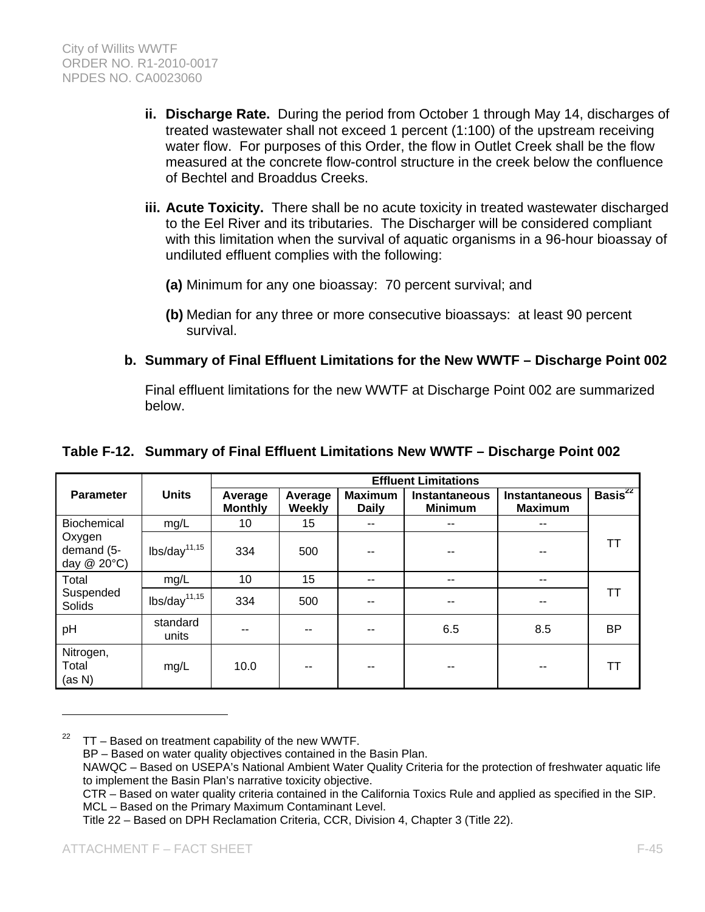**ii. Discharge Rate.** During the period from October 1 through May 14, discharges of treated wastewater shall not exceed 1 percent (1:100) of the upstream receiving water flow. For purposes of this Order, the flow in Outlet Creek shall be the flow measured at the concrete flow-control structure in the creek below the confluence of Bechtel and Broaddus Creeks.

**iii. Acute Toxicity.** There shall be no acute toxicity in treated wastewater discharged to the Eel River and its tributaries. The Discharger will be considered compliant with this limitation when the survival of aquatic organisms in a 96-hour bioassay of undiluted effluent complies with the following:

**(a)** Minimum for any one bioassay: 70 percent survival; and

**(b)** Median for any three or more consecutive bioassays: at least 90 percent survival.

**b. Summary of Final Effluent Limitations for the New WWTF – Discharge Point 002**

Final effluent limitations for the new WWTF at Discharge Point 002 are summarized below.

**Table F-12. Summary of Final Effluent Limitations New WWTF – Discharge Point 002**

| Parameter | Units | Effluent Limitations | | | | | |
|---|---|---|---|---|---|---|---|
| | | Average Monthly | Average Weekly | Maximum Daily | Instantaneous Minimum | Instantaneous Maximum | Basis[22] |
| Biochemical Oxygen demand (5-day @ 20°C) | mg/L | 10 | 15 | -- | -- | -- | TT |
| | lbs/day[11,15] | 334 | 500 | -- | -- | -- | |
| Total Suspended Solids | mg/L | 10 | 15 | -- | -- | -- | TT |
| | lbs/day[11,15] | 334 | 500 | -- | -- | -- | |
| pH | standard units | -- | -- | -- | 6.5 | 8.5 | BP |
| Nitrogen, Total (as N) | mg/L | 10.0 | -- | -- | -- | -- | TT |

[22] TT – Based on treatment capability of the new WWTF.
BP – Based on water quality objectives contained in the Basin Plan.
NAWQC – Based on USEPA's National Ambient Water Quality Criteria for the protection of freshwater aquatic life to implement the Basin Plan's narrative toxicity objective.
CTR – Based on water quality criteria contained in the California Toxics Rule and applied as specified in the SIP.
MCL – Based on the Primary Maximum Contaminant Level.
Title 22 – Based on DPH Reclamation Criteria, CCR, Division 4, Chapter 3 (Title 22).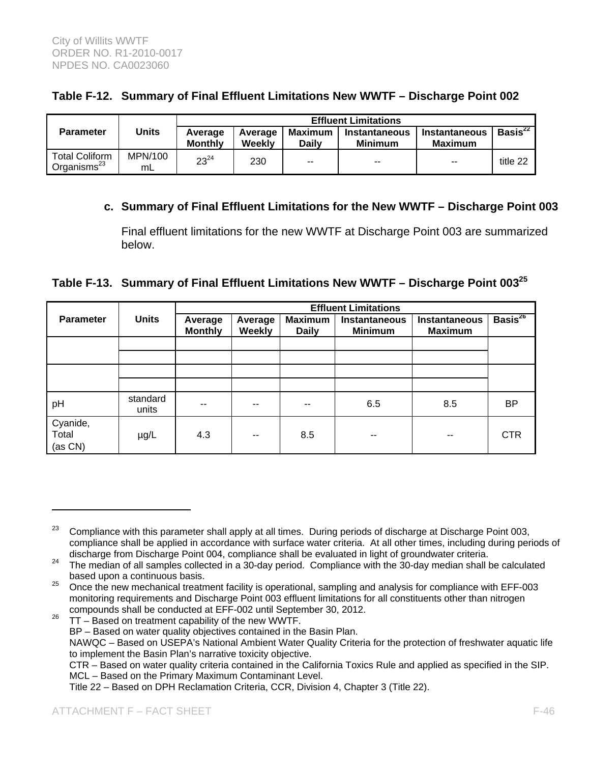**Table F-12. Summary of Final Effluent Limitations New WWTF – Discharge Point 002**

| Parameter | Units | Effluent Limitations | | | | | |
|---|---|---|---|---|---|---|---|
| | | Average Monthly | Average Weekly | Maximum Daily | Instantaneous Minimum | Instantaneous Maximum | Basis[22] |
| Total Coliform Organisms[23] | MPN/100 mL | 23[24] | 230 | -- | -- | -- | title 22 |

c. **Summary of Final Effluent Limitations for the New WWTF – Discharge Point 003**

Final effluent limitations for the new WWTF at Discharge Point 003 are summarized below.

**Table F-13. Summary of Final Effluent Limitations New WWTF – Discharge Point 003[25]**

| Parameter | Units | Effluent Limitations | | | | | |
|---|---|---|---|---|---|---|---|
| | | Average Monthly | Average Weekly | Maximum Daily | Instantaneous Minimum | Instantaneous Maximum | Basis[26] |
| | | | | | | | |
| | | | | | | | |
| | | | | | | | |
| | | | | | | | |
| pH | standard units | -- | -- | -- | 6.5 | 8.5 | BP |
| Cyanide, Total (as CN) | µg/L | 4.3 | -- | 8.5 | -- | -- | CTR |

---

[23] Compliance with this parameter shall apply at all times. During periods of discharge at Discharge Point 003, compliance shall be applied in accordance with surface water criteria. At all other times, including during periods of discharge from Discharge Point 004, compliance shall be evaluated in light of groundwater criteria.

[24] The median of all samples collected in a 30-day period. Compliance with the 30-day median shall be calculated based upon a continuous basis.

[25] Once the new mechanical treatment facility is operational, sampling and analysis for compliance with EFF-003 monitoring requirements and Discharge Point 003 effluent limitations for all constituents other than nitrogen compounds shall be conducted at EFF-002 until September 30, 2012.

[26] TT – Based on treatment capability of the new WWTF.
BP – Based on water quality objectives contained in the Basin Plan.
NAWQC – Based on USEPA's National Ambient Water Quality Criteria for the protection of freshwater aquatic life to implement the Basin Plan's narrative toxicity objective.
CTR – Based on water quality criteria contained in the California Toxics Rule and applied as specified in the SIP.
MCL – Based on the Primary Maximum Contaminant Level.
Title 22 – Based on DPH Reclamation Criteria, CCR, Division 4, Chapter 3 (Title 22).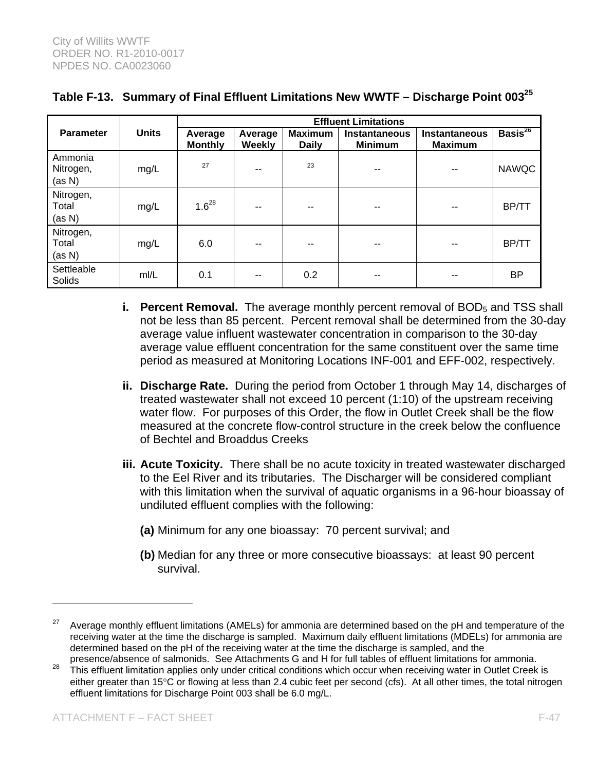**Table F-13. Summary of Final Effluent Limitations New WWTF – Discharge Point 003[25]**

| Parameter | Units | Effluent Limitations | | | | | |
|---|---|---|---|---|---|---|---|
| | | Average Monthly | Average Weekly | Maximum Daily | Instantaneous Minimum | Instantaneous Maximum | Basis[26] |
| Ammonia Nitrogen, (as N) | mg/L | [27] | -- | [23] | -- | -- | NAWQC |
| Nitrogen, Total (as N) | mg/L | 1.6[28] | -- | -- | -- | -- | BP/TT |
| Nitrogen, Total (as N) | mg/L | 6.0 | -- | -- | -- | -- | BP/TT |
| Settleable Solids | ml/L | 0.1 | -- | 0.2 | -- | -- | BP |

i. **Percent Removal.** The average monthly percent removal of $BOD_5$ and TSS shall not be less than 85 percent. Percent removal shall be determined from the 30-day average value influent wastewater concentration in comparison to the 30-day average value effluent concentration for the same constituent over the same time period as measured at Monitoring Locations INF-001 and EFF-002, respectively.

ii. **Discharge Rate.** During the period from October 1 through May 14, discharges of treated wastewater shall not exceed 10 percent (1:10) of the upstream receiving water flow. For purposes of this Order, the flow in Outlet Creek shall be the flow measured at the concrete flow-control structure in the creek below the confluence of Bechtel and Broaddus Creeks

iii. **Acute Toxicity.** There shall be no acute toxicity in treated wastewater discharged to the Eel River and its tributaries. The Discharger will be considered compliant with this limitation when the survival of aquatic organisms in a 96-hour bioassay of undiluted effluent complies with the following:

  **(a)** Minimum for any one bioassay: 70 percent survival; and

  **(b)** Median for any three or more consecutive bioassays: at least 90 percent survival.

---

[27] Average monthly effluent limitations (AMELs) for ammonia are determined based on the pH and temperature of the receiving water at the time the discharge is sampled. Maximum daily effluent limitations (MDELs) for ammonia are determined based on the pH of the receiving water at the time the discharge is sampled, and the presence/absence of salmonids. See Attachments G and H for full tables of effluent limitations for ammonia.

[28] This effluent limitation applies only under critical conditions which occur when receiving water in Outlet Creek is either greater than 15°C or flowing at less than 2.4 cubic feet per second (cfs). At all other times, the total nitrogen effluent limitations for Discharge Point 003 shall be 6.0 mg/L.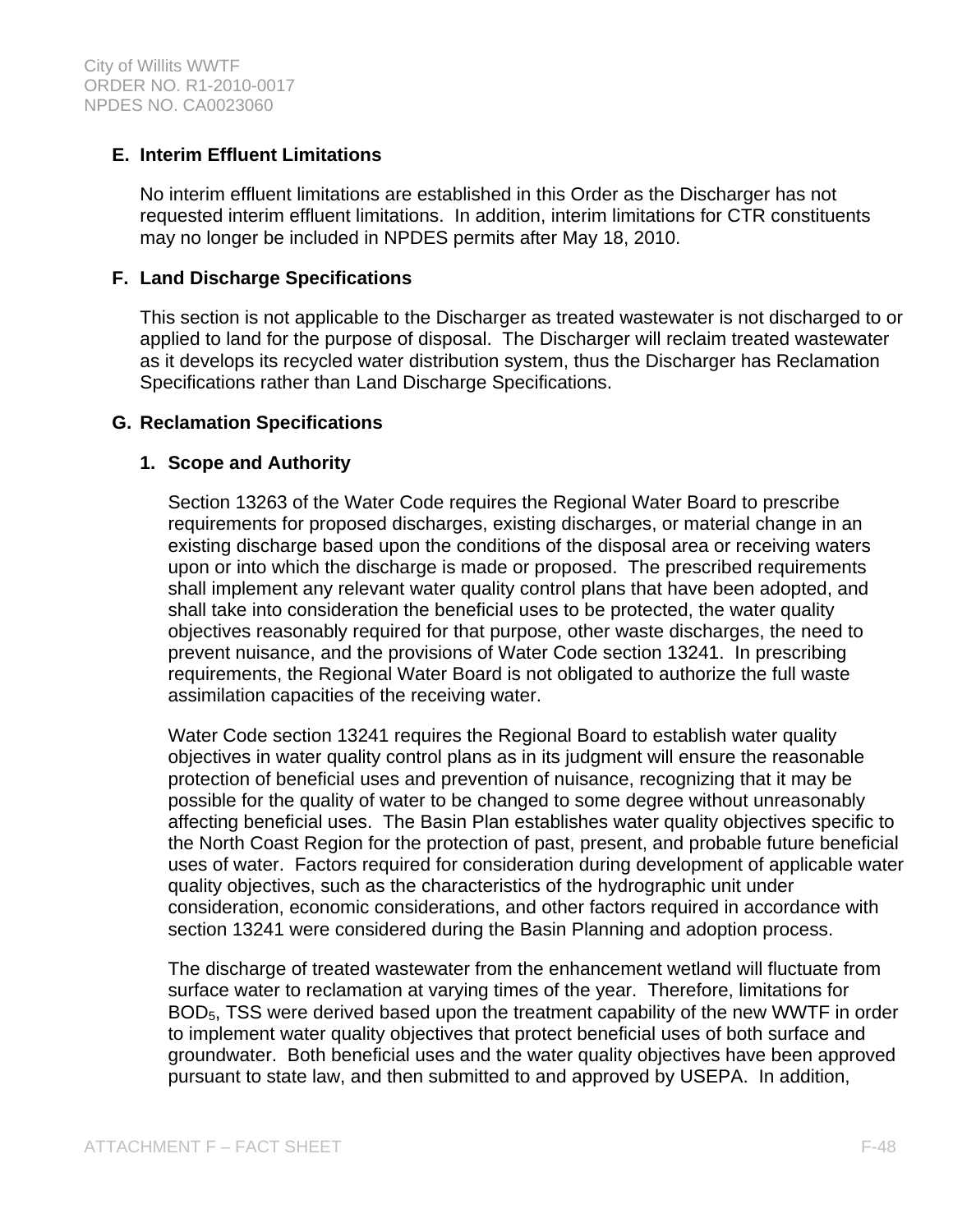## E. Interim Effluent Limitations

No interim effluent limitations are established in this Order as the Discharger has not requested interim effluent limitations. In addition, interim limitations for CTR constituents may no longer be included in NPDES permits after May 18, 2010.

## F. Land Discharge Specifications

This section is not applicable to the Discharger as treated wastewater is not discharged to or applied to land for the purpose of disposal. The Discharger will reclaim treated wastewater as it develops its recycled water distribution system, thus the Discharger has Reclamation Specifications rather than Land Discharge Specifications.

## G. Reclamation Specifications

### 1. Scope and Authority

Section 13263 of the Water Code requires the Regional Water Board to prescribe requirements for proposed discharges, existing discharges, or material change in an existing discharge based upon the conditions of the disposal area or receiving waters upon or into which the discharge is made or proposed. The prescribed requirements shall implement any relevant water quality control plans that have been adopted, and shall take into consideration the beneficial uses to be protected, the water quality objectives reasonably required for that purpose, other waste discharges, the need to prevent nuisance, and the provisions of Water Code section 13241. In prescribing requirements, the Regional Water Board is not obligated to authorize the full waste assimilation capacities of the receiving water.

Water Code section 13241 requires the Regional Board to establish water quality objectives in water quality control plans as in its judgment will ensure the reasonable protection of beneficial uses and prevention of nuisance, recognizing that it may be possible for the quality of water to be changed to some degree without unreasonably affecting beneficial uses. The Basin Plan establishes water quality objectives specific to the North Coast Region for the protection of past, present, and probable future beneficial uses of water. Factors required for consideration during development of applicable water quality objectives, such as the characteristics of the hydrographic unit under consideration, economic considerations, and other factors required in accordance with section 13241 were considered during the Basin Planning and adoption process.

The discharge of treated wastewater from the enhancement wetland will fluctuate from surface water to reclamation at varying times of the year. Therefore, limitations for $BOD_5$, TSS were derived based upon the treatment capability of the new WWTF in order to implement water quality objectives that protect beneficial uses of both surface and groundwater. Both beneficial uses and the water quality objectives have been approved pursuant to state law, and then submitted to and approved by USEPA. In addition,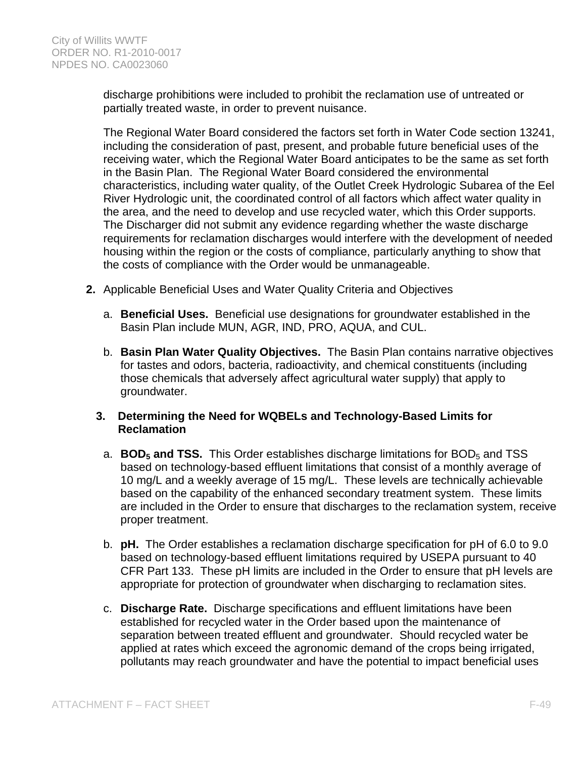discharge prohibitions were included to prohibit the reclamation use of untreated or partially treated waste, in order to prevent nuisance.

The Regional Water Board considered the factors set forth in Water Code section 13241, including the consideration of past, present, and probable future beneficial uses of the receiving water, which the Regional Water Board anticipates to be the same as set forth in the Basin Plan. The Regional Water Board considered the environmental characteristics, including water quality, of the Outlet Creek Hydrologic Subarea of the Eel River Hydrologic unit, the coordinated control of all factors which affect water quality in the area, and the need to develop and use recycled water, which this Order supports. The Discharger did not submit any evidence regarding whether the waste discharge requirements for reclamation discharges would interfere with the development of needed housing within the region or the costs of compliance, particularly anything to show that the costs of compliance with the Order would be unmanageable.

**2.** Applicable Beneficial Uses and Water Quality Criteria and Objectives

a. **Beneficial Uses.** Beneficial use designations for groundwater established in the Basin Plan include MUN, AGR, IND, PRO, AQUA, and CUL.

b. **Basin Plan Water Quality Objectives.** The Basin Plan contains narrative objectives for tastes and odors, bacteria, radioactivity, and chemical constituents (including those chemicals that adversely affect agricultural water supply) that apply to groundwater.

**3. Determining the Need for WQBELs and Technology-Based Limits for Reclamation**

a. **$BOD_5$ and TSS.** This Order establishes discharge limitations for $BOD_5$ and TSS based on technology-based effluent limitations that consist of a monthly average of 10 mg/L and a weekly average of 15 mg/L. These levels are technically achievable based on the capability of the enhanced secondary treatment system. These limits are included in the Order to ensure that discharges to the reclamation system, receive proper treatment.

b. **pH.** The Order establishes a reclamation discharge specification for pH of 6.0 to 9.0 based on technology-based effluent limitations required by USEPA pursuant to 40 CFR Part 133. These pH limits are included in the Order to ensure that pH levels are appropriate for protection of groundwater when discharging to reclamation sites.

c. **Discharge Rate.** Discharge specifications and effluent limitations have been established for recycled water in the Order based upon the maintenance of separation between treated effluent and groundwater. Should recycled water be applied at rates which exceed the agronomic demand of the crops being irrigated, pollutants may reach groundwater and have the potential to impact beneficial uses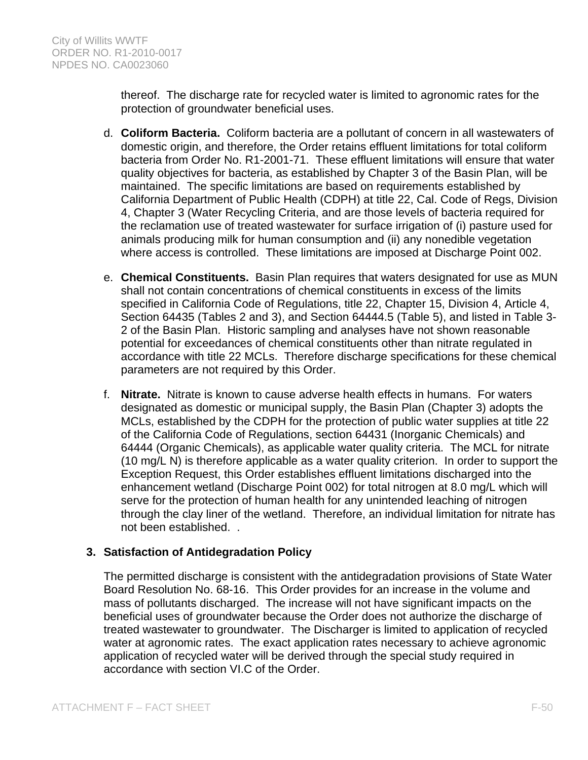thereof. The discharge rate for recycled water is limited to agronomic rates for the protection of groundwater beneficial uses.

d. **Coliform Bacteria.** Coliform bacteria are a pollutant of concern in all wastewaters of domestic origin, and therefore, the Order retains effluent limitations for total coliform bacteria from Order No. R1-2001-71. These effluent limitations will ensure that water quality objectives for bacteria, as established by Chapter 3 of the Basin Plan, will be maintained. The specific limitations are based on requirements established by California Department of Public Health (CDPH) at title 22, Cal. Code of Regs, Division 4, Chapter 3 (Water Recycling Criteria, and are those levels of bacteria required for the reclamation use of treated wastewater for surface irrigation of (i) pasture used for animals producing milk for human consumption and (ii) any nonedible vegetation where access is controlled. These limitations are imposed at Discharge Point 002.

e. **Chemical Constituents.** Basin Plan requires that waters designated for use as MUN shall not contain concentrations of chemical constituents in excess of the limits specified in California Code of Regulations, title 22, Chapter 15, Division 4, Article 4, Section 64435 (Tables 2 and 3), and Section 64444.5 (Table 5), and listed in Table 3-2 of the Basin Plan. Historic sampling and analyses have not shown reasonable potential for exceedances of chemical constituents other than nitrate regulated in accordance with title 22 MCLs. Therefore discharge specifications for these chemical parameters are not required by this Order.

f. **Nitrate.** Nitrate is known to cause adverse health effects in humans. For waters designated as domestic or municipal supply, the Basin Plan (Chapter 3) adopts the MCLs, established by the CDPH for the protection of public water supplies at title 22 of the California Code of Regulations, section 64431 (Inorganic Chemicals) and 64444 (Organic Chemicals), as applicable water quality criteria. The MCL for nitrate (10 mg/L N) is therefore applicable as a water quality criterion. In order to support the Exception Request, this Order establishes effluent limitations discharged into the enhancement wetland (Discharge Point 002) for total nitrogen at 8.0 mg/L which will serve for the protection of human health for any unintended leaching of nitrogen through the clay liner of the wetland. Therefore, an individual limitation for nitrate has not been established. .

### 3. Satisfaction of Antidegradation Policy

The permitted discharge is consistent with the antidegradation provisions of State Water Board Resolution No. 68-16. This Order provides for an increase in the volume and mass of pollutants discharged. The increase will not have significant impacts on the beneficial uses of groundwater because the Order does not authorize the discharge of treated wastewater to groundwater. The Discharger is limited to application of recycled water at agronomic rates. The exact application rates necessary to achieve agronomic application of recycled water will be derived through the special study required in accordance with section VI.C of the Order.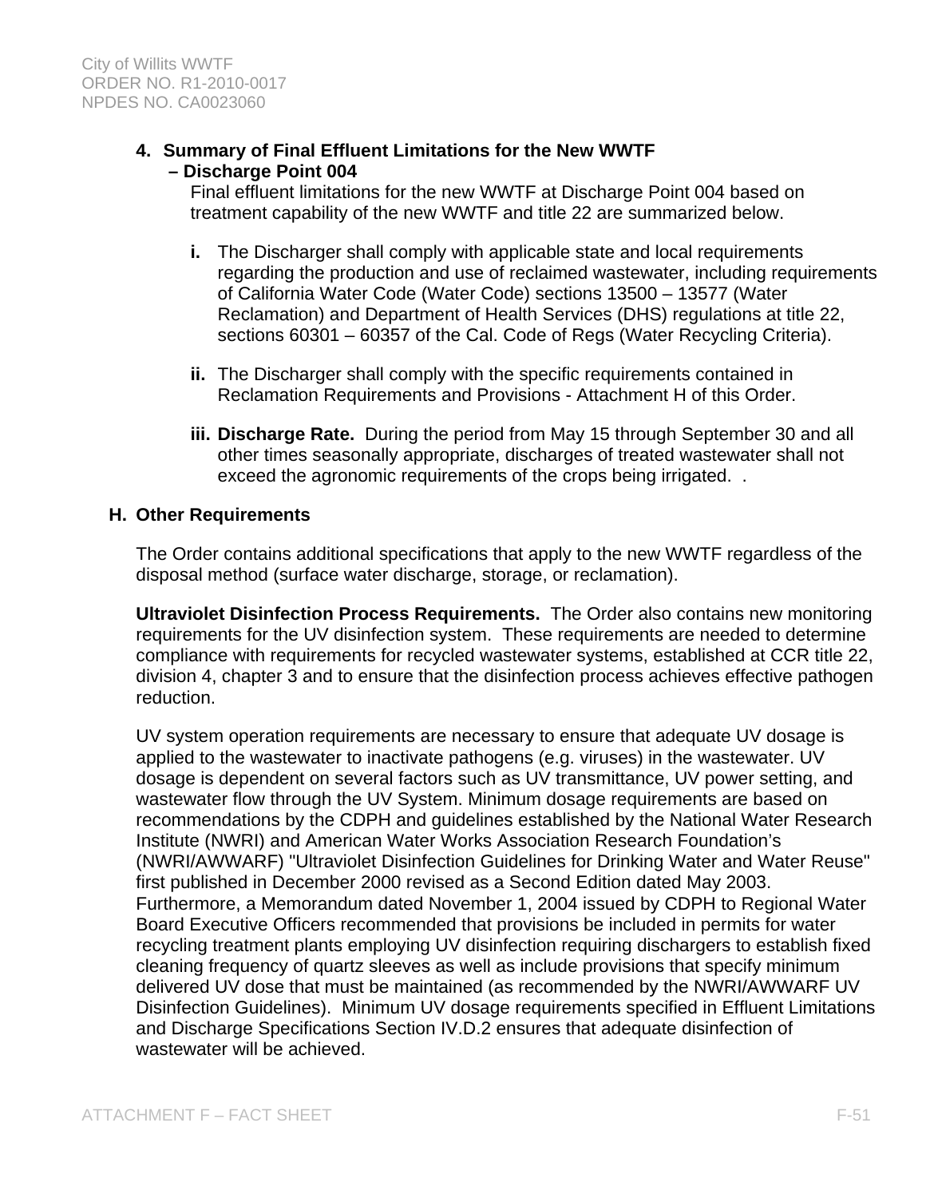#### 4. Summary of Final Effluent Limitations for the New WWTF – Discharge Point 004

Final effluent limitations for the new WWTF at Discharge Point 004 based on treatment capability of the new WWTF and title 22 are summarized below.

- **i.** The Discharger shall comply with applicable state and local requirements regarding the production and use of reclaimed wastewater, including requirements of California Water Code (Water Code) sections 13500 – 13577 (Water Reclamation) and Department of Health Services (DHS) regulations at title 22, sections 60301 – 60357 of the Cal. Code of Regs (Water Recycling Criteria).
- **ii.** The Discharger shall comply with the specific requirements contained in Reclamation Requirements and Provisions - Attachment H of this Order.
- **iii. Discharge Rate.** During the period from May 15 through September 30 and all other times seasonally appropriate, discharges of treated wastewater shall not exceed the agronomic requirements of the crops being irrigated. .

### H. Other Requirements

The Order contains additional specifications that apply to the new WWTF regardless of the disposal method (surface water discharge, storage, or reclamation).

**Ultraviolet Disinfection Process Requirements.** The Order also contains new monitoring requirements for the UV disinfection system. These requirements are needed to determine compliance with requirements for recycled wastewater systems, established at CCR title 22, division 4, chapter 3 and to ensure that the disinfection process achieves effective pathogen reduction.

UV system operation requirements are necessary to ensure that adequate UV dosage is applied to the wastewater to inactivate pathogens (e.g. viruses) in the wastewater. UV dosage is dependent on several factors such as UV transmittance, UV power setting, and wastewater flow through the UV System. Minimum dosage requirements are based on recommendations by the CDPH and guidelines established by the National Water Research Institute (NWRI) and American Water Works Association Research Foundation's (NWRI/AWWARF) "Ultraviolet Disinfection Guidelines for Drinking Water and Water Reuse" first published in December 2000 revised as a Second Edition dated May 2003. Furthermore, a Memorandum dated November 1, 2004 issued by CDPH to Regional Water Board Executive Officers recommended that provisions be included in permits for water recycling treatment plants employing UV disinfection requiring dischargers to establish fixed cleaning frequency of quartz sleeves as well as include provisions that specify minimum delivered UV dose that must be maintained (as recommended by the NWRI/AWWARF UV Disinfection Guidelines). Minimum UV dosage requirements specified in Effluent Limitations and Discharge Specifications Section IV.D.2 ensures that adequate disinfection of wastewater will be achieved.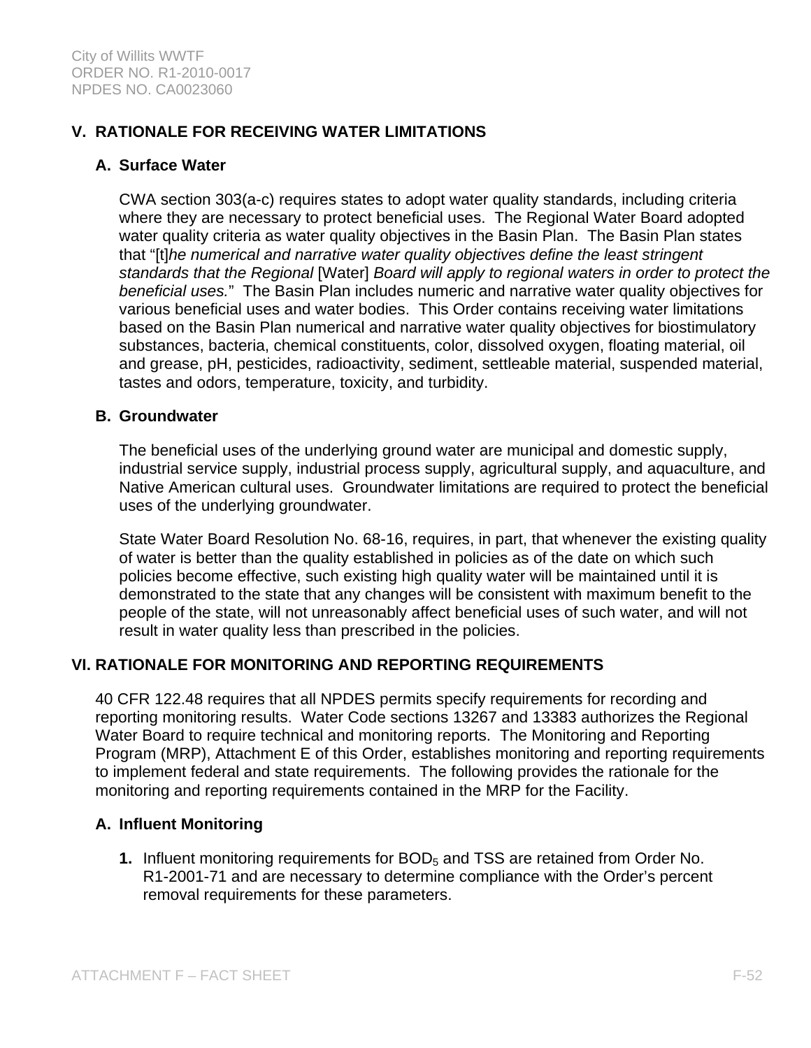## V. RATIONALE FOR RECEIVING WATER LIMITATIONS

### A. Surface Water

CWA section 303(a-c) requires states to adopt water quality standards, including criteria where they are necessary to protect beneficial uses. The Regional Water Board adopted water quality criteria as water quality objectives in the Basin Plan. The Basin Plan states that "[t]*he numerical and narrative water quality objectives define the least stringent standards that the Regional* [Water] *Board will apply to regional waters in order to protect the beneficial uses.*" The Basin Plan includes numeric and narrative water quality objectives for various beneficial uses and water bodies. This Order contains receiving water limitations based on the Basin Plan numerical and narrative water quality objectives for biostimulatory substances, bacteria, chemical constituents, color, dissolved oxygen, floating material, oil and grease, pH, pesticides, radioactivity, sediment, settleable material, suspended material, tastes and odors, temperature, toxicity, and turbidity.

### B. Groundwater

The beneficial uses of the underlying ground water are municipal and domestic supply, industrial service supply, industrial process supply, agricultural supply, and aquaculture, and Native American cultural uses. Groundwater limitations are required to protect the beneficial uses of the underlying groundwater.

State Water Board Resolution No. 68-16, requires, in part, that whenever the existing quality of water is better than the quality established in policies as of the date on which such policies become effective, such existing high quality water will be maintained until it is demonstrated to the state that any changes will be consistent with maximum benefit to the people of the state, will not unreasonably affect beneficial uses of such water, and will not result in water quality less than prescribed in the policies.

## VI. RATIONALE FOR MONITORING AND REPORTING REQUIREMENTS

40 CFR 122.48 requires that all NPDES permits specify requirements for recording and reporting monitoring results. Water Code sections 13267 and 13383 authorizes the Regional Water Board to require technical and monitoring reports. The Monitoring and Reporting Program (MRP), Attachment E of this Order, establishes monitoring and reporting requirements to implement federal and state requirements. The following provides the rationale for the monitoring and reporting requirements contained in the MRP for the Facility.

### A. Influent Monitoring

1. Influent monitoring requirements for $BOD_5$ and TSS are retained from Order No. R1-2001-71 and are necessary to determine compliance with the Order's percent removal requirements for these parameters.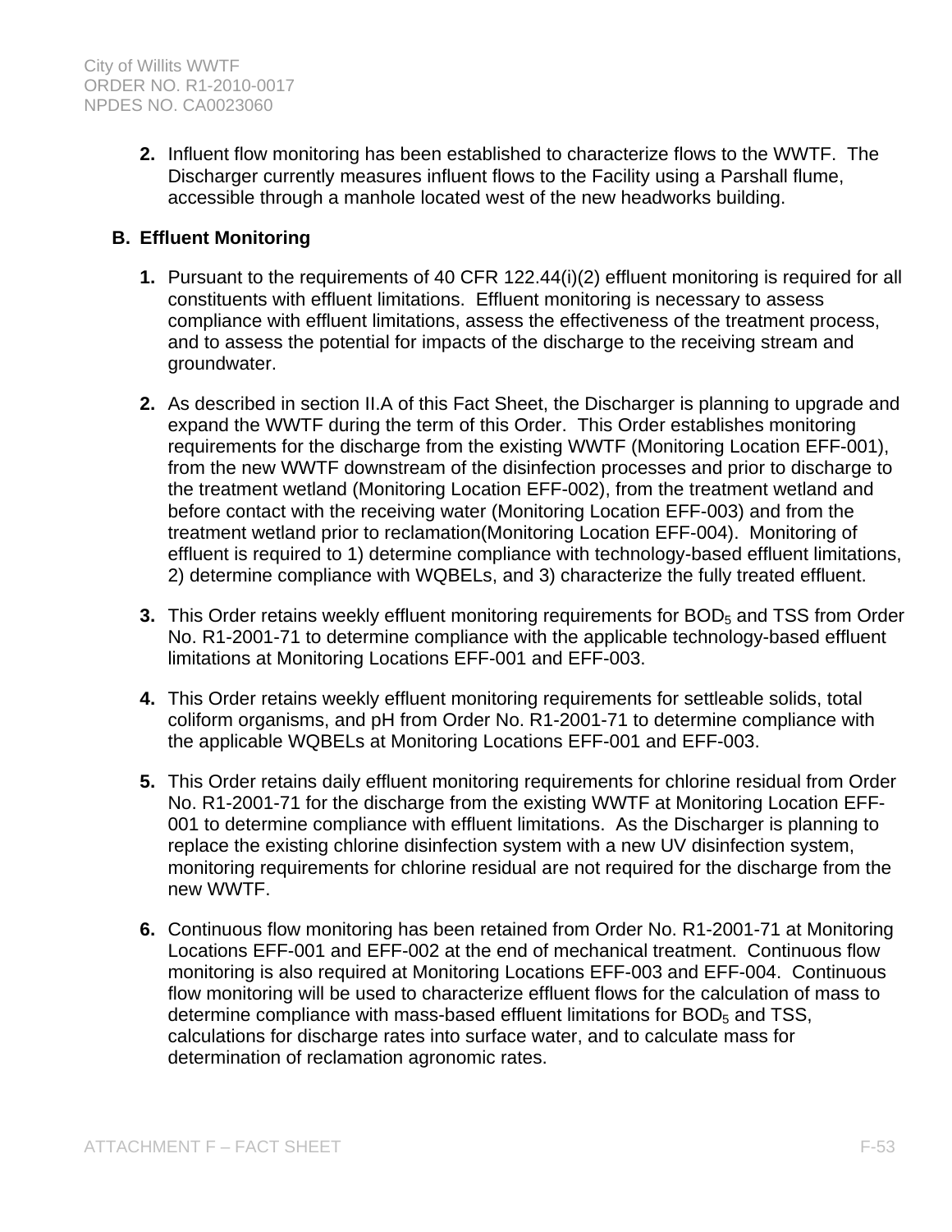2. Influent flow monitoring has been established to characterize flows to the WWTF. The Discharger currently measures influent flows to the Facility using a Parshall flume, accessible through a manhole located west of the new headworks building.

## B. Effluent Monitoring

1. Pursuant to the requirements of 40 CFR 122.44(i)(2) effluent monitoring is required for all constituents with effluent limitations. Effluent monitoring is necessary to assess compliance with effluent limitations, assess the effectiveness of the treatment process, and to assess the potential for impacts of the discharge to the receiving stream and groundwater.

2. As described in section II.A of this Fact Sheet, the Discharger is planning to upgrade and expand the WWTF during the term of this Order. This Order establishes monitoring requirements for the discharge from the existing WWTF (Monitoring Location EFF-001), from the new WWTF downstream of the disinfection processes and prior to discharge to the treatment wetland (Monitoring Location EFF-002), from the treatment wetland and before contact with the receiving water (Monitoring Location EFF-003) and from the treatment wetland prior to reclamation(Monitoring Location EFF-004). Monitoring of effluent is required to 1) determine compliance with technology-based effluent limitations, 2) determine compliance with WQBELs, and 3) characterize the fully treated effluent.

3. This Order retains weekly effluent monitoring requirements for $BOD_5$ and TSS from Order No. R1-2001-71 to determine compliance with the applicable technology-based effluent limitations at Monitoring Locations EFF-001 and EFF-003.

4. This Order retains weekly effluent monitoring requirements for settleable solids, total coliform organisms, and pH from Order No. R1-2001-71 to determine compliance with the applicable WQBELs at Monitoring Locations EFF-001 and EFF-003.

5. This Order retains daily effluent monitoring requirements for chlorine residual from Order No. R1-2001-71 for the discharge from the existing WWTF at Monitoring Location EFF-001 to determine compliance with effluent limitations. As the Discharger is planning to replace the existing chlorine disinfection system with a new UV disinfection system, monitoring requirements for chlorine residual are not required for the discharge from the new WWTF.

6. Continuous flow monitoring has been retained from Order No. R1-2001-71 at Monitoring Locations EFF-001 and EFF-002 at the end of mechanical treatment. Continuous flow monitoring is also required at Monitoring Locations EFF-003 and EFF-004. Continuous flow monitoring will be used to characterize effluent flows for the calculation of mass to determine compliance with mass-based effluent limitations for $BOD_5$ and TSS, calculations for discharge rates into surface water, and to calculate mass for determination of reclamation agronomic rates.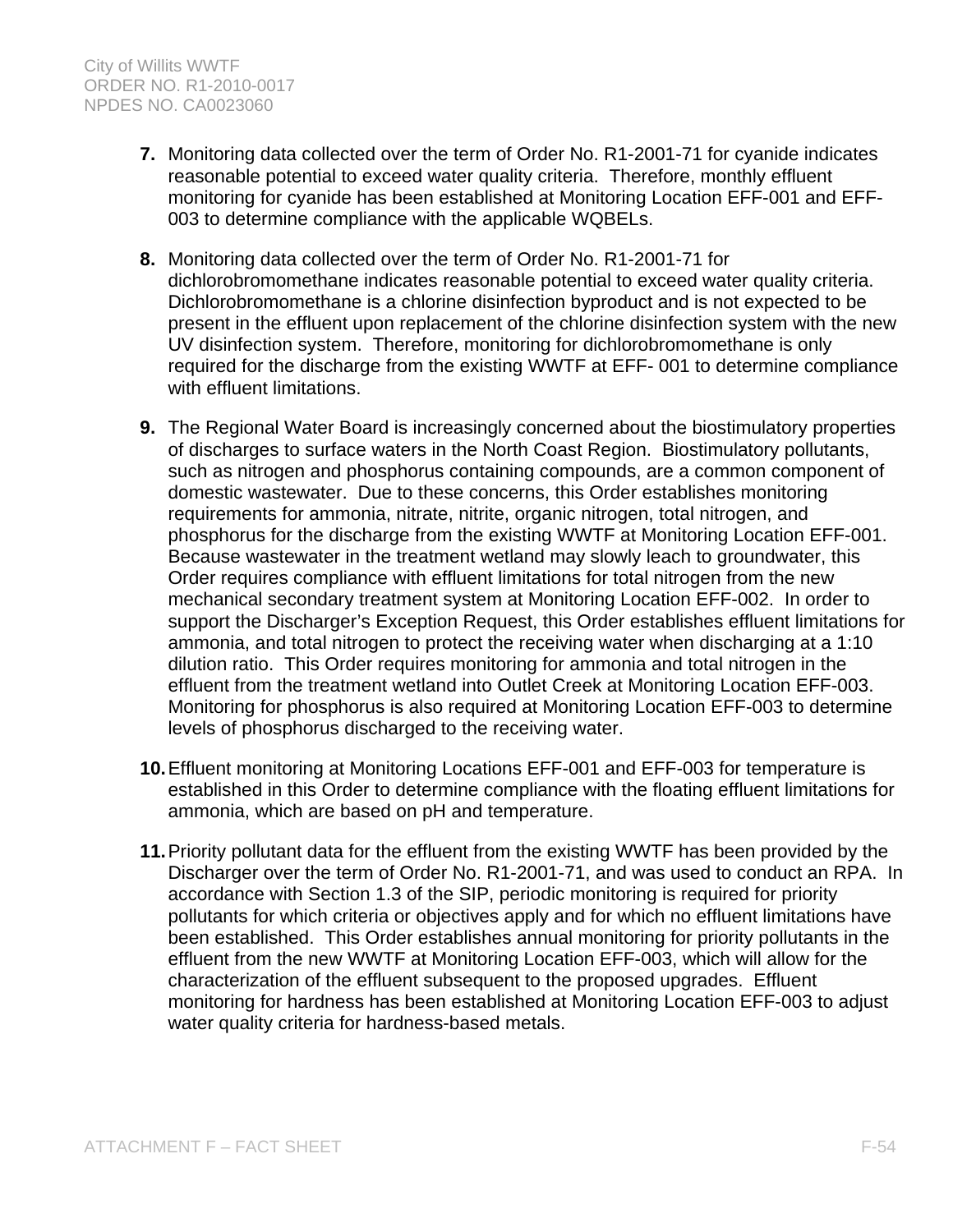7. Monitoring data collected over the term of Order No. R1-2001-71 for cyanide indicates reasonable potential to exceed water quality criteria. Therefore, monthly effluent monitoring for cyanide has been established at Monitoring Location EFF-001 and EFF-003 to determine compliance with the applicable WQBELs.

8. Monitoring data collected over the term of Order No. R1-2001-71 for dichlorobromomethane indicates reasonable potential to exceed water quality criteria. Dichlorobromomethane is a chlorine disinfection byproduct and is not expected to be present in the effluent upon replacement of the chlorine disinfection system with the new UV disinfection system. Therefore, monitoring for dichlorobromomethane is only required for the discharge from the existing WWTF at EFF- 001 to determine compliance with effluent limitations.

9. The Regional Water Board is increasingly concerned about the biostimulatory properties of discharges to surface waters in the North Coast Region. Biostimulatory pollutants, such as nitrogen and phosphorus containing compounds, are a common component of domestic wastewater. Due to these concerns, this Order establishes monitoring requirements for ammonia, nitrate, nitrite, organic nitrogen, total nitrogen, and phosphorus for the discharge from the existing WWTF at Monitoring Location EFF-001. Because wastewater in the treatment wetland may slowly leach to groundwater, this Order requires compliance with effluent limitations for total nitrogen from the new mechanical secondary treatment system at Monitoring Location EFF-002. In order to support the Discharger's Exception Request, this Order establishes effluent limitations for ammonia, and total nitrogen to protect the receiving water when discharging at a 1:10 dilution ratio. This Order requires monitoring for ammonia and total nitrogen in the effluent from the treatment wetland into Outlet Creek at Monitoring Location EFF-003. Monitoring for phosphorus is also required at Monitoring Location EFF-003 to determine levels of phosphorus discharged to the receiving water.

10. Effluent monitoring at Monitoring Locations EFF-001 and EFF-003 for temperature is established in this Order to determine compliance with the floating effluent limitations for ammonia, which are based on pH and temperature.

11. Priority pollutant data for the effluent from the existing WWTF has been provided by the Discharger over the term of Order No. R1-2001-71, and was used to conduct an RPA. In accordance with Section 1.3 of the SIP, periodic monitoring is required for priority pollutants for which criteria or objectives apply and for which no effluent limitations have been established. This Order establishes annual monitoring for priority pollutants in the effluent from the new WWTF at Monitoring Location EFF-003, which will allow for the characterization of the effluent subsequent to the proposed upgrades. Effluent monitoring for hardness has been established at Monitoring Location EFF-003 to adjust water quality criteria for hardness-based metals.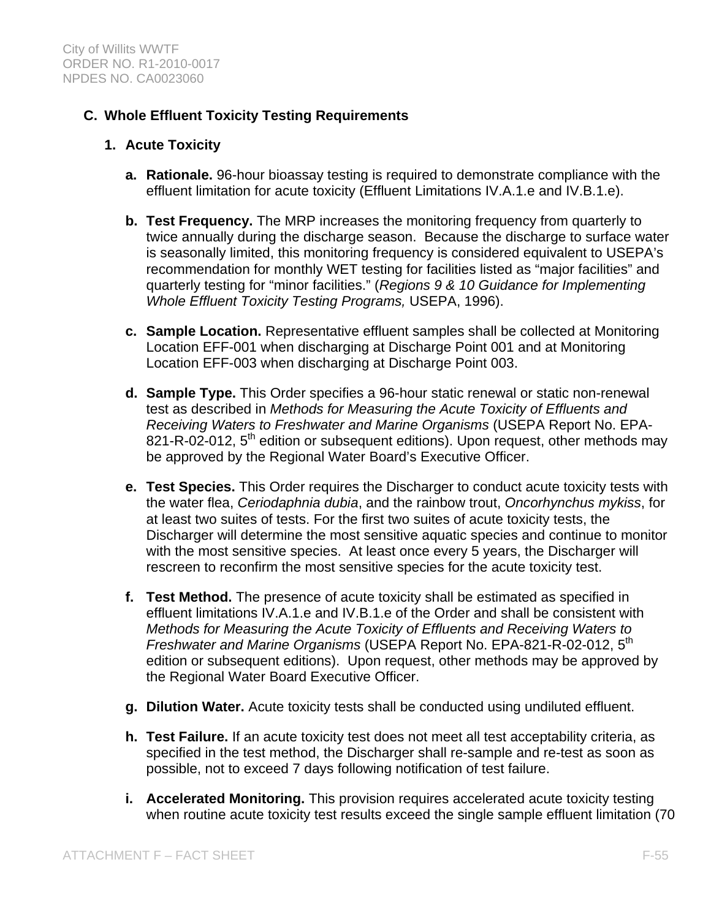## C. Whole Effluent Toxicity Testing Requirements

### 1. Acute Toxicity

**a. Rationale.** 96-hour bioassay testing is required to demonstrate compliance with the effluent limitation for acute toxicity (Effluent Limitations IV.A.1.e and IV.B.1.e).

**b. Test Frequency.** The MRP increases the monitoring frequency from quarterly to twice annually during the discharge season. Because the discharge to surface water is seasonally limited, this monitoring frequency is considered equivalent to USEPA's recommendation for monthly WET testing for facilities listed as "major facilities" and quarterly testing for "minor facilities." (*Regions 9 & 10 Guidance for Implementing Whole Effluent Toxicity Testing Programs,* USEPA, 1996).

**c. Sample Location.** Representative effluent samples shall be collected at Monitoring Location EFF-001 when discharging at Discharge Point 001 and at Monitoring Location EFF-003 when discharging at Discharge Point 003.

**d. Sample Type.** This Order specifies a 96-hour static renewal or static non-renewal test as described in *Methods for Measuring the Acute Toxicity of Effluents and Receiving Waters to Freshwater and Marine Organisms* (USEPA Report No. EPA-821-R-02-012, 5th edition or subsequent editions). Upon request, other methods may be approved by the Regional Water Board's Executive Officer.

**e. Test Species.** This Order requires the Discharger to conduct acute toxicity tests with the water flea, *Ceriodaphnia dubia*, and the rainbow trout, *Oncorhynchus mykiss*, for at least two suites of tests. For the first two suites of acute toxicity tests, the Discharger will determine the most sensitive aquatic species and continue to monitor with the most sensitive species. At least once every 5 years, the Discharger will rescreen to reconfirm the most sensitive species for the acute toxicity test.

**f. Test Method.** The presence of acute toxicity shall be estimated as specified in effluent limitations IV.A.1.e and IV.B.1.e of the Order and shall be consistent with *Methods for Measuring the Acute Toxicity of Effluents and Receiving Waters to Freshwater and Marine Organisms* (USEPA Report No. EPA-821-R-02-012, 5th edition or subsequent editions). Upon request, other methods may be approved by the Regional Water Board Executive Officer.

**g. Dilution Water.** Acute toxicity tests shall be conducted using undiluted effluent.

**h. Test Failure.** If an acute toxicity test does not meet all test acceptability criteria, as specified in the test method, the Discharger shall re-sample and re-test as soon as possible, not to exceed 7 days following notification of test failure.

**i. Accelerated Monitoring.** This provision requires accelerated acute toxicity testing when routine acute toxicity test results exceed the single sample effluent limitation (70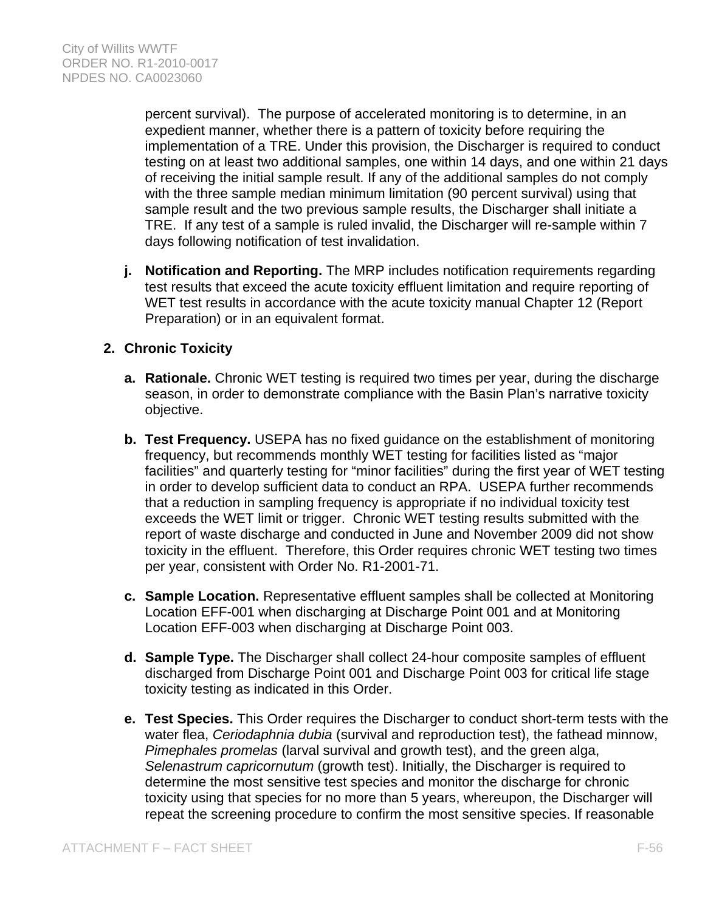percent survival). The purpose of accelerated monitoring is to determine, in an expedient manner, whether there is a pattern of toxicity before requiring the implementation of a TRE. Under this provision, the Discharger is required to conduct testing on at least two additional samples, one within 14 days, and one within 21 days of receiving the initial sample result. If any of the additional samples do not comply with the three sample median minimum limitation (90 percent survival) using that sample result and the two previous sample results, the Discharger shall initiate a TRE. If any test of a sample is ruled invalid, the Discharger will re-sample within 7 days following notification of test invalidation.

j. **Notification and Reporting.** The MRP includes notification requirements regarding test results that exceed the acute toxicity effluent limitation and require reporting of WET test results in accordance with the acute toxicity manual Chapter 12 (Report Preparation) or in an equivalent format.

**2. Chronic Toxicity**

a. **Rationale.** Chronic WET testing is required two times per year, during the discharge season, in order to demonstrate compliance with the Basin Plan's narrative toxicity objective.

b. **Test Frequency.** USEPA has no fixed guidance on the establishment of monitoring frequency, but recommends monthly WET testing for facilities listed as "major facilities" and quarterly testing for "minor facilities" during the first year of WET testing in order to develop sufficient data to conduct an RPA. USEPA further recommends that a reduction in sampling frequency is appropriate if no individual toxicity test exceeds the WET limit or trigger. Chronic WET testing results submitted with the report of waste discharge and conducted in June and November 2009 did not show toxicity in the effluent. Therefore, this Order requires chronic WET testing two times per year, consistent with Order No. R1-2001-71.

c. **Sample Location.** Representative effluent samples shall be collected at Monitoring Location EFF-001 when discharging at Discharge Point 001 and at Monitoring Location EFF-003 when discharging at Discharge Point 003.

d. **Sample Type.** The Discharger shall collect 24-hour composite samples of effluent discharged from Discharge Point 001 and Discharge Point 003 for critical life stage toxicity testing as indicated in this Order.

e. **Test Species.** This Order requires the Discharger to conduct short-term tests with the water flea, *Ceriodaphnia dubia* (survival and reproduction test), the fathead minnow, *Pimephales promelas* (larval survival and growth test), and the green alga, *Selenastrum capricornutum* (growth test). Initially, the Discharger is required to determine the most sensitive test species and monitor the discharge for chronic toxicity using that species for no more than 5 years, whereupon, the Discharger will repeat the screening procedure to confirm the most sensitive species. If reasonable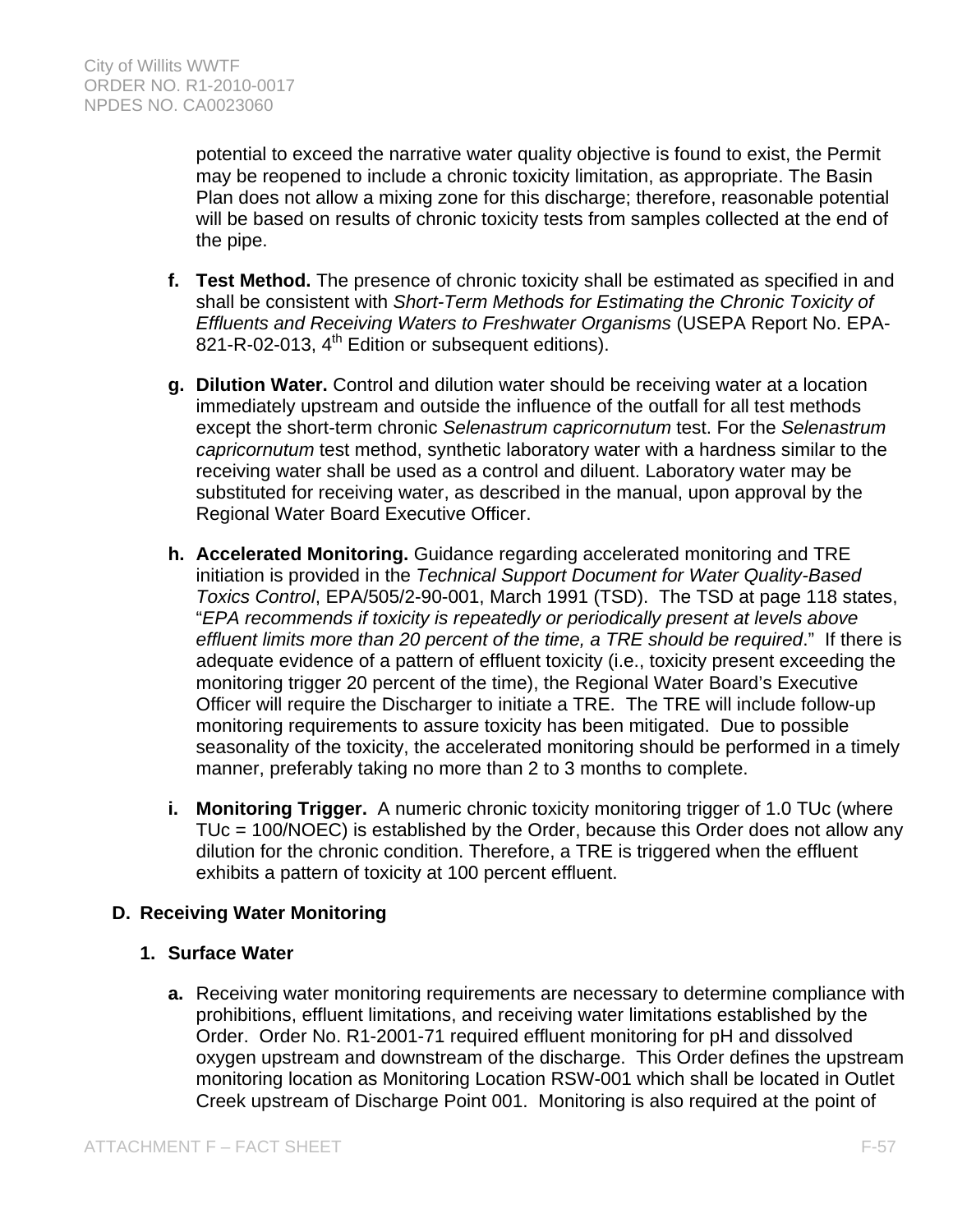potential to exceed the narrative water quality objective is found to exist, the Permit may be reopened to include a chronic toxicity limitation, as appropriate. The Basin Plan does not allow a mixing zone for this discharge; therefore, reasonable potential will be based on results of chronic toxicity tests from samples collected at the end of the pipe.

**f. Test Method.** The presence of chronic toxicity shall be estimated as specified in and shall be consistent with *Short-Term Methods for Estimating the Chronic Toxicity of Effluents and Receiving Waters to Freshwater Organisms* (USEPA Report No. EPA-821-R-02-013, 4th Edition or subsequent editions).

**g. Dilution Water.** Control and dilution water should be receiving water at a location immediately upstream and outside the influence of the outfall for all test methods except the short-term chronic *Selenastrum capricornutum* test. For the *Selenastrum capricornutum* test method, synthetic laboratory water with a hardness similar to the receiving water shall be used as a control and diluent. Laboratory water may be substituted for receiving water, as described in the manual, upon approval by the Regional Water Board Executive Officer.

**h. Accelerated Monitoring.** Guidance regarding accelerated monitoring and TRE initiation is provided in the *Technical Support Document for Water Quality-Based Toxics Control*, EPA/505/2-90-001, March 1991 (TSD). The TSD at page 118 states, "*EPA recommends if toxicity is repeatedly or periodically present at levels above effluent limits more than 20 percent of the time, a TRE should be required*." If there is adequate evidence of a pattern of effluent toxicity (i.e., toxicity present exceeding the monitoring trigger 20 percent of the time), the Regional Water Board's Executive Officer will require the Discharger to initiate a TRE. The TRE will include follow-up monitoring requirements to assure toxicity has been mitigated. Due to possible seasonality of the toxicity, the accelerated monitoring should be performed in a timely manner, preferably taking no more than 2 to 3 months to complete.

**i. Monitoring Trigger.** A numeric chronic toxicity monitoring trigger of 1.0 TUc (where TUc = 100/NOEC) is established by the Order, because this Order does not allow any dilution for the chronic condition. Therefore, a TRE is triggered when the effluent exhibits a pattern of toxicity at 100 percent effluent.

## D. Receiving Water Monitoring

### 1. Surface Water

**a.** Receiving water monitoring requirements are necessary to determine compliance with prohibitions, effluent limitations, and receiving water limitations established by the Order. Order No. R1-2001-71 required effluent monitoring for pH and dissolved oxygen upstream and downstream of the discharge. This Order defines the upstream monitoring location as Monitoring Location RSW-001 which shall be located in Outlet Creek upstream of Discharge Point 001. Monitoring is also required at the point of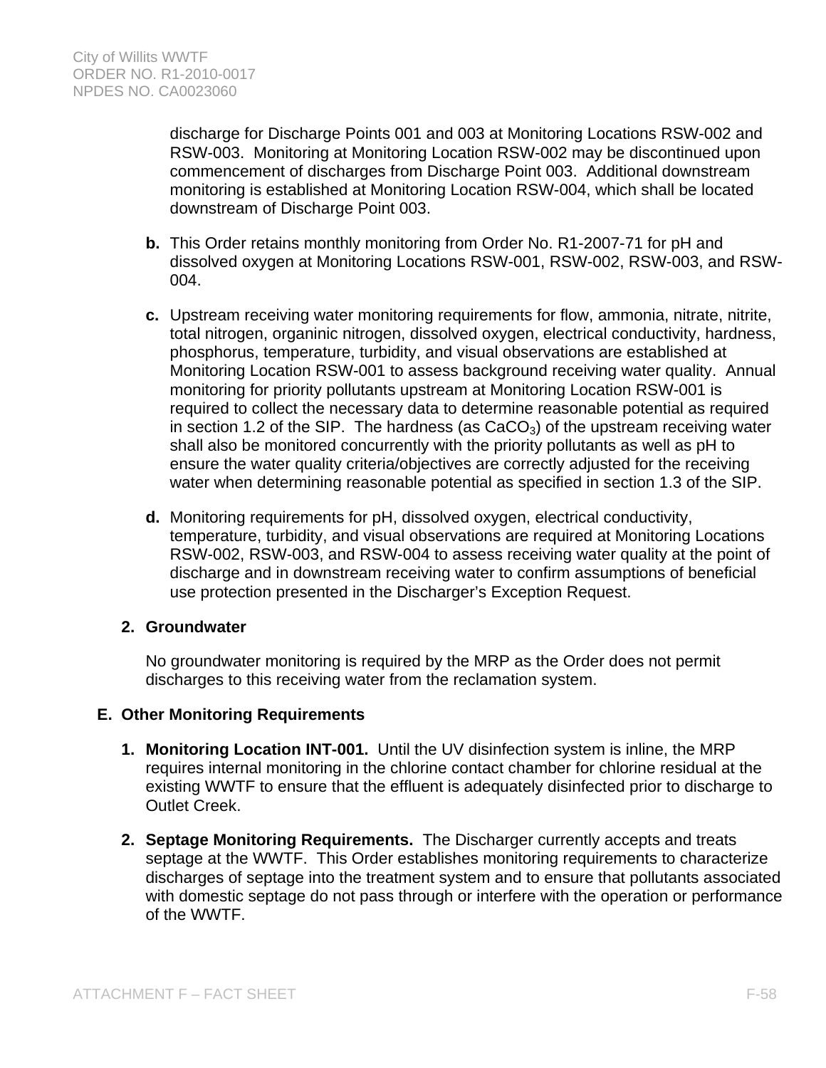discharge for Discharge Points 001 and 003 at Monitoring Locations RSW-002 and RSW-003. Monitoring at Monitoring Location RSW-002 may be discontinued upon commencement of discharges from Discharge Point 003. Additional downstream monitoring is established at Monitoring Location RSW-004, which shall be located downstream of Discharge Point 003.

**b.** This Order retains monthly monitoring from Order No. R1-2007-71 for pH and dissolved oxygen at Monitoring Locations RSW-001, RSW-002, RSW-003, and RSW-004.

**c.** Upstream receiving water monitoring requirements for flow, ammonia, nitrate, nitrite, total nitrogen, organinic nitrogen, dissolved oxygen, electrical conductivity, hardness, phosphorus, temperature, turbidity, and visual observations are established at Monitoring Location RSW-001 to assess background receiving water quality. Annual monitoring for priority pollutants upstream at Monitoring Location RSW-001 is required to collect the necessary data to determine reasonable potential as required in section 1.2 of the SIP. The hardness (as $CaCO_3$) of the upstream receiving water shall also be monitored concurrently with the priority pollutants as well as pH to ensure the water quality criteria/objectives are correctly adjusted for the receiving water when determining reasonable potential as specified in section 1.3 of the SIP.

**d.** Monitoring requirements for pH, dissolved oxygen, electrical conductivity, temperature, turbidity, and visual observations are required at Monitoring Locations RSW-002, RSW-003, and RSW-004 to assess receiving water quality at the point of discharge and in downstream receiving water to confirm assumptions of beneficial use protection presented in the Discharger's Exception Request.

**2. Groundwater**

No groundwater monitoring is required by the MRP as the Order does not permit discharges to this receiving water from the reclamation system.

**E. Other Monitoring Requirements**

**1. Monitoring Location INT-001.** Until the UV disinfection system is inline, the MRP requires internal monitoring in the chlorine contact chamber for chlorine residual at the existing WWTF to ensure that the effluent is adequately disinfected prior to discharge to Outlet Creek.

**2. Septage Monitoring Requirements.** The Discharger currently accepts and treats septage at the WWTF. This Order establishes monitoring requirements to characterize discharges of septage into the treatment system and to ensure that pollutants associated with domestic septage do not pass through or interfere with the operation or performance of the WWTF.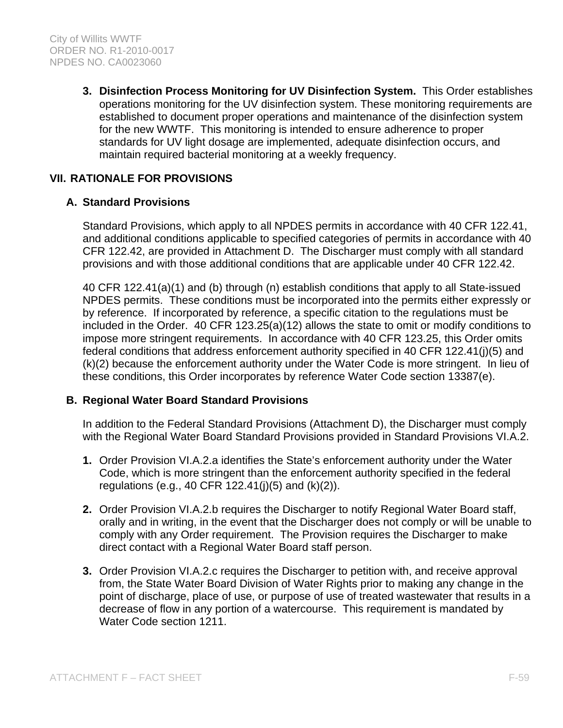3. **Disinfection Process Monitoring for UV Disinfection System.** This Order establishes operations monitoring for the UV disinfection system. These monitoring requirements are established to document proper operations and maintenance of the disinfection system for the new WWTF. This monitoring is intended to ensure adherence to proper standards for UV light dosage are implemented, adequate disinfection occurs, and maintain required bacterial monitoring at a weekly frequency.

## VII. RATIONALE FOR PROVISIONS

### A. Standard Provisions

Standard Provisions, which apply to all NPDES permits in accordance with 40 CFR 122.41, and additional conditions applicable to specified categories of permits in accordance with 40 CFR 122.42, are provided in Attachment D. The Discharger must comply with all standard provisions and with those additional conditions that are applicable under 40 CFR 122.42.

40 CFR 122.41(a)(1) and (b) through (n) establish conditions that apply to all State-issued NPDES permits. These conditions must be incorporated into the permits either expressly or by reference. If incorporated by reference, a specific citation to the regulations must be included in the Order. 40 CFR 123.25(a)(12) allows the state to omit or modify conditions to impose more stringent requirements. In accordance with 40 CFR 123.25, this Order omits federal conditions that address enforcement authority specified in 40 CFR 122.41(j)(5) and (k)(2) because the enforcement authority under the Water Code is more stringent. In lieu of these conditions, this Order incorporates by reference Water Code section 13387(e).

### B. Regional Water Board Standard Provisions

In addition to the Federal Standard Provisions (Attachment D), the Discharger must comply with the Regional Water Board Standard Provisions provided in Standard Provisions VI.A.2.

1. Order Provision VI.A.2.a identifies the State's enforcement authority under the Water Code, which is more stringent than the enforcement authority specified in the federal regulations (e.g., 40 CFR 122.41(j)(5) and (k)(2)).

2. Order Provision VI.A.2.b requires the Discharger to notify Regional Water Board staff, orally and in writing, in the event that the Discharger does not comply or will be unable to comply with any Order requirement. The Provision requires the Discharger to make direct contact with a Regional Water Board staff person.

3. Order Provision VI.A.2.c requires the Discharger to petition with, and receive approval from, the State Water Board Division of Water Rights prior to making any change in the point of discharge, place of use, or purpose of use of treated wastewater that results in a decrease of flow in any portion of a watercourse. This requirement is mandated by Water Code section 1211.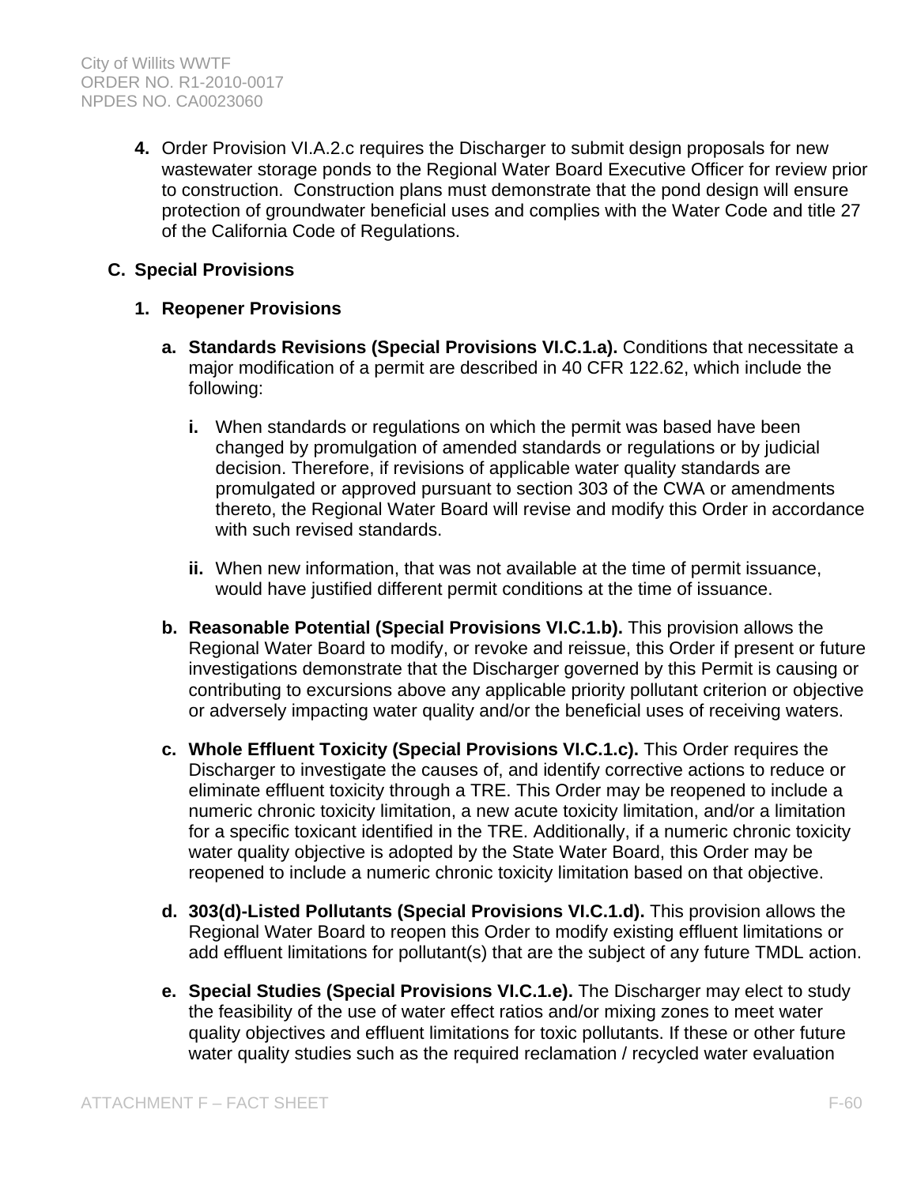4. Order Provision VI.A.2.c requires the Discharger to submit design proposals for new wastewater storage ponds to the Regional Water Board Executive Officer for review prior to construction. Construction plans must demonstrate that the pond design will ensure protection of groundwater beneficial uses and complies with the Water Code and title 27 of the California Code of Regulations.

## C. Special Provisions

### 1. Reopener Provisions

a. **Standards Revisions (Special Provisions VI.C.1.a).** Conditions that necessitate a major modification of a permit are described in 40 CFR 122.62, which include the following:

   i. When standards or regulations on which the permit was based have been changed by promulgation of amended standards or regulations or by judicial decision. Therefore, if revisions of applicable water quality standards are promulgated or approved pursuant to section 303 of the CWA or amendments thereto, the Regional Water Board will revise and modify this Order in accordance with such revised standards.

   ii. When new information, that was not available at the time of permit issuance, would have justified different permit conditions at the time of issuance.

b. **Reasonable Potential (Special Provisions VI.C.1.b).** This provision allows the Regional Water Board to modify, or revoke and reissue, this Order if present or future investigations demonstrate that the Discharger governed by this Permit is causing or contributing to excursions above any applicable priority pollutant criterion or objective or adversely impacting water quality and/or the beneficial uses of receiving waters.

c. **Whole Effluent Toxicity (Special Provisions VI.C.1.c).** This Order requires the Discharger to investigate the causes of, and identify corrective actions to reduce or eliminate effluent toxicity through a TRE. This Order may be reopened to include a numeric chronic toxicity limitation, a new acute toxicity limitation, and/or a limitation for a specific toxicant identified in the TRE. Additionally, if a numeric chronic toxicity water quality objective is adopted by the State Water Board, this Order may be reopened to include a numeric chronic toxicity limitation based on that objective.

d. **303(d)-Listed Pollutants (Special Provisions VI.C.1.d).** This provision allows the Regional Water Board to reopen this Order to modify existing effluent limitations or add effluent limitations for pollutant(s) that are the subject of any future TMDL action.

e. **Special Studies (Special Provisions VI.C.1.e).** The Discharger may elect to study the feasibility of the use of water effect ratios and/or mixing zones to meet water quality objectives and effluent limitations for toxic pollutants. If these or other future water quality studies such as the required reclamation / recycled water evaluation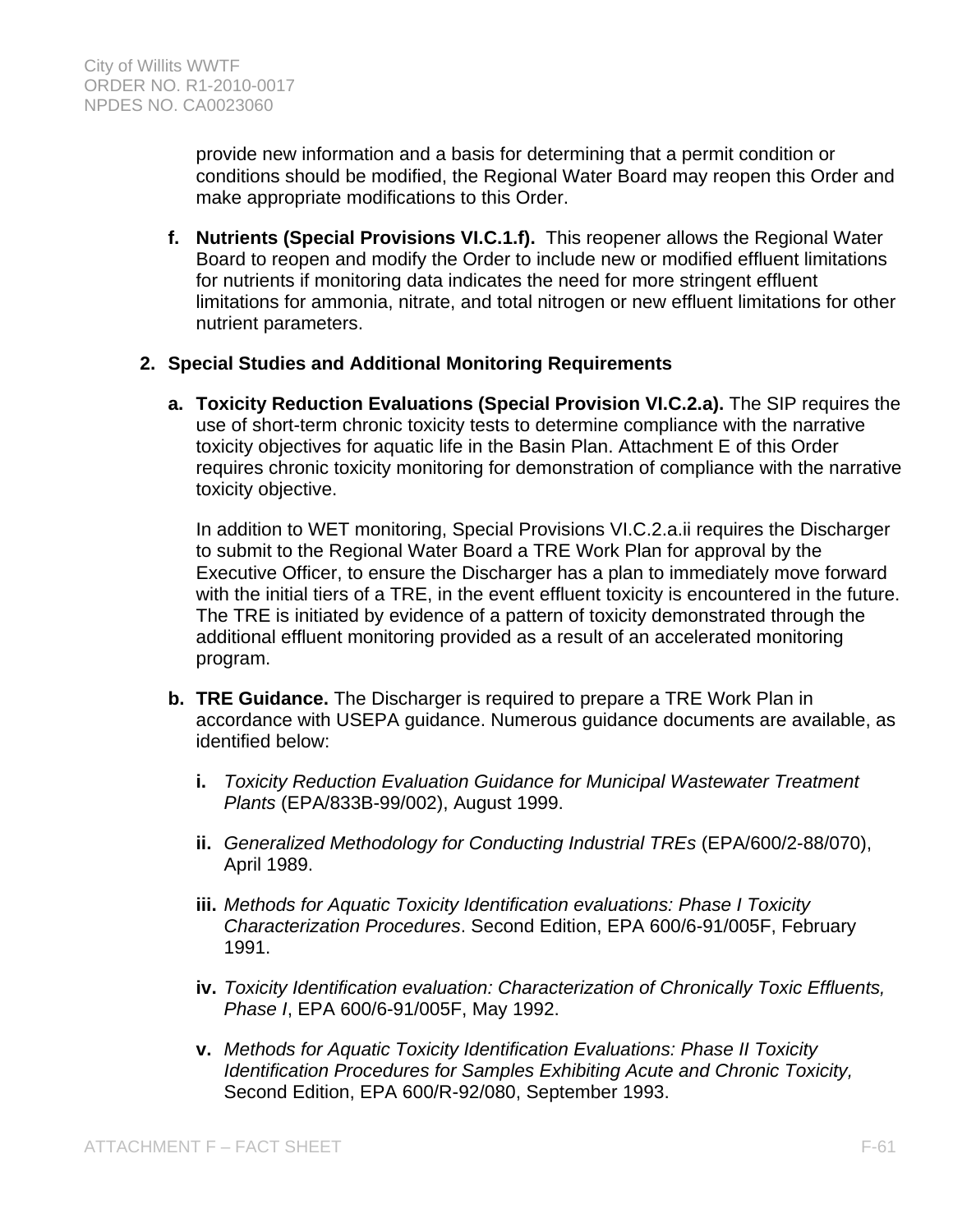provide new information and a basis for determining that a permit condition or conditions should be modified, the Regional Water Board may reopen this Order and make appropriate modifications to this Order.

**f. Nutrients (Special Provisions VI.C.1.f).** This reopener allows the Regional Water Board to reopen and modify the Order to include new or modified effluent limitations for nutrients if monitoring data indicates the need for more stringent effluent limitations for ammonia, nitrate, and total nitrogen or new effluent limitations for other nutrient parameters.

**2. Special Studies and Additional Monitoring Requirements**

**a. Toxicity Reduction Evaluations (Special Provision VI.C.2.a).** The SIP requires the use of short-term chronic toxicity tests to determine compliance with the narrative toxicity objectives for aquatic life in the Basin Plan. Attachment E of this Order requires chronic toxicity monitoring for demonstration of compliance with the narrative toxicity objective.

In addition to WET monitoring, Special Provisions VI.C.2.a.ii requires the Discharger to submit to the Regional Water Board a TRE Work Plan for approval by the Executive Officer, to ensure the Discharger has a plan to immediately move forward with the initial tiers of a TRE, in the event effluent toxicity is encountered in the future. The TRE is initiated by evidence of a pattern of toxicity demonstrated through the additional effluent monitoring provided as a result of an accelerated monitoring program.

**b. TRE Guidance.** The Discharger is required to prepare a TRE Work Plan in accordance with USEPA guidance. Numerous guidance documents are available, as identified below:

**i.** *Toxicity Reduction Evaluation Guidance for Municipal Wastewater Treatment Plants* (EPA/833B-99/002), August 1999.

**ii.** *Generalized Methodology for Conducting Industrial TREs* (EPA/600/2-88/070), April 1989.

**iii.** *Methods for Aquatic Toxicity Identification evaluations: Phase I Toxicity Characterization Procedures*. Second Edition, EPA 600/6-91/005F, February 1991.

**iv.** *Toxicity Identification evaluation: Characterization of Chronically Toxic Effluents, Phase I*, EPA 600/6-91/005F, May 1992.

**v.** *Methods for Aquatic Toxicity Identification Evaluations: Phase II Toxicity Identification Procedures for Samples Exhibiting Acute and Chronic Toxicity,* Second Edition, EPA 600/R-92/080, September 1993.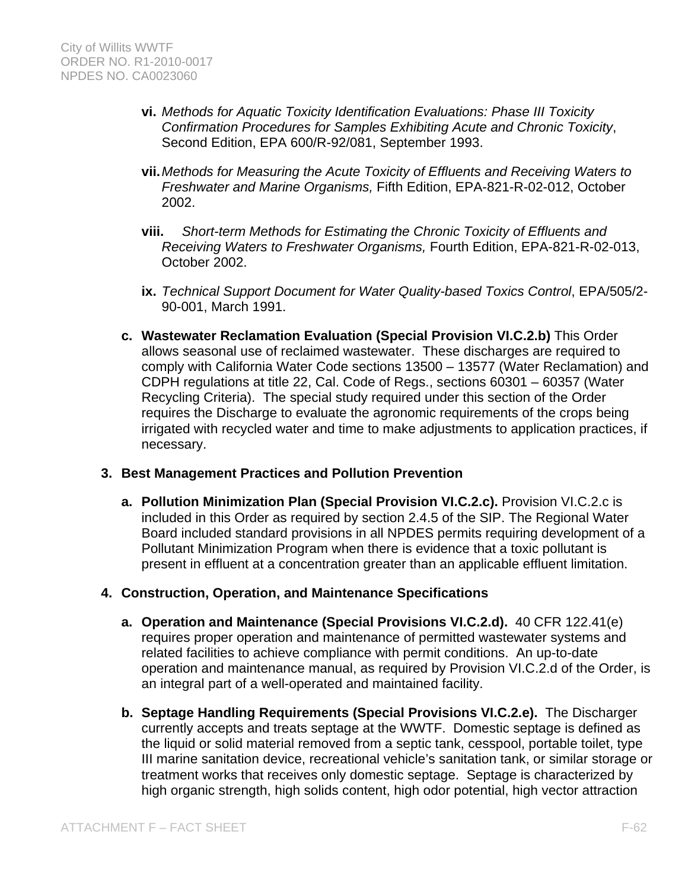- **vi.** *Methods for Aquatic Toxicity Identification Evaluations: Phase III Toxicity Confirmation Procedures for Samples Exhibiting Acute and Chronic Toxicity*, Second Edition, EPA 600/R-92/081, September 1993.

- **vii.** *Methods for Measuring the Acute Toxicity of Effluents and Receiving Waters to Freshwater and Marine Organisms,* Fifth Edition, EPA-821-R-02-012, October 2002.

- **viii.** *Short-term Methods for Estimating the Chronic Toxicity of Effluents and Receiving Waters to Freshwater Organisms,* Fourth Edition, EPA-821-R-02-013, October 2002.

- **ix.** *Technical Support Document for Water Quality-based Toxics Control*, EPA/505/2-90-001, March 1991.

**c. Wastewater Reclamation Evaluation (Special Provision VI.C.2.b)** This Order allows seasonal use of reclaimed wastewater. These discharges are required to comply with California Water Code sections 13500 – 13577 (Water Reclamation) and CDPH regulations at title 22, Cal. Code of Regs., sections 60301 – 60357 (Water Recycling Criteria). The special study required under this section of the Order requires the Discharge to evaluate the agronomic requirements of the crops being irrigated with recycled water and time to make adjustments to application practices, if necessary.

### 3. Best Management Practices and Pollution Prevention

**a. Pollution Minimization Plan (Special Provision VI.C.2.c).** Provision VI.C.2.c is included in this Order as required by section 2.4.5 of the SIP. The Regional Water Board included standard provisions in all NPDES permits requiring development of a Pollutant Minimization Program when there is evidence that a toxic pollutant is present in effluent at a concentration greater than an applicable effluent limitation.

### 4. Construction, Operation, and Maintenance Specifications

**a. Operation and Maintenance (Special Provisions VI.C.2.d).** 40 CFR 122.41(e) requires proper operation and maintenance of permitted wastewater systems and related facilities to achieve compliance with permit conditions. An up-to-date operation and maintenance manual, as required by Provision VI.C.2.d of the Order, is an integral part of a well-operated and maintained facility.

**b. Septage Handling Requirements (Special Provisions VI.C.2.e).** The Discharger currently accepts and treats septage at the WWTF. Domestic septage is defined as the liquid or solid material removed from a septic tank, cesspool, portable toilet, type III marine sanitation device, recreational vehicle's sanitation tank, or similar storage or treatment works that receives only domestic septage. Septage is characterized by high organic strength, high solids content, high odor potential, high vector attraction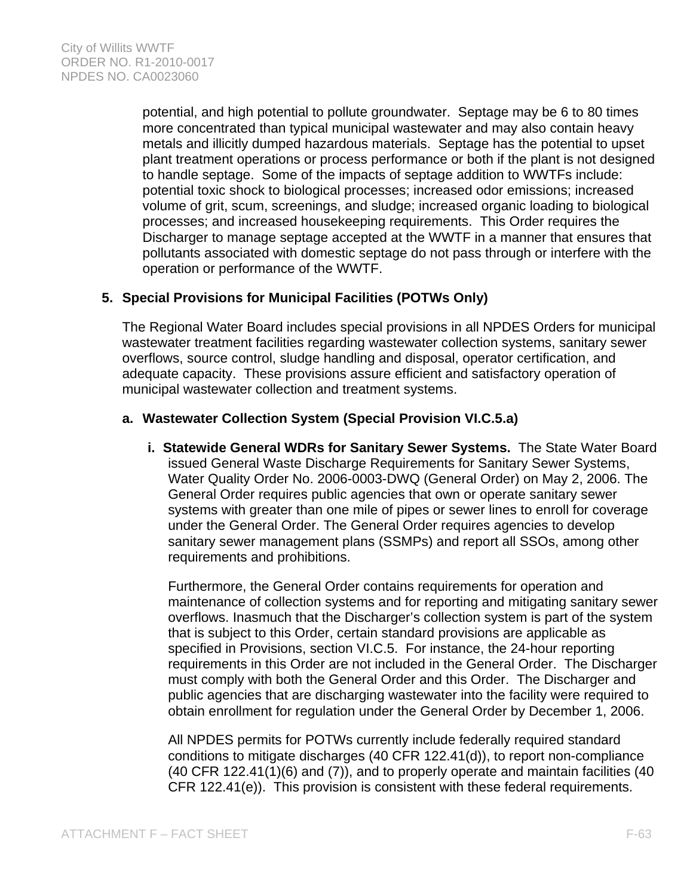potential, and high potential to pollute groundwater. Septage may be 6 to 80 times more concentrated than typical municipal wastewater and may also contain heavy metals and illicitly dumped hazardous materials. Septage has the potential to upset plant treatment operations or process performance or both if the plant is not designed to handle septage. Some of the impacts of septage addition to WWTFs include: potential toxic shock to biological processes; increased odor emissions; increased volume of grit, scum, screenings, and sludge; increased organic loading to biological processes; and increased housekeeping requirements. This Order requires the Discharger to manage septage accepted at the WWTF in a manner that ensures that pollutants associated with domestic septage do not pass through or interfere with the operation or performance of the WWTF.

**5. Special Provisions for Municipal Facilities (POTWs Only)**

The Regional Water Board includes special provisions in all NPDES Orders for municipal wastewater treatment facilities regarding wastewater collection systems, sanitary sewer overflows, source control, sludge handling and disposal, operator certification, and adequate capacity. These provisions assure efficient and satisfactory operation of municipal wastewater collection and treatment systems.

**a. Wastewater Collection System (Special Provision VI.C.5.a)**

**i. Statewide General WDRs for Sanitary Sewer Systems.** The State Water Board issued General Waste Discharge Requirements for Sanitary Sewer Systems, Water Quality Order No. 2006-0003-DWQ (General Order) on May 2, 2006. The General Order requires public agencies that own or operate sanitary sewer systems with greater than one mile of pipes or sewer lines to enroll for coverage under the General Order. The General Order requires agencies to develop sanitary sewer management plans (SSMPs) and report all SSOs, among other requirements and prohibitions.

Furthermore, the General Order contains requirements for operation and maintenance of collection systems and for reporting and mitigating sanitary sewer overflows. Inasmuch that the Discharger's collection system is part of the system that is subject to this Order, certain standard provisions are applicable as specified in Provisions, section VI.C.5. For instance, the 24-hour reporting requirements in this Order are not included in the General Order. The Discharger must comply with both the General Order and this Order. The Discharger and public agencies that are discharging wastewater into the facility were required to obtain enrollment for regulation under the General Order by December 1, 2006.

All NPDES permits for POTWs currently include federally required standard conditions to mitigate discharges (40 CFR 122.41(d)), to report non-compliance (40 CFR 122.41(1)(6) and (7)), and to properly operate and maintain facilities (40 CFR 122.41(e)). This provision is consistent with these federal requirements.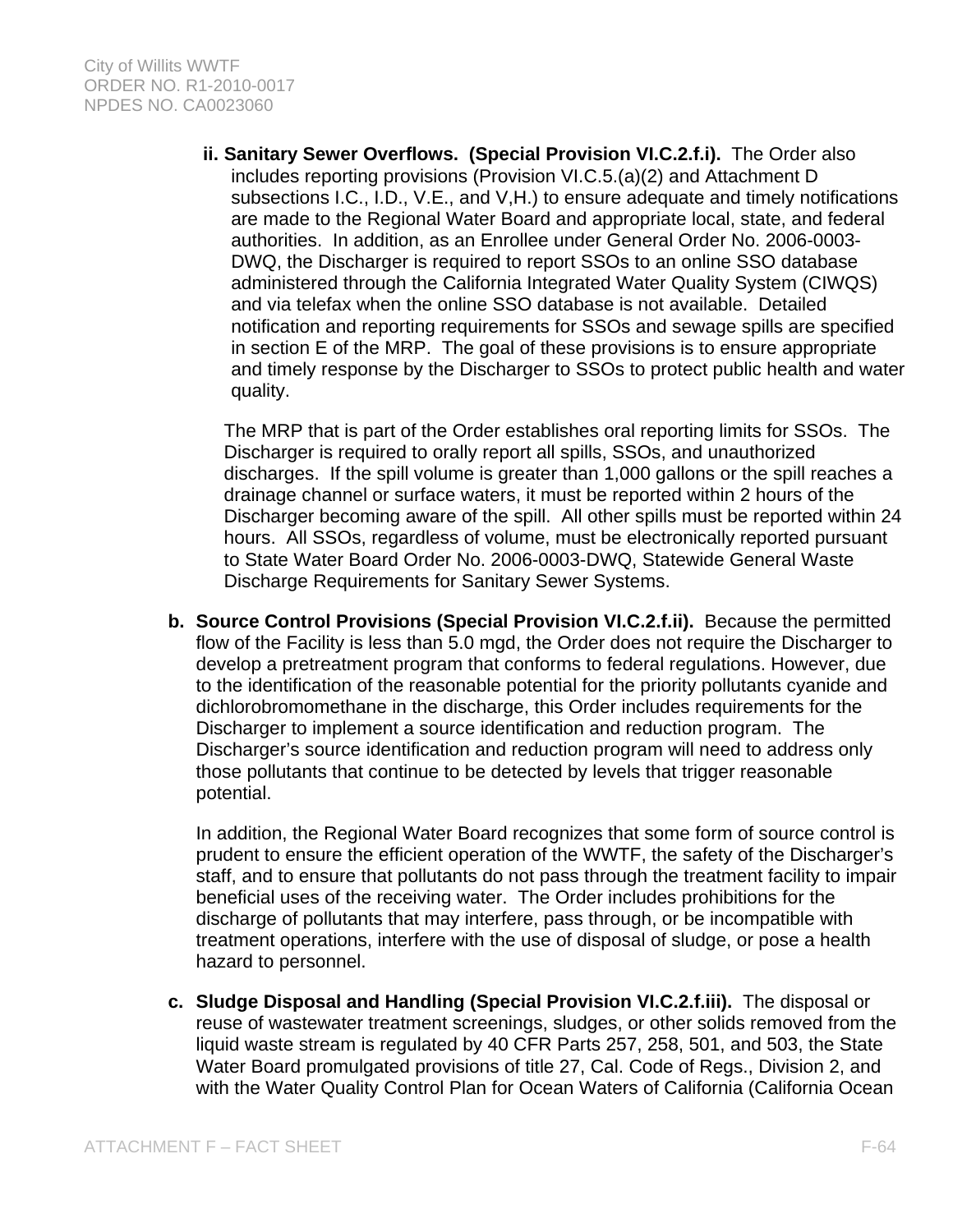**ii. Sanitary Sewer Overflows. (Special Provision VI.C.2.f.i).** The Order also includes reporting provisions (Provision VI.C.5.(a)(2) and Attachment D subsections I.C., I.D., V.E., and V,H.) to ensure adequate and timely notifications are made to the Regional Water Board and appropriate local, state, and federal authorities. In addition, as an Enrollee under General Order No. 2006-0003-DWQ, the Discharger is required to report SSOs to an online SSO database administered through the California Integrated Water Quality System (CIWQS) and via telefax when the online SSO database is not available. Detailed notification and reporting requirements for SSOs and sewage spills are specified in section E of the MRP. The goal of these provisions is to ensure appropriate and timely response by the Discharger to SSOs to protect public health and water quality.

The MRP that is part of the Order establishes oral reporting limits for SSOs. The Discharger is required to orally report all spills, SSOs, and unauthorized discharges. If the spill volume is greater than 1,000 gallons or the spill reaches a drainage channel or surface waters, it must be reported within 2 hours of the Discharger becoming aware of the spill. All other spills must be reported within 24 hours. All SSOs, regardless of volume, must be electronically reported pursuant to State Water Board Order No. 2006-0003-DWQ, Statewide General Waste Discharge Requirements for Sanitary Sewer Systems.

**b. Source Control Provisions (Special Provision VI.C.2.f.ii).** Because the permitted flow of the Facility is less than 5.0 mgd, the Order does not require the Discharger to develop a pretreatment program that conforms to federal regulations. However, due to the identification of the reasonable potential for the priority pollutants cyanide and dichlorobromomethane in the discharge, this Order includes requirements for the Discharger to implement a source identification and reduction program. The Discharger's source identification and reduction program will need to address only those pollutants that continue to be detected by levels that trigger reasonable potential.

In addition, the Regional Water Board recognizes that some form of source control is prudent to ensure the efficient operation of the WWTF, the safety of the Discharger's staff, and to ensure that pollutants do not pass through the treatment facility to impair beneficial uses of the receiving water. The Order includes prohibitions for the discharge of pollutants that may interfere, pass through, or be incompatible with treatment operations, interfere with the use of disposal of sludge, or pose a health hazard to personnel.

**c. Sludge Disposal and Handling (Special Provision VI.C.2.f.iii).** The disposal or reuse of wastewater treatment screenings, sludges, or other solids removed from the liquid waste stream is regulated by 40 CFR Parts 257, 258, 501, and 503, the State Water Board promulgated provisions of title 27, Cal. Code of Regs., Division 2, and with the Water Quality Control Plan for Ocean Waters of California (California Ocean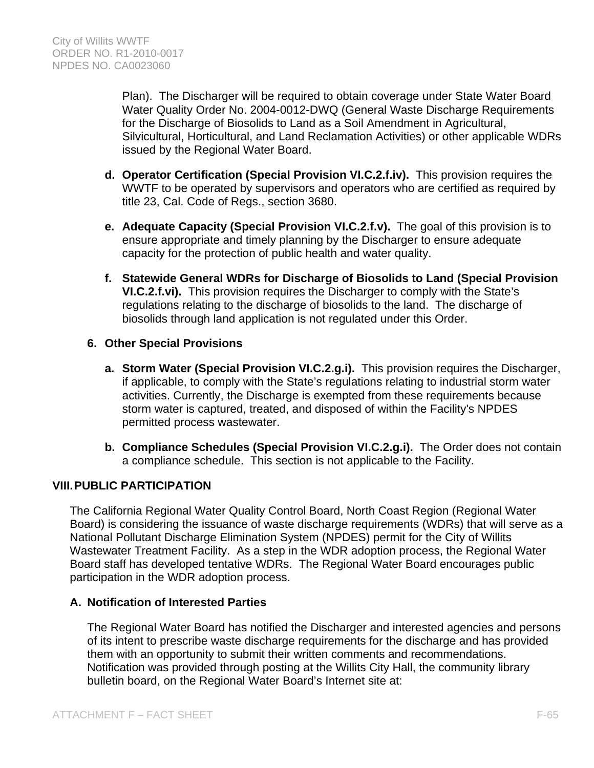Plan). The Discharger will be required to obtain coverage under State Water Board Water Quality Order No. 2004-0012-DWQ (General Waste Discharge Requirements for the Discharge of Biosolids to Land as a Soil Amendment in Agricultural, Silvicultural, Horticultural, and Land Reclamation Activities) or other applicable WDRs issued by the Regional Water Board.

d. **Operator Certification (Special Provision VI.C.2.f.iv).** This provision requires the WWTF to be operated by supervisors and operators who are certified as required by title 23, Cal. Code of Regs., section 3680.

e. **Adequate Capacity (Special Provision VI.C.2.f.v).** The goal of this provision is to ensure appropriate and timely planning by the Discharger to ensure adequate capacity for the protection of public health and water quality.

f. **Statewide General WDRs for Discharge of Biosolids to Land (Special Provision VI.C.2.f.vi).** This provision requires the Discharger to comply with the State's regulations relating to the discharge of biosolids to the land. The discharge of biosolids through land application is not regulated under this Order.

### 6. Other Special Provisions

a. **Storm Water (Special Provision VI.C.2.g.i).** This provision requires the Discharger, if applicable, to comply with the State's regulations relating to industrial storm water activities. Currently, the Discharge is exempted from these requirements because storm water is captured, treated, and disposed of within the Facility's NPDES permitted process wastewater.

b. **Compliance Schedules (Special Provision VI.C.2.g.i).** The Order does not contain a compliance schedule. This section is not applicable to the Facility.

## VIII. PUBLIC PARTICIPATION

The California Regional Water Quality Control Board, North Coast Region (Regional Water Board) is considering the issuance of waste discharge requirements (WDRs) that will serve as a National Pollutant Discharge Elimination System (NPDES) permit for the City of Willits Wastewater Treatment Facility. As a step in the WDR adoption process, the Regional Water Board staff has developed tentative WDRs. The Regional Water Board encourages public participation in the WDR adoption process.

### A. Notification of Interested Parties

The Regional Water Board has notified the Discharger and interested agencies and persons of its intent to prescribe waste discharge requirements for the discharge and has provided them with an opportunity to submit their written comments and recommendations. Notification was provided through posting at the Willits City Hall, the community library bulletin board, on the Regional Water Board's Internet site at: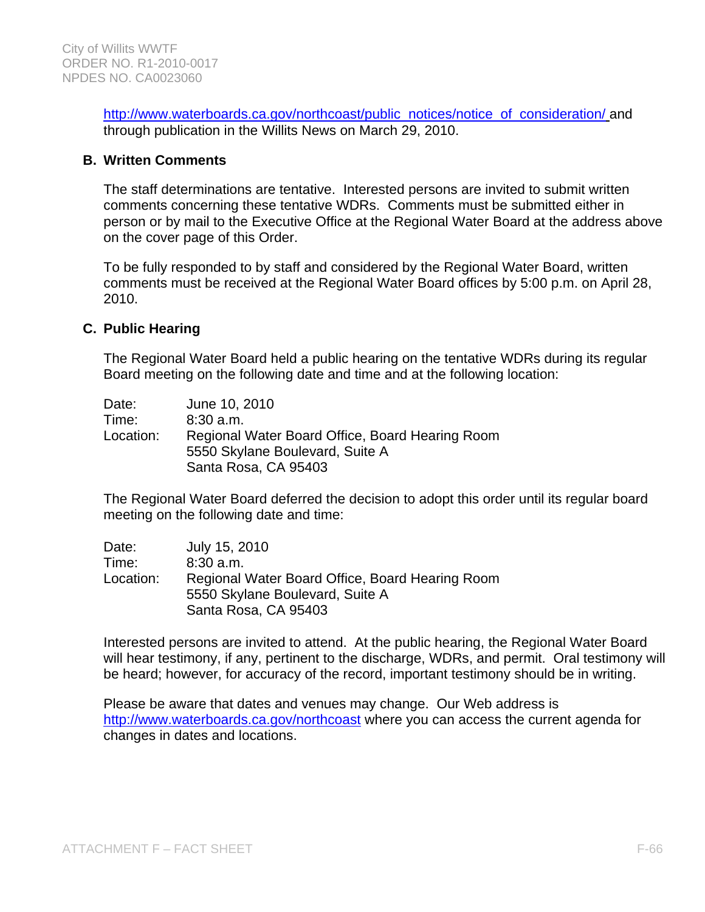http://www.waterboards.ca.gov/northcoast/public_notices/notice_of_consideration/ and through publication in the Willits News on March 29, 2010.

### B. Written Comments

The staff determinations are tentative. Interested persons are invited to submit written comments concerning these tentative WDRs. Comments must be submitted either in person or by mail to the Executive Office at the Regional Water Board at the address above on the cover page of this Order.

To be fully responded to by staff and considered by the Regional Water Board, written comments must be received at the Regional Water Board offices by 5:00 p.m. on April 28, 2010.

### C. Public Hearing

The Regional Water Board held a public hearing on the tentative WDRs during its regular Board meeting on the following date and time and at the following location:

Date: June 10, 2010
Time: 8:30 a.m.
Location: Regional Water Board Office, Board Hearing Room
5550 Skylane Boulevard, Suite A
Santa Rosa, CA 95403

The Regional Water Board deferred the decision to adopt this order until its regular board meeting on the following date and time:

Date: July 15, 2010
Time: 8:30 a.m.
Location: Regional Water Board Office, Board Hearing Room
5550 Skylane Boulevard, Suite A
Santa Rosa, CA 95403

Interested persons are invited to attend. At the public hearing, the Regional Water Board will hear testimony, if any, pertinent to the discharge, WDRs, and permit. Oral testimony will be heard; however, for accuracy of the record, important testimony should be in writing.

Please be aware that dates and venues may change. Our Web address is http://www.waterboards.ca.gov/northcoast where you can access the current agenda for changes in dates and locations.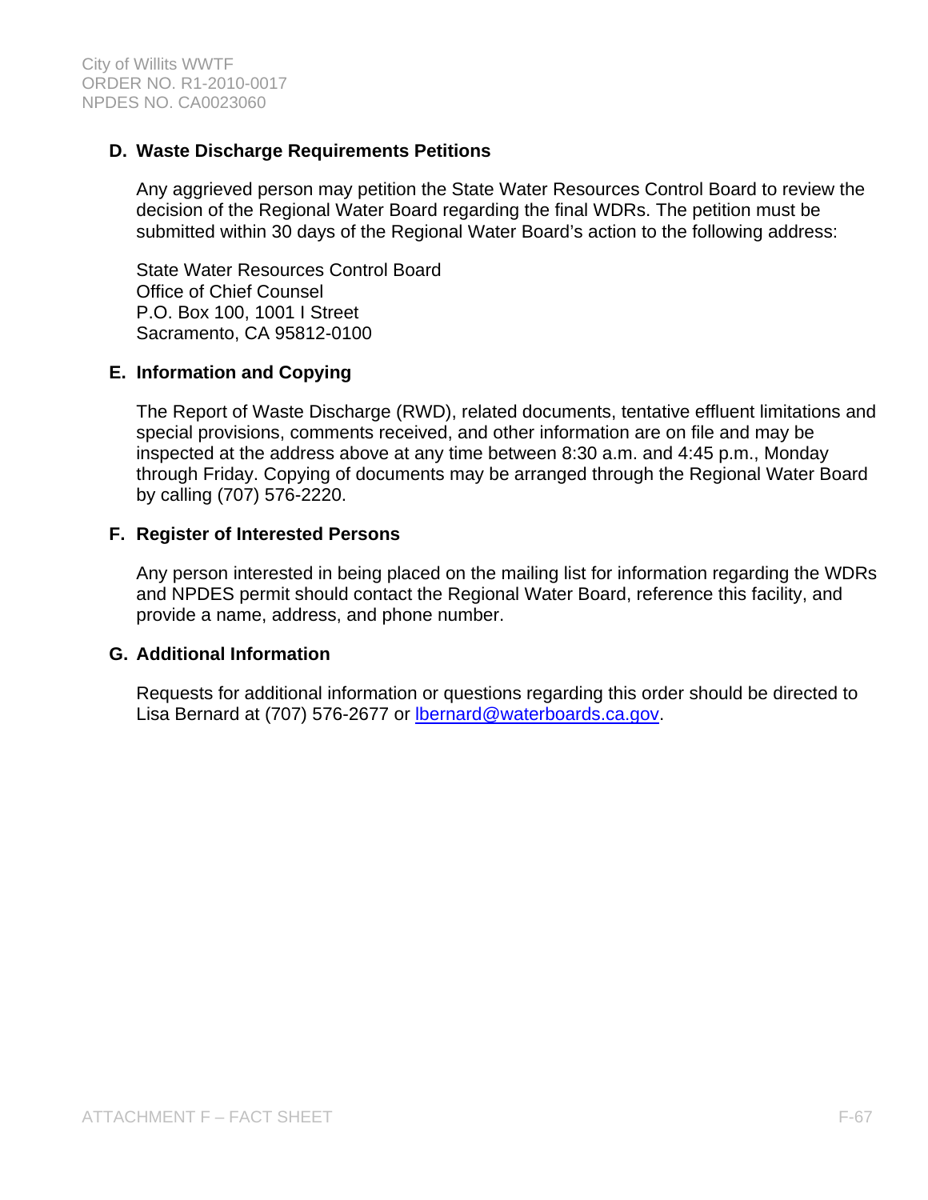### D. Waste Discharge Requirements Petitions

Any aggrieved person may petition the State Water Resources Control Board to review the decision of the Regional Water Board regarding the final WDRs. The petition must be submitted within 30 days of the Regional Water Board's action to the following address:

State Water Resources Control Board
Office of Chief Counsel
P.O. Box 100, 1001 I Street
Sacramento, CA 95812-0100

### E. Information and Copying

The Report of Waste Discharge (RWD), related documents, tentative effluent limitations and special provisions, comments received, and other information are on file and may be inspected at the address above at any time between 8:30 a.m. and 4:45 p.m., Monday through Friday. Copying of documents may be arranged through the Regional Water Board by calling (707) 576-2220.

### F. Register of Interested Persons

Any person interested in being placed on the mailing list for information regarding the WDRs and NPDES permit should contact the Regional Water Board, reference this facility, and provide a name, address, and phone number.

### G. Additional Information

Requests for additional information or questions regarding this order should be directed to Lisa Bernard at (707) 576-2677 or lbernard@waterboards.ca.gov.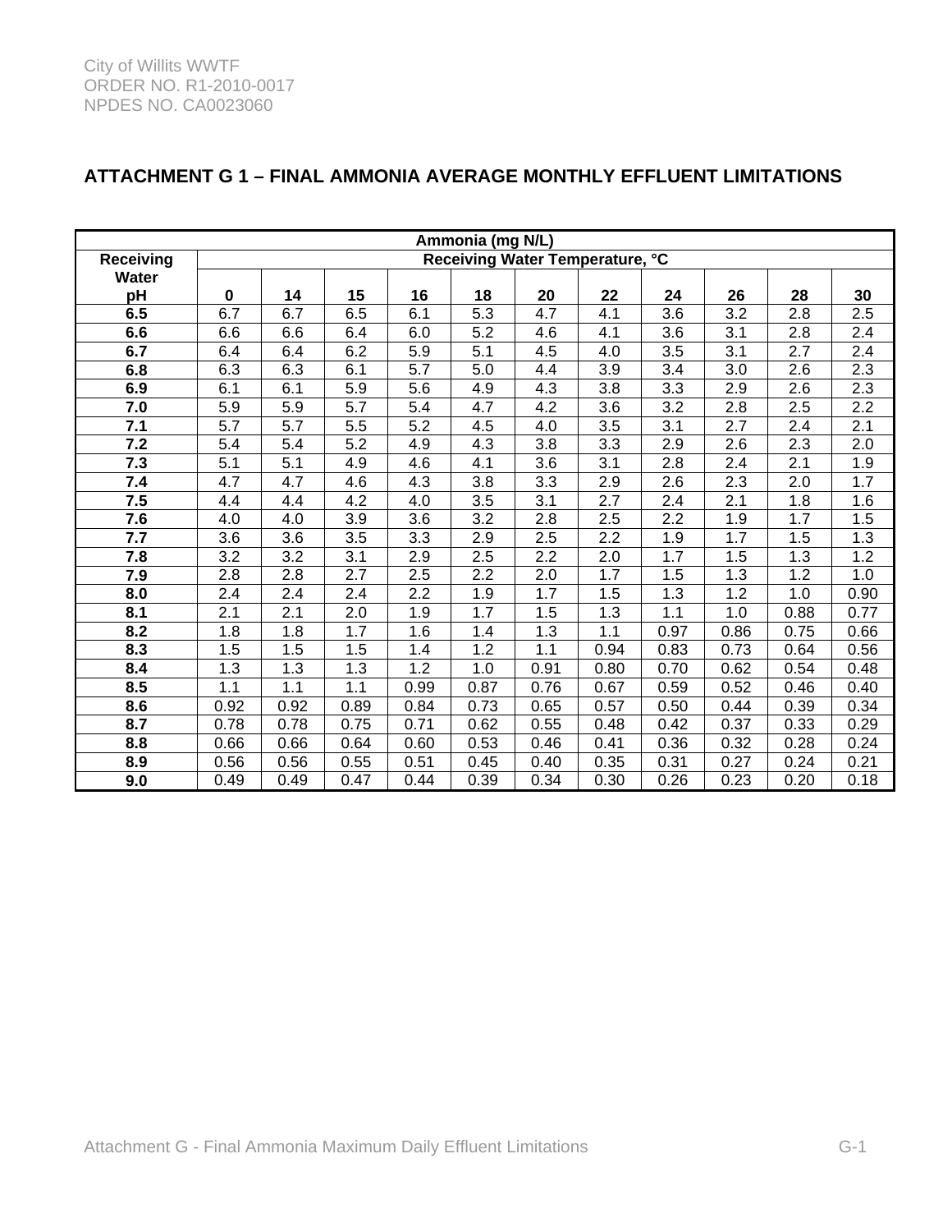## ATTACHMENT G 1 – FINAL AMMONIA AVERAGE MONTHLY EFFLUENT LIMITATIONS

| Ammonia (mg N/L) | | | | | | | | | | | |
|---|---|---|---|---|---|---|---|---|---|---|---|
| **Receiving Water pH** | **Receiving Water Temperature, °C** | | | | | | | | | | |
| | **0** | **14** | **15** | **16** | **18** | **20** | **22** | **24** | **26** | **28** | **30** |
| **6.5** | 6.7 | 6.7 | 6.5 | 6.1 | 5.3 | 4.7 | 4.1 | 3.6 | 3.2 | 2.8 | 2.5 |
| **6.6** | 6.6 | 6.6 | 6.4 | 6.0 | 5.2 | 4.6 | 4.1 | 3.6 | 3.1 | 2.8 | 2.4 |
| **6.7** | 6.4 | 6.4 | 6.2 | 5.9 | 5.1 | 4.5 | 4.0 | 3.5 | 3.1 | 2.7 | 2.4 |
| **6.8** | 6.3 | 6.3 | 6.1 | 5.7 | 5.0 | 4.4 | 3.9 | 3.4 | 3.0 | 2.6 | 2.3 |
| **6.9** | 6.1 | 6.1 | 5.9 | 5.6 | 4.9 | 4.3 | 3.8 | 3.3 | 2.9 | 2.6 | 2.3 |
| **7.0** | 5.9 | 5.9 | 5.7 | 5.4 | 4.7 | 4.2 | 3.6 | 3.2 | 2.8 | 2.5 | 2.2 |
| **7.1** | 5.7 | 5.7 | 5.5 | 5.2 | 4.5 | 4.0 | 3.5 | 3.1 | 2.7 | 2.4 | 2.1 |
| **7.2** | 5.4 | 5.4 | 5.2 | 4.9 | 4.3 | 3.8 | 3.3 | 2.9 | 2.6 | 2.3 | 2.0 |
| **7.3** | 5.1 | 5.1 | 4.9 | 4.6 | 4.1 | 3.6 | 3.1 | 2.8 | 2.4 | 2.1 | 1.9 |
| **7.4** | 4.7 | 4.7 | 4.6 | 4.3 | 3.8 | 3.3 | 2.9 | 2.6 | 2.3 | 2.0 | 1.7 |
| **7.5** | 4.4 | 4.4 | 4.2 | 4.0 | 3.5 | 3.1 | 2.7 | 2.4 | 2.1 | 1.8 | 1.6 |
| **7.6** | 4.0 | 4.0 | 3.9 | 3.6 | 3.2 | 2.8 | 2.5 | 2.2 | 1.9 | 1.7 | 1.5 |
| **7.7** | 3.6 | 3.6 | 3.5 | 3.3 | 2.9 | 2.5 | 2.2 | 1.9 | 1.7 | 1.5 | 1.3 |
| **7.8** | 3.2 | 3.2 | 3.1 | 2.9 | 2.5 | 2.2 | 2.0 | 1.7 | 1.5 | 1.3 | 1.2 |
| **7.9** | 2.8 | 2.8 | 2.7 | 2.5 | 2.2 | 2.0 | 1.7 | 1.5 | 1.3 | 1.2 | 1.0 |
| **8.0** | 2.4 | 2.4 | 2.4 | 2.2 | 1.9 | 1.7 | 1.5 | 1.3 | 1.2 | 1.0 | 0.90 |
| **8.1** | 2.1 | 2.1 | 2.0 | 1.9 | 1.7 | 1.5 | 1.3 | 1.1 | 1.0 | 0.88 | 0.77 |
| **8.2** | 1.8 | 1.8 | 1.7 | 1.6 | 1.4 | 1.3 | 1.1 | 0.97 | 0.86 | 0.75 | 0.66 |
| **8.3** | 1.5 | 1.5 | 1.5 | 1.4 | 1.2 | 1.1 | 0.94 | 0.83 | 0.73 | 0.64 | 0.56 |
| **8.4** | 1.3 | 1.3 | 1.3 | 1.2 | 1.0 | 0.91 | 0.80 | 0.70 | 0.62 | 0.54 | 0.48 |
| **8.5** | 1.1 | 1.1 | 1.1 | 0.99 | 0.87 | 0.76 | 0.67 | 0.59 | 0.52 | 0.46 | 0.40 |
| **8.6** | 0.92 | 0.92 | 0.89 | 0.84 | 0.73 | 0.65 | 0.57 | 0.50 | 0.44 | 0.39 | 0.34 |
| **8.7** | 0.78 | 0.78 | 0.75 | 0.71 | 0.62 | 0.55 | 0.48 | 0.42 | 0.37 | 0.33 | 0.29 |
| **8.8** | 0.66 | 0.66 | 0.64 | 0.60 | 0.53 | 0.46 | 0.41 | 0.36 | 0.32 | 0.28 | 0.24 |
| **8.9** | 0.56 | 0.56 | 0.55 | 0.51 | 0.45 | 0.40 | 0.35 | 0.31 | 0.27 | 0.24 | 0.21 |
| **9.0** | 0.49 | 0.49 | 0.47 | 0.44 | 0.39 | 0.34 | 0.30 | 0.26 | 0.23 | 0.20 | 0.18 |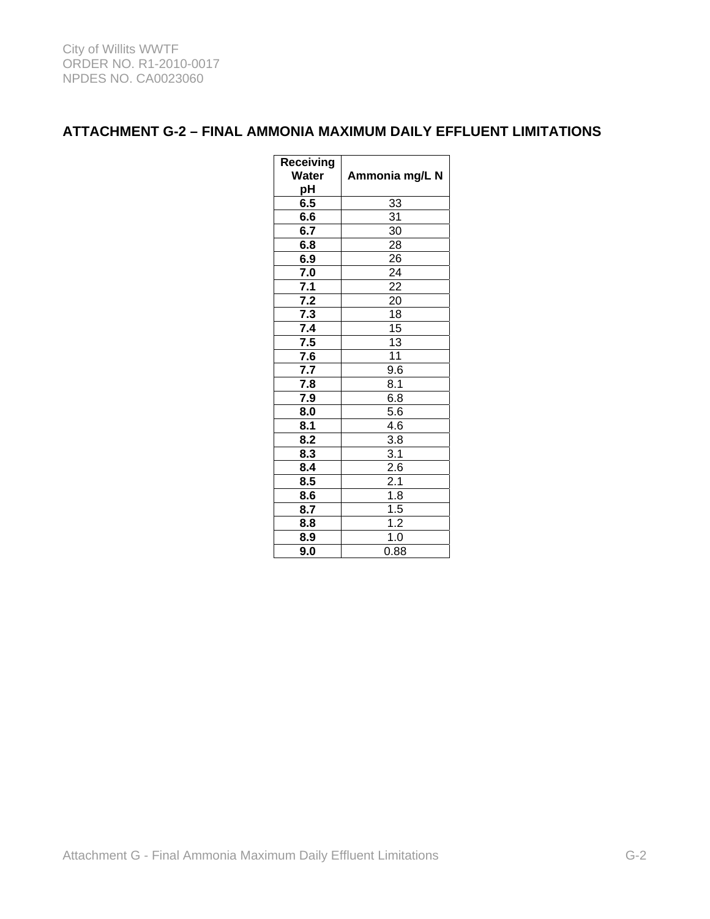## ATTACHMENT G-2 – FINAL AMMONIA MAXIMUM DAILY EFFLUENT LIMITATIONS

| Receiving Water pH | Ammonia mg/L N |
|---|---|
| 6.5 | 33 |
| 6.6 | 31 |
| 6.7 | 30 |
| 6.8 | 28 |
| 6.9 | 26 |
| 7.0 | 24 |
| 7.1 | 22 |
| 7.2 | 20 |
| 7.3 | 18 |
| 7.4 | 15 |
| 7.5 | 13 |
| 7.6 | 11 |
| 7.7 | 9.6 |
| 7.8 | 8.1 |
| 7.9 | 6.8 |
| 8.0 | 5.6 |
| 8.1 | 4.6 |
| 8.2 | 3.8 |
| 8.3 | 3.1 |
| 8.4 | 2.6 |
| 8.5 | 2.1 |
| 8.6 | 1.8 |
| 8.7 | 1.5 |
| 8.8 | 1.2 |
| 8.9 | 1.0 |
| 9.0 | 0.88 |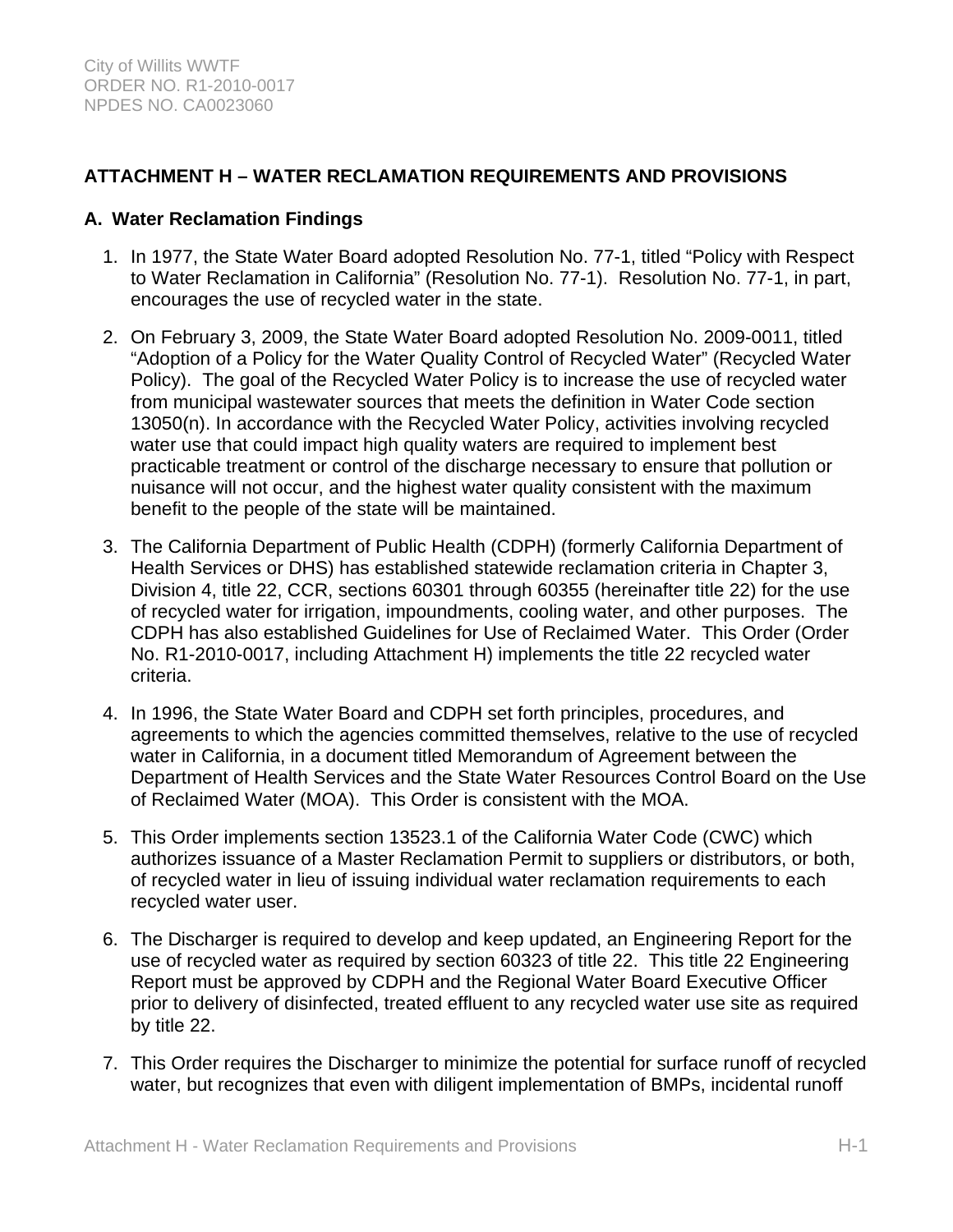## ATTACHMENT H – WATER RECLAMATION REQUIREMENTS AND PROVISIONS

### A. Water Reclamation Findings

1. In 1977, the State Water Board adopted Resolution No. 77-1, titled "Policy with Respect to Water Reclamation in California" (Resolution No. 77-1). Resolution No. 77-1, in part, encourages the use of recycled water in the state.

2. On February 3, 2009, the State Water Board adopted Resolution No. 2009-0011, titled "Adoption of a Policy for the Water Quality Control of Recycled Water" (Recycled Water Policy). The goal of the Recycled Water Policy is to increase the use of recycled water from municipal wastewater sources that meets the definition in Water Code section 13050(n). In accordance with the Recycled Water Policy, activities involving recycled water use that could impact high quality waters are required to implement best practicable treatment or control of the discharge necessary to ensure that pollution or nuisance will not occur, and the highest water quality consistent with the maximum benefit to the people of the state will be maintained.

3. The California Department of Public Health (CDPH) (formerly California Department of Health Services or DHS) has established statewide reclamation criteria in Chapter 3, Division 4, title 22, CCR, sections 60301 through 60355 (hereinafter title 22) for the use of recycled water for irrigation, impoundments, cooling water, and other purposes. The CDPH has also established Guidelines for Use of Reclaimed Water. This Order (Order No. R1-2010-0017, including Attachment H) implements the title 22 recycled water criteria.

4. In 1996, the State Water Board and CDPH set forth principles, procedures, and agreements to which the agencies committed themselves, relative to the use of recycled water in California, in a document titled Memorandum of Agreement between the Department of Health Services and the State Water Resources Control Board on the Use of Reclaimed Water (MOA). This Order is consistent with the MOA.

5. This Order implements section 13523.1 of the California Water Code (CWC) which authorizes issuance of a Master Reclamation Permit to suppliers or distributors, or both, of recycled water in lieu of issuing individual water reclamation requirements to each recycled water user.

6. The Discharger is required to develop and keep updated, an Engineering Report for the use of recycled water as required by section 60323 of title 22. This title 22 Engineering Report must be approved by CDPH and the Regional Water Board Executive Officer prior to delivery of disinfected, treated effluent to any recycled water use site as required by title 22.

7. This Order requires the Discharger to minimize the potential for surface runoff of recycled water, but recognizes that even with diligent implementation of BMPs, incidental runoff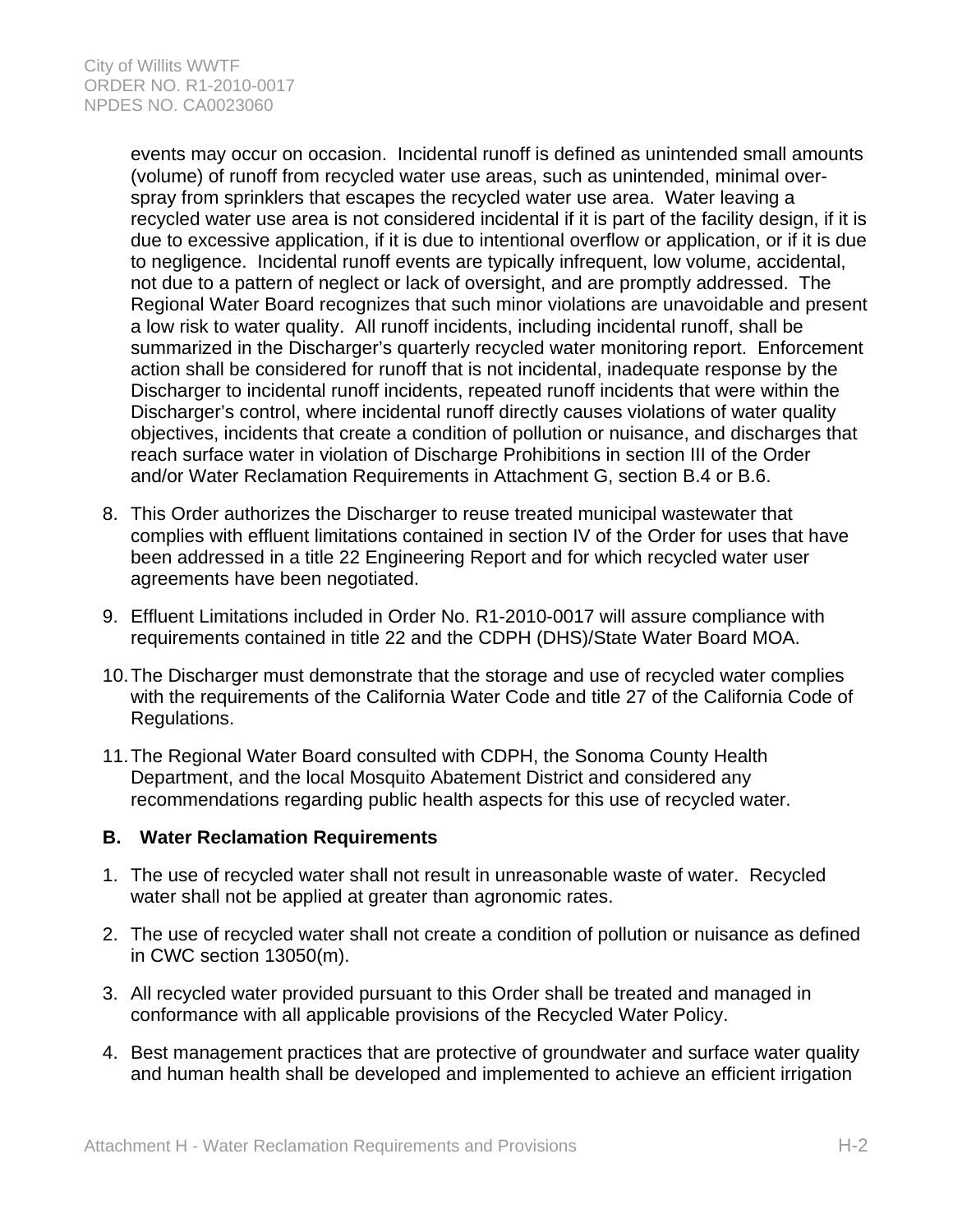events may occur on occasion. Incidental runoff is defined as unintended small amounts (volume) of runoff from recycled water use areas, such as unintended, minimal over-spray from sprinklers that escapes the recycled water use area. Water leaving a recycled water use area is not considered incidental if it is part of the facility design, if it is due to excessive application, if it is due to intentional overflow or application, or if it is due to negligence. Incidental runoff events are typically infrequent, low volume, accidental, not due to a pattern of neglect or lack of oversight, and are promptly addressed. The Regional Water Board recognizes that such minor violations are unavoidable and present a low risk to water quality. All runoff incidents, including incidental runoff, shall be summarized in the Discharger's quarterly recycled water monitoring report. Enforcement action shall be considered for runoff that is not incidental, inadequate response by the Discharger to incidental runoff incidents, repeated runoff incidents that were within the Discharger's control, where incidental runoff directly causes violations of water quality objectives, incidents that create a condition of pollution or nuisance, and discharges that reach surface water in violation of Discharge Prohibitions in section III of the Order and/or Water Reclamation Requirements in Attachment G, section B.4 or B.6.

8. This Order authorizes the Discharger to reuse treated municipal wastewater that complies with effluent limitations contained in section IV of the Order for uses that have been addressed in a title 22 Engineering Report and for which recycled water user agreements have been negotiated.
9. Effluent Limitations included in Order No. R1-2010-0017 will assure compliance with requirements contained in title 22 and the CDPH (DHS)/State Water Board MOA.
10. The Discharger must demonstrate that the storage and use of recycled water complies with the requirements of the California Water Code and title 27 of the California Code of Regulations.
11. The Regional Water Board consulted with CDPH, the Sonoma County Health Department, and the local Mosquito Abatement District and considered any recommendations regarding public health aspects for this use of recycled water.

### B. Water Reclamation Requirements

1. The use of recycled water shall not result in unreasonable waste of water. Recycled water shall not be applied at greater than agronomic rates.
2. The use of recycled water shall not create a condition of pollution or nuisance as defined in CWC section 13050(m).
3. All recycled water provided pursuant to this Order shall be treated and managed in conformance with all applicable provisions of the Recycled Water Policy.
4. Best management practices that are protective of groundwater and surface water quality and human health shall be developed and implemented to achieve an efficient irrigation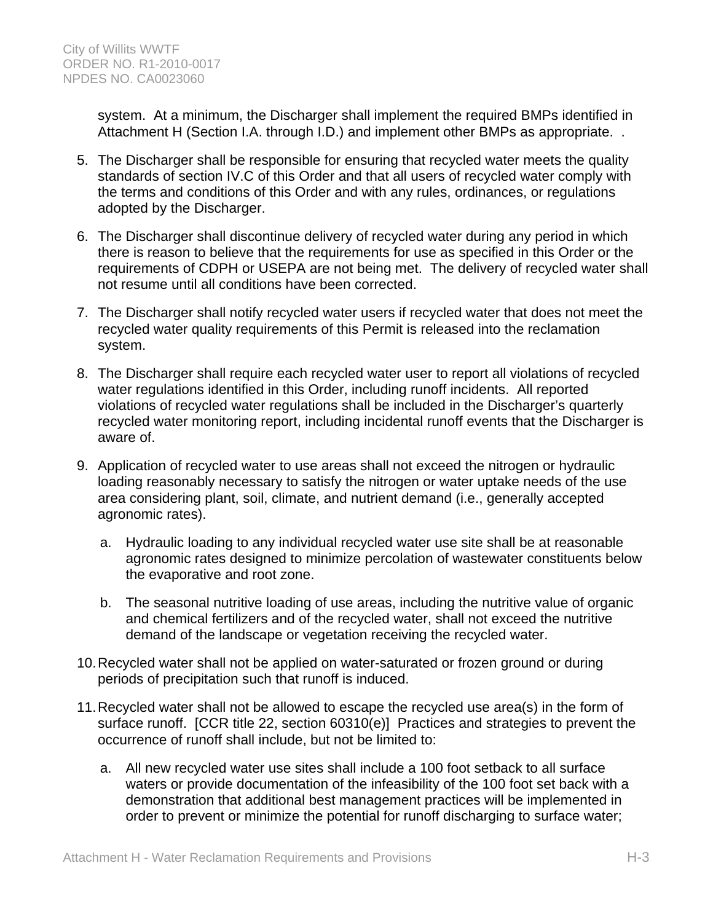system. At a minimum, the Discharger shall implement the required BMPs identified in Attachment H (Section I.A. through I.D.) and implement other BMPs as appropriate. .

5. The Discharger shall be responsible for ensuring that recycled water meets the quality standards of section IV.C of this Order and that all users of recycled water comply with the terms and conditions of this Order and with any rules, ordinances, or regulations adopted by the Discharger.

6. The Discharger shall discontinue delivery of recycled water during any period in which there is reason to believe that the requirements for use as specified in this Order or the requirements of CDPH or USEPA are not being met. The delivery of recycled water shall not resume until all conditions have been corrected.

7. The Discharger shall notify recycled water users if recycled water that does not meet the recycled water quality requirements of this Permit is released into the reclamation system.

8. The Discharger shall require each recycled water user to report all violations of recycled water regulations identified in this Order, including runoff incidents. All reported violations of recycled water regulations shall be included in the Discharger's quarterly recycled water monitoring report, including incidental runoff events that the Discharger is aware of.

9. Application of recycled water to use areas shall not exceed the nitrogen or hydraulic loading reasonably necessary to satisfy the nitrogen or water uptake needs of the use area considering plant, soil, climate, and nutrient demand (i.e., generally accepted agronomic rates).

   a. Hydraulic loading to any individual recycled water use site shall be at reasonable agronomic rates designed to minimize percolation of wastewater constituents below the evaporative and root zone.

   b. The seasonal nutritive loading of use areas, including the nutritive value of organic and chemical fertilizers and of the recycled water, shall not exceed the nutritive demand of the landscape or vegetation receiving the recycled water.

10. Recycled water shall not be applied on water-saturated or frozen ground or during periods of precipitation such that runoff is induced.

11. Recycled water shall not be allowed to escape the recycled use area(s) in the form of surface runoff. [CCR title 22, section 60310(e)] Practices and strategies to prevent the occurrence of runoff shall include, but not be limited to:

   a. All new recycled water use sites shall include a 100 foot setback to all surface waters or provide documentation of the infeasibility of the 100 foot set back with a demonstration that additional best management practices will be implemented in order to prevent or minimize the potential for runoff discharging to surface water;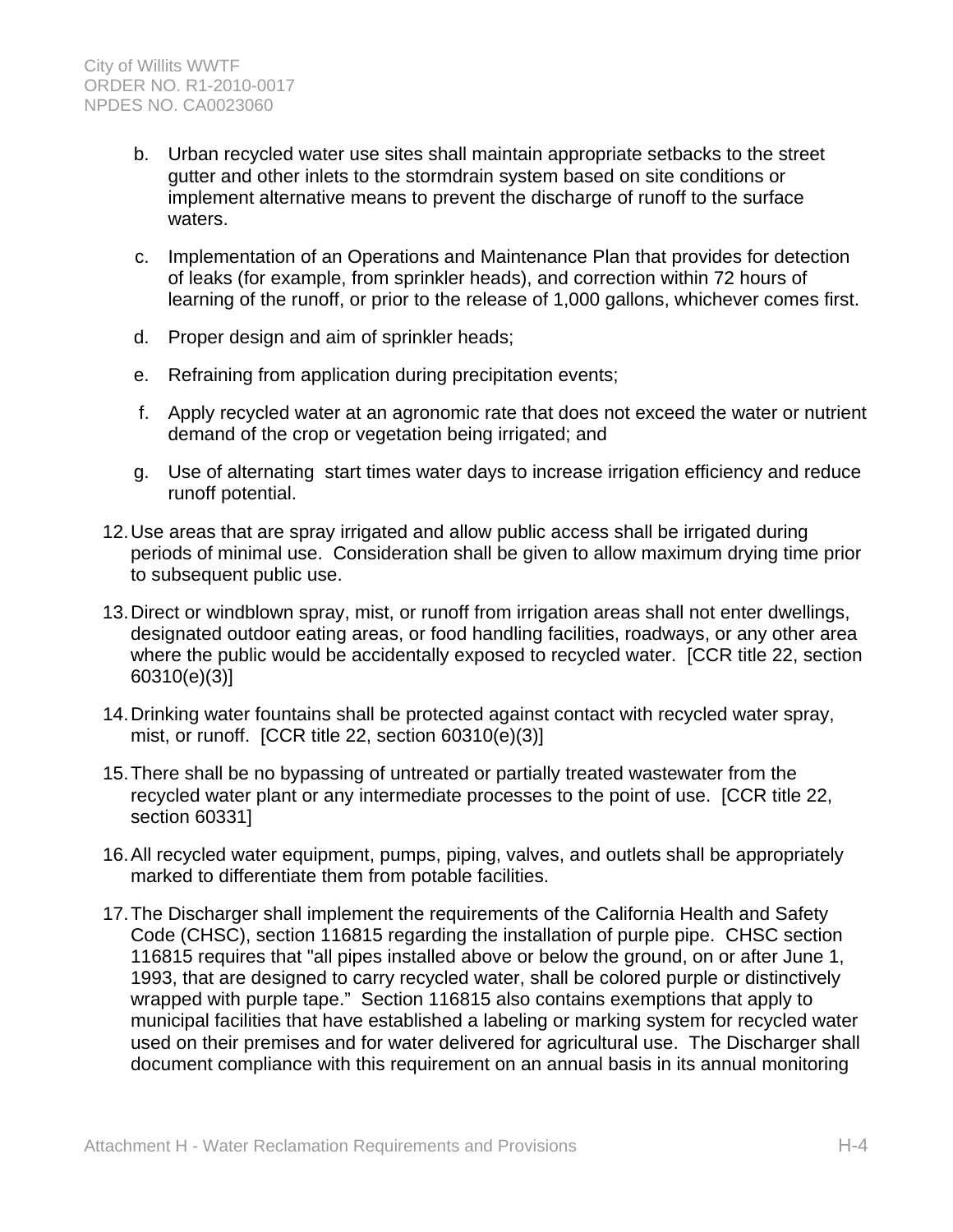b. Urban recycled water use sites shall maintain appropriate setbacks to the street gutter and other inlets to the stormdrain system based on site conditions or implement alternative means to prevent the discharge of runoff to the surface waters.

c. Implementation of an Operations and Maintenance Plan that provides for detection of leaks (for example, from sprinkler heads), and correction within 72 hours of learning of the runoff, or prior to the release of 1,000 gallons, whichever comes first.

d. Proper design and aim of sprinkler heads;

e. Refraining from application during precipitation events;

f. Apply recycled water at an agronomic rate that does not exceed the water or nutrient demand of the crop or vegetation being irrigated; and

g. Use of alternating start times water days to increase irrigation efficiency and reduce runoff potential.

12. Use areas that are spray irrigated and allow public access shall be irrigated during periods of minimal use. Consideration shall be given to allow maximum drying time prior to subsequent public use.

13. Direct or windblown spray, mist, or runoff from irrigation areas shall not enter dwellings, designated outdoor eating areas, or food handling facilities, roadways, or any other area where the public would be accidentally exposed to recycled water. [CCR title 22, section 60310(e)(3)]

14. Drinking water fountains shall be protected against contact with recycled water spray, mist, or runoff. [CCR title 22, section 60310(e)(3)]

15. There shall be no bypassing of untreated or partially treated wastewater from the recycled water plant or any intermediate processes to the point of use. [CCR title 22, section 60331]

16. All recycled water equipment, pumps, piping, valves, and outlets shall be appropriately marked to differentiate them from potable facilities.

17. The Discharger shall implement the requirements of the California Health and Safety Code (CHSC), section 116815 regarding the installation of purple pipe. CHSC section 116815 requires that "all pipes installed above or below the ground, on or after June 1, 1993, that are designed to carry recycled water, shall be colored purple or distinctively wrapped with purple tape." Section 116815 also contains exemptions that apply to municipal facilities that have established a labeling or marking system for recycled water used on their premises and for water delivered for agricultural use. The Discharger shall document compliance with this requirement on an annual basis in its annual monitoring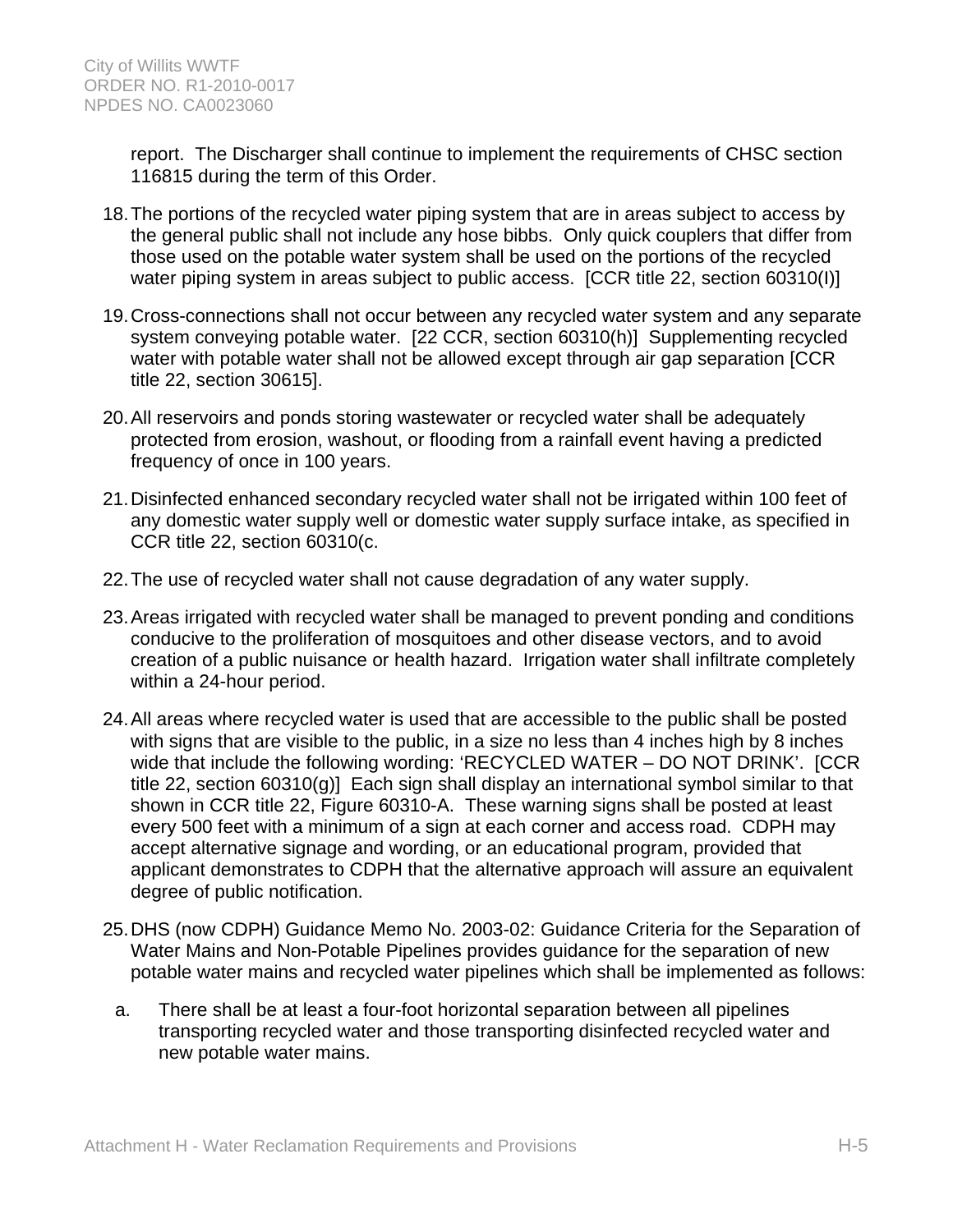report. The Discharger shall continue to implement the requirements of CHSC section 116815 during the term of this Order.

18. The portions of the recycled water piping system that are in areas subject to access by the general public shall not include any hose bibbs. Only quick couplers that differ from those used on the potable water system shall be used on the portions of the recycled water piping system in areas subject to public access. [CCR title 22, section 60310(I)]

19. Cross-connections shall not occur between any recycled water system and any separate system conveying potable water. [22 CCR, section 60310(h)] Supplementing recycled water with potable water shall not be allowed except through air gap separation [CCR title 22, section 30615].

20. All reservoirs and ponds storing wastewater or recycled water shall be adequately protected from erosion, washout, or flooding from a rainfall event having a predicted frequency of once in 100 years.

21. Disinfected enhanced secondary recycled water shall not be irrigated within 100 feet of any domestic water supply well or domestic water supply surface intake, as specified in CCR title 22, section 60310(c.

22. The use of recycled water shall not cause degradation of any water supply.

23. Areas irrigated with recycled water shall be managed to prevent ponding and conditions conducive to the proliferation of mosquitoes and other disease vectors, and to avoid creation of a public nuisance or health hazard. Irrigation water shall infiltrate completely within a 24-hour period.

24. All areas where recycled water is used that are accessible to the public shall be posted with signs that are visible to the public, in a size no less than 4 inches high by 8 inches wide that include the following wording: 'RECYCLED WATER – DO NOT DRINK'. [CCR title 22, section 60310(g)] Each sign shall display an international symbol similar to that shown in CCR title 22, Figure 60310-A. These warning signs shall be posted at least every 500 feet with a minimum of a sign at each corner and access road. CDPH may accept alternative signage and wording, or an educational program, provided that applicant demonstrates to CDPH that the alternative approach will assure an equivalent degree of public notification.

25. DHS (now CDPH) Guidance Memo No. 2003-02: Guidance Criteria for the Separation of Water Mains and Non-Potable Pipelines provides guidance for the separation of new potable water mains and recycled water pipelines which shall be implemented as follows:

    a. There shall be at least a four-foot horizontal separation between all pipelines transporting recycled water and those transporting disinfected recycled water and new potable water mains.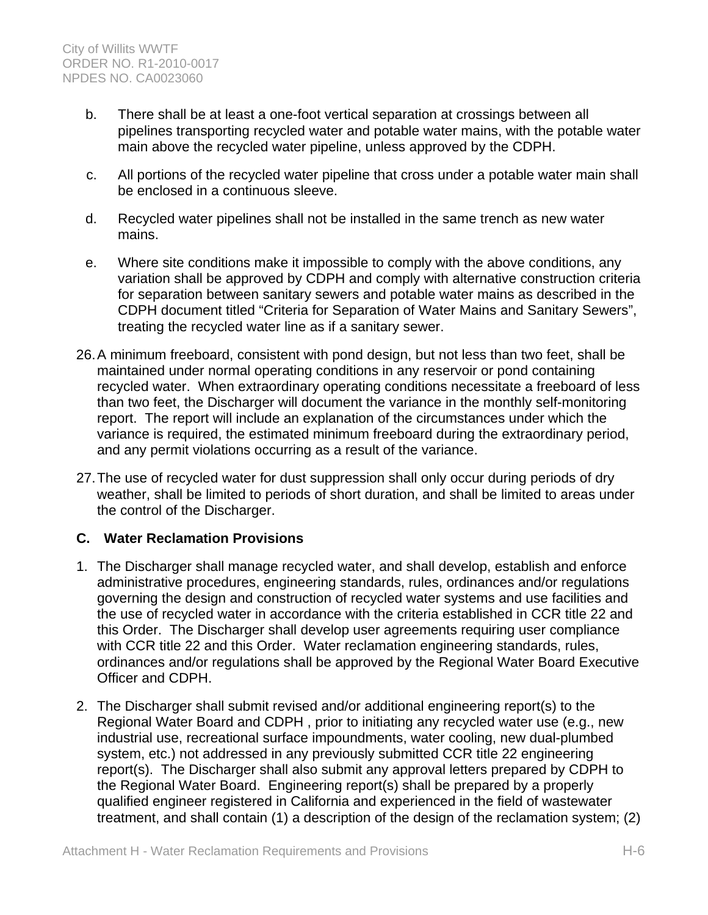b. There shall be at least a one-foot vertical separation at crossings between all pipelines transporting recycled water and potable water mains, with the potable water main above the recycled water pipeline, unless approved by the CDPH.

c. All portions of the recycled water pipeline that cross under a potable water main shall be enclosed in a continuous sleeve.

d. Recycled water pipelines shall not be installed in the same trench as new water mains.

e. Where site conditions make it impossible to comply with the above conditions, any variation shall be approved by CDPH and comply with alternative construction criteria for separation between sanitary sewers and potable water mains as described in the CDPH document titled "Criteria for Separation of Water Mains and Sanitary Sewers", treating the recycled water line as if a sanitary sewer.

26. A minimum freeboard, consistent with pond design, but not less than two feet, shall be maintained under normal operating conditions in any reservoir or pond containing recycled water. When extraordinary operating conditions necessitate a freeboard of less than two feet, the Discharger will document the variance in the monthly self-monitoring report. The report will include an explanation of the circumstances under which the variance is required, the estimated minimum freeboard during the extraordinary period, and any permit violations occurring as a result of the variance.

27. The use of recycled water for dust suppression shall only occur during periods of dry weather, shall be limited to periods of short duration, and shall be limited to areas under the control of the Discharger.

### C. Water Reclamation Provisions

1. The Discharger shall manage recycled water, and shall develop, establish and enforce administrative procedures, engineering standards, rules, ordinances and/or regulations governing the design and construction of recycled water systems and use facilities and the use of recycled water in accordance with the criteria established in CCR title 22 and this Order. The Discharger shall develop user agreements requiring user compliance with CCR title 22 and this Order. Water reclamation engineering standards, rules, ordinances and/or regulations shall be approved by the Regional Water Board Executive Officer and CDPH.

2. The Discharger shall submit revised and/or additional engineering report(s) to the Regional Water Board and CDPH , prior to initiating any recycled water use (e.g., new industrial use, recreational surface impoundments, water cooling, new dual-plumbed system, etc.) not addressed in any previously submitted CCR title 22 engineering report(s). The Discharger shall also submit any approval letters prepared by CDPH to the Regional Water Board. Engineering report(s) shall be prepared by a properly qualified engineer registered in California and experienced in the field of wastewater treatment, and shall contain (1) a description of the design of the reclamation system; (2)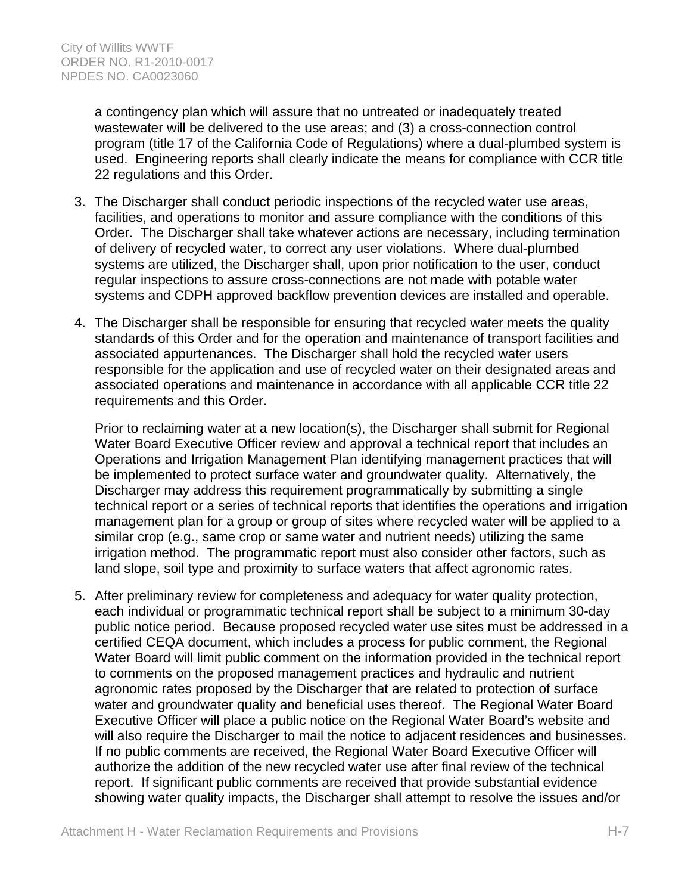a contingency plan which will assure that no untreated or inadequately treated wastewater will be delivered to the use areas; and (3) a cross-connection control program (title 17 of the California Code of Regulations) where a dual-plumbed system is used. Engineering reports shall clearly indicate the means for compliance with CCR title 22 regulations and this Order.

3. The Discharger shall conduct periodic inspections of the recycled water use areas, facilities, and operations to monitor and assure compliance with the conditions of this Order. The Discharger shall take whatever actions are necessary, including termination of delivery of recycled water, to correct any user violations. Where dual-plumbed systems are utilized, the Discharger shall, upon prior notification to the user, conduct regular inspections to assure cross-connections are not made with potable water systems and CDPH approved backflow prevention devices are installed and operable.

4. The Discharger shall be responsible for ensuring that recycled water meets the quality standards of this Order and for the operation and maintenance of transport facilities and associated appurtenances. The Discharger shall hold the recycled water users responsible for the application and use of recycled water on their designated areas and associated operations and maintenance in accordance with all applicable CCR title 22 requirements and this Order.

   Prior to reclaiming water at a new location(s), the Discharger shall submit for Regional Water Board Executive Officer review and approval a technical report that includes an Operations and Irrigation Management Plan identifying management practices that will be implemented to protect surface water and groundwater quality. Alternatively, the Discharger may address this requirement programmatically by submitting a single technical report or a series of technical reports that identifies the operations and irrigation management plan for a group or group of sites where recycled water will be applied to a similar crop (e.g., same crop or same water and nutrient needs) utilizing the same irrigation method. The programmatic report must also consider other factors, such as land slope, soil type and proximity to surface waters that affect agronomic rates.

5. After preliminary review for completeness and adequacy for water quality protection, each individual or programmatic technical report shall be subject to a minimum 30-day public notice period. Because proposed recycled water use sites must be addressed in a certified CEQA document, which includes a process for public comment, the Regional Water Board will limit public comment on the information provided in the technical report to comments on the proposed management practices and hydraulic and nutrient agronomic rates proposed by the Discharger that are related to protection of surface water and groundwater quality and beneficial uses thereof. The Regional Water Board Executive Officer will place a public notice on the Regional Water Board's website and will also require the Discharger to mail the notice to adjacent residences and businesses. If no public comments are received, the Regional Water Board Executive Officer will authorize the addition of the new recycled water use after final review of the technical report. If significant public comments are received that provide substantial evidence showing water quality impacts, the Discharger shall attempt to resolve the issues and/or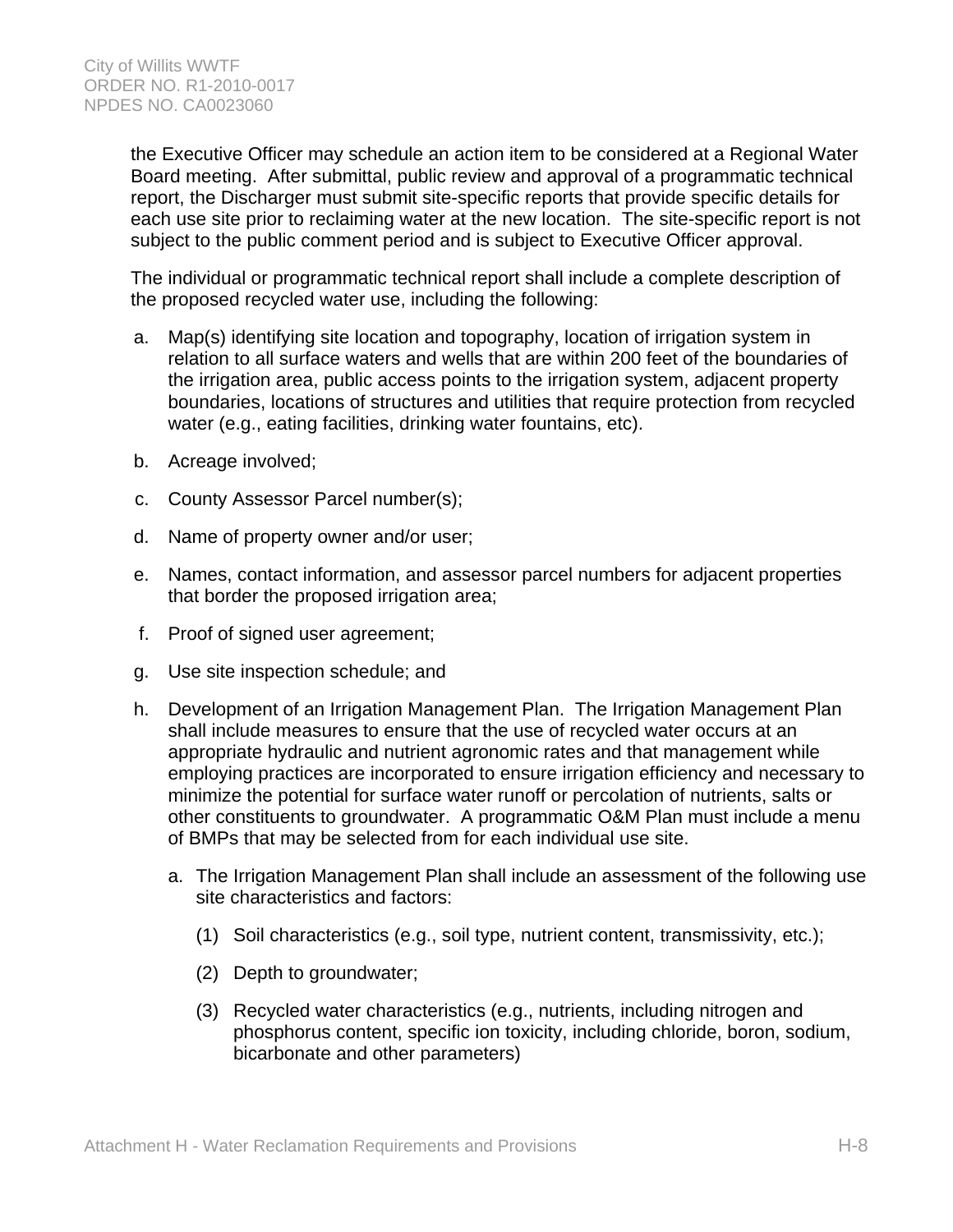the Executive Officer may schedule an action item to be considered at a Regional Water Board meeting. After submittal, public review and approval of a programmatic technical report, the Discharger must submit site-specific reports that provide specific details for each use site prior to reclaiming water at the new location. The site-specific report is not subject to the public comment period and is subject to Executive Officer approval.

The individual or programmatic technical report shall include a complete description of the proposed recycled water use, including the following:

a. Map(s) identifying site location and topography, location of irrigation system in relation to all surface waters and wells that are within 200 feet of the boundaries of the irrigation area, public access points to the irrigation system, adjacent property boundaries, locations of structures and utilities that require protection from recycled water (e.g., eating facilities, drinking water fountains, etc).

b. Acreage involved;

c. County Assessor Parcel number(s);

d. Name of property owner and/or user;

e. Names, contact information, and assessor parcel numbers for adjacent properties that border the proposed irrigation area;

f. Proof of signed user agreement;

g. Use site inspection schedule; and

h. Development of an Irrigation Management Plan. The Irrigation Management Plan shall include measures to ensure that the use of recycled water occurs at an appropriate hydraulic and nutrient agronomic rates and that management while employing practices are incorporated to ensure irrigation efficiency and necessary to minimize the potential for surface water runoff or percolation of nutrients, salts or other constituents to groundwater. A programmatic O&M Plan must include a menu of BMPs that may be selected from for each individual use site.

   a. The Irrigation Management Plan shall include an assessment of the following use site characteristics and factors:

      (1) Soil characteristics (e.g., soil type, nutrient content, transmissivity, etc.);

      (2) Depth to groundwater;

      (3) Recycled water characteristics (e.g., nutrients, including nitrogen and phosphorus content, specific ion toxicity, including chloride, boron, sodium, bicarbonate and other parameters)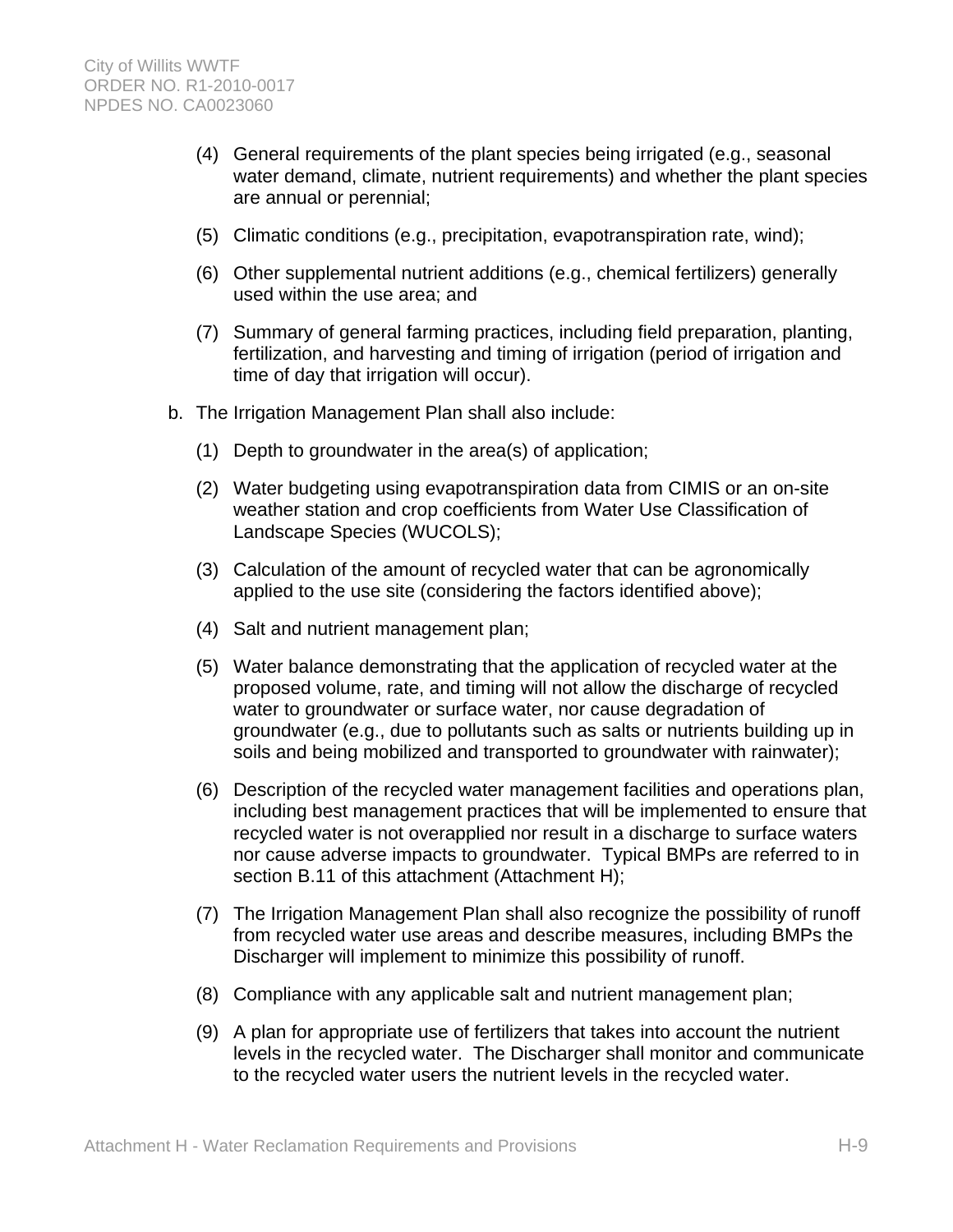(4) General requirements of the plant species being irrigated (e.g., seasonal water demand, climate, nutrient requirements) and whether the plant species are annual or perennial;

(5) Climatic conditions (e.g., precipitation, evapotranspiration rate, wind);

(6) Other supplemental nutrient additions (e.g., chemical fertilizers) generally used within the use area; and

(7) Summary of general farming practices, including field preparation, planting, fertilization, and harvesting and timing of irrigation (period of irrigation and time of day that irrigation will occur).

b. The Irrigation Management Plan shall also include:

(1) Depth to groundwater in the area(s) of application;

(2) Water budgeting using evapotranspiration data from CIMIS or an on-site weather station and crop coefficients from Water Use Classification of Landscape Species (WUCOLS);

(3) Calculation of the amount of recycled water that can be agronomically applied to the use site (considering the factors identified above);

(4) Salt and nutrient management plan;

(5) Water balance demonstrating that the application of recycled water at the proposed volume, rate, and timing will not allow the discharge of recycled water to groundwater or surface water, nor cause degradation of groundwater (e.g., due to pollutants such as salts or nutrients building up in soils and being mobilized and transported to groundwater with rainwater);

(6) Description of the recycled water management facilities and operations plan, including best management practices that will be implemented to ensure that recycled water is not overapplied nor result in a discharge to surface waters nor cause adverse impacts to groundwater. Typical BMPs are referred to in section B.11 of this attachment (Attachment H);

(7) The Irrigation Management Plan shall also recognize the possibility of runoff from recycled water use areas and describe measures, including BMPs the Discharger will implement to minimize this possibility of runoff.

(8) Compliance with any applicable salt and nutrient management plan;

(9) A plan for appropriate use of fertilizers that takes into account the nutrient levels in the recycled water. The Discharger shall monitor and communicate to the recycled water users the nutrient levels in the recycled water.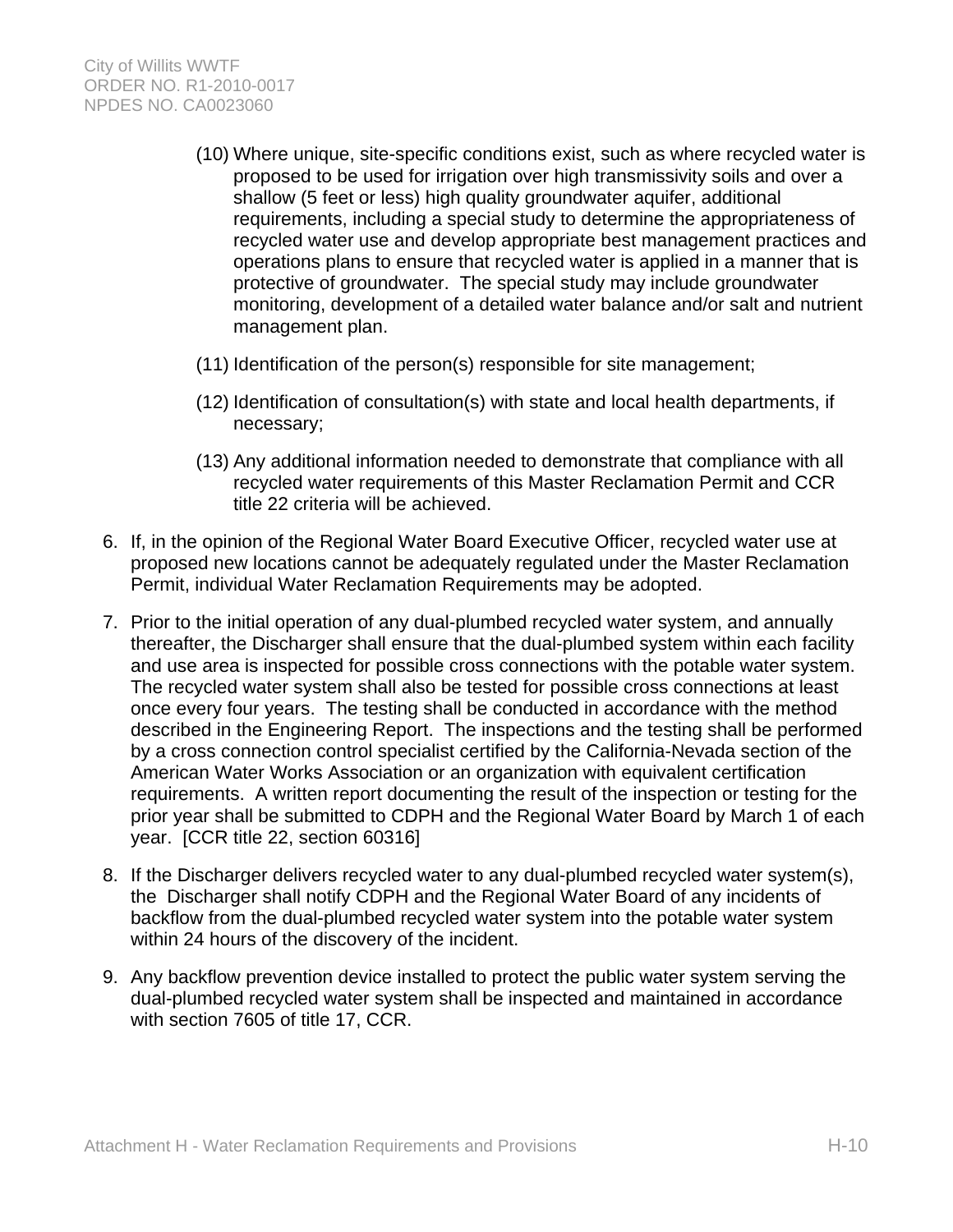(10) Where unique, site-specific conditions exist, such as where recycled water is proposed to be used for irrigation over high transmissivity soils and over a shallow (5 feet or less) high quality groundwater aquifer, additional requirements, including a special study to determine the appropriateness of recycled water use and develop appropriate best management practices and operations plans to ensure that recycled water is applied in a manner that is protective of groundwater. The special study may include groundwater monitoring, development of a detailed water balance and/or salt and nutrient management plan.

(11) Identification of the person(s) responsible for site management;

(12) Identification of consultation(s) with state and local health departments, if necessary;

(13) Any additional information needed to demonstrate that compliance with all recycled water requirements of this Master Reclamation Permit and CCR title 22 criteria will be achieved.

6. If, in the opinion of the Regional Water Board Executive Officer, recycled water use at proposed new locations cannot be adequately regulated under the Master Reclamation Permit, individual Water Reclamation Requirements may be adopted.

7. Prior to the initial operation of any dual-plumbed recycled water system, and annually thereafter, the Discharger shall ensure that the dual-plumbed system within each facility and use area is inspected for possible cross connections with the potable water system. The recycled water system shall also be tested for possible cross connections at least once every four years. The testing shall be conducted in accordance with the method described in the Engineering Report. The inspections and the testing shall be performed by a cross connection control specialist certified by the California-Nevada section of the American Water Works Association or an organization with equivalent certification requirements. A written report documenting the result of the inspection or testing for the prior year shall be submitted to CDPH and the Regional Water Board by March 1 of each year. [CCR title 22, section 60316]

8. If the Discharger delivers recycled water to any dual-plumbed recycled water system(s), the Discharger shall notify CDPH and the Regional Water Board of any incidents of backflow from the dual-plumbed recycled water system into the potable water system within 24 hours of the discovery of the incident.

9. Any backflow prevention device installed to protect the public water system serving the dual-plumbed recycled water system shall be inspected and maintained in accordance with section 7605 of title 17, CCR.